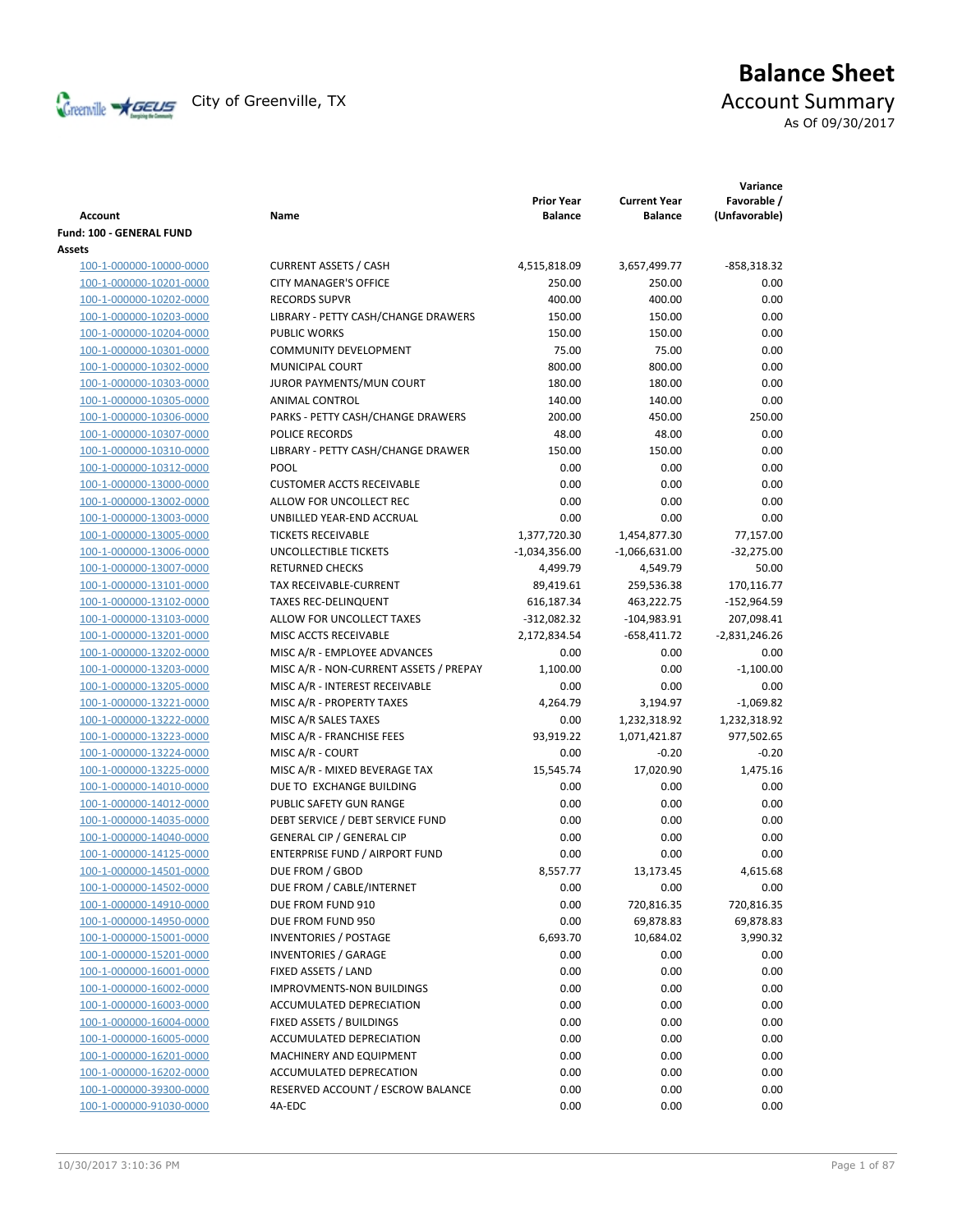City of Greenville, TX

# Balance Sheet

## Account Summary

As Of 09/30/2017

| Account | Name | Prior Year Balance | Current Year Balance | Variance Favorable / (Unfavorable) |
|---|---|---|---|---|
| **Fund: 100 - GENERAL FUND** | | | | |
| **Assets** | | | | |
| 100-1-000000-10000-0000 | CURRENT ASSETS / CASH | 4,515,818.09 | 3,657,499.77 | -858,318.32 |
| 100-1-000000-10201-0000 | CITY MANAGER'S OFFICE | 250.00 | 250.00 | 0.00 |
| 100-1-000000-10202-0000 | RECORDS SUPVR | 400.00 | 400.00 | 0.00 |
| 100-1-000000-10203-0000 | LIBRARY - PETTY CASH/CHANGE DRAWERS | 150.00 | 150.00 | 0.00 |
| 100-1-000000-10204-0000 | PUBLIC WORKS | 150.00 | 150.00 | 0.00 |
| 100-1-000000-10301-0000 | COMMUNITY DEVELOPMENT | 75.00 | 75.00 | 0.00 |
| 100-1-000000-10302-0000 | MUNICIPAL COURT | 800.00 | 800.00 | 0.00 |
| 100-1-000000-10303-0000 | JUROR PAYMENTS/MUN COURT | 180.00 | 180.00 | 0.00 |
| 100-1-000000-10305-0000 | ANIMAL CONTROL | 140.00 | 140.00 | 0.00 |
| 100-1-000000-10306-0000 | PARKS - PETTY CASH/CHANGE DRAWERS | 200.00 | 450.00 | 250.00 |
| 100-1-000000-10307-0000 | POLICE RECORDS | 48.00 | 48.00 | 0.00 |
| 100-1-000000-10310-0000 | LIBRARY - PETTY CASH/CHANGE DRAWER | 150.00 | 150.00 | 0.00 |
| 100-1-000000-10312-0000 | POOL | 0.00 | 0.00 | 0.00 |
| 100-1-000000-13000-0000 | CUSTOMER ACCTS RECEIVABLE | 0.00 | 0.00 | 0.00 |
| 100-1-000000-13002-0000 | ALLOW FOR UNCOLLECT REC | 0.00 | 0.00 | 0.00 |
| 100-1-000000-13003-0000 | UNBILLED YEAR-END ACCRUAL | 0.00 | 0.00 | 0.00 |
| 100-1-000000-13005-0000 | TICKETS RECEIVABLE | 1,377,720.30 | 1,454,877.30 | 77,157.00 |
| 100-1-000000-13006-0000 | UNCOLLECTIBLE TICKETS | -1,034,356.00 | -1,066,631.00 | -32,275.00 |
| 100-1-000000-13007-0000 | RETURNED CHECKS | 4,499.79 | 4,549.79 | 50.00 |
| 100-1-000000-13101-0000 | TAX RECEIVABLE-CURRENT | 89,419.61 | 259,536.38 | 170,116.77 |
| 100-1-000000-13102-0000 | TAXES REC-DELINQUENT | 616,187.34 | 463,222.75 | -152,964.59 |
| 100-1-000000-13103-0000 | ALLOW FOR UNCOLLECT TAXES | -312,082.32 | -104,983.91 | 207,098.41 |
| 100-1-000000-13201-0000 | MISC ACCTS RECEIVABLE | 2,172,834.54 | -658,411.72 | -2,831,246.26 |
| 100-1-000000-13202-0000 | MISC A/R - EMPLOYEE ADVANCES | 0.00 | 0.00 | 0.00 |
| 100-1-000000-13203-0000 | MISC A/R - NON-CURRENT ASSETS / PREPAY | 1,100.00 | 0.00 | -1,100.00 |
| 100-1-000000-13205-0000 | MISC A/R - INTEREST RECEIVABLE | 0.00 | 0.00 | 0.00 |
| 100-1-000000-13221-0000 | MISC A/R - PROPERTY TAXES | 4,264.79 | 3,194.97 | -1,069.82 |
| 100-1-000000-13222-0000 | MISC A/R SALES TAXES | 0.00 | 1,232,318.92 | 1,232,318.92 |
| 100-1-000000-13223-0000 | MISC A/R - FRANCHISE FEES | 93,919.22 | 1,071,421.87 | 977,502.65 |
| 100-1-000000-13224-0000 | MISC A/R - COURT | 0.00 | -0.20 | -0.20 |
| 100-1-000000-13225-0000 | MISC A/R - MIXED BEVERAGE TAX | 15,545.74 | 17,020.90 | 1,475.16 |
| 100-1-000000-14010-0000 | DUE TO EXCHANGE BUILDING | 0.00 | 0.00 | 0.00 |
| 100-1-000000-14012-0000 | PUBLIC SAFETY GUN RANGE | 0.00 | 0.00 | 0.00 |
| 100-1-000000-14035-0000 | DEBT SERVICE / DEBT SERVICE FUND | 0.00 | 0.00 | 0.00 |
| 100-1-000000-14040-0000 | GENERAL CIP / GENERAL CIP | 0.00 | 0.00 | 0.00 |
| 100-1-000000-14125-0000 | ENTERPRISE FUND / AIRPORT FUND | 0.00 | 0.00 | 0.00 |
| 100-1-000000-14501-0000 | DUE FROM / GBOD | 8,557.77 | 13,173.45 | 4,615.68 |
| 100-1-000000-14502-0000 | DUE FROM / CABLE/INTERNET | 0.00 | 0.00 | 0.00 |
| 100-1-000000-14910-0000 | DUE FROM FUND 910 | 0.00 | 720,816.35 | 720,816.35 |
| 100-1-000000-14950-0000 | DUE FROM FUND 950 | 0.00 | 69,878.83 | 69,878.83 |
| 100-1-000000-15001-0000 | INVENTORIES / POSTAGE | 6,693.70 | 10,684.02 | 3,990.32 |
| 100-1-000000-15201-0000 | INVENTORIES / GARAGE | 0.00 | 0.00 | 0.00 |
| 100-1-000000-16001-0000 | FIXED ASSETS / LAND | 0.00 | 0.00 | 0.00 |
| 100-1-000000-16002-0000 | IMPROVMENTS-NON BUILDINGS | 0.00 | 0.00 | 0.00 |
| 100-1-000000-16003-0000 | ACCUMULATED DEPRECIATION | 0.00 | 0.00 | 0.00 |
| 100-1-000000-16004-0000 | FIXED ASSETS / BUILDINGS | 0.00 | 0.00 | 0.00 |
| 100-1-000000-16005-0000 | ACCUMULATED DEPRECIATION | 0.00 | 0.00 | 0.00 |
| 100-1-000000-16201-0000 | MACHINERY AND EQUIPMENT | 0.00 | 0.00 | 0.00 |
| 100-1-000000-16202-0000 | ACCUMULATED DEPRECATION | 0.00 | 0.00 | 0.00 |
| 100-1-000000-39300-0000 | RESERVED ACCOUNT / ESCROW BALANCE | 0.00 | 0.00 | 0.00 |
| 100-1-000000-91030-0000 | 4A-EDC | 0.00 | 0.00 | 0.00 |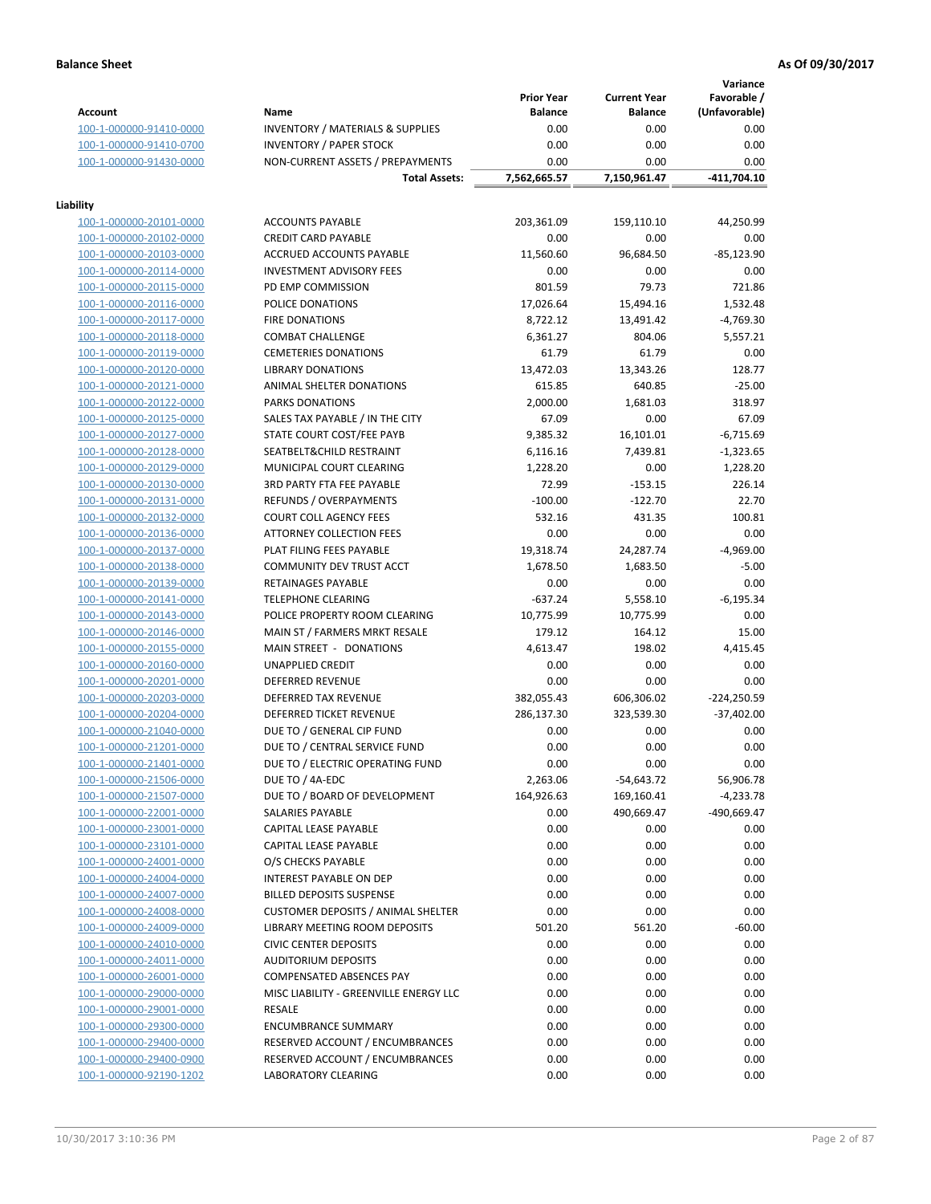**Balance Sheet** **As Of 09/30/2017**

| Account | Name | Prior Year Balance | Current Year Balance | Variance Favorable / (Unfavorable) |
|---|---|---|---|---|
| 100-1-000000-91410-0000 | INVENTORY / MATERIALS & SUPPLIES | 0.00 | 0.00 | 0.00 |
| 100-1-000000-91410-0700 | INVENTORY / PAPER STOCK | 0.00 | 0.00 | 0.00 |
| 100-1-000000-91430-0000 | NON-CURRENT ASSETS / PREPAYMENTS | 0.00 | 0.00 | 0.00 |
| | **Total Assets:** | **7,562,665.57** | **7,150,961.47** | **-411,704.10** |
| **Liability** | | | | |
| 100-1-000000-20101-0000 | ACCOUNTS PAYABLE | 203,361.09 | 159,110.10 | 44,250.99 |
| 100-1-000000-20102-0000 | CREDIT CARD PAYABLE | 0.00 | 0.00 | 0.00 |
| 100-1-000000-20103-0000 | ACCRUED ACCOUNTS PAYABLE | 11,560.60 | 96,684.50 | -85,123.90 |
| 100-1-000000-20114-0000 | INVESTMENT ADVISORY FEES | 0.00 | 0.00 | 0.00 |
| 100-1-000000-20115-0000 | PD EMP COMMISSION | 801.59 | 79.73 | 721.86 |
| 100-1-000000-20116-0000 | POLICE DONATIONS | 17,026.64 | 15,494.16 | 1,532.48 |
| 100-1-000000-20117-0000 | FIRE DONATIONS | 8,722.12 | 13,491.42 | -4,769.30 |
| 100-1-000000-20118-0000 | COMBAT CHALLENGE | 6,361.27 | 804.06 | 5,557.21 |
| 100-1-000000-20119-0000 | CEMETERIES DONATIONS | 61.79 | 61.79 | 0.00 |
| 100-1-000000-20120-0000 | LIBRARY DONATIONS | 13,472.03 | 13,343.26 | 128.77 |
| 100-1-000000-20121-0000 | ANIMAL SHELTER DONATIONS | 615.85 | 640.85 | -25.00 |
| 100-1-000000-20122-0000 | PARKS DONATIONS | 2,000.00 | 1,681.03 | 318.97 |
| 100-1-000000-20125-0000 | SALES TAX PAYABLE / IN THE CITY | 67.09 | 0.00 | 67.09 |
| 100-1-000000-20127-0000 | STATE COURT COST/FEE PAYB | 9,385.32 | 16,101.01 | -6,715.69 |
| 100-1-000000-20128-0000 | SEATBELT&CHILD RESTRAINT | 6,116.16 | 7,439.81 | -1,323.65 |
| 100-1-000000-20129-0000 | MUNICIPAL COURT CLEARING | 1,228.20 | 0.00 | 1,228.20 |
| 100-1-000000-20130-0000 | 3RD PARTY FTA FEE PAYABLE | 72.99 | -153.15 | 226.14 |
| 100-1-000000-20131-0000 | REFUNDS / OVERPAYMENTS | -100.00 | -122.70 | 22.70 |
| 100-1-000000-20132-0000 | COURT COLL AGENCY FEES | 532.16 | 431.35 | 100.81 |
| 100-1-000000-20136-0000 | ATTORNEY COLLECTION FEES | 0.00 | 0.00 | 0.00 |
| 100-1-000000-20137-0000 | PLAT FILING FEES PAYABLE | 19,318.74 | 24,287.74 | -4,969.00 |
| 100-1-000000-20138-0000 | COMMUNITY DEV TRUST ACCT | 1,678.50 | 1,683.50 | -5.00 |
| 100-1-000000-20139-0000 | RETAINAGES PAYABLE | 0.00 | 0.00 | 0.00 |
| 100-1-000000-20141-0000 | TELEPHONE CLEARING | -637.24 | 5,558.10 | -6,195.34 |
| 100-1-000000-20143-0000 | POLICE PROPERTY ROOM CLEARING | 10,775.99 | 10,775.99 | 0.00 |
| 100-1-000000-20146-0000 | MAIN ST / FARMERS MRKT RESALE | 179.12 | 164.12 | 15.00 |
| 100-1-000000-20155-0000 | MAIN STREET - DONATIONS | 4,613.47 | 198.02 | 4,415.45 |
| 100-1-000000-20160-0000 | UNAPPLIED CREDIT | 0.00 | 0.00 | 0.00 |
| 100-1-000000-20201-0000 | DEFERRED REVENUE | 0.00 | 0.00 | 0.00 |
| 100-1-000000-20203-0000 | DEFERRED TAX REVENUE | 382,055.43 | 606,306.02 | -224,250.59 |
| 100-1-000000-20204-0000 | DEFERRED TICKET REVENUE | 286,137.30 | 323,539.30 | -37,402.00 |
| 100-1-000000-21040-0000 | DUE TO / GENERAL CIP FUND | 0.00 | 0.00 | 0.00 |
| 100-1-000000-21201-0000 | DUE TO / CENTRAL SERVICE FUND | 0.00 | 0.00 | 0.00 |
| 100-1-000000-21401-0000 | DUE TO / ELECTRIC OPERATING FUND | 0.00 | 0.00 | 0.00 |
| 100-1-000000-21506-0000 | DUE TO / 4A-EDC | 2,263.06 | -54,643.72 | 56,906.78 |
| 100-1-000000-21507-0000 | DUE TO / BOARD OF DEVELOPMENT | 164,926.63 | 169,160.41 | -4,233.78 |
| 100-1-000000-22001-0000 | SALARIES PAYABLE | 0.00 | 490,669.47 | -490,669.47 |
| 100-1-000000-23001-0000 | CAPITAL LEASE PAYABLE | 0.00 | 0.00 | 0.00 |
| 100-1-000000-23101-0000 | CAPITAL LEASE PAYABLE | 0.00 | 0.00 | 0.00 |
| 100-1-000000-24001-0000 | O/S CHECKS PAYABLE | 0.00 | 0.00 | 0.00 |
| 100-1-000000-24004-0000 | INTEREST PAYABLE ON DEP | 0.00 | 0.00 | 0.00 |
| 100-1-000000-24007-0000 | BILLED DEPOSITS SUSPENSE | 0.00 | 0.00 | 0.00 |
| 100-1-000000-24008-0000 | CUSTOMER DEPOSITS / ANIMAL SHELTER | 0.00 | 0.00 | 0.00 |
| 100-1-000000-24009-0000 | LIBRARY MEETING ROOM DEPOSITS | 501.20 | 561.20 | -60.00 |
| 100-1-000000-24010-0000 | CIVIC CENTER DEPOSITS | 0.00 | 0.00 | 0.00 |
| 100-1-000000-24011-0000 | AUDITORIUM DEPOSITS | 0.00 | 0.00 | 0.00 |
| 100-1-000000-26001-0000 | COMPENSATED ABSENCES PAY | 0.00 | 0.00 | 0.00 |
| 100-1-000000-29000-0000 | MISC LIABILITY - GREENVILLE ENERGY LLC | 0.00 | 0.00 | 0.00 |
| 100-1-000000-29001-0000 | RESALE | 0.00 | 0.00 | 0.00 |
| 100-1-000000-29300-0000 | ENCUMBRANCE SUMMARY | 0.00 | 0.00 | 0.00 |
| 100-1-000000-29400-0000 | RESERVED ACCOUNT / ENCUMBRANCES | 0.00 | 0.00 | 0.00 |
| 100-1-000000-29400-0900 | RESERVED ACCOUNT / ENCUMBRANCES | 0.00 | 0.00 | 0.00 |
| 100-1-000000-92190-1202 | LABORATORY CLEARING | 0.00 | 0.00 | 0.00 |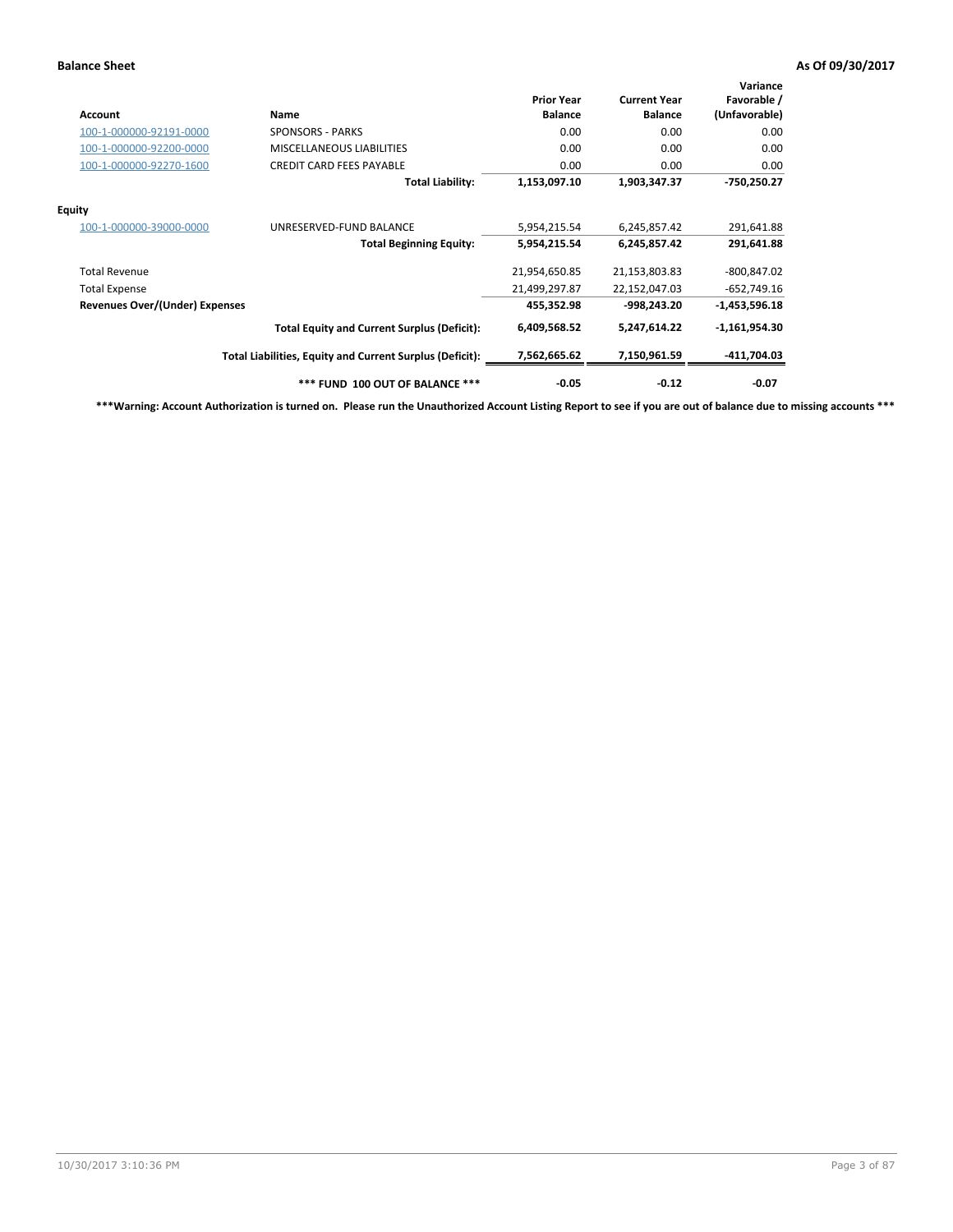**Balance Sheet** **As Of 09/30/2017**

| Account | Name | Prior Year Balance | Current Year Balance | Variance Favorable / (Unfavorable) |
|---|---|---|---|---|
| 100-1-000000-92191-0000 | SPONSORS - PARKS | 0.00 | 0.00 | 0.00 |
| 100-1-000000-92200-0000 | MISCELLANEOUS LIABILITIES | 0.00 | 0.00 | 0.00 |
| 100-1-000000-92270-1600 | CREDIT CARD FEES PAYABLE | 0.00 | 0.00 | 0.00 |
| | **Total Liability:** | **1,153,097.10** | **1,903,347.37** | **-750,250.27** |
| **Equity** | | | | |
| 100-1-000000-39000-0000 | UNRESERVED-FUND BALANCE | 5,954,215.54 | 6,245,857.42 | 291,641.88 |
| | **Total Beginning Equity:** | **5,954,215.54** | **6,245,857.42** | **291,641.88** |
| Total Revenue | | 21,954,650.85 | 21,153,803.83 | -800,847.02 |
| Total Expense | | 21,499,297.87 | 22,152,047.03 | -652,749.16 |
| **Revenues Over/(Under) Expenses** | | **455,352.98** | **-998,243.20** | **-1,453,596.18** |
| | **Total Equity and Current Surplus (Deficit):** | **6,409,568.52** | **5,247,614.22** | **-1,161,954.30** |
| | **Total Liabilities, Equity and Current Surplus (Deficit):** | **7,562,665.62** | **7,150,961.59** | **-411,704.03** |
| | ***** FUND 100 OUT OF BALANCE ***** | **-0.05** | **-0.12** | **-0.07** |

*****Warning: Account Authorization is turned on. Please run the Unauthorized Account Listing Report to see if you are out of balance due to missing accounts *****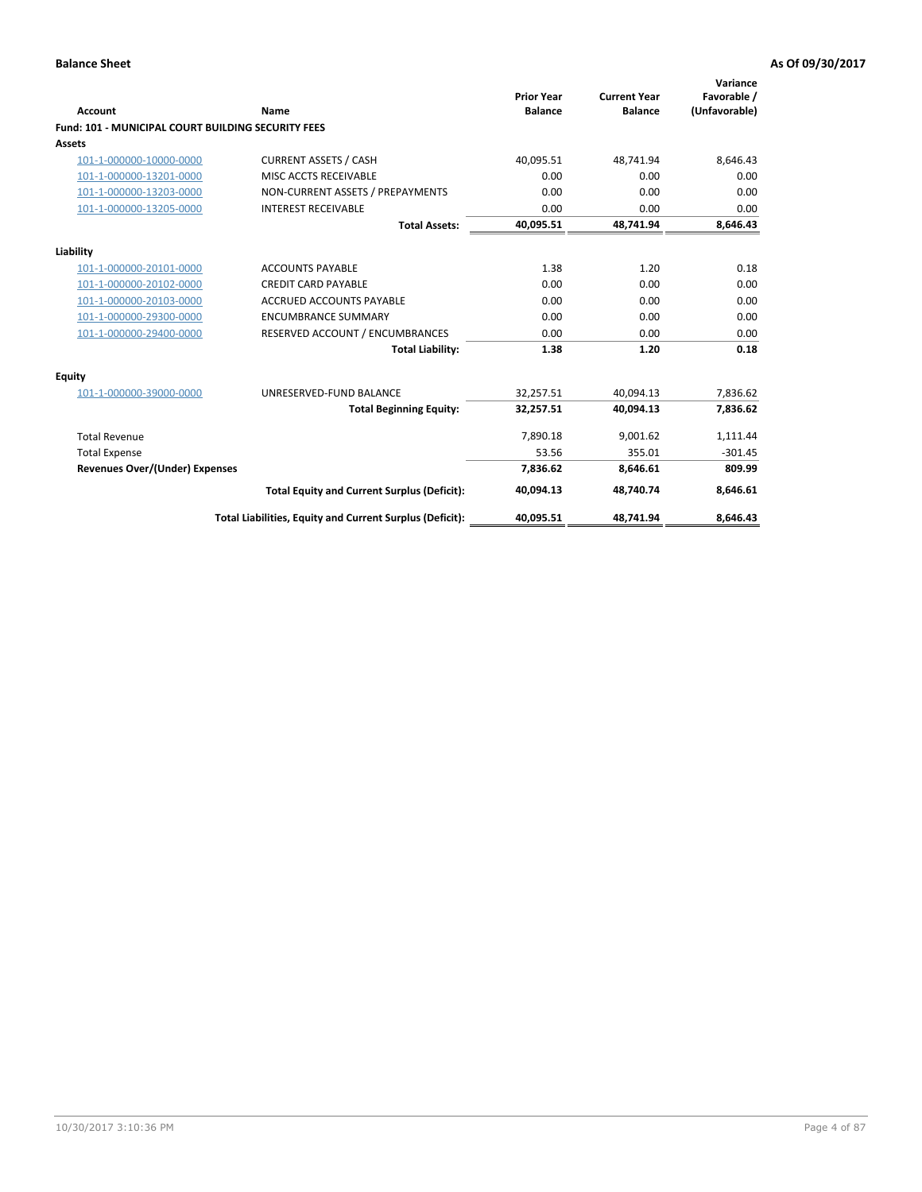**Balance Sheet** — As Of 09/30/2017

| Account | Name | Prior Year Balance | Current Year Balance | Variance Favorable / (Unfavorable) |
|---|---|---|---|---|
| **Fund: 101 - MUNICIPAL COURT BUILDING SECURITY FEES** | | | | |
| **Assets** | | | | |
| 101-1-000000-10000-0000 | CURRENT ASSETS / CASH | 40,095.51 | 48,741.94 | 8,646.43 |
| 101-1-000000-13201-0000 | MISC ACCTS RECEIVABLE | 0.00 | 0.00 | 0.00 |
| 101-1-000000-13203-0000 | NON-CURRENT ASSETS / PREPAYMENTS | 0.00 | 0.00 | 0.00 |
| 101-1-000000-13205-0000 | INTEREST RECEIVABLE | 0.00 | 0.00 | 0.00 |
| | **Total Assets:** | **40,095.51** | **48,741.94** | **8,646.43** |
| **Liability** | | | | |
| 101-1-000000-20101-0000 | ACCOUNTS PAYABLE | 1.38 | 1.20 | 0.18 |
| 101-1-000000-20102-0000 | CREDIT CARD PAYABLE | 0.00 | 0.00 | 0.00 |
| 101-1-000000-20103-0000 | ACCRUED ACCOUNTS PAYABLE | 0.00 | 0.00 | 0.00 |
| 101-1-000000-29300-0000 | ENCUMBRANCE SUMMARY | 0.00 | 0.00 | 0.00 |
| 101-1-000000-29400-0000 | RESERVED ACCOUNT / ENCUMBRANCES | 0.00 | 0.00 | 0.00 |
| | **Total Liability:** | **1.38** | **1.20** | **0.18** |
| **Equity** | | | | |
| 101-1-000000-39000-0000 | UNRESERVED-FUND BALANCE | 32,257.51 | 40,094.13 | 7,836.62 |
| | **Total Beginning Equity:** | **32,257.51** | **40,094.13** | **7,836.62** |
| Total Revenue | | 7,890.18 | 9,001.62 | 1,111.44 |
| Total Expense | | 53.56 | 355.01 | -301.45 |
| **Revenues Over/(Under) Expenses** | | **7,836.62** | **8,646.61** | **809.99** |
| | **Total Equity and Current Surplus (Deficit):** | **40,094.13** | **48,740.74** | **8,646.61** |
| | **Total Liabilities, Equity and Current Surplus (Deficit):** | **40,095.51** | **48,741.94** | **8,646.43** |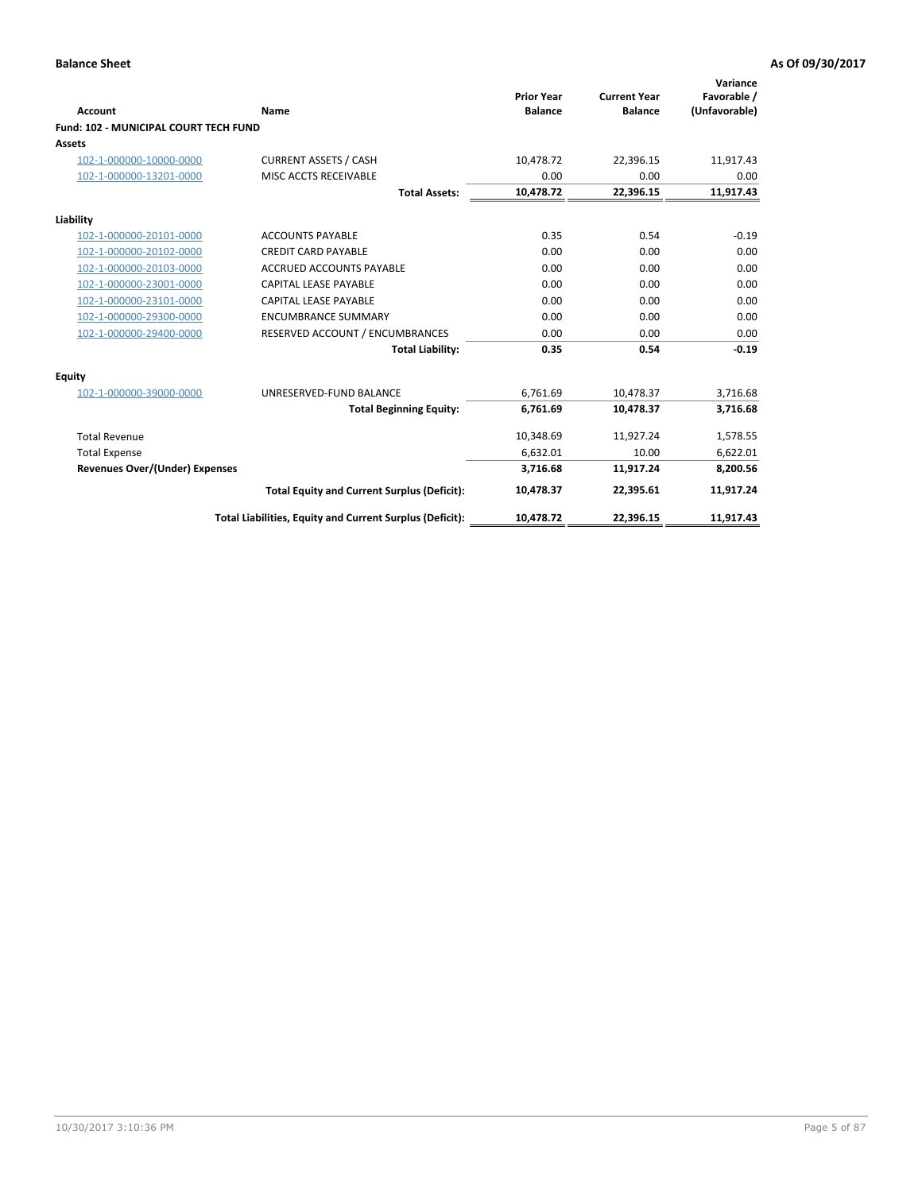**Balance Sheet** **As Of 09/30/2017**

| Account | Name | Prior Year Balance | Current Year Balance | Variance Favorable / (Unfavorable) |
|---|---|---|---|---|
| **Fund: 102 - MUNICIPAL COURT TECH FUND** | | | | |
| **Assets** | | | | |
| 102-1-000000-10000-0000 | CURRENT ASSETS / CASH | 10,478.72 | 22,396.15 | 11,917.43 |
| 102-1-000000-13201-0000 | MISC ACCTS RECEIVABLE | 0.00 | 0.00 | 0.00 |
| | **Total Assets:** | **10,478.72** | **22,396.15** | **11,917.43** |
| **Liability** | | | | |
| 102-1-000000-20101-0000 | ACCOUNTS PAYABLE | 0.35 | 0.54 | -0.19 |
| 102-1-000000-20102-0000 | CREDIT CARD PAYABLE | 0.00 | 0.00 | 0.00 |
| 102-1-000000-20103-0000 | ACCRUED ACCOUNTS PAYABLE | 0.00 | 0.00 | 0.00 |
| 102-1-000000-23001-0000 | CAPITAL LEASE PAYABLE | 0.00 | 0.00 | 0.00 |
| 102-1-000000-23101-0000 | CAPITAL LEASE PAYABLE | 0.00 | 0.00 | 0.00 |
| 102-1-000000-29300-0000 | ENCUMBRANCE SUMMARY | 0.00 | 0.00 | 0.00 |
| 102-1-000000-29400-0000 | RESERVED ACCOUNT / ENCUMBRANCES | 0.00 | 0.00 | 0.00 |
| | **Total Liability:** | **0.35** | **0.54** | **-0.19** |
| **Equity** | | | | |
| 102-1-000000-39000-0000 | UNRESERVED-FUND BALANCE | 6,761.69 | 10,478.37 | 3,716.68 |
| | **Total Beginning Equity:** | **6,761.69** | **10,478.37** | **3,716.68** |
| Total Revenue | | 10,348.69 | 11,927.24 | 1,578.55 |
| Total Expense | | 6,632.01 | 10.00 | 6,622.01 |
| **Revenues Over/(Under) Expenses** | | **3,716.68** | **11,917.24** | **8,200.56** |
| | **Total Equity and Current Surplus (Deficit):** | **10,478.37** | **22,395.61** | **11,917.24** |
| | **Total Liabilities, Equity and Current Surplus (Deficit):** | **10,478.72** | **22,396.15** | **11,917.43** |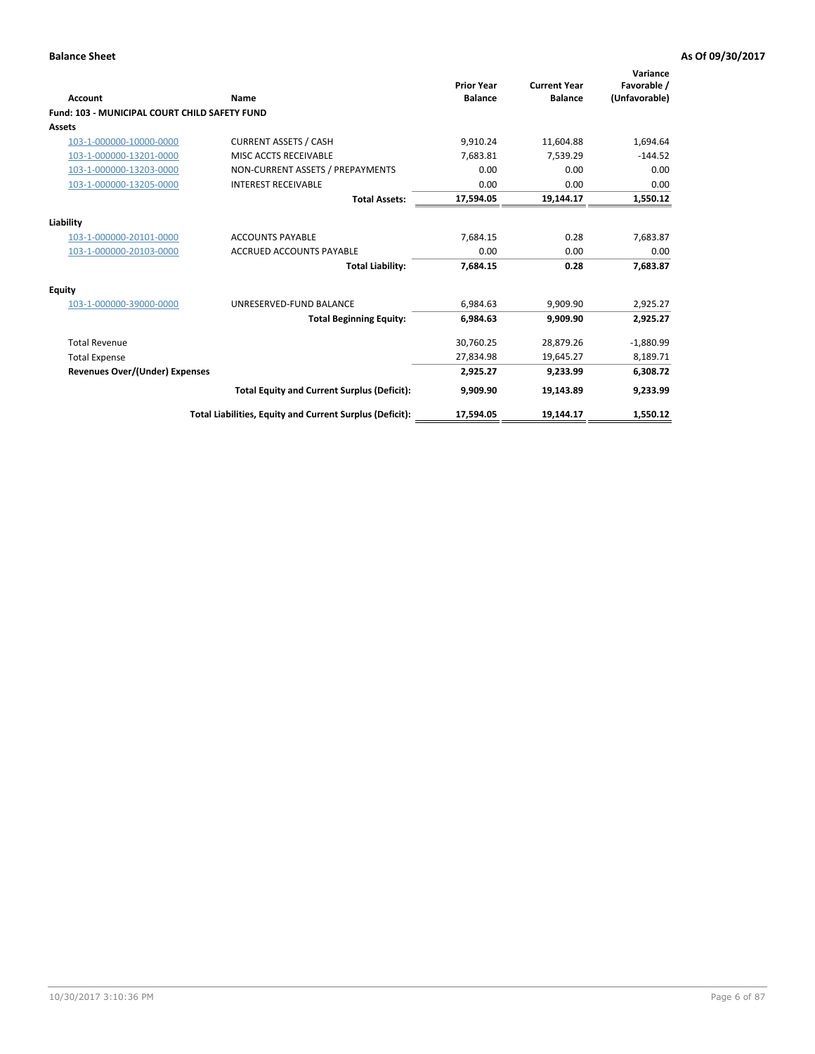**Balance Sheet** | **As Of 09/30/2017**

| Account | Name | Prior Year Balance | Current Year Balance | Variance Favorable / (Unfavorable) |
|---|---|---|---|---|
| **Fund: 103 - MUNICIPAL COURT CHILD SAFETY FUND** | | | | |
| **Assets** | | | | |
| 103-1-000000-10000-0000 | CURRENT ASSETS / CASH | 9,910.24 | 11,604.88 | 1,694.64 |
| 103-1-000000-13201-0000 | MISC ACCTS RECEIVABLE | 7,683.81 | 7,539.29 | -144.52 |
| 103-1-000000-13203-0000 | NON-CURRENT ASSETS / PREPAYMENTS | 0.00 | 0.00 | 0.00 |
| 103-1-000000-13205-0000 | INTEREST RECEIVABLE | 0.00 | 0.00 | 0.00 |
| | **Total Assets:** | **17,594.05** | **19,144.17** | **1,550.12** |
| **Liability** | | | | |
| 103-1-000000-20101-0000 | ACCOUNTS PAYABLE | 7,684.15 | 0.28 | 7,683.87 |
| 103-1-000000-20103-0000 | ACCRUED ACCOUNTS PAYABLE | 0.00 | 0.00 | 0.00 |
| | **Total Liability:** | **7,684.15** | **0.28** | **7,683.87** |
| **Equity** | | | | |
| 103-1-000000-39000-0000 | UNRESERVED-FUND BALANCE | 6,984.63 | 9,909.90 | 2,925.27 |
| | **Total Beginning Equity:** | **6,984.63** | **9,909.90** | **2,925.27** |
| Total Revenue | | 30,760.25 | 28,879.26 | -1,880.99 |
| Total Expense | | 27,834.98 | 19,645.27 | 8,189.71 |
| **Revenues Over/(Under) Expenses** | | **2,925.27** | **9,233.99** | **6,308.72** |
| | **Total Equity and Current Surplus (Deficit):** | **9,909.90** | **19,143.89** | **9,233.99** |
| | **Total Liabilities, Equity and Current Surplus (Deficit):** | **17,594.05** | **19,144.17** | **1,550.12** |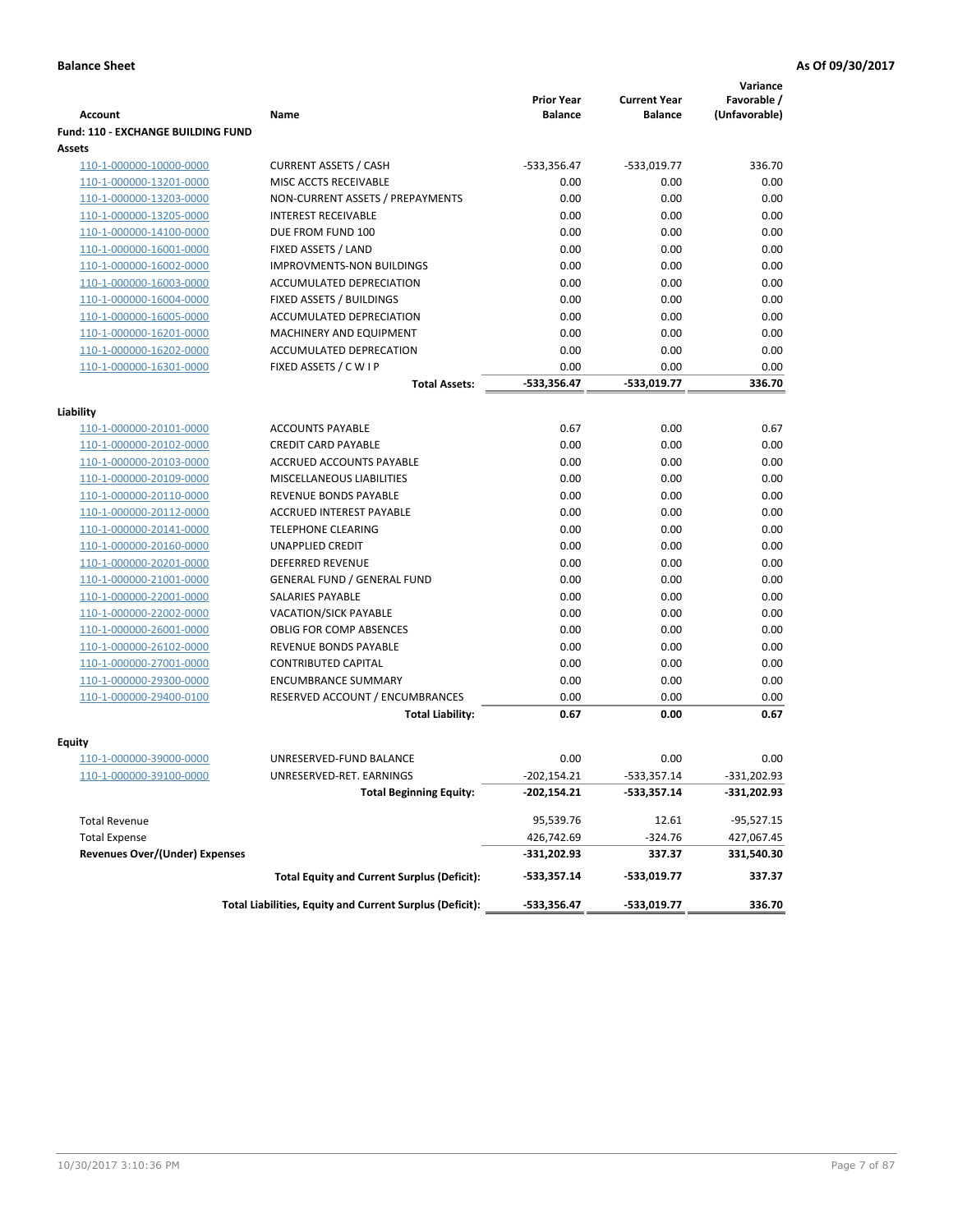**Balance Sheet** **As Of 09/30/2017**

| Account | Name | Prior Year Balance | Current Year Balance | Variance Favorable / (Unfavorable) |
|---|---|---|---|---|
| **Fund: 110 - EXCHANGE BUILDING FUND** | | | | |
| **Assets** | | | | |
| 110-1-000000-10000-0000 | CURRENT ASSETS / CASH | -533,356.47 | -533,019.77 | 336.70 |
| 110-1-000000-13201-0000 | MISC ACCTS RECEIVABLE | 0.00 | 0.00 | 0.00 |
| 110-1-000000-13203-0000 | NON-CURRENT ASSETS / PREPAYMENTS | 0.00 | 0.00 | 0.00 |
| 110-1-000000-13205-0000 | INTEREST RECEIVABLE | 0.00 | 0.00 | 0.00 |
| 110-1-000000-14100-0000 | DUE FROM FUND 100 | 0.00 | 0.00 | 0.00 |
| 110-1-000000-16001-0000 | FIXED ASSETS / LAND | 0.00 | 0.00 | 0.00 |
| 110-1-000000-16002-0000 | IMPROVMENTS-NON BUILDINGS | 0.00 | 0.00 | 0.00 |
| 110-1-000000-16003-0000 | ACCUMULATED DEPRECIATION | 0.00 | 0.00 | 0.00 |
| 110-1-000000-16004-0000 | FIXED ASSETS / BUILDINGS | 0.00 | 0.00 | 0.00 |
| 110-1-000000-16005-0000 | ACCUMULATED DEPRECIATION | 0.00 | 0.00 | 0.00 |
| 110-1-000000-16201-0000 | MACHINERY AND EQUIPMENT | 0.00 | 0.00 | 0.00 |
| 110-1-000000-16202-0000 | ACCUMULATED DEPRECATION | 0.00 | 0.00 | 0.00 |
| 110-1-000000-16301-0000 | FIXED ASSETS / C W I P | 0.00 | 0.00 | 0.00 |
| | **Total Assets:** | **-533,356.47** | **-533,019.77** | **336.70** |
| **Liability** | | | | |
| 110-1-000000-20101-0000 | ACCOUNTS PAYABLE | 0.67 | 0.00 | 0.67 |
| 110-1-000000-20102-0000 | CREDIT CARD PAYABLE | 0.00 | 0.00 | 0.00 |
| 110-1-000000-20103-0000 | ACCRUED ACCOUNTS PAYABLE | 0.00 | 0.00 | 0.00 |
| 110-1-000000-20109-0000 | MISCELLANEOUS LIABILITIES | 0.00 | 0.00 | 0.00 |
| 110-1-000000-20110-0000 | REVENUE BONDS PAYABLE | 0.00 | 0.00 | 0.00 |
| 110-1-000000-20112-0000 | ACCRUED INTEREST PAYABLE | 0.00 | 0.00 | 0.00 |
| 110-1-000000-20141-0000 | TELEPHONE CLEARING | 0.00 | 0.00 | 0.00 |
| 110-1-000000-20160-0000 | UNAPPLIED CREDIT | 0.00 | 0.00 | 0.00 |
| 110-1-000000-20201-0000 | DEFERRED REVENUE | 0.00 | 0.00 | 0.00 |
| 110-1-000000-21001-0000 | GENERAL FUND / GENERAL FUND | 0.00 | 0.00 | 0.00 |
| 110-1-000000-22001-0000 | SALARIES PAYABLE | 0.00 | 0.00 | 0.00 |
| 110-1-000000-22002-0000 | VACATION/SICK PAYABLE | 0.00 | 0.00 | 0.00 |
| 110-1-000000-26001-0000 | OBLIG FOR COMP ABSENCES | 0.00 | 0.00 | 0.00 |
| 110-1-000000-26102-0000 | REVENUE BONDS PAYABLE | 0.00 | 0.00 | 0.00 |
| 110-1-000000-27001-0000 | CONTRIBUTED CAPITAL | 0.00 | 0.00 | 0.00 |
| 110-1-000000-29300-0000 | ENCUMBRANCE SUMMARY | 0.00 | 0.00 | 0.00 |
| 110-1-000000-29400-0100 | RESERVED ACCOUNT / ENCUMBRANCES | 0.00 | 0.00 | 0.00 |
| | **Total Liability:** | **0.67** | **0.00** | **0.67** |
| **Equity** | | | | |
| 110-1-000000-39000-0000 | UNRESERVED-FUND BALANCE | 0.00 | 0.00 | 0.00 |
| 110-1-000000-39100-0000 | UNRESERVED-RET. EARNINGS | -202,154.21 | -533,357.14 | -331,202.93 |
| | **Total Beginning Equity:** | **-202,154.21** | **-533,357.14** | **-331,202.93** |
| Total Revenue | | 95,539.76 | 12.61 | -95,527.15 |
| Total Expense | | 426,742.69 | -324.76 | 427,067.45 |
| **Revenues Over/(Under) Expenses** | | **-331,202.93** | **337.37** | **331,540.30** |
| | **Total Equity and Current Surplus (Deficit):** | **-533,357.14** | **-533,019.77** | **337.37** |
| | **Total Liabilities, Equity and Current Surplus (Deficit):** | **-533,356.47** | **-533,019.77** | **336.70** |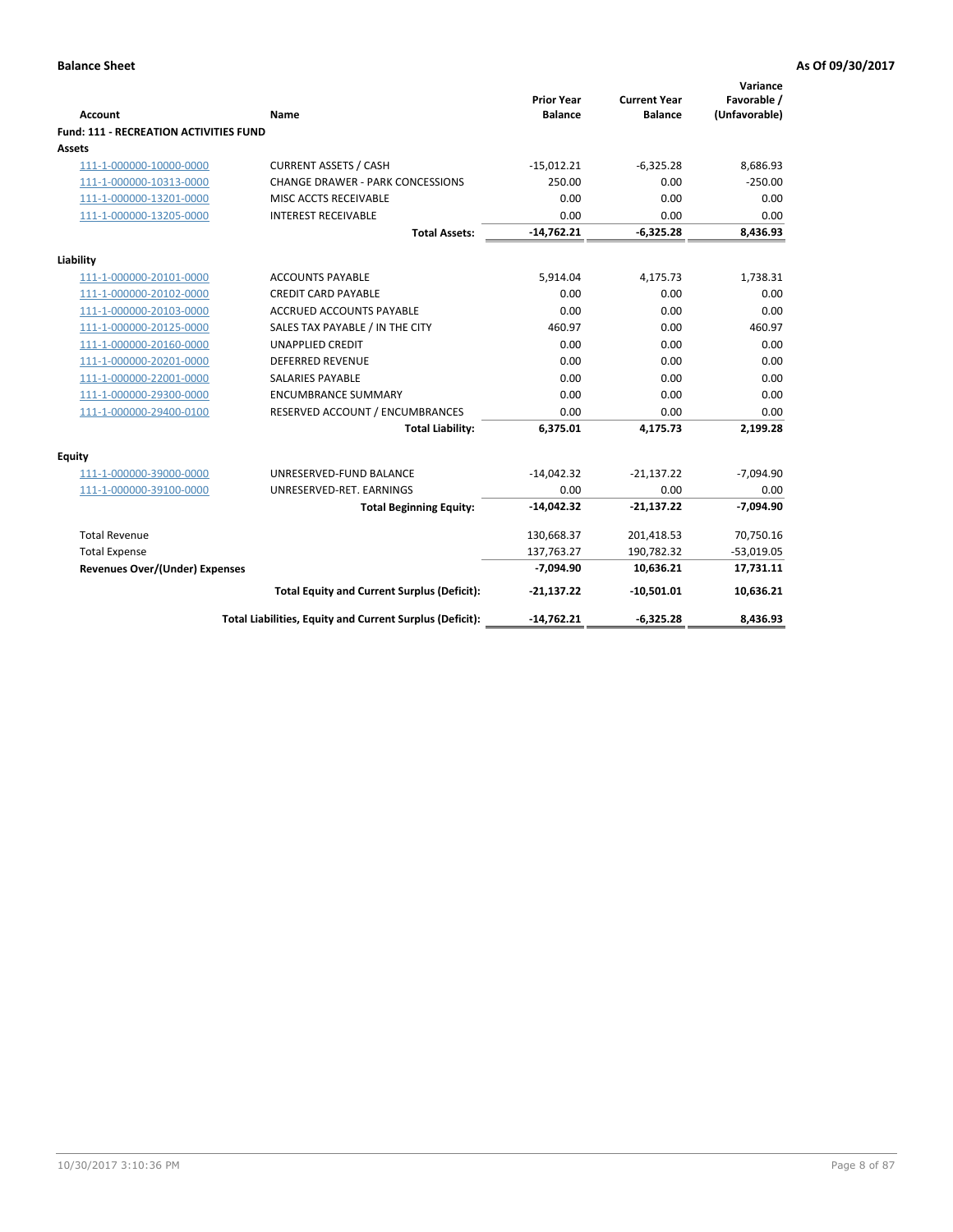**Balance Sheet** — As Of 09/30/2017

| Account | Name | Prior Year Balance | Current Year Balance | Variance Favorable / (Unfavorable) |
|---|---|---|---|---|
| **Fund: 111 - RECREATION ACTIVITIES FUND** | | | | |
| **Assets** | | | | |
| 111-1-000000-10000-0000 | CURRENT ASSETS / CASH | -15,012.21 | -6,325.28 | 8,686.93 |
| 111-1-000000-10313-0000 | CHANGE DRAWER - PARK CONCESSIONS | 250.00 | 0.00 | -250.00 |
| 111-1-000000-13201-0000 | MISC ACCTS RECEIVABLE | 0.00 | 0.00 | 0.00 |
| 111-1-000000-13205-0000 | INTEREST RECEIVABLE | 0.00 | 0.00 | 0.00 |
| | **Total Assets:** | **-14,762.21** | **-6,325.28** | **8,436.93** |
| **Liability** | | | | |
| 111-1-000000-20101-0000 | ACCOUNTS PAYABLE | 5,914.04 | 4,175.73 | 1,738.31 |
| 111-1-000000-20102-0000 | CREDIT CARD PAYABLE | 0.00 | 0.00 | 0.00 |
| 111-1-000000-20103-0000 | ACCRUED ACCOUNTS PAYABLE | 0.00 | 0.00 | 0.00 |
| 111-1-000000-20125-0000 | SALES TAX PAYABLE / IN THE CITY | 460.97 | 0.00 | 460.97 |
| 111-1-000000-20160-0000 | UNAPPLIED CREDIT | 0.00 | 0.00 | 0.00 |
| 111-1-000000-20201-0000 | DEFERRED REVENUE | 0.00 | 0.00 | 0.00 |
| 111-1-000000-22001-0000 | SALARIES PAYABLE | 0.00 | 0.00 | 0.00 |
| 111-1-000000-29300-0000 | ENCUMBRANCE SUMMARY | 0.00 | 0.00 | 0.00 |
| 111-1-000000-29400-0100 | RESERVED ACCOUNT / ENCUMBRANCES | 0.00 | 0.00 | 0.00 |
| | **Total Liability:** | **6,375.01** | **4,175.73** | **2,199.28** |
| **Equity** | | | | |
| 111-1-000000-39000-0000 | UNRESERVED-FUND BALANCE | -14,042.32 | -21,137.22 | -7,094.90 |
| 111-1-000000-39100-0000 | UNRESERVED-RET. EARNINGS | 0.00 | 0.00 | 0.00 |
| | **Total Beginning Equity:** | **-14,042.32** | **-21,137.22** | **-7,094.90** |
| Total Revenue | | 130,668.37 | 201,418.53 | 70,750.16 |
| Total Expense | | 137,763.27 | 190,782.32 | -53,019.05 |
| **Revenues Over/(Under) Expenses** | | **-7,094.90** | **10,636.21** | **17,731.11** |
| | **Total Equity and Current Surplus (Deficit):** | **-21,137.22** | **-10,501.01** | **10,636.21** |
| | **Total Liabilities, Equity and Current Surplus (Deficit):** | **-14,762.21** | **-6,325.28** | **8,436.93** |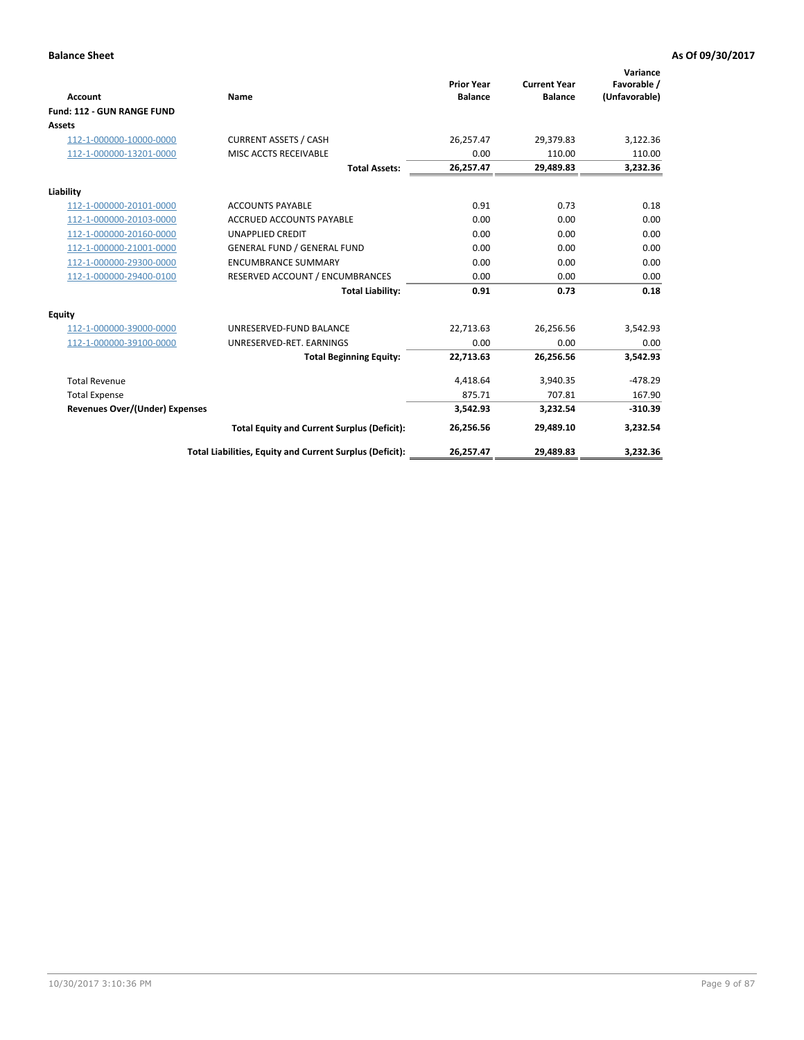**Balance Sheet** **As Of 09/30/2017**

| Account | Name | Prior Year Balance | Current Year Balance | Variance Favorable / (Unfavorable) |
|---|---|---|---|---|
| **Fund: 112 - GUN RANGE FUND** | | | | |
| **Assets** | | | | |
| 112-1-000000-10000-0000 | CURRENT ASSETS / CASH | 26,257.47 | 29,379.83 | 3,122.36 |
| 112-1-000000-13201-0000 | MISC ACCTS RECEIVABLE | 0.00 | 110.00 | 110.00 |
| | **Total Assets:** | **26,257.47** | **29,489.83** | **3,232.36** |
| **Liability** | | | | |
| 112-1-000000-20101-0000 | ACCOUNTS PAYABLE | 0.91 | 0.73 | 0.18 |
| 112-1-000000-20103-0000 | ACCRUED ACCOUNTS PAYABLE | 0.00 | 0.00 | 0.00 |
| 112-1-000000-20160-0000 | UNAPPLIED CREDIT | 0.00 | 0.00 | 0.00 |
| 112-1-000000-21001-0000 | GENERAL FUND / GENERAL FUND | 0.00 | 0.00 | 0.00 |
| 112-1-000000-29300-0000 | ENCUMBRANCE SUMMARY | 0.00 | 0.00 | 0.00 |
| 112-1-000000-29400-0100 | RESERVED ACCOUNT / ENCUMBRANCES | 0.00 | 0.00 | 0.00 |
| | **Total Liability:** | **0.91** | **0.73** | **0.18** |
| **Equity** | | | | |
| 112-1-000000-39000-0000 | UNRESERVED-FUND BALANCE | 22,713.63 | 26,256.56 | 3,542.93 |
| 112-1-000000-39100-0000 | UNRESERVED-RET. EARNINGS | 0.00 | 0.00 | 0.00 |
| | **Total Beginning Equity:** | **22,713.63** | **26,256.56** | **3,542.93** |
| Total Revenue | | 4,418.64 | 3,940.35 | -478.29 |
| Total Expense | | 875.71 | 707.81 | 167.90 |
| **Revenues Over/(Under) Expenses** | | **3,542.93** | **3,232.54** | **-310.39** |
| | **Total Equity and Current Surplus (Deficit):** | **26,256.56** | **29,489.10** | **3,232.54** |
| | **Total Liabilities, Equity and Current Surplus (Deficit):** | **26,257.47** | **29,489.83** | **3,232.36** |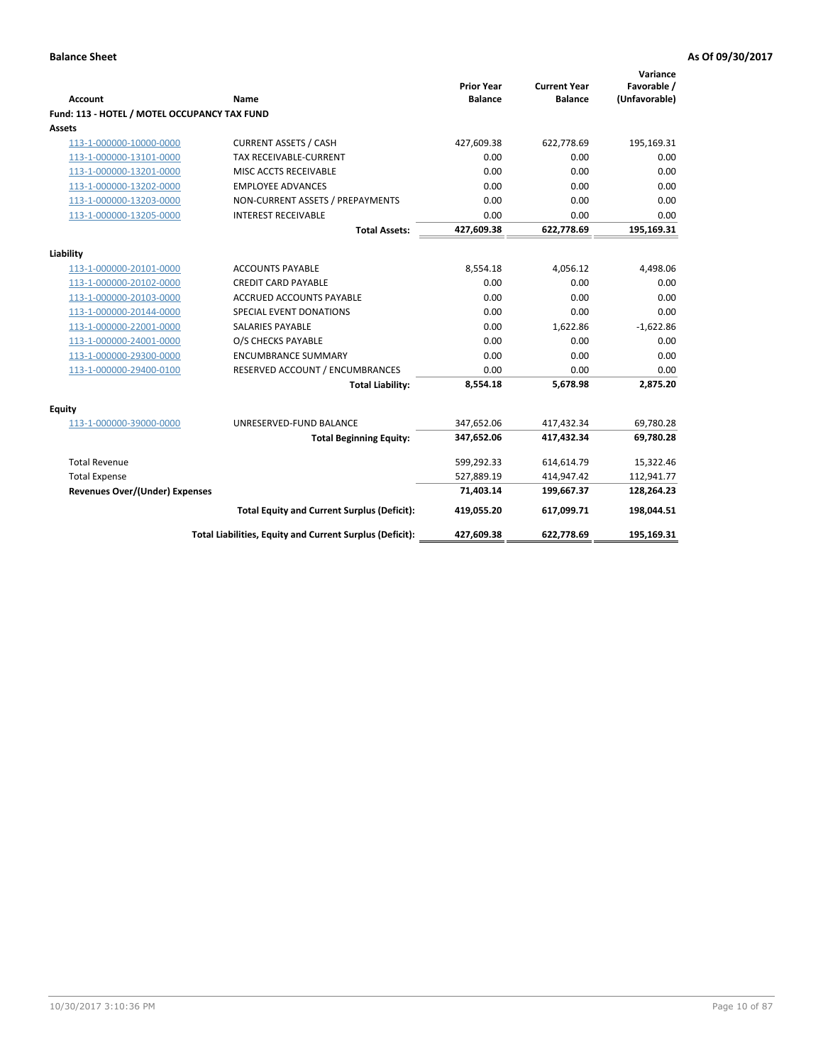**Balance Sheet** **As Of 09/30/2017**

| Account | Name | Prior Year Balance | Current Year Balance | Variance Favorable / (Unfavorable) |
|---|---|---|---|---|
| **Fund: 113 - HOTEL / MOTEL OCCUPANCY TAX FUND** | | | | |
| **Assets** | | | | |
| 113-1-000000-10000-0000 | CURRENT ASSETS / CASH | 427,609.38 | 622,778.69 | 195,169.31 |
| 113-1-000000-13101-0000 | TAX RECEIVABLE-CURRENT | 0.00 | 0.00 | 0.00 |
| 113-1-000000-13201-0000 | MISC ACCTS RECEIVABLE | 0.00 | 0.00 | 0.00 |
| 113-1-000000-13202-0000 | EMPLOYEE ADVANCES | 0.00 | 0.00 | 0.00 |
| 113-1-000000-13203-0000 | NON-CURRENT ASSETS / PREPAYMENTS | 0.00 | 0.00 | 0.00 |
| 113-1-000000-13205-0000 | INTEREST RECEIVABLE | 0.00 | 0.00 | 0.00 |
| | **Total Assets:** | **427,609.38** | **622,778.69** | **195,169.31** |
| **Liability** | | | | |
| 113-1-000000-20101-0000 | ACCOUNTS PAYABLE | 8,554.18 | 4,056.12 | 4,498.06 |
| 113-1-000000-20102-0000 | CREDIT CARD PAYABLE | 0.00 | 0.00 | 0.00 |
| 113-1-000000-20103-0000 | ACCRUED ACCOUNTS PAYABLE | 0.00 | 0.00 | 0.00 |
| 113-1-000000-20144-0000 | SPECIAL EVENT DONATIONS | 0.00 | 0.00 | 0.00 |
| 113-1-000000-22001-0000 | SALARIES PAYABLE | 0.00 | 1,622.86 | -1,622.86 |
| 113-1-000000-24001-0000 | O/S CHECKS PAYABLE | 0.00 | 0.00 | 0.00 |
| 113-1-000000-29300-0000 | ENCUMBRANCE SUMMARY | 0.00 | 0.00 | 0.00 |
| 113-1-000000-29400-0100 | RESERVED ACCOUNT / ENCUMBRANCES | 0.00 | 0.00 | 0.00 |
| | **Total Liability:** | **8,554.18** | **5,678.98** | **2,875.20** |
| **Equity** | | | | |
| 113-1-000000-39000-0000 | UNRESERVED-FUND BALANCE | 347,652.06 | 417,432.34 | 69,780.28 |
| | **Total Beginning Equity:** | **347,652.06** | **417,432.34** | **69,780.28** |
| Total Revenue | | 599,292.33 | 614,614.79 | 15,322.46 |
| Total Expense | | 527,889.19 | 414,947.42 | 112,941.77 |
| **Revenues Over/(Under) Expenses** | | **71,403.14** | **199,667.37** | **128,264.23** |
| | **Total Equity and Current Surplus (Deficit):** | **419,055.20** | **617,099.71** | **198,044.51** |
| | **Total Liabilities, Equity and Current Surplus (Deficit):** | **427,609.38** | **622,778.69** | **195,169.31** |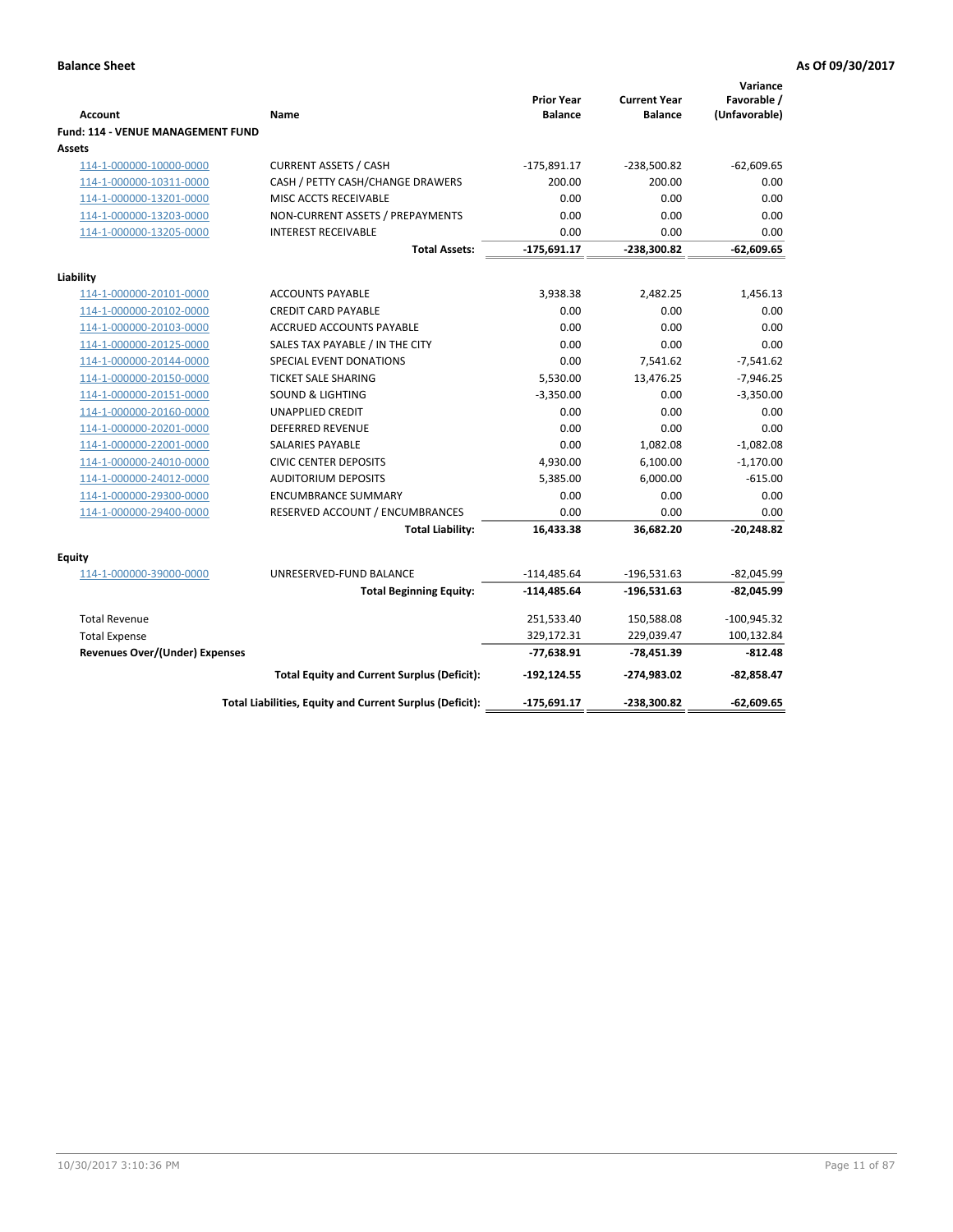**Balance Sheet** **As Of 09/30/2017**

| Account | Name | Prior Year Balance | Current Year Balance | Variance Favorable / (Unfavorable) |
|---|---|---|---|---|
| **Fund: 114 - VENUE MANAGEMENT FUND** | | | | |
| **Assets** | | | | |
| 114-1-000000-10000-0000 | CURRENT ASSETS / CASH | -175,891.17 | -238,500.82 | -62,609.65 |
| 114-1-000000-10311-0000 | CASH / PETTY CASH/CHANGE DRAWERS | 200.00 | 200.00 | 0.00 |
| 114-1-000000-13201-0000 | MISC ACCTS RECEIVABLE | 0.00 | 0.00 | 0.00 |
| 114-1-000000-13203-0000 | NON-CURRENT ASSETS / PREPAYMENTS | 0.00 | 0.00 | 0.00 |
| 114-1-000000-13205-0000 | INTEREST RECEIVABLE | 0.00 | 0.00 | 0.00 |
| | **Total Assets:** | **-175,691.17** | **-238,300.82** | **-62,609.65** |
| **Liability** | | | | |
| 114-1-000000-20101-0000 | ACCOUNTS PAYABLE | 3,938.38 | 2,482.25 | 1,456.13 |
| 114-1-000000-20102-0000 | CREDIT CARD PAYABLE | 0.00 | 0.00 | 0.00 |
| 114-1-000000-20103-0000 | ACCRUED ACCOUNTS PAYABLE | 0.00 | 0.00 | 0.00 |
| 114-1-000000-20125-0000 | SALES TAX PAYABLE / IN THE CITY | 0.00 | 0.00 | 0.00 |
| 114-1-000000-20144-0000 | SPECIAL EVENT DONATIONS | 0.00 | 7,541.62 | -7,541.62 |
| 114-1-000000-20150-0000 | TICKET SALE SHARING | 5,530.00 | 13,476.25 | -7,946.25 |
| 114-1-000000-20151-0000 | SOUND & LIGHTING | -3,350.00 | 0.00 | -3,350.00 |
| 114-1-000000-20160-0000 | UNAPPLIED CREDIT | 0.00 | 0.00 | 0.00 |
| 114-1-000000-20201-0000 | DEFERRED REVENUE | 0.00 | 0.00 | 0.00 |
| 114-1-000000-22001-0000 | SALARIES PAYABLE | 0.00 | 1,082.08 | -1,082.08 |
| 114-1-000000-24010-0000 | CIVIC CENTER DEPOSITS | 4,930.00 | 6,100.00 | -1,170.00 |
| 114-1-000000-24012-0000 | AUDITORIUM DEPOSITS | 5,385.00 | 6,000.00 | -615.00 |
| 114-1-000000-29300-0000 | ENCUMBRANCE SUMMARY | 0.00 | 0.00 | 0.00 |
| 114-1-000000-29400-0000 | RESERVED ACCOUNT / ENCUMBRANCES | 0.00 | 0.00 | 0.00 |
| | **Total Liability:** | **16,433.38** | **36,682.20** | **-20,248.82** |
| **Equity** | | | | |
| 114-1-000000-39000-0000 | UNRESERVED-FUND BALANCE | -114,485.64 | -196,531.63 | -82,045.99 |
| | **Total Beginning Equity:** | **-114,485.64** | **-196,531.63** | **-82,045.99** |
| Total Revenue | | 251,533.40 | 150,588.08 | -100,945.32 |
| Total Expense | | 329,172.31 | 229,039.47 | 100,132.84 |
| **Revenues Over/(Under) Expenses** | | **-77,638.91** | **-78,451.39** | **-812.48** |
| | **Total Equity and Current Surplus (Deficit):** | **-192,124.55** | **-274,983.02** | **-82,858.47** |
| | **Total Liabilities, Equity and Current Surplus (Deficit):** | **-175,691.17** | **-238,300.82** | **-62,609.65** |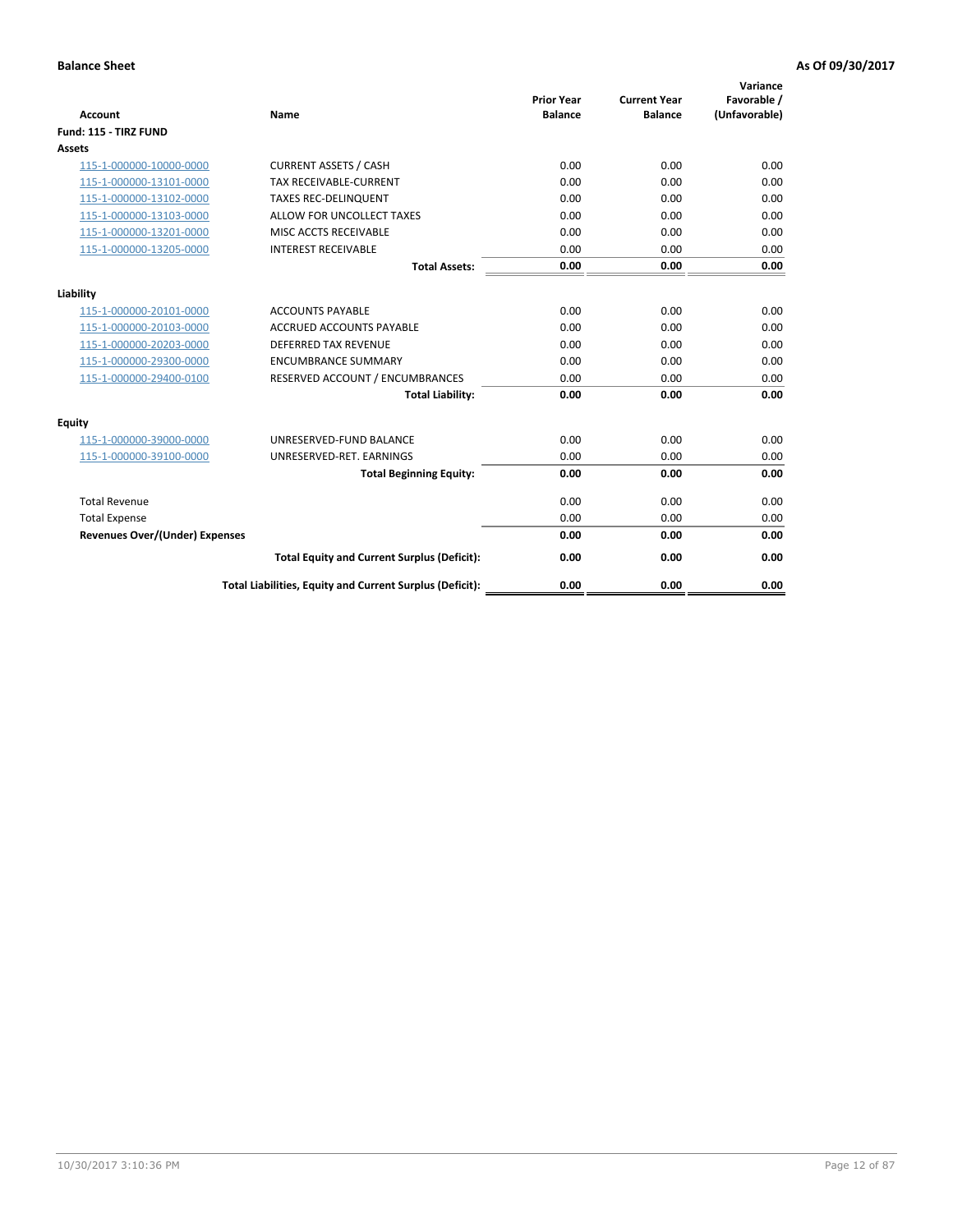**Balance Sheet** **As Of 09/30/2017**

| Account | Name | Prior Year Balance | Current Year Balance | Variance Favorable / (Unfavorable) |
|---|---|---|---|---|
| **Fund: 115 - TIRZ FUND** | | | | |
| **Assets** | | | | |
| 115-1-000000-10000-0000 | CURRENT ASSETS / CASH | 0.00 | 0.00 | 0.00 |
| 115-1-000000-13101-0000 | TAX RECEIVABLE-CURRENT | 0.00 | 0.00 | 0.00 |
| 115-1-000000-13102-0000 | TAXES REC-DELINQUENT | 0.00 | 0.00 | 0.00 |
| 115-1-000000-13103-0000 | ALLOW FOR UNCOLLECT TAXES | 0.00 | 0.00 | 0.00 |
| 115-1-000000-13201-0000 | MISC ACCTS RECEIVABLE | 0.00 | 0.00 | 0.00 |
| 115-1-000000-13205-0000 | INTEREST RECEIVABLE | 0.00 | 0.00 | 0.00 |
| | **Total Assets:** | **0.00** | **0.00** | **0.00** |
| **Liability** | | | | |
| 115-1-000000-20101-0000 | ACCOUNTS PAYABLE | 0.00 | 0.00 | 0.00 |
| 115-1-000000-20103-0000 | ACCRUED ACCOUNTS PAYABLE | 0.00 | 0.00 | 0.00 |
| 115-1-000000-20203-0000 | DEFERRED TAX REVENUE | 0.00 | 0.00 | 0.00 |
| 115-1-000000-29300-0000 | ENCUMBRANCE SUMMARY | 0.00 | 0.00 | 0.00 |
| 115-1-000000-29400-0100 | RESERVED ACCOUNT / ENCUMBRANCES | 0.00 | 0.00 | 0.00 |
| | **Total Liability:** | **0.00** | **0.00** | **0.00** |
| **Equity** | | | | |
| 115-1-000000-39000-0000 | UNRESERVED-FUND BALANCE | 0.00 | 0.00 | 0.00 |
| 115-1-000000-39100-0000 | UNRESERVED-RET. EARNINGS | 0.00 | 0.00 | 0.00 |
| | **Total Beginning Equity:** | **0.00** | **0.00** | **0.00** |
| Total Revenue | | 0.00 | 0.00 | 0.00 |
| Total Expense | | 0.00 | 0.00 | 0.00 |
| **Revenues Over/(Under) Expenses** | | **0.00** | **0.00** | **0.00** |
| | **Total Equity and Current Surplus (Deficit):** | **0.00** | **0.00** | **0.00** |
| | **Total Liabilities, Equity and Current Surplus (Deficit):** | **0.00** | **0.00** | **0.00** |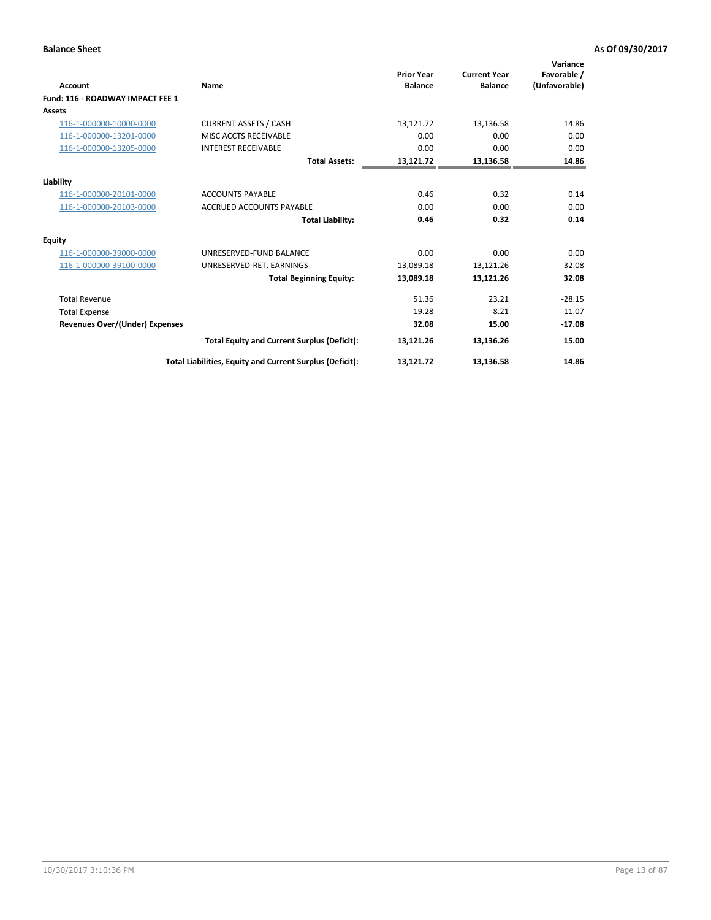**Balance Sheet** **As Of 09/30/2017**

| Account | Name | Prior Year Balance | Current Year Balance | Variance Favorable / (Unfavorable) |
|---|---|---|---|---|
| **Fund: 116 - ROADWAY IMPACT FEE 1** | | | | |
| **Assets** | | | | |
| 116-1-000000-10000-0000 | CURRENT ASSETS / CASH | 13,121.72 | 13,136.58 | 14.86 |
| 116-1-000000-13201-0000 | MISC ACCTS RECEIVABLE | 0.00 | 0.00 | 0.00 |
| 116-1-000000-13205-0000 | INTEREST RECEIVABLE | 0.00 | 0.00 | 0.00 |
| | **Total Assets:** | **13,121.72** | **13,136.58** | **14.86** |
| **Liability** | | | | |
| 116-1-000000-20101-0000 | ACCOUNTS PAYABLE | 0.46 | 0.32 | 0.14 |
| 116-1-000000-20103-0000 | ACCRUED ACCOUNTS PAYABLE | 0.00 | 0.00 | 0.00 |
| | **Total Liability:** | **0.46** | **0.32** | **0.14** |
| **Equity** | | | | |
| 116-1-000000-39000-0000 | UNRESERVED-FUND BALANCE | 0.00 | 0.00 | 0.00 |
| 116-1-000000-39100-0000 | UNRESERVED-RET. EARNINGS | 13,089.18 | 13,121.26 | 32.08 |
| | **Total Beginning Equity:** | **13,089.18** | **13,121.26** | **32.08** |
| Total Revenue | | 51.36 | 23.21 | -28.15 |
| Total Expense | | 19.28 | 8.21 | 11.07 |
| **Revenues Over/(Under) Expenses** | | **32.08** | **15.00** | **-17.08** |
| | **Total Equity and Current Surplus (Deficit):** | **13,121.26** | **13,136.26** | **15.00** |
| | **Total Liabilities, Equity and Current Surplus (Deficit):** | **13,121.72** | **13,136.58** | **14.86** |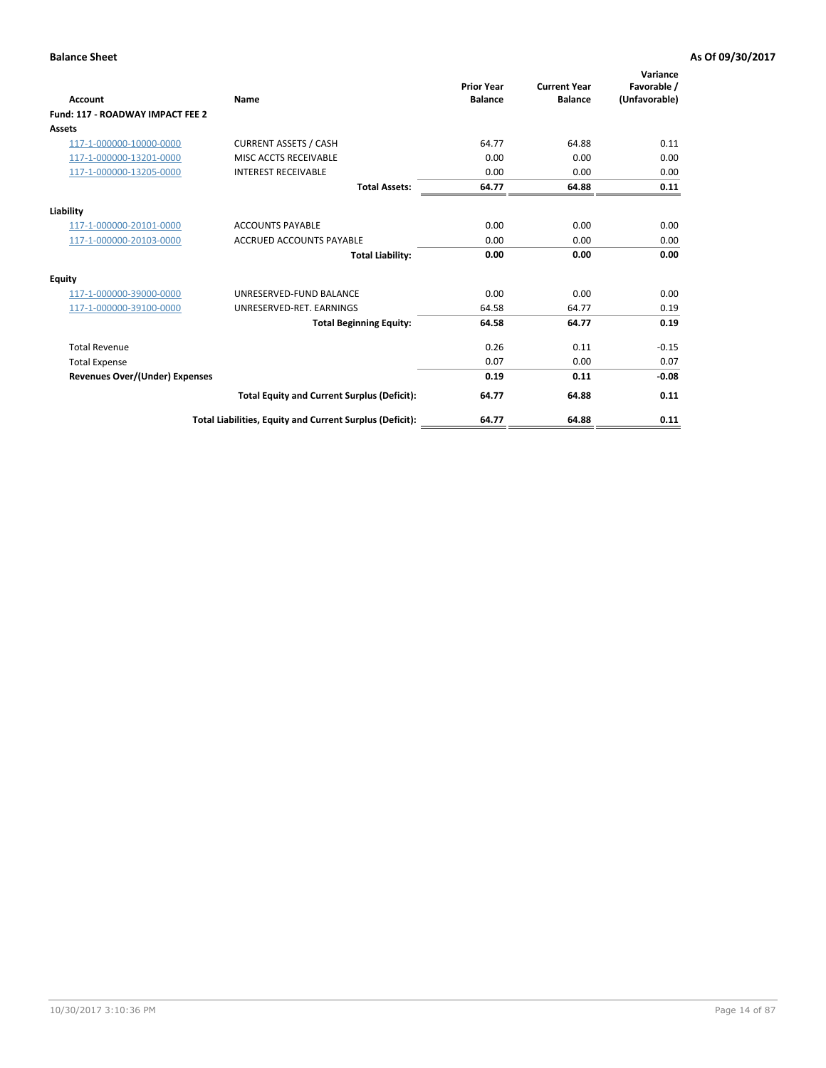**Balance Sheet** **As Of 09/30/2017**

| Account | Name | Prior Year Balance | Current Year Balance | Variance Favorable / (Unfavorable) |
|---|---|---|---|---|
| **Fund: 117 - ROADWAY IMPACT FEE 2** | | | | |
| **Assets** | | | | |
| 117-1-000000-10000-0000 | CURRENT ASSETS / CASH | 64.77 | 64.88 | 0.11 |
| 117-1-000000-13201-0000 | MISC ACCTS RECEIVABLE | 0.00 | 0.00 | 0.00 |
| 117-1-000000-13205-0000 | INTEREST RECEIVABLE | 0.00 | 0.00 | 0.00 |
| | **Total Assets:** | **64.77** | **64.88** | **0.11** |
| **Liability** | | | | |
| 117-1-000000-20101-0000 | ACCOUNTS PAYABLE | 0.00 | 0.00 | 0.00 |
| 117-1-000000-20103-0000 | ACCRUED ACCOUNTS PAYABLE | 0.00 | 0.00 | 0.00 |
| | **Total Liability:** | **0.00** | **0.00** | **0.00** |
| **Equity** | | | | |
| 117-1-000000-39000-0000 | UNRESERVED-FUND BALANCE | 0.00 | 0.00 | 0.00 |
| 117-1-000000-39100-0000 | UNRESERVED-RET. EARNINGS | 64.58 | 64.77 | 0.19 |
| | **Total Beginning Equity:** | **64.58** | **64.77** | **0.19** |
| Total Revenue | | 0.26 | 0.11 | -0.15 |
| Total Expense | | 0.07 | 0.00 | 0.07 |
| **Revenues Over/(Under) Expenses** | | **0.19** | **0.11** | **-0.08** |
| | **Total Equity and Current Surplus (Deficit):** | **64.77** | **64.88** | **0.11** |
| | **Total Liabilities, Equity and Current Surplus (Deficit):** | **64.77** | **64.88** | **0.11** |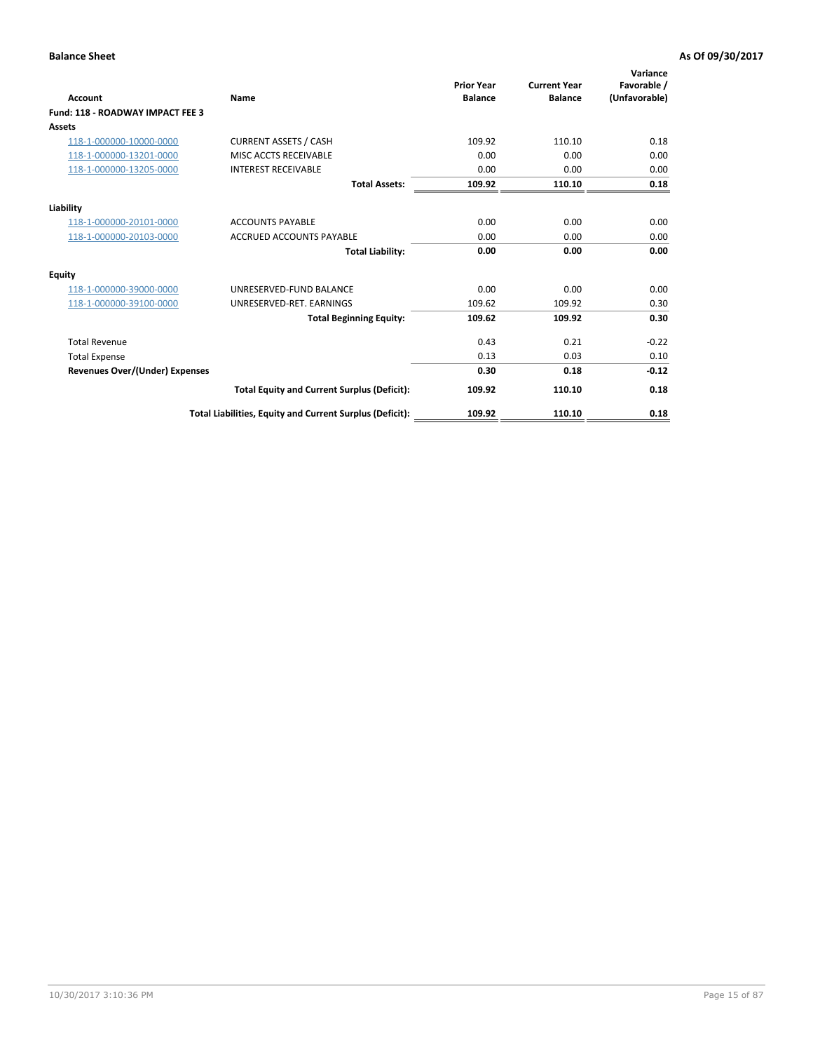**Balance Sheet** — As Of 09/30/2017

| Account | Name | Prior Year Balance | Current Year Balance | Variance Favorable / (Unfavorable) |
|---|---|---|---|---|
| **Fund: 118 - ROADWAY IMPACT FEE 3** | | | | |
| **Assets** | | | | |
| 118-1-000000-10000-0000 | CURRENT ASSETS / CASH | 109.92 | 110.10 | 0.18 |
| 118-1-000000-13201-0000 | MISC ACCTS RECEIVABLE | 0.00 | 0.00 | 0.00 |
| 118-1-000000-13205-0000 | INTEREST RECEIVABLE | 0.00 | 0.00 | 0.00 |
| | **Total Assets:** | **109.92** | **110.10** | **0.18** |
| **Liability** | | | | |
| 118-1-000000-20101-0000 | ACCOUNTS PAYABLE | 0.00 | 0.00 | 0.00 |
| 118-1-000000-20103-0000 | ACCRUED ACCOUNTS PAYABLE | 0.00 | 0.00 | 0.00 |
| | **Total Liability:** | **0.00** | **0.00** | **0.00** |
| **Equity** | | | | |
| 118-1-000000-39000-0000 | UNRESERVED-FUND BALANCE | 0.00 | 0.00 | 0.00 |
| 118-1-000000-39100-0000 | UNRESERVED-RET. EARNINGS | 109.62 | 109.92 | 0.30 |
| | **Total Beginning Equity:** | **109.62** | **109.92** | **0.30** |
| Total Revenue | | 0.43 | 0.21 | -0.22 |
| Total Expense | | 0.13 | 0.03 | 0.10 |
| **Revenues Over/(Under) Expenses** | | **0.30** | **0.18** | **-0.12** |
| | **Total Equity and Current Surplus (Deficit):** | **109.92** | **110.10** | **0.18** |
| | **Total Liabilities, Equity and Current Surplus (Deficit):** | **109.92** | **110.10** | **0.18** |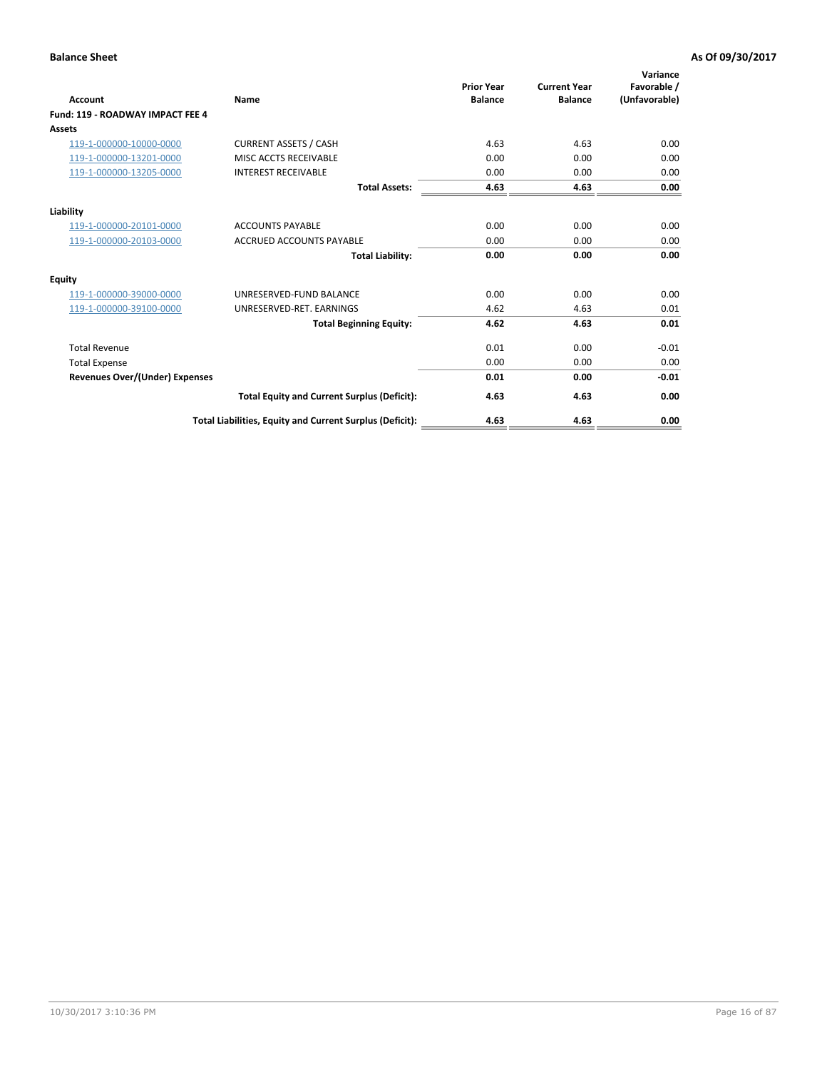**Balance Sheet** — **As Of 09/30/2017**

| Account | Name | Prior Year Balance | Current Year Balance | Variance Favorable / (Unfavorable) |
|---|---|---|---|---|
| **Fund: 119 - ROADWAY IMPACT FEE 4** | | | | |
| **Assets** | | | | |
| 119-1-000000-10000-0000 | CURRENT ASSETS / CASH | 4.63 | 4.63 | 0.00 |
| 119-1-000000-13201-0000 | MISC ACCTS RECEIVABLE | 0.00 | 0.00 | 0.00 |
| 119-1-000000-13205-0000 | INTEREST RECEIVABLE | 0.00 | 0.00 | 0.00 |
| | **Total Assets:** | **4.63** | **4.63** | **0.00** |
| **Liability** | | | | |
| 119-1-000000-20101-0000 | ACCOUNTS PAYABLE | 0.00 | 0.00 | 0.00 |
| 119-1-000000-20103-0000 | ACCRUED ACCOUNTS PAYABLE | 0.00 | 0.00 | 0.00 |
| | **Total Liability:** | **0.00** | **0.00** | **0.00** |
| **Equity** | | | | |
| 119-1-000000-39000-0000 | UNRESERVED-FUND BALANCE | 0.00 | 0.00 | 0.00 |
| 119-1-000000-39100-0000 | UNRESERVED-RET. EARNINGS | 4.62 | 4.63 | 0.01 |
| | **Total Beginning Equity:** | **4.62** | **4.63** | **0.01** |
| Total Revenue | | 0.01 | 0.00 | -0.01 |
| Total Expense | | 0.00 | 0.00 | 0.00 |
| **Revenues Over/(Under) Expenses** | | **0.01** | **0.00** | **-0.01** |
| | **Total Equity and Current Surplus (Deficit):** | **4.63** | **4.63** | **0.00** |
| | **Total Liabilities, Equity and Current Surplus (Deficit):** | **4.63** | **4.63** | **0.00** |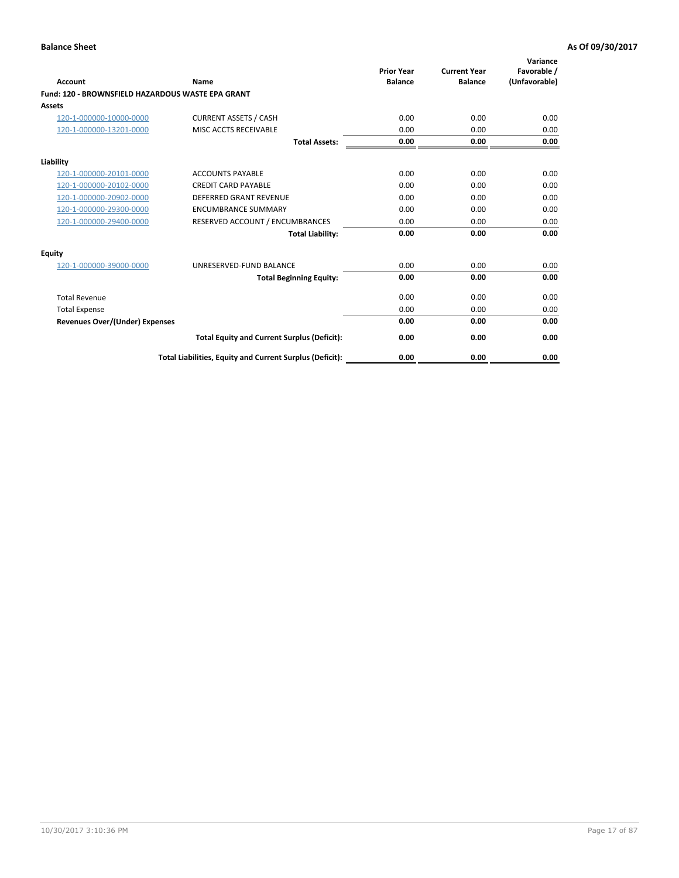**Balance Sheet** **As Of 09/30/2017**

| Account | Name | Prior Year Balance | Current Year Balance | Variance Favorable / (Unfavorable) |
|---|---|---|---|---|
| **Fund: 120 - BROWNSFIELD HAZARDOUS WASTE EPA GRANT** | | | | |
| **Assets** | | | | |
| 120-1-000000-10000-0000 | CURRENT ASSETS / CASH | 0.00 | 0.00 | 0.00 |
| 120-1-000000-13201-0000 | MISC ACCTS RECEIVABLE | 0.00 | 0.00 | 0.00 |
| | **Total Assets:** | **0.00** | **0.00** | **0.00** |
| **Liability** | | | | |
| 120-1-000000-20101-0000 | ACCOUNTS PAYABLE | 0.00 | 0.00 | 0.00 |
| 120-1-000000-20102-0000 | CREDIT CARD PAYABLE | 0.00 | 0.00 | 0.00 |
| 120-1-000000-20902-0000 | DEFERRED GRANT REVENUE | 0.00 | 0.00 | 0.00 |
| 120-1-000000-29300-0000 | ENCUMBRANCE SUMMARY | 0.00 | 0.00 | 0.00 |
| 120-1-000000-29400-0000 | RESERVED ACCOUNT / ENCUMBRANCES | 0.00 | 0.00 | 0.00 |
| | **Total Liability:** | **0.00** | **0.00** | **0.00** |
| **Equity** | | | | |
| 120-1-000000-39000-0000 | UNRESERVED-FUND BALANCE | 0.00 | 0.00 | 0.00 |
| | **Total Beginning Equity:** | **0.00** | **0.00** | **0.00** |
| Total Revenue | | 0.00 | 0.00 | 0.00 |
| Total Expense | | 0.00 | 0.00 | 0.00 |
| **Revenues Over/(Under) Expenses** | | **0.00** | **0.00** | **0.00** |
| | **Total Equity and Current Surplus (Deficit):** | **0.00** | **0.00** | **0.00** |
| | **Total Liabilities, Equity and Current Surplus (Deficit):** | **0.00** | **0.00** | **0.00** |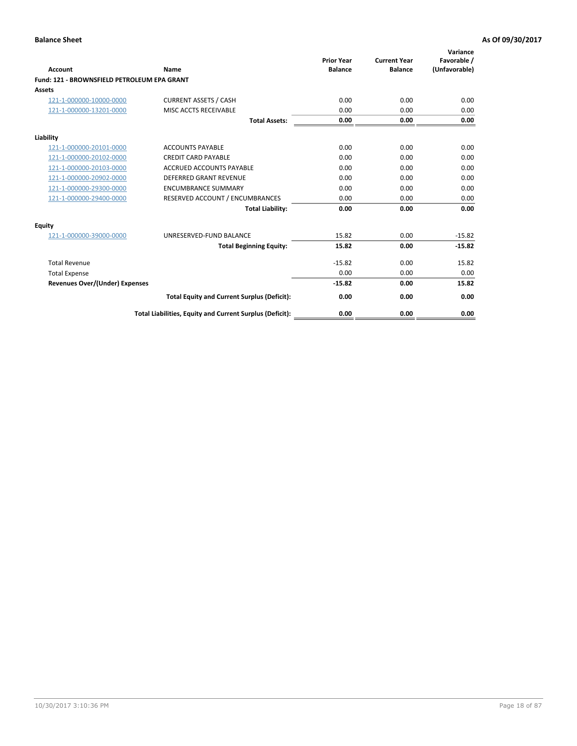**Balance Sheet** | **As Of 09/30/2017**

| Account | Name | Prior Year Balance | Current Year Balance | Variance Favorable / (Unfavorable) |
|---|---|---|---|---|
| **Fund: 121 - BROWNSFIELD PETROLEUM EPA GRANT** | | | | |
| **Assets** | | | | |
| 121-1-000000-10000-0000 | CURRENT ASSETS / CASH | 0.00 | 0.00 | 0.00 |
| 121-1-000000-13201-0000 | MISC ACCTS RECEIVABLE | 0.00 | 0.00 | 0.00 |
| | **Total Assets:** | **0.00** | **0.00** | **0.00** |
| **Liability** | | | | |
| 121-1-000000-20101-0000 | ACCOUNTS PAYABLE | 0.00 | 0.00 | 0.00 |
| 121-1-000000-20102-0000 | CREDIT CARD PAYABLE | 0.00 | 0.00 | 0.00 |
| 121-1-000000-20103-0000 | ACCRUED ACCOUNTS PAYABLE | 0.00 | 0.00 | 0.00 |
| 121-1-000000-20902-0000 | DEFERRED GRANT REVENUE | 0.00 | 0.00 | 0.00 |
| 121-1-000000-29300-0000 | ENCUMBRANCE SUMMARY | 0.00 | 0.00 | 0.00 |
| 121-1-000000-29400-0000 | RESERVED ACCOUNT / ENCUMBRANCES | 0.00 | 0.00 | 0.00 |
| | **Total Liability:** | **0.00** | **0.00** | **0.00** |
| **Equity** | | | | |
| 121-1-000000-39000-0000 | UNRESERVED-FUND BALANCE | 15.82 | 0.00 | -15.82 |
| | **Total Beginning Equity:** | **15.82** | **0.00** | **-15.82** |
| Total Revenue | | -15.82 | 0.00 | 15.82 |
| Total Expense | | 0.00 | 0.00 | 0.00 |
| **Revenues Over/(Under) Expenses** | | **-15.82** | **0.00** | **15.82** |
| | **Total Equity and Current Surplus (Deficit):** | **0.00** | **0.00** | **0.00** |
| | **Total Liabilities, Equity and Current Surplus (Deficit):** | **0.00** | **0.00** | **0.00** |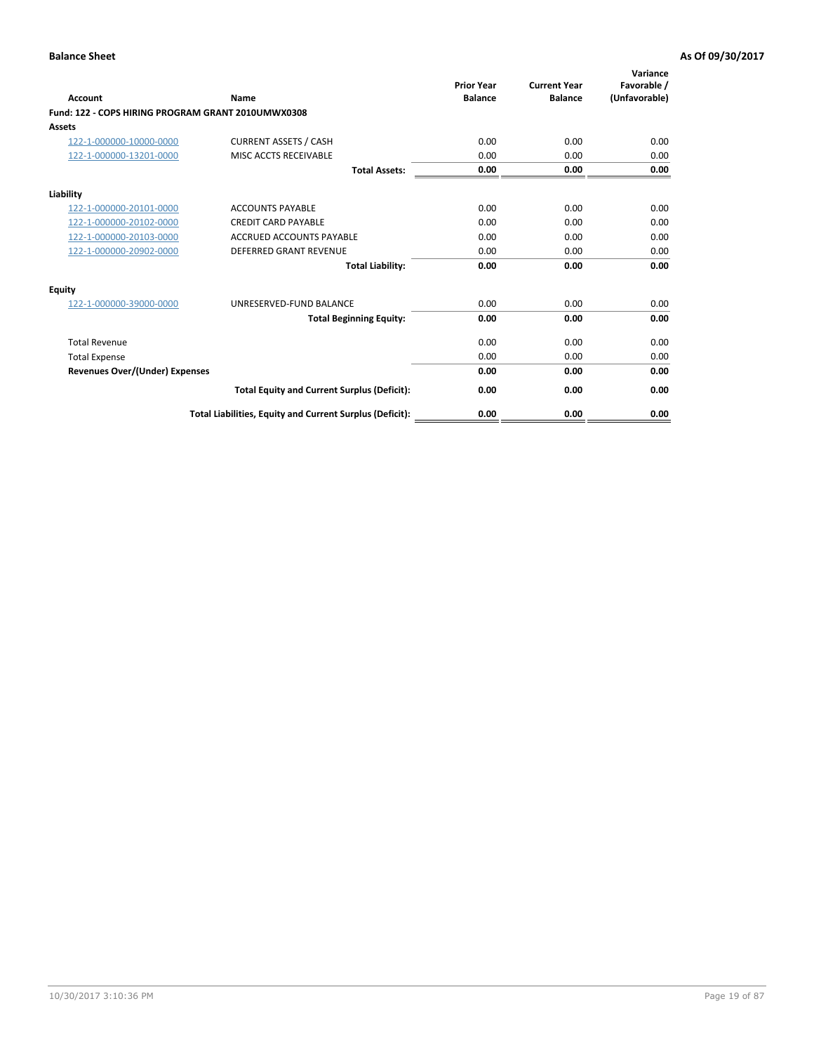**Balance Sheet** — As Of 09/30/2017

| Account | Name | Prior Year Balance | Current Year Balance | Variance Favorable / (Unfavorable) |
|---|---|---|---|---|
| **Fund: 122 - COPS HIRING PROGRAM GRANT 2010UMWX0308** | | | | |
| **Assets** | | | | |
| 122-1-000000-10000-0000 | CURRENT ASSETS / CASH | 0.00 | 0.00 | 0.00 |
| 122-1-000000-13201-0000 | MISC ACCTS RECEIVABLE | 0.00 | 0.00 | 0.00 |
| | **Total Assets:** | **0.00** | **0.00** | **0.00** |
| **Liability** | | | | |
| 122-1-000000-20101-0000 | ACCOUNTS PAYABLE | 0.00 | 0.00 | 0.00 |
| 122-1-000000-20102-0000 | CREDIT CARD PAYABLE | 0.00 | 0.00 | 0.00 |
| 122-1-000000-20103-0000 | ACCRUED ACCOUNTS PAYABLE | 0.00 | 0.00 | 0.00 |
| 122-1-000000-20902-0000 | DEFERRED GRANT REVENUE | 0.00 | 0.00 | 0.00 |
| | **Total Liability:** | **0.00** | **0.00** | **0.00** |
| **Equity** | | | | |
| 122-1-000000-39000-0000 | UNRESERVED-FUND BALANCE | 0.00 | 0.00 | 0.00 |
| | **Total Beginning Equity:** | **0.00** | **0.00** | **0.00** |
| Total Revenue | | 0.00 | 0.00 | 0.00 |
| Total Expense | | 0.00 | 0.00 | 0.00 |
| **Revenues Over/(Under) Expenses** | | **0.00** | **0.00** | **0.00** |
| | **Total Equity and Current Surplus (Deficit):** | **0.00** | **0.00** | **0.00** |
| | **Total Liabilities, Equity and Current Surplus (Deficit):** | **0.00** | **0.00** | **0.00** |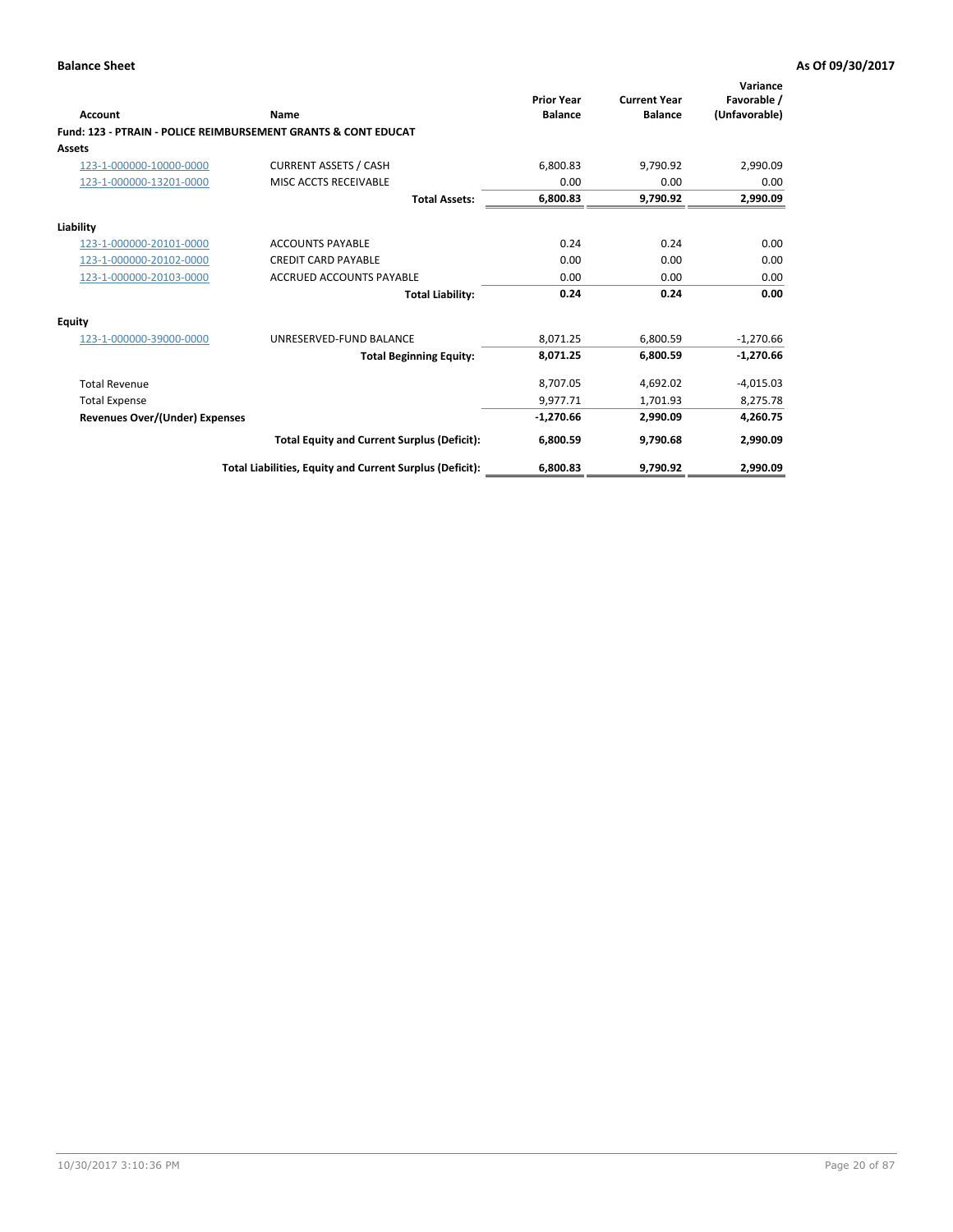**Balance Sheet** **As Of 09/30/2017**

| Account | Name | Prior Year Balance | Current Year Balance | Variance Favorable / (Unfavorable) |
|---|---|---|---|---|
| **Fund: 123 - PTRAIN - POLICE REIMBURSEMENT GRANTS & CONT EDUCAT** | | | | |
| **Assets** | | | | |
| 123-1-000000-10000-0000 | CURRENT ASSETS / CASH | 6,800.83 | 9,790.92 | 2,990.09 |
| 123-1-000000-13201-0000 | MISC ACCTS RECEIVABLE | 0.00 | 0.00 | 0.00 |
| | **Total Assets:** | **6,800.83** | **9,790.92** | **2,990.09** |
| **Liability** | | | | |
| 123-1-000000-20101-0000 | ACCOUNTS PAYABLE | 0.24 | 0.24 | 0.00 |
| 123-1-000000-20102-0000 | CREDIT CARD PAYABLE | 0.00 | 0.00 | 0.00 |
| 123-1-000000-20103-0000 | ACCRUED ACCOUNTS PAYABLE | 0.00 | 0.00 | 0.00 |
| | **Total Liability:** | **0.24** | **0.24** | **0.00** |
| **Equity** | | | | |
| 123-1-000000-39000-0000 | UNRESERVED-FUND BALANCE | 8,071.25 | 6,800.59 | -1,270.66 |
| | **Total Beginning Equity:** | **8,071.25** | **6,800.59** | **-1,270.66** |
| Total Revenue | | 8,707.05 | 4,692.02 | -4,015.03 |
| Total Expense | | 9,977.71 | 1,701.93 | 8,275.78 |
| **Revenues Over/(Under) Expenses** | | **-1,270.66** | **2,990.09** | **4,260.75** |
| | **Total Equity and Current Surplus (Deficit):** | **6,800.59** | **9,790.68** | **2,990.09** |
| | **Total Liabilities, Equity and Current Surplus (Deficit):** | **6,800.83** | **9,790.92** | **2,990.09** |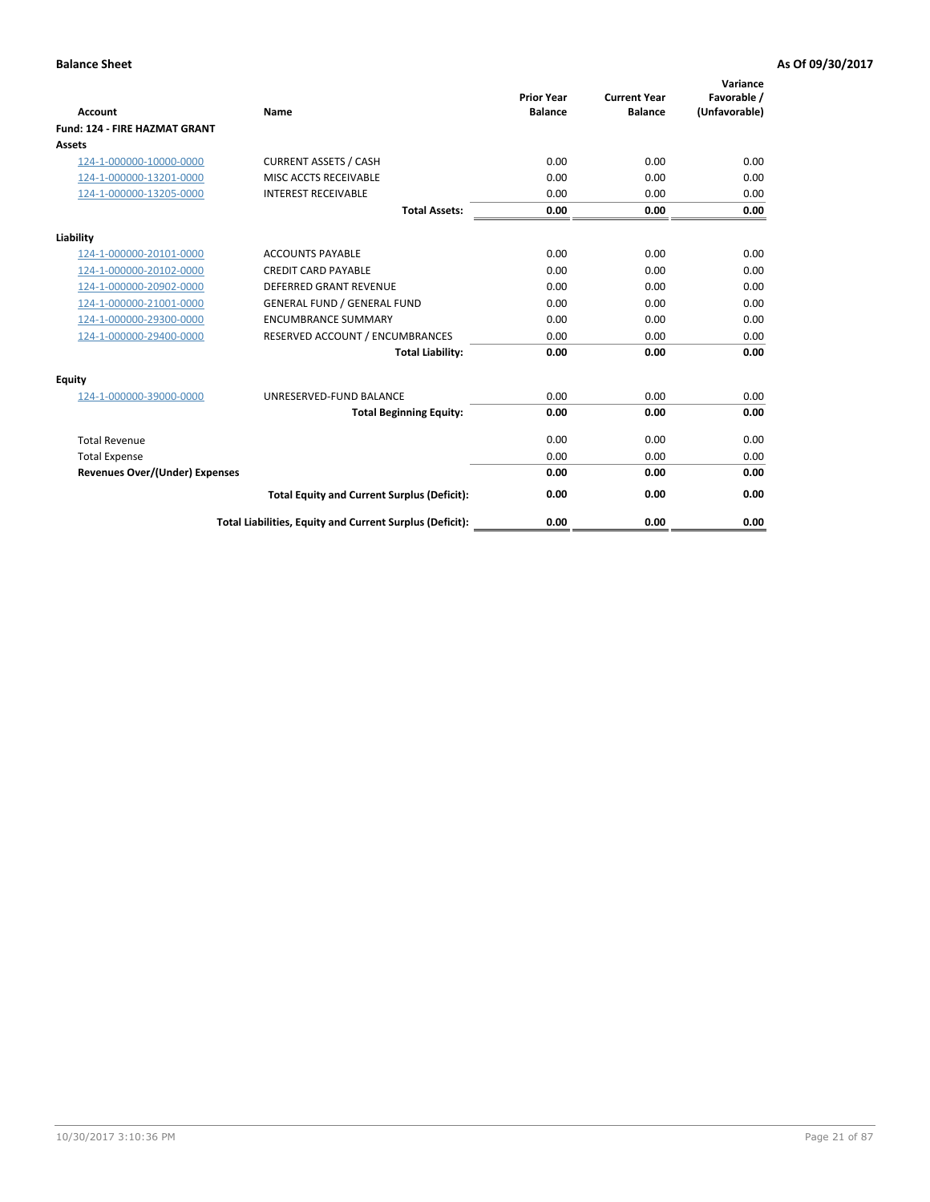**Balance Sheet** **As Of 09/30/2017**

| Account | Name | Prior Year Balance | Current Year Balance | Variance Favorable / (Unfavorable) |
|---|---|---|---|---|
| **Fund: 124 - FIRE HAZMAT GRANT** | | | | |
| **Assets** | | | | |
| 124-1-000000-10000-0000 | CURRENT ASSETS / CASH | 0.00 | 0.00 | 0.00 |
| 124-1-000000-13201-0000 | MISC ACCTS RECEIVABLE | 0.00 | 0.00 | 0.00 |
| 124-1-000000-13205-0000 | INTEREST RECEIVABLE | 0.00 | 0.00 | 0.00 |
| | **Total Assets:** | **0.00** | **0.00** | **0.00** |
| **Liability** | | | | |
| 124-1-000000-20101-0000 | ACCOUNTS PAYABLE | 0.00 | 0.00 | 0.00 |
| 124-1-000000-20102-0000 | CREDIT CARD PAYABLE | 0.00 | 0.00 | 0.00 |
| 124-1-000000-20902-0000 | DEFERRED GRANT REVENUE | 0.00 | 0.00 | 0.00 |
| 124-1-000000-21001-0000 | GENERAL FUND / GENERAL FUND | 0.00 | 0.00 | 0.00 |
| 124-1-000000-29300-0000 | ENCUMBRANCE SUMMARY | 0.00 | 0.00 | 0.00 |
| 124-1-000000-29400-0000 | RESERVED ACCOUNT / ENCUMBRANCES | 0.00 | 0.00 | 0.00 |
| | **Total Liability:** | **0.00** | **0.00** | **0.00** |
| **Equity** | | | | |
| 124-1-000000-39000-0000 | UNRESERVED-FUND BALANCE | 0.00 | 0.00 | 0.00 |
| | **Total Beginning Equity:** | **0.00** | **0.00** | **0.00** |
| Total Revenue | | 0.00 | 0.00 | 0.00 |
| Total Expense | | 0.00 | 0.00 | 0.00 |
| **Revenues Over/(Under) Expenses** | | **0.00** | **0.00** | **0.00** |
| | **Total Equity and Current Surplus (Deficit):** | **0.00** | **0.00** | **0.00** |
| | **Total Liabilities, Equity and Current Surplus (Deficit):** | **0.00** | **0.00** | **0.00** |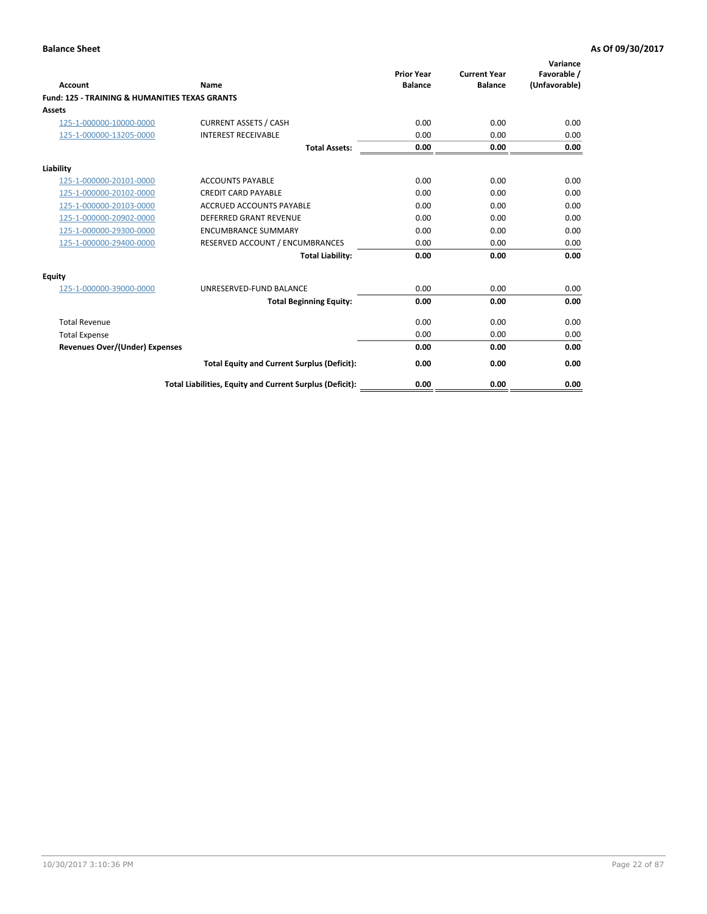**Balance Sheet** — **As Of 09/30/2017**

| Account | Name | Prior Year Balance | Current Year Balance | Variance Favorable / (Unfavorable) |
|---|---|---|---|---|
| **Fund: 125 - TRAINING & HUMANITIES TEXAS GRANTS** | | | | |
| **Assets** | | | | |
| 125-1-000000-10000-0000 | CURRENT ASSETS / CASH | 0.00 | 0.00 | 0.00 |
| 125-1-000000-13205-0000 | INTEREST RECEIVABLE | 0.00 | 0.00 | 0.00 |
| | **Total Assets:** | **0.00** | **0.00** | **0.00** |
| **Liability** | | | | |
| 125-1-000000-20101-0000 | ACCOUNTS PAYABLE | 0.00 | 0.00 | 0.00 |
| 125-1-000000-20102-0000 | CREDIT CARD PAYABLE | 0.00 | 0.00 | 0.00 |
| 125-1-000000-20103-0000 | ACCRUED ACCOUNTS PAYABLE | 0.00 | 0.00 | 0.00 |
| 125-1-000000-20902-0000 | DEFERRED GRANT REVENUE | 0.00 | 0.00 | 0.00 |
| 125-1-000000-29300-0000 | ENCUMBRANCE SUMMARY | 0.00 | 0.00 | 0.00 |
| 125-1-000000-29400-0000 | RESERVED ACCOUNT / ENCUMBRANCES | 0.00 | 0.00 | 0.00 |
| | **Total Liability:** | **0.00** | **0.00** | **0.00** |
| **Equity** | | | | |
| 125-1-000000-39000-0000 | UNRESERVED-FUND BALANCE | 0.00 | 0.00 | 0.00 |
| | **Total Beginning Equity:** | **0.00** | **0.00** | **0.00** |
| Total Revenue | | 0.00 | 0.00 | 0.00 |
| Total Expense | | 0.00 | 0.00 | 0.00 |
| **Revenues Over/(Under) Expenses** | | **0.00** | **0.00** | **0.00** |
| | **Total Equity and Current Surplus (Deficit):** | **0.00** | **0.00** | **0.00** |
| | **Total Liabilities, Equity and Current Surplus (Deficit):** | **0.00** | **0.00** | **0.00** |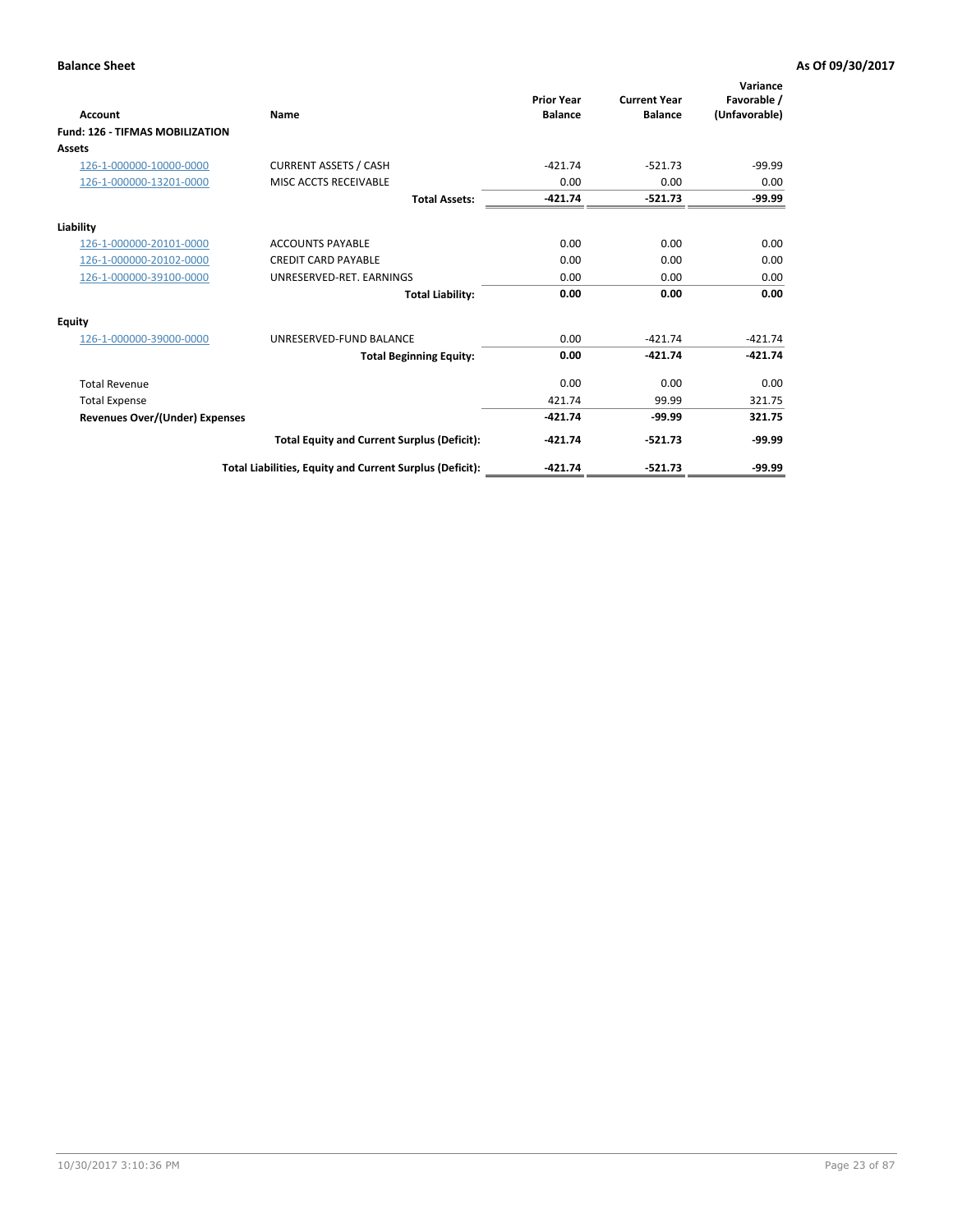**Balance Sheet** **As Of 09/30/2017**

| Account | Name | Prior Year Balance | Current Year Balance | Variance Favorable / (Unfavorable) |
|---|---|---|---|---|
| **Fund: 126 - TIFMAS MOBILIZATION** | | | | |
| **Assets** | | | | |
| 126-1-000000-10000-0000 | CURRENT ASSETS / CASH | -421.74 | -521.73 | -99.99 |
| 126-1-000000-13201-0000 | MISC ACCTS RECEIVABLE | 0.00 | 0.00 | 0.00 |
| | **Total Assets:** | **-421.74** | **-521.73** | **-99.99** |
| **Liability** | | | | |
| 126-1-000000-20101-0000 | ACCOUNTS PAYABLE | 0.00 | 0.00 | 0.00 |
| 126-1-000000-20102-0000 | CREDIT CARD PAYABLE | 0.00 | 0.00 | 0.00 |
| 126-1-000000-39100-0000 | UNRESERVED-RET. EARNINGS | 0.00 | 0.00 | 0.00 |
| | **Total Liability:** | **0.00** | **0.00** | **0.00** |
| **Equity** | | | | |
| 126-1-000000-39000-0000 | UNRESERVED-FUND BALANCE | 0.00 | -421.74 | -421.74 |
| | **Total Beginning Equity:** | **0.00** | **-421.74** | **-421.74** |
| Total Revenue | | 0.00 | 0.00 | 0.00 |
| Total Expense | | 421.74 | 99.99 | 321.75 |
| **Revenues Over/(Under) Expenses** | | **-421.74** | **-99.99** | **321.75** |
| | **Total Equity and Current Surplus (Deficit):** | **-421.74** | **-521.73** | **-99.99** |
| | **Total Liabilities, Equity and Current Surplus (Deficit):** | **-421.74** | **-521.73** | **-99.99** |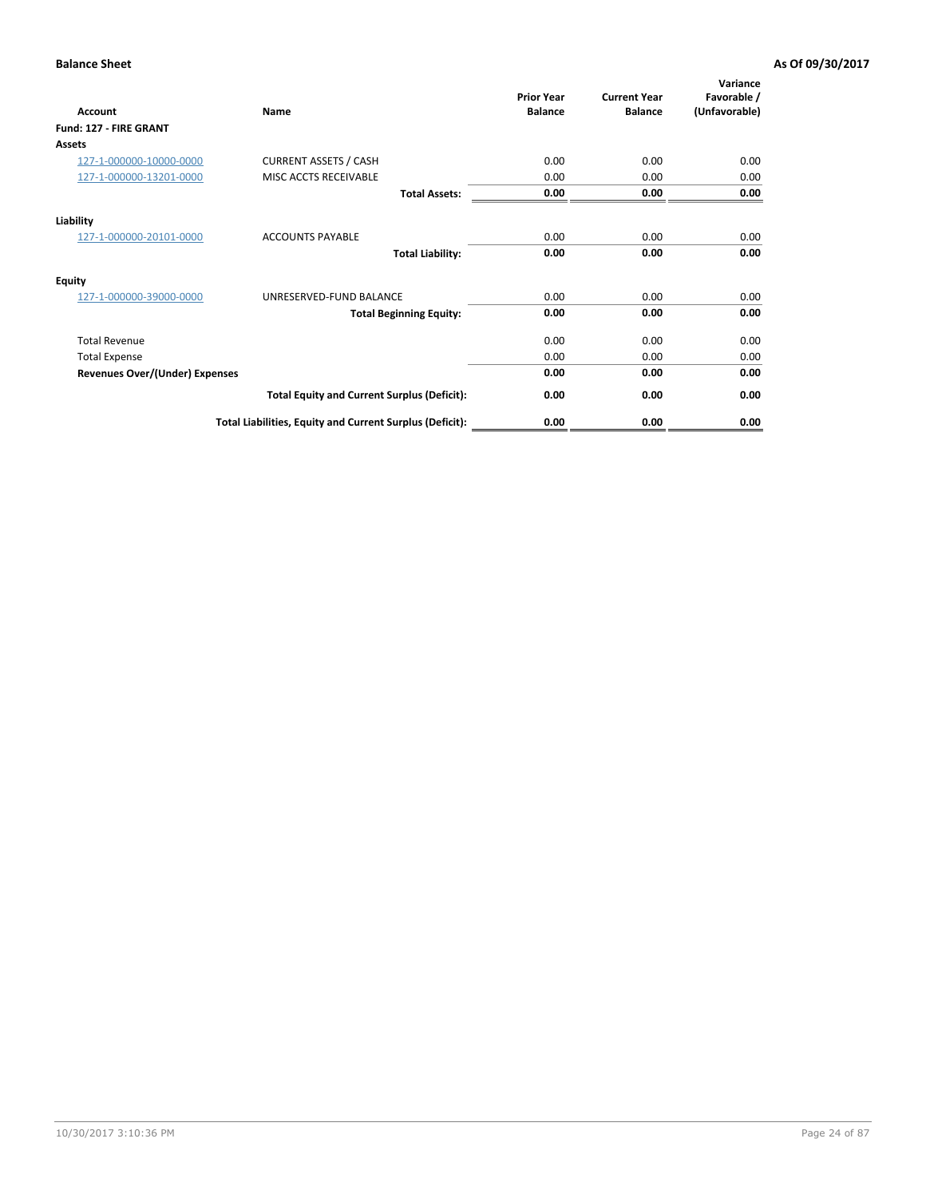**Balance Sheet** **As Of 09/30/2017**

| Account | Name | Prior Year Balance | Current Year Balance | Variance Favorable / (Unfavorable) |
|---|---|---|---|---|
| **Fund: 127 - FIRE GRANT** | | | | |
| **Assets** | | | | |
| 127-1-000000-10000-0000 | CURRENT ASSETS / CASH | 0.00 | 0.00 | 0.00 |
| 127-1-000000-13201-0000 | MISC ACCTS RECEIVABLE | 0.00 | 0.00 | 0.00 |
| | **Total Assets:** | **0.00** | **0.00** | **0.00** |
| **Liability** | | | | |
| 127-1-000000-20101-0000 | ACCOUNTS PAYABLE | 0.00 | 0.00 | 0.00 |
| | **Total Liability:** | **0.00** | **0.00** | **0.00** |
| **Equity** | | | | |
| 127-1-000000-39000-0000 | UNRESERVED-FUND BALANCE | 0.00 | 0.00 | 0.00 |
| | **Total Beginning Equity:** | **0.00** | **0.00** | **0.00** |
| Total Revenue | | 0.00 | 0.00 | 0.00 |
| Total Expense | | 0.00 | 0.00 | 0.00 |
| **Revenues Over/(Under) Expenses** | | **0.00** | **0.00** | **0.00** |
| | **Total Equity and Current Surplus (Deficit):** | **0.00** | **0.00** | **0.00** |
| | **Total Liabilities, Equity and Current Surplus (Deficit):** | **0.00** | **0.00** | **0.00** |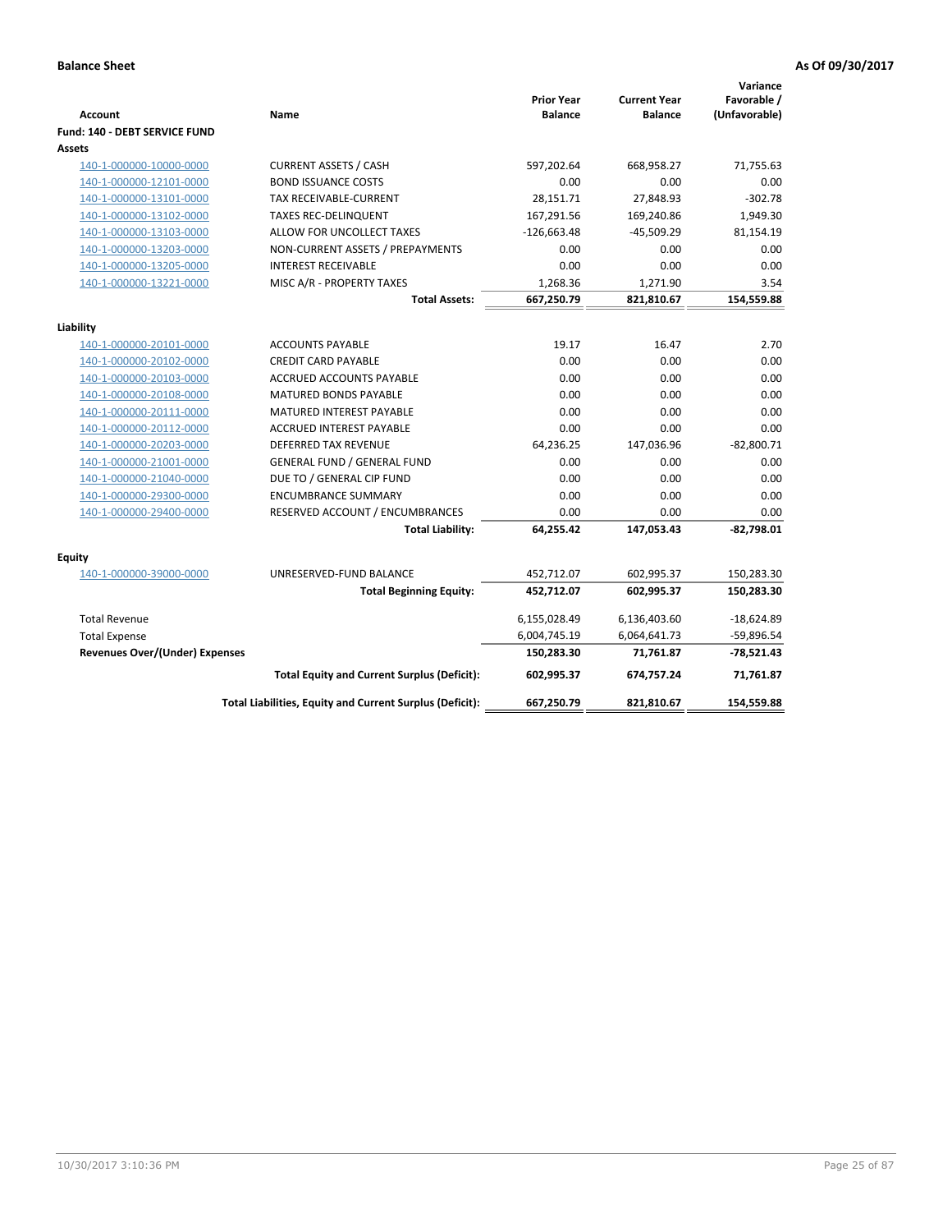**Balance Sheet** **As Of 09/30/2017**

| Account | Name | Prior Year Balance | Current Year Balance | Variance Favorable / (Unfavorable) |
|---|---|---|---|---|
| **Fund: 140 - DEBT SERVICE FUND** | | | | |
| **Assets** | | | | |
| 140-1-000000-10000-0000 | CURRENT ASSETS / CASH | 597,202.64 | 668,958.27 | 71,755.63 |
| 140-1-000000-12101-0000 | BOND ISSUANCE COSTS | 0.00 | 0.00 | 0.00 |
| 140-1-000000-13101-0000 | TAX RECEIVABLE-CURRENT | 28,151.71 | 27,848.93 | -302.78 |
| 140-1-000000-13102-0000 | TAXES REC-DELINQUENT | 167,291.56 | 169,240.86 | 1,949.30 |
| 140-1-000000-13103-0000 | ALLOW FOR UNCOLLECT TAXES | -126,663.48 | -45,509.29 | 81,154.19 |
| 140-1-000000-13203-0000 | NON-CURRENT ASSETS / PREPAYMENTS | 0.00 | 0.00 | 0.00 |
| 140-1-000000-13205-0000 | INTEREST RECEIVABLE | 0.00 | 0.00 | 0.00 |
| 140-1-000000-13221-0000 | MISC A/R - PROPERTY TAXES | 1,268.36 | 1,271.90 | 3.54 |
| | **Total Assets:** | **667,250.79** | **821,810.67** | **154,559.88** |
| **Liability** | | | | |
| 140-1-000000-20101-0000 | ACCOUNTS PAYABLE | 19.17 | 16.47 | 2.70 |
| 140-1-000000-20102-0000 | CREDIT CARD PAYABLE | 0.00 | 0.00 | 0.00 |
| 140-1-000000-20103-0000 | ACCRUED ACCOUNTS PAYABLE | 0.00 | 0.00 | 0.00 |
| 140-1-000000-20108-0000 | MATURED BONDS PAYABLE | 0.00 | 0.00 | 0.00 |
| 140-1-000000-20111-0000 | MATURED INTEREST PAYABLE | 0.00 | 0.00 | 0.00 |
| 140-1-000000-20112-0000 | ACCRUED INTEREST PAYABLE | 0.00 | 0.00 | 0.00 |
| 140-1-000000-20203-0000 | DEFERRED TAX REVENUE | 64,236.25 | 147,036.96 | -82,800.71 |
| 140-1-000000-21001-0000 | GENERAL FUND / GENERAL FUND | 0.00 | 0.00 | 0.00 |
| 140-1-000000-21040-0000 | DUE TO / GENERAL CIP FUND | 0.00 | 0.00 | 0.00 |
| 140-1-000000-29300-0000 | ENCUMBRANCE SUMMARY | 0.00 | 0.00 | 0.00 |
| 140-1-000000-29400-0000 | RESERVED ACCOUNT / ENCUMBRANCES | 0.00 | 0.00 | 0.00 |
| | **Total Liability:** | **64,255.42** | **147,053.43** | **-82,798.01** |
| **Equity** | | | | |
| 140-1-000000-39000-0000 | UNRESERVED-FUND BALANCE | 452,712.07 | 602,995.37 | 150,283.30 |
| | **Total Beginning Equity:** | **452,712.07** | **602,995.37** | **150,283.30** |
| Total Revenue | | 6,155,028.49 | 6,136,403.60 | -18,624.89 |
| Total Expense | | 6,004,745.19 | 6,064,641.73 | -59,896.54 |
| **Revenues Over/(Under) Expenses** | | **150,283.30** | **71,761.87** | **-78,521.43** |
| | **Total Equity and Current Surplus (Deficit):** | **602,995.37** | **674,757.24** | **71,761.87** |
| | **Total Liabilities, Equity and Current Surplus (Deficit):** | **667,250.79** | **821,810.67** | **154,559.88** |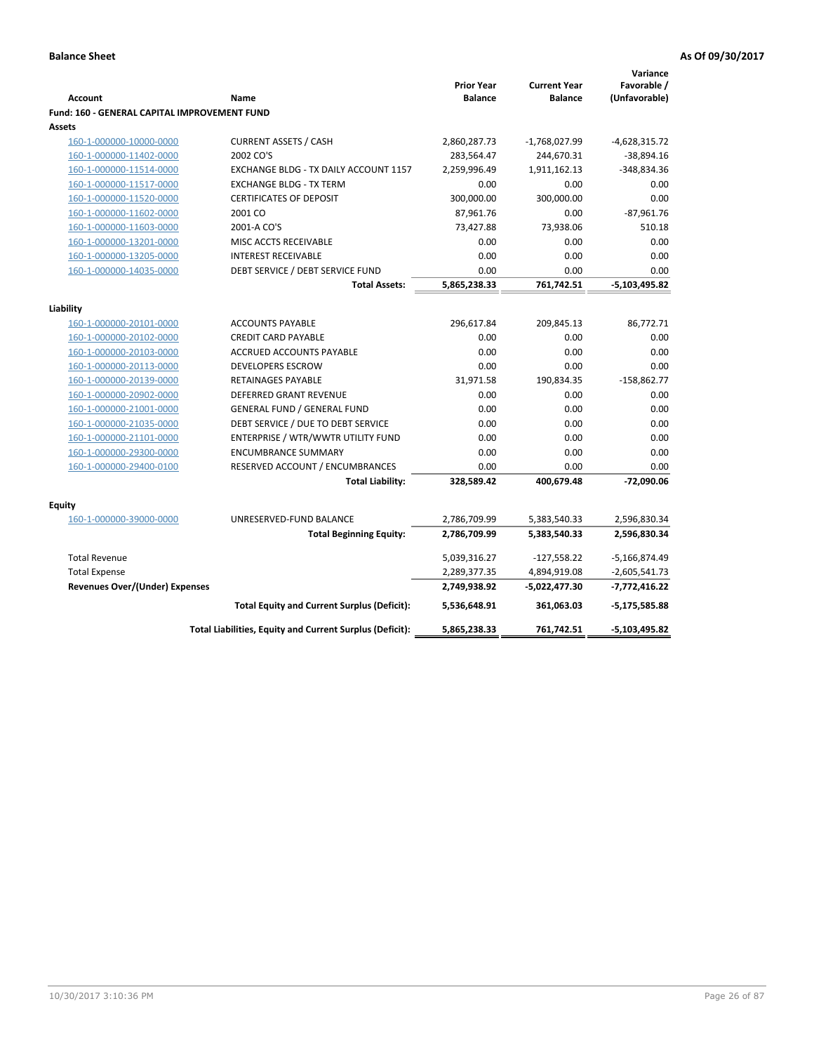**Balance Sheet** **As Of 09/30/2017**

| Account | Name | Prior Year Balance | Current Year Balance | Variance Favorable / (Unfavorable) |
|---|---|---|---|---|
| **Fund: 160 - GENERAL CAPITAL IMPROVEMENT FUND** | | | | |
| **Assets** | | | | |
| 160-1-000000-10000-0000 | CURRENT ASSETS / CASH | 2,860,287.73 | -1,768,027.99 | -4,628,315.72 |
| 160-1-000000-11402-0000 | 2002 CO'S | 283,564.47 | 244,670.31 | -38,894.16 |
| 160-1-000000-11514-0000 | EXCHANGE BLDG - TX DAILY ACCOUNT 1157 | 2,259,996.49 | 1,911,162.13 | -348,834.36 |
| 160-1-000000-11517-0000 | EXCHANGE BLDG - TX TERM | 0.00 | 0.00 | 0.00 |
| 160-1-000000-11520-0000 | CERTIFICATES OF DEPOSIT | 300,000.00 | 300,000.00 | 0.00 |
| 160-1-000000-11602-0000 | 2001 CO | 87,961.76 | 0.00 | -87,961.76 |
| 160-1-000000-11603-0000 | 2001-A CO'S | 73,427.88 | 73,938.06 | 510.18 |
| 160-1-000000-13201-0000 | MISC ACCTS RECEIVABLE | 0.00 | 0.00 | 0.00 |
| 160-1-000000-13205-0000 | INTEREST RECEIVABLE | 0.00 | 0.00 | 0.00 |
| 160-1-000000-14035-0000 | DEBT SERVICE / DEBT SERVICE FUND | 0.00 | 0.00 | 0.00 |
| | **Total Assets:** | **5,865,238.33** | **761,742.51** | **-5,103,495.82** |
| **Liability** | | | | |
| 160-1-000000-20101-0000 | ACCOUNTS PAYABLE | 296,617.84 | 209,845.13 | 86,772.71 |
| 160-1-000000-20102-0000 | CREDIT CARD PAYABLE | 0.00 | 0.00 | 0.00 |
| 160-1-000000-20103-0000 | ACCRUED ACCOUNTS PAYABLE | 0.00 | 0.00 | 0.00 |
| 160-1-000000-20113-0000 | DEVELOPERS ESCROW | 0.00 | 0.00 | 0.00 |
| 160-1-000000-20139-0000 | RETAINAGES PAYABLE | 31,971.58 | 190,834.35 | -158,862.77 |
| 160-1-000000-20902-0000 | DEFERRED GRANT REVENUE | 0.00 | 0.00 | 0.00 |
| 160-1-000000-21001-0000 | GENERAL FUND / GENERAL FUND | 0.00 | 0.00 | 0.00 |
| 160-1-000000-21035-0000 | DEBT SERVICE / DUE TO DEBT SERVICE | 0.00 | 0.00 | 0.00 |
| 160-1-000000-21101-0000 | ENTERPRISE / WTR/WWTR UTILITY FUND | 0.00 | 0.00 | 0.00 |
| 160-1-000000-29300-0000 | ENCUMBRANCE SUMMARY | 0.00 | 0.00 | 0.00 |
| 160-1-000000-29400-0100 | RESERVED ACCOUNT / ENCUMBRANCES | 0.00 | 0.00 | 0.00 |
| | **Total Liability:** | **328,589.42** | **400,679.48** | **-72,090.06** |
| **Equity** | | | | |
| 160-1-000000-39000-0000 | UNRESERVED-FUND BALANCE | 2,786,709.99 | 5,383,540.33 | 2,596,830.34 |
| | **Total Beginning Equity:** | **2,786,709.99** | **5,383,540.33** | **2,596,830.34** |
| Total Revenue | | 5,039,316.27 | -127,558.22 | -5,166,874.49 |
| Total Expense | | 2,289,377.35 | 4,894,919.08 | -2,605,541.73 |
| **Revenues Over/(Under) Expenses** | | **2,749,938.92** | **-5,022,477.30** | **-7,772,416.22** |
| | **Total Equity and Current Surplus (Deficit):** | **5,536,648.91** | **361,063.03** | **-5,175,585.88** |
| | **Total Liabilities, Equity and Current Surplus (Deficit):** | **5,865,238.33** | **761,742.51** | **-5,103,495.82** |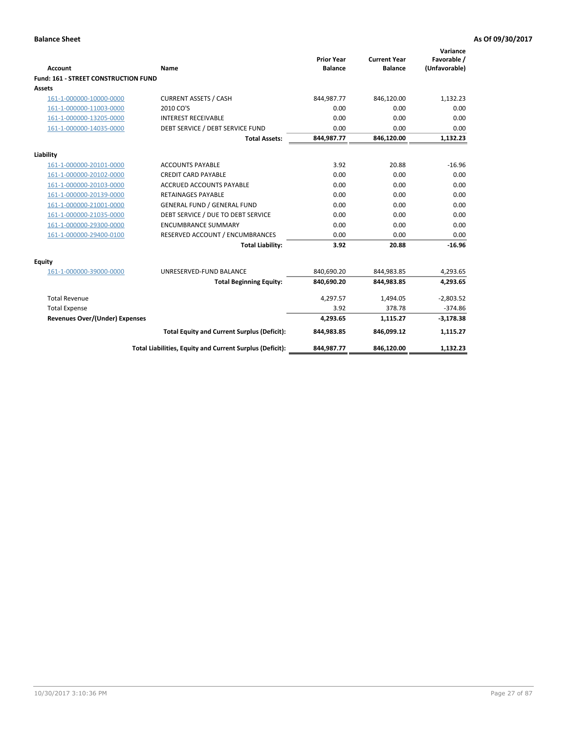**Balance Sheet** — **As Of 09/30/2017**

| Account | Name | Prior Year Balance | Current Year Balance | Variance Favorable / (Unfavorable) |
|---|---|---|---|---|
| **Fund: 161 - STREET CONSTRUCTION FUND** | | | | |
| **Assets** | | | | |
| 161-1-000000-10000-0000 | CURRENT ASSETS / CASH | 844,987.77 | 846,120.00 | 1,132.23 |
| 161-1-000000-11003-0000 | 2010 CO'S | 0.00 | 0.00 | 0.00 |
| 161-1-000000-13205-0000 | INTEREST RECEIVABLE | 0.00 | 0.00 | 0.00 |
| 161-1-000000-14035-0000 | DEBT SERVICE / DEBT SERVICE FUND | 0.00 | 0.00 | 0.00 |
| | **Total Assets:** | **844,987.77** | **846,120.00** | **1,132.23** |
| **Liability** | | | | |
| 161-1-000000-20101-0000 | ACCOUNTS PAYABLE | 3.92 | 20.88 | -16.96 |
| 161-1-000000-20102-0000 | CREDIT CARD PAYABLE | 0.00 | 0.00 | 0.00 |
| 161-1-000000-20103-0000 | ACCRUED ACCOUNTS PAYABLE | 0.00 | 0.00 | 0.00 |
| 161-1-000000-20139-0000 | RETAINAGES PAYABLE | 0.00 | 0.00 | 0.00 |
| 161-1-000000-21001-0000 | GENERAL FUND / GENERAL FUND | 0.00 | 0.00 | 0.00 |
| 161-1-000000-21035-0000 | DEBT SERVICE / DUE TO DEBT SERVICE | 0.00 | 0.00 | 0.00 |
| 161-1-000000-29300-0000 | ENCUMBRANCE SUMMARY | 0.00 | 0.00 | 0.00 |
| 161-1-000000-29400-0100 | RESERVED ACCOUNT / ENCUMBRANCES | 0.00 | 0.00 | 0.00 |
| | **Total Liability:** | **3.92** | **20.88** | **-16.96** |
| **Equity** | | | | |
| 161-1-000000-39000-0000 | UNRESERVED-FUND BALANCE | 840,690.20 | 844,983.85 | 4,293.65 |
| | **Total Beginning Equity:** | **840,690.20** | **844,983.85** | **4,293.65** |
| Total Revenue | | 4,297.57 | 1,494.05 | -2,803.52 |
| Total Expense | | 3.92 | 378.78 | -374.86 |
| **Revenues Over/(Under) Expenses** | | **4,293.65** | **1,115.27** | **-3,178.38** |
| | **Total Equity and Current Surplus (Deficit):** | **844,983.85** | **846,099.12** | **1,115.27** |
| | **Total Liabilities, Equity and Current Surplus (Deficit):** | **844,987.77** | **846,120.00** | **1,132.23** |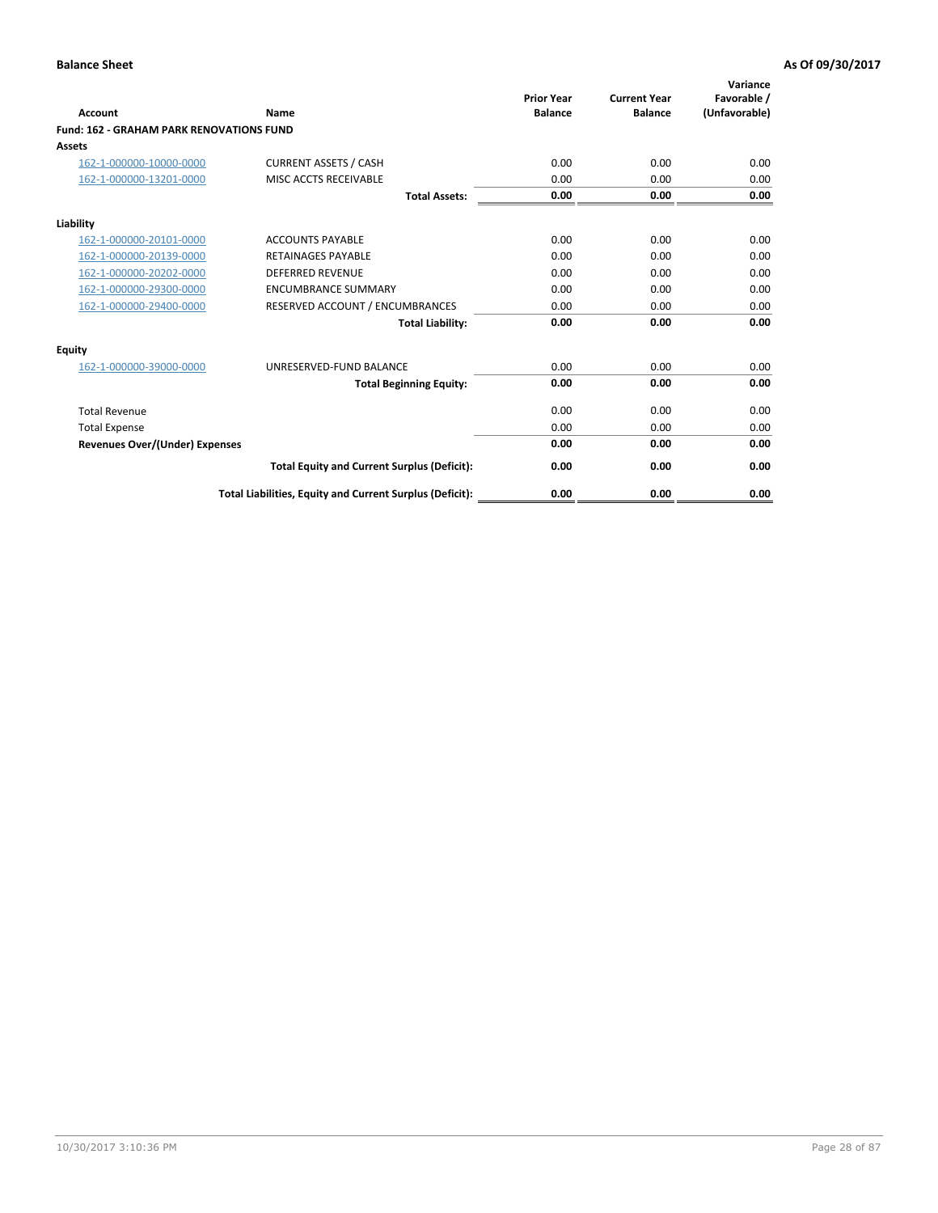**Balance Sheet** **As Of 09/30/2017**

| Account | Name | Prior Year Balance | Current Year Balance | Variance Favorable / (Unfavorable) |
|---|---|---|---|---|
| **Fund: 162 - GRAHAM PARK RENOVATIONS FUND** | | | | |
| **Assets** | | | | |
| 162-1-000000-10000-0000 | CURRENT ASSETS / CASH | 0.00 | 0.00 | 0.00 |
| 162-1-000000-13201-0000 | MISC ACCTS RECEIVABLE | 0.00 | 0.00 | 0.00 |
| | **Total Assets:** | **0.00** | **0.00** | **0.00** |
| **Liability** | | | | |
| 162-1-000000-20101-0000 | ACCOUNTS PAYABLE | 0.00 | 0.00 | 0.00 |
| 162-1-000000-20139-0000 | RETAINAGES PAYABLE | 0.00 | 0.00 | 0.00 |
| 162-1-000000-20202-0000 | DEFERRED REVENUE | 0.00 | 0.00 | 0.00 |
| 162-1-000000-29300-0000 | ENCUMBRANCE SUMMARY | 0.00 | 0.00 | 0.00 |
| 162-1-000000-29400-0000 | RESERVED ACCOUNT / ENCUMBRANCES | 0.00 | 0.00 | 0.00 |
| | **Total Liability:** | **0.00** | **0.00** | **0.00** |
| **Equity** | | | | |
| 162-1-000000-39000-0000 | UNRESERVED-FUND BALANCE | 0.00 | 0.00 | 0.00 |
| | **Total Beginning Equity:** | **0.00** | **0.00** | **0.00** |
| Total Revenue | | 0.00 | 0.00 | 0.00 |
| Total Expense | | 0.00 | 0.00 | 0.00 |
| **Revenues Over/(Under) Expenses** | | **0.00** | **0.00** | **0.00** |
| | **Total Equity and Current Surplus (Deficit):** | **0.00** | **0.00** | **0.00** |
| | **Total Liabilities, Equity and Current Surplus (Deficit):** | **0.00** | **0.00** | **0.00** |

10/30/2017 3:10:36 PM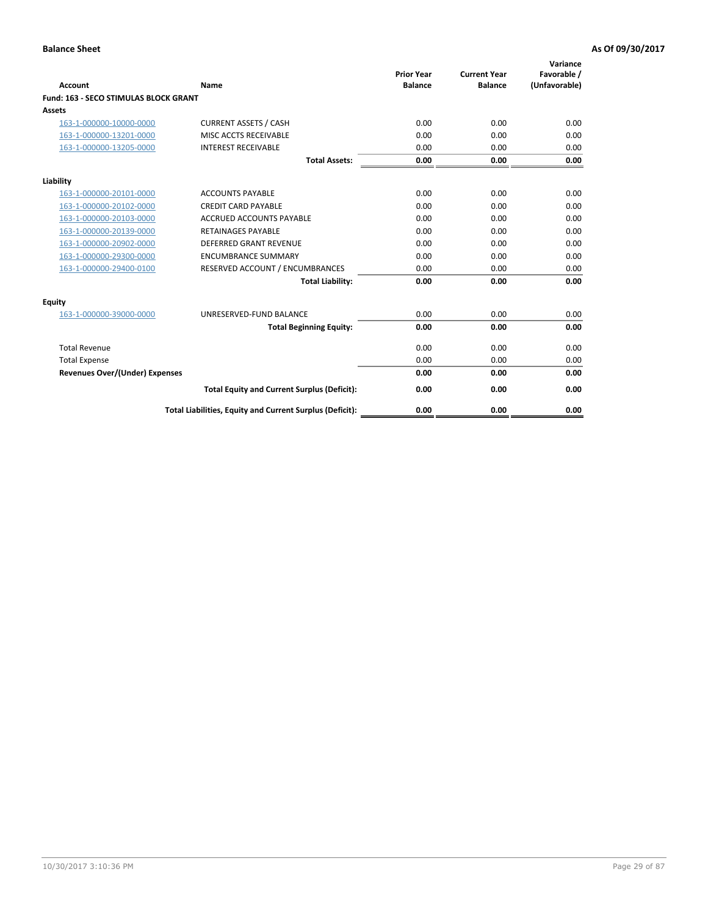**Balance Sheet** — As Of 09/30/2017

| Account | Name | Prior Year Balance | Current Year Balance | Variance Favorable / (Unfavorable) |
|---|---|---|---|---|
| **Fund: 163 - SECO STIMULAS BLOCK GRANT** | | | | |
| **Assets** | | | | |
| 163-1-000000-10000-0000 | CURRENT ASSETS / CASH | 0.00 | 0.00 | 0.00 |
| 163-1-000000-13201-0000 | MISC ACCTS RECEIVABLE | 0.00 | 0.00 | 0.00 |
| 163-1-000000-13205-0000 | INTEREST RECEIVABLE | 0.00 | 0.00 | 0.00 |
| | **Total Assets:** | **0.00** | **0.00** | **0.00** |
| **Liability** | | | | |
| 163-1-000000-20101-0000 | ACCOUNTS PAYABLE | 0.00 | 0.00 | 0.00 |
| 163-1-000000-20102-0000 | CREDIT CARD PAYABLE | 0.00 | 0.00 | 0.00 |
| 163-1-000000-20103-0000 | ACCRUED ACCOUNTS PAYABLE | 0.00 | 0.00 | 0.00 |
| 163-1-000000-20139-0000 | RETAINAGES PAYABLE | 0.00 | 0.00 | 0.00 |
| 163-1-000000-20902-0000 | DEFERRED GRANT REVENUE | 0.00 | 0.00 | 0.00 |
| 163-1-000000-29300-0000 | ENCUMBRANCE SUMMARY | 0.00 | 0.00 | 0.00 |
| 163-1-000000-29400-0100 | RESERVED ACCOUNT / ENCUMBRANCES | 0.00 | 0.00 | 0.00 |
| | **Total Liability:** | **0.00** | **0.00** | **0.00** |
| **Equity** | | | | |
| 163-1-000000-39000-0000 | UNRESERVED-FUND BALANCE | 0.00 | 0.00 | 0.00 |
| | **Total Beginning Equity:** | **0.00** | **0.00** | **0.00** |
| Total Revenue | | 0.00 | 0.00 | 0.00 |
| Total Expense | | 0.00 | 0.00 | 0.00 |
| **Revenues Over/(Under) Expenses** | | **0.00** | **0.00** | **0.00** |
| | **Total Equity and Current Surplus (Deficit):** | **0.00** | **0.00** | **0.00** |
| | **Total Liabilities, Equity and Current Surplus (Deficit):** | **0.00** | **0.00** | **0.00** |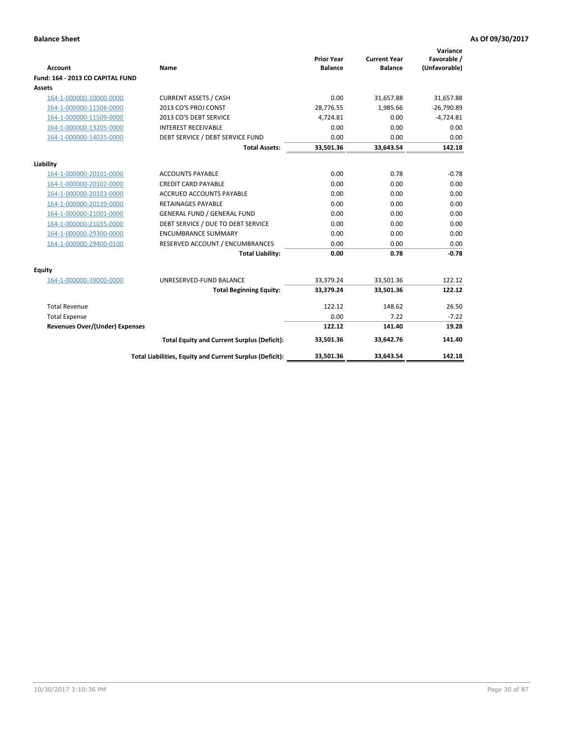**Balance Sheet** **As Of 09/30/2017**

| Account | Name | Prior Year Balance | Current Year Balance | Variance Favorable / (Unfavorable) |
|---|---|---|---|---|
| **Fund: 164 - 2013 CO CAPITAL FUND** | | | | |
| **Assets** | | | | |
| 164-1-000000-10000-0000 | CURRENT ASSETS / CASH | 0.00 | 31,657.88 | 31,657.88 |
| 164-1-000000-11508-0000 | 2013 CO'S PROJ CONST | 28,776.55 | 1,985.66 | -26,790.89 |
| 164-1-000000-11509-0000 | 2013 CO'S DEBT SERVICE | 4,724.81 | 0.00 | -4,724.81 |
| 164-1-000000-13205-0000 | INTEREST RECEIVABLE | 0.00 | 0.00 | 0.00 |
| 164-1-000000-14035-0000 | DEBT SERVICE / DEBT SERVICE FUND | 0.00 | 0.00 | 0.00 |
| | **Total Assets:** | **33,501.36** | **33,643.54** | **142.18** |
| **Liability** | | | | |
| 164-1-000000-20101-0000 | ACCOUNTS PAYABLE | 0.00 | 0.78 | -0.78 |
| 164-1-000000-20102-0000 | CREDIT CARD PAYABLE | 0.00 | 0.00 | 0.00 |
| 164-1-000000-20103-0000 | ACCRUED ACCOUNTS PAYABLE | 0.00 | 0.00 | 0.00 |
| 164-1-000000-20139-0000 | RETAINAGES PAYABLE | 0.00 | 0.00 | 0.00 |
| 164-1-000000-21001-0000 | GENERAL FUND / GENERAL FUND | 0.00 | 0.00 | 0.00 |
| 164-1-000000-21035-0000 | DEBT SERVICE / DUE TO DEBT SERVICE | 0.00 | 0.00 | 0.00 |
| 164-1-000000-29300-0000 | ENCUMBRANCE SUMMARY | 0.00 | 0.00 | 0.00 |
| 164-1-000000-29400-0100 | RESERVED ACCOUNT / ENCUMBRANCES | 0.00 | 0.00 | 0.00 |
| | **Total Liability:** | **0.00** | **0.78** | **-0.78** |
| **Equity** | | | | |
| 164-1-000000-39000-0000 | UNRESERVED-FUND BALANCE | 33,379.24 | 33,501.36 | 122.12 |
| | **Total Beginning Equity:** | **33,379.24** | **33,501.36** | **122.12** |
| Total Revenue | | 122.12 | 148.62 | 26.50 |
| Total Expense | | 0.00 | 7.22 | -7.22 |
| **Revenues Over/(Under) Expenses** | | **122.12** | **141.40** | **19.28** |
| | **Total Equity and Current Surplus (Deficit):** | **33,501.36** | **33,642.76** | **141.40** |
| | **Total Liabilities, Equity and Current Surplus (Deficit):** | **33,501.36** | **33,643.54** | **142.18** |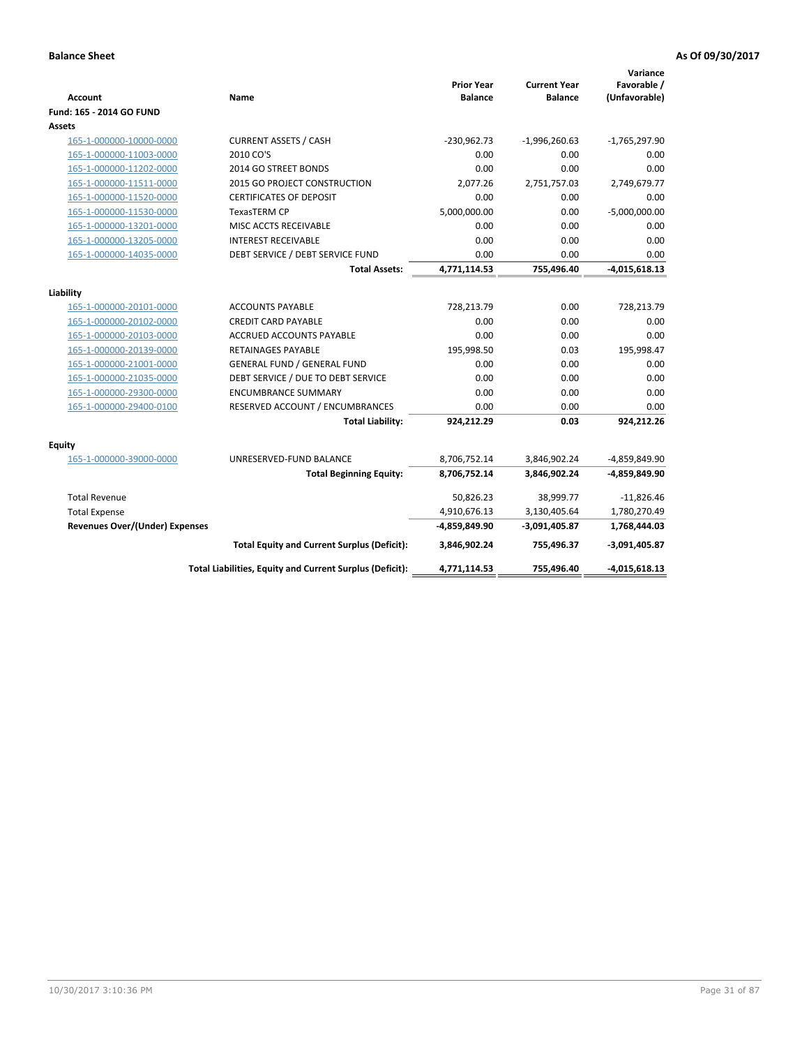**Balance Sheet** **As Of 09/30/2017**

| Account | Name | Prior Year Balance | Current Year Balance | Variance Favorable / (Unfavorable) |
|---|---|---|---|---|
| **Fund: 165 - 2014 GO FUND** | | | | |
| **Assets** | | | | |
| 165-1-000000-10000-0000 | CURRENT ASSETS / CASH | -230,962.73 | -1,996,260.63 | -1,765,297.90 |
| 165-1-000000-11003-0000 | 2010 CO'S | 0.00 | 0.00 | 0.00 |
| 165-1-000000-11202-0000 | 2014 GO STREET BONDS | 0.00 | 0.00 | 0.00 |
| 165-1-000000-11511-0000 | 2015 GO PROJECT CONSTRUCTION | 2,077.26 | 2,751,757.03 | 2,749,679.77 |
| 165-1-000000-11520-0000 | CERTIFICATES OF DEPOSIT | 0.00 | 0.00 | 0.00 |
| 165-1-000000-11530-0000 | TexasTERM CP | 5,000,000.00 | 0.00 | -5,000,000.00 |
| 165-1-000000-13201-0000 | MISC ACCTS RECEIVABLE | 0.00 | 0.00 | 0.00 |
| 165-1-000000-13205-0000 | INTEREST RECEIVABLE | 0.00 | 0.00 | 0.00 |
| 165-1-000000-14035-0000 | DEBT SERVICE / DEBT SERVICE FUND | 0.00 | 0.00 | 0.00 |
| | **Total Assets:** | **4,771,114.53** | **755,496.40** | **-4,015,618.13** |
| **Liability** | | | | |
| 165-1-000000-20101-0000 | ACCOUNTS PAYABLE | 728,213.79 | 0.00 | 728,213.79 |
| 165-1-000000-20102-0000 | CREDIT CARD PAYABLE | 0.00 | 0.00 | 0.00 |
| 165-1-000000-20103-0000 | ACCRUED ACCOUNTS PAYABLE | 0.00 | 0.00 | 0.00 |
| 165-1-000000-20139-0000 | RETAINAGES PAYABLE | 195,998.50 | 0.03 | 195,998.47 |
| 165-1-000000-21001-0000 | GENERAL FUND / GENERAL FUND | 0.00 | 0.00 | 0.00 |
| 165-1-000000-21035-0000 | DEBT SERVICE / DUE TO DEBT SERVICE | 0.00 | 0.00 | 0.00 |
| 165-1-000000-29300-0000 | ENCUMBRANCE SUMMARY | 0.00 | 0.00 | 0.00 |
| 165-1-000000-29400-0100 | RESERVED ACCOUNT / ENCUMBRANCES | 0.00 | 0.00 | 0.00 |
| | **Total Liability:** | **924,212.29** | **0.03** | **924,212.26** |
| **Equity** | | | | |
| 165-1-000000-39000-0000 | UNRESERVED-FUND BALANCE | 8,706,752.14 | 3,846,902.24 | -4,859,849.90 |
| | **Total Beginning Equity:** | **8,706,752.14** | **3,846,902.24** | **-4,859,849.90** |
| Total Revenue | | 50,826.23 | 38,999.77 | -11,826.46 |
| Total Expense | | 4,910,676.13 | 3,130,405.64 | 1,780,270.49 |
| **Revenues Over/(Under) Expenses** | | **-4,859,849.90** | **-3,091,405.87** | **1,768,444.03** |
| | **Total Equity and Current Surplus (Deficit):** | **3,846,902.24** | **755,496.37** | **-3,091,405.87** |
| | **Total Liabilities, Equity and Current Surplus (Deficit):** | **4,771,114.53** | **755,496.40** | **-4,015,618.13** |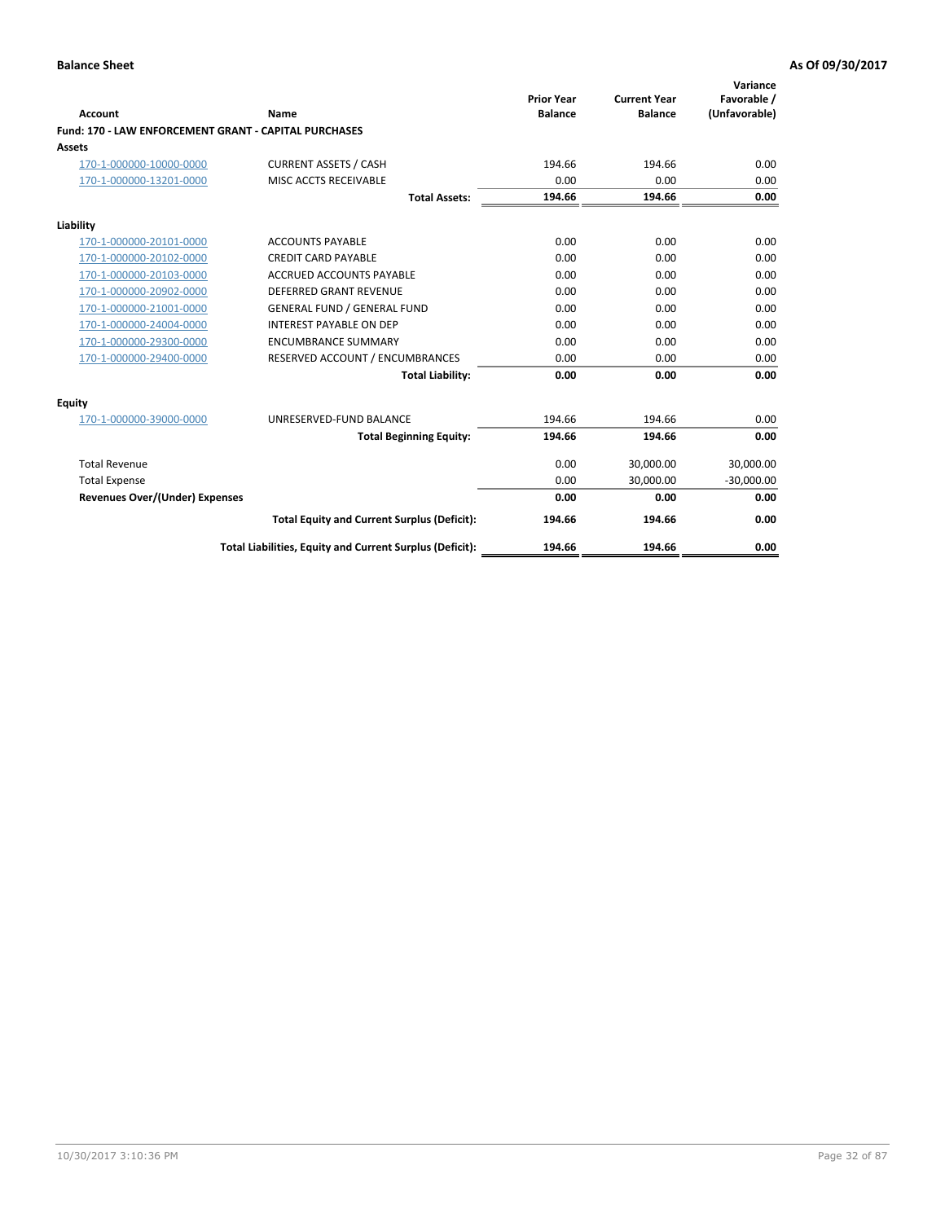**Balance Sheet** — As Of 09/30/2017

| Account | Name | Prior Year Balance | Current Year Balance | Variance Favorable / (Unfavorable) |
|---|---|---|---|---|
| **Fund: 170 - LAW ENFORCEMENT GRANT - CAPITAL PURCHASES** | | | | |
| **Assets** | | | | |
| 170-1-000000-10000-0000 | CURRENT ASSETS / CASH | 194.66 | 194.66 | 0.00 |
| 170-1-000000-13201-0000 | MISC ACCTS RECEIVABLE | 0.00 | 0.00 | 0.00 |
| | **Total Assets:** | **194.66** | **194.66** | **0.00** |
| **Liability** | | | | |
| 170-1-000000-20101-0000 | ACCOUNTS PAYABLE | 0.00 | 0.00 | 0.00 |
| 170-1-000000-20102-0000 | CREDIT CARD PAYABLE | 0.00 | 0.00 | 0.00 |
| 170-1-000000-20103-0000 | ACCRUED ACCOUNTS PAYABLE | 0.00 | 0.00 | 0.00 |
| 170-1-000000-20902-0000 | DEFERRED GRANT REVENUE | 0.00 | 0.00 | 0.00 |
| 170-1-000000-21001-0000 | GENERAL FUND / GENERAL FUND | 0.00 | 0.00 | 0.00 |
| 170-1-000000-24004-0000 | INTEREST PAYABLE ON DEP | 0.00 | 0.00 | 0.00 |
| 170-1-000000-29300-0000 | ENCUMBRANCE SUMMARY | 0.00 | 0.00 | 0.00 |
| 170-1-000000-29400-0000 | RESERVED ACCOUNT / ENCUMBRANCES | 0.00 | 0.00 | 0.00 |
| | **Total Liability:** | **0.00** | **0.00** | **0.00** |
| **Equity** | | | | |
| 170-1-000000-39000-0000 | UNRESERVED-FUND BALANCE | 194.66 | 194.66 | 0.00 |
| | **Total Beginning Equity:** | **194.66** | **194.66** | **0.00** |
| Total Revenue | | 0.00 | 30,000.00 | 30,000.00 |
| Total Expense | | 0.00 | 30,000.00 | -30,000.00 |
| **Revenues Over/(Under) Expenses** | | **0.00** | **0.00** | **0.00** |
| | **Total Equity and Current Surplus (Deficit):** | **194.66** | **194.66** | **0.00** |
| | **Total Liabilities, Equity and Current Surplus (Deficit):** | **194.66** | **194.66** | **0.00** |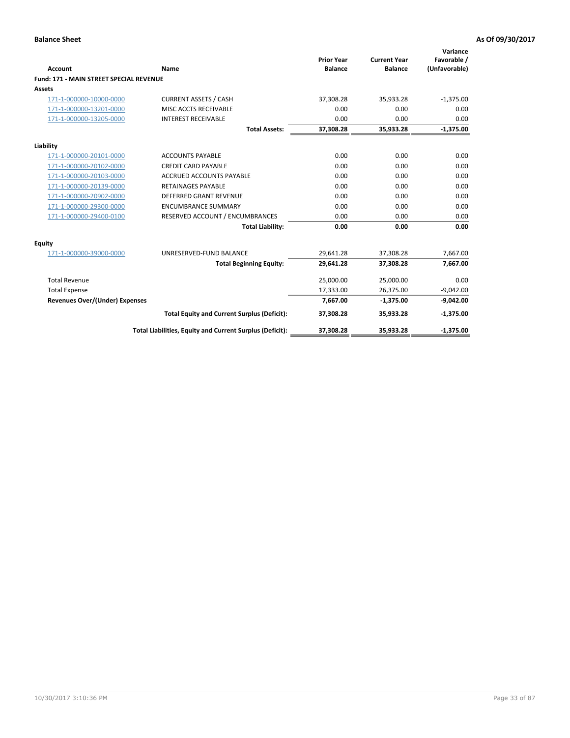**Balance Sheet** **As Of 09/30/2017**

| Account | Name | Prior Year Balance | Current Year Balance | Variance Favorable / (Unfavorable) |
|---|---|---|---|---|
| **Fund: 171 - MAIN STREET SPECIAL REVENUE** | | | | |
| **Assets** | | | | |
| 171-1-000000-10000-0000 | CURRENT ASSETS / CASH | 37,308.28 | 35,933.28 | -1,375.00 |
| 171-1-000000-13201-0000 | MISC ACCTS RECEIVABLE | 0.00 | 0.00 | 0.00 |
| 171-1-000000-13205-0000 | INTEREST RECEIVABLE | 0.00 | 0.00 | 0.00 |
| | **Total Assets:** | **37,308.28** | **35,933.28** | **-1,375.00** |
| **Liability** | | | | |
| 171-1-000000-20101-0000 | ACCOUNTS PAYABLE | 0.00 | 0.00 | 0.00 |
| 171-1-000000-20102-0000 | CREDIT CARD PAYABLE | 0.00 | 0.00 | 0.00 |
| 171-1-000000-20103-0000 | ACCRUED ACCOUNTS PAYABLE | 0.00 | 0.00 | 0.00 |
| 171-1-000000-20139-0000 | RETAINAGES PAYABLE | 0.00 | 0.00 | 0.00 |
| 171-1-000000-20902-0000 | DEFERRED GRANT REVENUE | 0.00 | 0.00 | 0.00 |
| 171-1-000000-29300-0000 | ENCUMBRANCE SUMMARY | 0.00 | 0.00 | 0.00 |
| 171-1-000000-29400-0100 | RESERVED ACCOUNT / ENCUMBRANCES | 0.00 | 0.00 | 0.00 |
| | **Total Liability:** | **0.00** | **0.00** | **0.00** |
| **Equity** | | | | |
| 171-1-000000-39000-0000 | UNRESERVED-FUND BALANCE | 29,641.28 | 37,308.28 | 7,667.00 |
| | **Total Beginning Equity:** | **29,641.28** | **37,308.28** | **7,667.00** |
| Total Revenue | | 25,000.00 | 25,000.00 | 0.00 |
| Total Expense | | 17,333.00 | 26,375.00 | -9,042.00 |
| **Revenues Over/(Under) Expenses** | | **7,667.00** | **-1,375.00** | **-9,042.00** |
| | **Total Equity and Current Surplus (Deficit):** | **37,308.28** | **35,933.28** | **-1,375.00** |
| | **Total Liabilities, Equity and Current Surplus (Deficit):** | **37,308.28** | **35,933.28** | **-1,375.00** |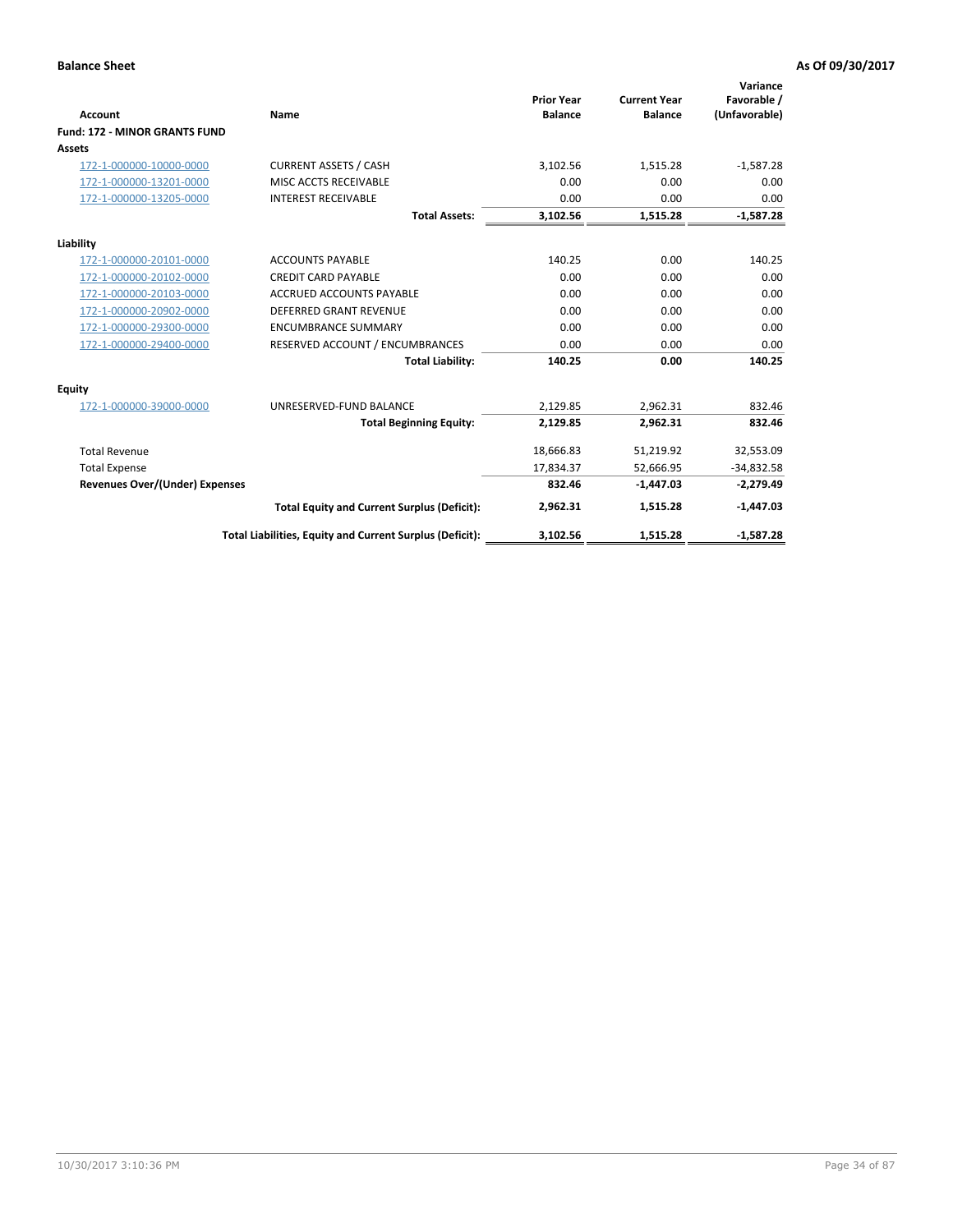**Balance Sheet** **As Of 09/30/2017**

| Account | Name | Prior Year Balance | Current Year Balance | Variance Favorable / (Unfavorable) |
|---|---|---|---|---|
| **Fund: 172 - MINOR GRANTS FUND** | | | | |
| **Assets** | | | | |
| 172-1-000000-10000-0000 | CURRENT ASSETS / CASH | 3,102.56 | 1,515.28 | -1,587.28 |
| 172-1-000000-13201-0000 | MISC ACCTS RECEIVABLE | 0.00 | 0.00 | 0.00 |
| 172-1-000000-13205-0000 | INTEREST RECEIVABLE | 0.00 | 0.00 | 0.00 |
| | **Total Assets:** | **3,102.56** | **1,515.28** | **-1,587.28** |
| **Liability** | | | | |
| 172-1-000000-20101-0000 | ACCOUNTS PAYABLE | 140.25 | 0.00 | 140.25 |
| 172-1-000000-20102-0000 | CREDIT CARD PAYABLE | 0.00 | 0.00 | 0.00 |
| 172-1-000000-20103-0000 | ACCRUED ACCOUNTS PAYABLE | 0.00 | 0.00 | 0.00 |
| 172-1-000000-20902-0000 | DEFERRED GRANT REVENUE | 0.00 | 0.00 | 0.00 |
| 172-1-000000-29300-0000 | ENCUMBRANCE SUMMARY | 0.00 | 0.00 | 0.00 |
| 172-1-000000-29400-0000 | RESERVED ACCOUNT / ENCUMBRANCES | 0.00 | 0.00 | 0.00 |
| | **Total Liability:** | **140.25** | **0.00** | **140.25** |
| **Equity** | | | | |
| 172-1-000000-39000-0000 | UNRESERVED-FUND BALANCE | 2,129.85 | 2,962.31 | 832.46 |
| | **Total Beginning Equity:** | **2,129.85** | **2,962.31** | **832.46** |
| Total Revenue | | 18,666.83 | 51,219.92 | 32,553.09 |
| Total Expense | | 17,834.37 | 52,666.95 | -34,832.58 |
| **Revenues Over/(Under) Expenses** | | **832.46** | **-1,447.03** | **-2,279.49** |
| | **Total Equity and Current Surplus (Deficit):** | **2,962.31** | **1,515.28** | **-1,447.03** |
| | **Total Liabilities, Equity and Current Surplus (Deficit):** | **3,102.56** | **1,515.28** | **-1,587.28** |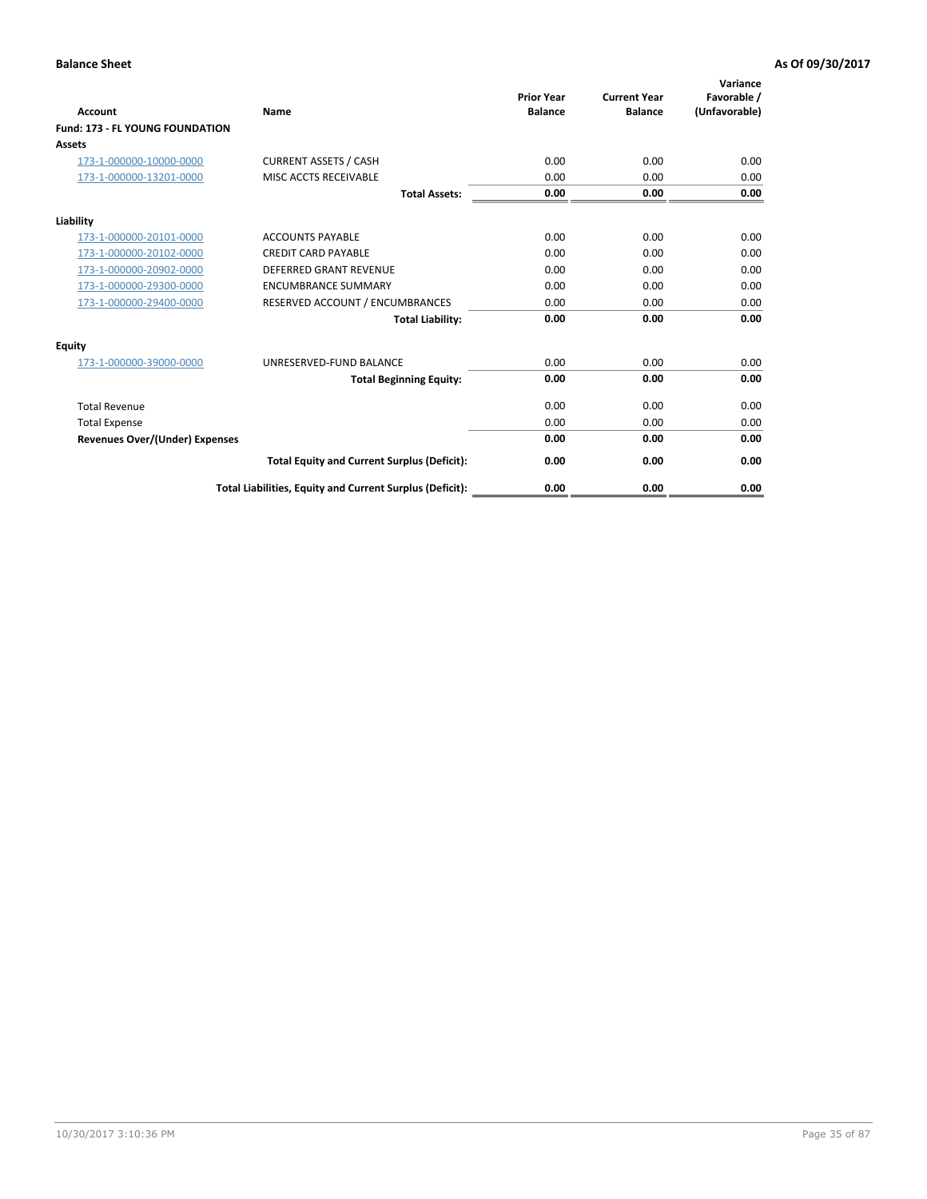**Balance Sheet** **As Of 09/30/2017**

| Account | Name | Prior Year Balance | Current Year Balance | Variance Favorable / (Unfavorable) |
|---|---|---|---|---|
| **Fund: 173 - FL YOUNG FOUNDATION** | | | | |
| **Assets** | | | | |
| 173-1-000000-10000-0000 | CURRENT ASSETS / CASH | 0.00 | 0.00 | 0.00 |
| 173-1-000000-13201-0000 | MISC ACCTS RECEIVABLE | 0.00 | 0.00 | 0.00 |
| | **Total Assets:** | **0.00** | **0.00** | **0.00** |
| **Liability** | | | | |
| 173-1-000000-20101-0000 | ACCOUNTS PAYABLE | 0.00 | 0.00 | 0.00 |
| 173-1-000000-20102-0000 | CREDIT CARD PAYABLE | 0.00 | 0.00 | 0.00 |
| 173-1-000000-20902-0000 | DEFERRED GRANT REVENUE | 0.00 | 0.00 | 0.00 |
| 173-1-000000-29300-0000 | ENCUMBRANCE SUMMARY | 0.00 | 0.00 | 0.00 |
| 173-1-000000-29400-0000 | RESERVED ACCOUNT / ENCUMBRANCES | 0.00 | 0.00 | 0.00 |
| | **Total Liability:** | **0.00** | **0.00** | **0.00** |
| **Equity** | | | | |
| 173-1-000000-39000-0000 | UNRESERVED-FUND BALANCE | 0.00 | 0.00 | 0.00 |
| | **Total Beginning Equity:** | **0.00** | **0.00** | **0.00** |
| Total Revenue | | 0.00 | 0.00 | 0.00 |
| Total Expense | | 0.00 | 0.00 | 0.00 |
| **Revenues Over/(Under) Expenses** | | **0.00** | **0.00** | **0.00** |
| | **Total Equity and Current Surplus (Deficit):** | **0.00** | **0.00** | **0.00** |
| | **Total Liabilities, Equity and Current Surplus (Deficit):** | **0.00** | **0.00** | **0.00** |

10/30/2017 3:10:36 PM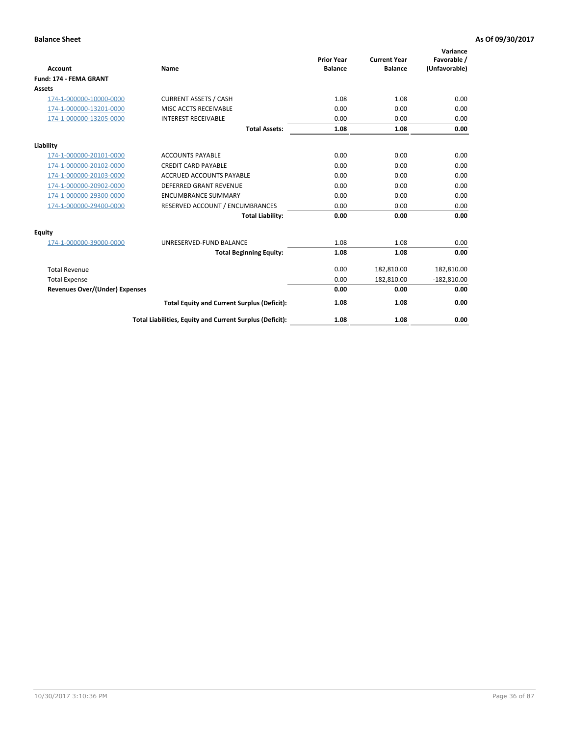**Balance Sheet** | **As Of 09/30/2017**

| Account | Name | Prior Year Balance | Current Year Balance | Variance Favorable / (Unfavorable) |
|---|---|---|---|---|
| **Fund: 174 - FEMA GRANT** | | | | |
| **Assets** | | | | |
| 174-1-000000-10000-0000 | CURRENT ASSETS / CASH | 1.08 | 1.08 | 0.00 |
| 174-1-000000-13201-0000 | MISC ACCTS RECEIVABLE | 0.00 | 0.00 | 0.00 |
| 174-1-000000-13205-0000 | INTEREST RECEIVABLE | 0.00 | 0.00 | 0.00 |
| | **Total Assets:** | **1.08** | **1.08** | **0.00** |
| **Liability** | | | | |
| 174-1-000000-20101-0000 | ACCOUNTS PAYABLE | 0.00 | 0.00 | 0.00 |
| 174-1-000000-20102-0000 | CREDIT CARD PAYABLE | 0.00 | 0.00 | 0.00 |
| 174-1-000000-20103-0000 | ACCRUED ACCOUNTS PAYABLE | 0.00 | 0.00 | 0.00 |
| 174-1-000000-20902-0000 | DEFERRED GRANT REVENUE | 0.00 | 0.00 | 0.00 |
| 174-1-000000-29300-0000 | ENCUMBRANCE SUMMARY | 0.00 | 0.00 | 0.00 |
| 174-1-000000-29400-0000 | RESERVED ACCOUNT / ENCUMBRANCES | 0.00 | 0.00 | 0.00 |
| | **Total Liability:** | **0.00** | **0.00** | **0.00** |
| **Equity** | | | | |
| 174-1-000000-39000-0000 | UNRESERVED-FUND BALANCE | 1.08 | 1.08 | 0.00 |
| | **Total Beginning Equity:** | **1.08** | **1.08** | **0.00** |
| Total Revenue | | 0.00 | 182,810.00 | 182,810.00 |
| Total Expense | | 0.00 | 182,810.00 | -182,810.00 |
| **Revenues Over/(Under) Expenses** | | **0.00** | **0.00** | **0.00** |
| | **Total Equity and Current Surplus (Deficit):** | **1.08** | **1.08** | **0.00** |
| | **Total Liabilities, Equity and Current Surplus (Deficit):** | **1.08** | **1.08** | **0.00** |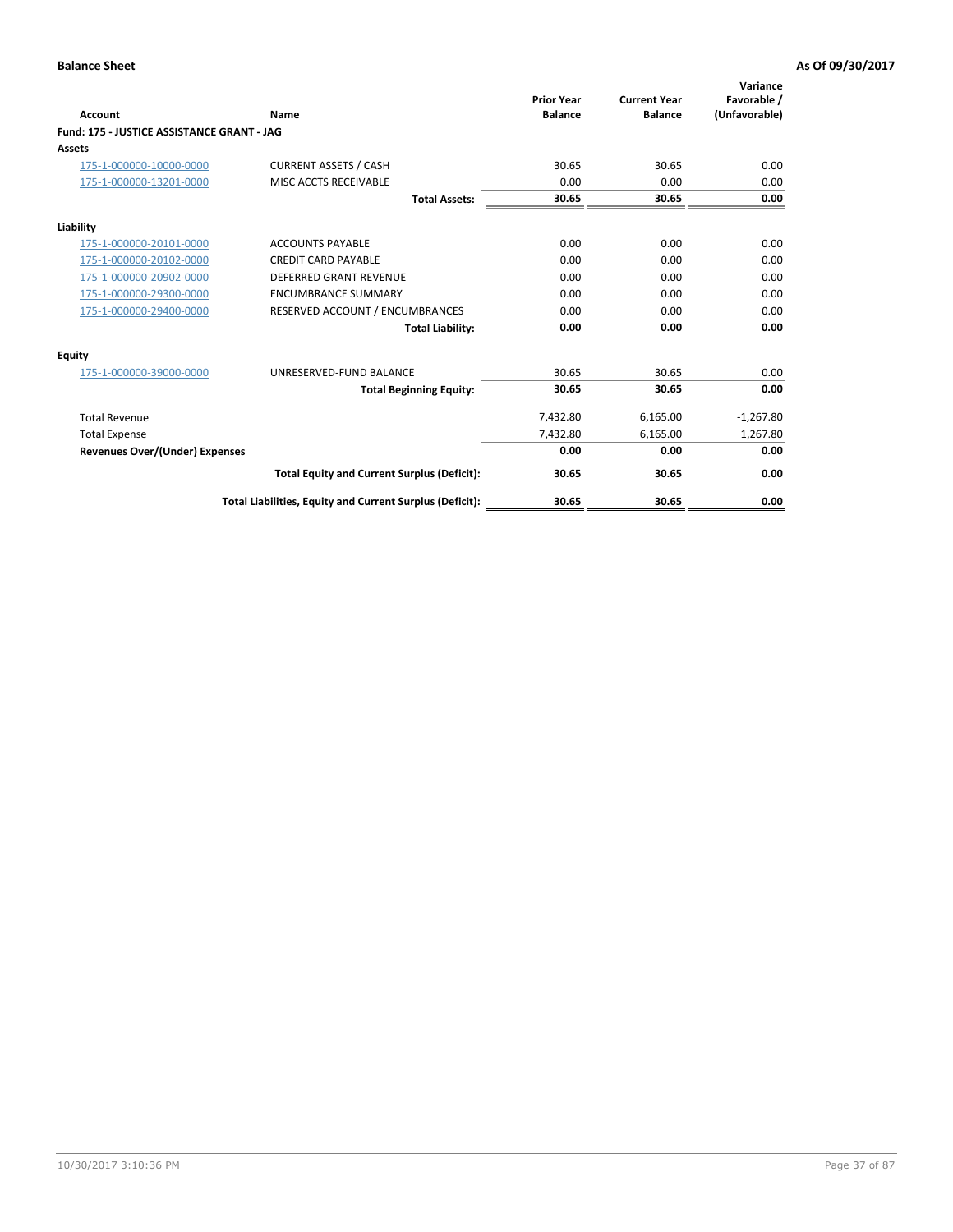**Balance Sheet** **As Of 09/30/2017**

| Account | Name | Prior Year Balance | Current Year Balance | Variance Favorable / (Unfavorable) |
|---|---|---|---|---|
| **Fund: 175 - JUSTICE ASSISTANCE GRANT - JAG** | | | | |
| **Assets** | | | | |
| 175-1-000000-10000-0000 | CURRENT ASSETS / CASH | 30.65 | 30.65 | 0.00 |
| 175-1-000000-13201-0000 | MISC ACCTS RECEIVABLE | 0.00 | 0.00 | 0.00 |
| | **Total Assets:** | **30.65** | **30.65** | **0.00** |
| **Liability** | | | | |
| 175-1-000000-20101-0000 | ACCOUNTS PAYABLE | 0.00 | 0.00 | 0.00 |
| 175-1-000000-20102-0000 | CREDIT CARD PAYABLE | 0.00 | 0.00 | 0.00 |
| 175-1-000000-20902-0000 | DEFERRED GRANT REVENUE | 0.00 | 0.00 | 0.00 |
| 175-1-000000-29300-0000 | ENCUMBRANCE SUMMARY | 0.00 | 0.00 | 0.00 |
| 175-1-000000-29400-0000 | RESERVED ACCOUNT / ENCUMBRANCES | 0.00 | 0.00 | 0.00 |
| | **Total Liability:** | **0.00** | **0.00** | **0.00** |
| **Equity** | | | | |
| 175-1-000000-39000-0000 | UNRESERVED-FUND BALANCE | 30.65 | 30.65 | 0.00 |
| | **Total Beginning Equity:** | **30.65** | **30.65** | **0.00** |
| Total Revenue | | 7,432.80 | 6,165.00 | -1,267.80 |
| Total Expense | | 7,432.80 | 6,165.00 | 1,267.80 |
| **Revenues Over/(Under) Expenses** | | **0.00** | **0.00** | **0.00** |
| | **Total Equity and Current Surplus (Deficit):** | **30.65** | **30.65** | **0.00** |
| | **Total Liabilities, Equity and Current Surplus (Deficit):** | **30.65** | **30.65** | **0.00** |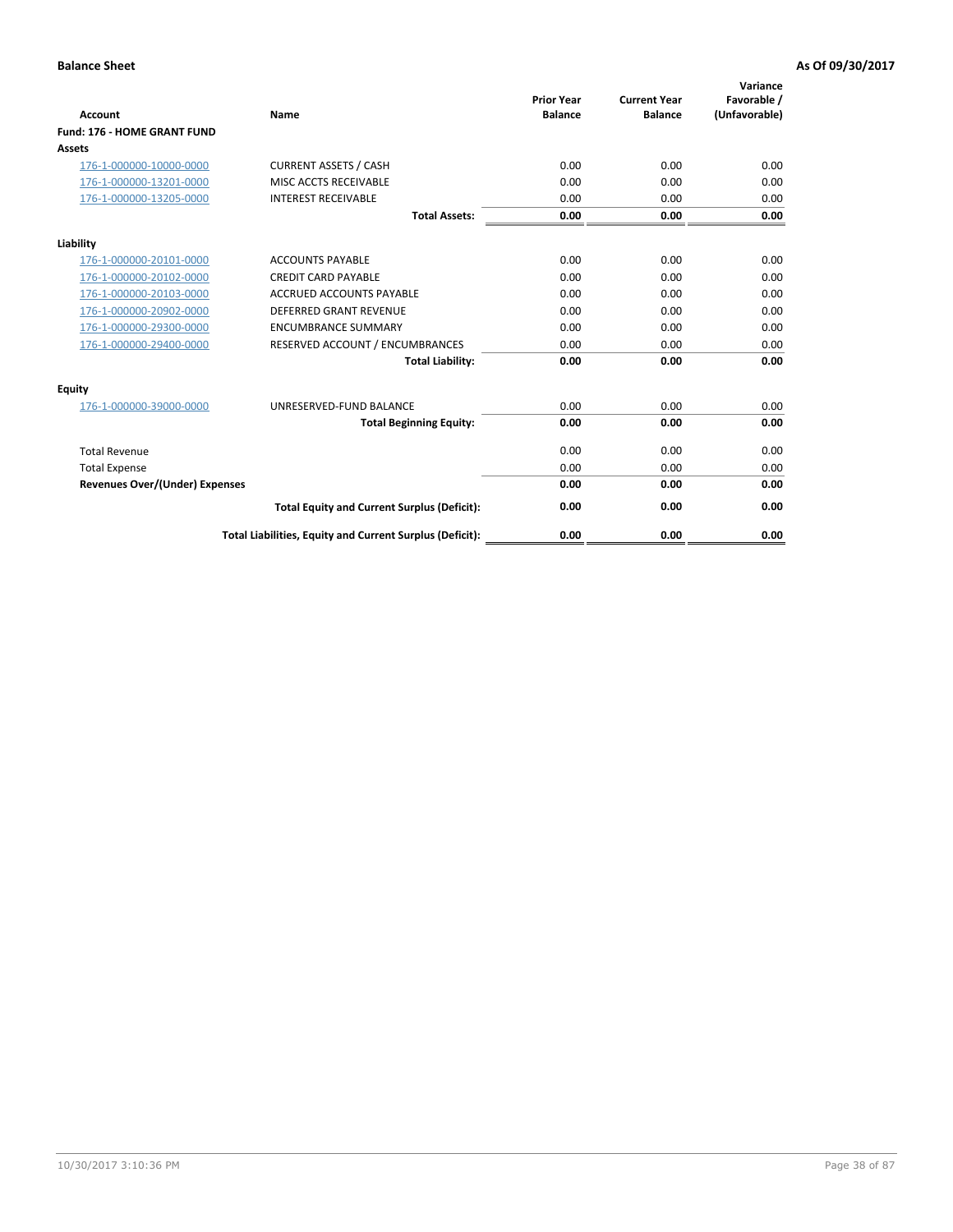**Balance Sheet** **As Of 09/30/2017**

| Account | Name | Prior Year Balance | Current Year Balance | Variance Favorable / (Unfavorable) |
|---|---|---|---|---|
| **Fund: 176 - HOME GRANT FUND** | | | | |
| **Assets** | | | | |
| 176-1-000000-10000-0000 | CURRENT ASSETS / CASH | 0.00 | 0.00 | 0.00 |
| 176-1-000000-13201-0000 | MISC ACCTS RECEIVABLE | 0.00 | 0.00 | 0.00 |
| 176-1-000000-13205-0000 | INTEREST RECEIVABLE | 0.00 | 0.00 | 0.00 |
| | **Total Assets:** | **0.00** | **0.00** | **0.00** |
| **Liability** | | | | |
| 176-1-000000-20101-0000 | ACCOUNTS PAYABLE | 0.00 | 0.00 | 0.00 |
| 176-1-000000-20102-0000 | CREDIT CARD PAYABLE | 0.00 | 0.00 | 0.00 |
| 176-1-000000-20103-0000 | ACCRUED ACCOUNTS PAYABLE | 0.00 | 0.00 | 0.00 |
| 176-1-000000-20902-0000 | DEFERRED GRANT REVENUE | 0.00 | 0.00 | 0.00 |
| 176-1-000000-29300-0000 | ENCUMBRANCE SUMMARY | 0.00 | 0.00 | 0.00 |
| 176-1-000000-29400-0000 | RESERVED ACCOUNT / ENCUMBRANCES | 0.00 | 0.00 | 0.00 |
| | **Total Liability:** | **0.00** | **0.00** | **0.00** |
| **Equity** | | | | |
| 176-1-000000-39000-0000 | UNRESERVED-FUND BALANCE | 0.00 | 0.00 | 0.00 |
| | **Total Beginning Equity:** | **0.00** | **0.00** | **0.00** |
| Total Revenue | | 0.00 | 0.00 | 0.00 |
| Total Expense | | 0.00 | 0.00 | 0.00 |
| **Revenues Over/(Under) Expenses** | | **0.00** | **0.00** | **0.00** |
| | **Total Equity and Current Surplus (Deficit):** | **0.00** | **0.00** | **0.00** |
| | **Total Liabilities, Equity and Current Surplus (Deficit):** | **0.00** | **0.00** | **0.00** |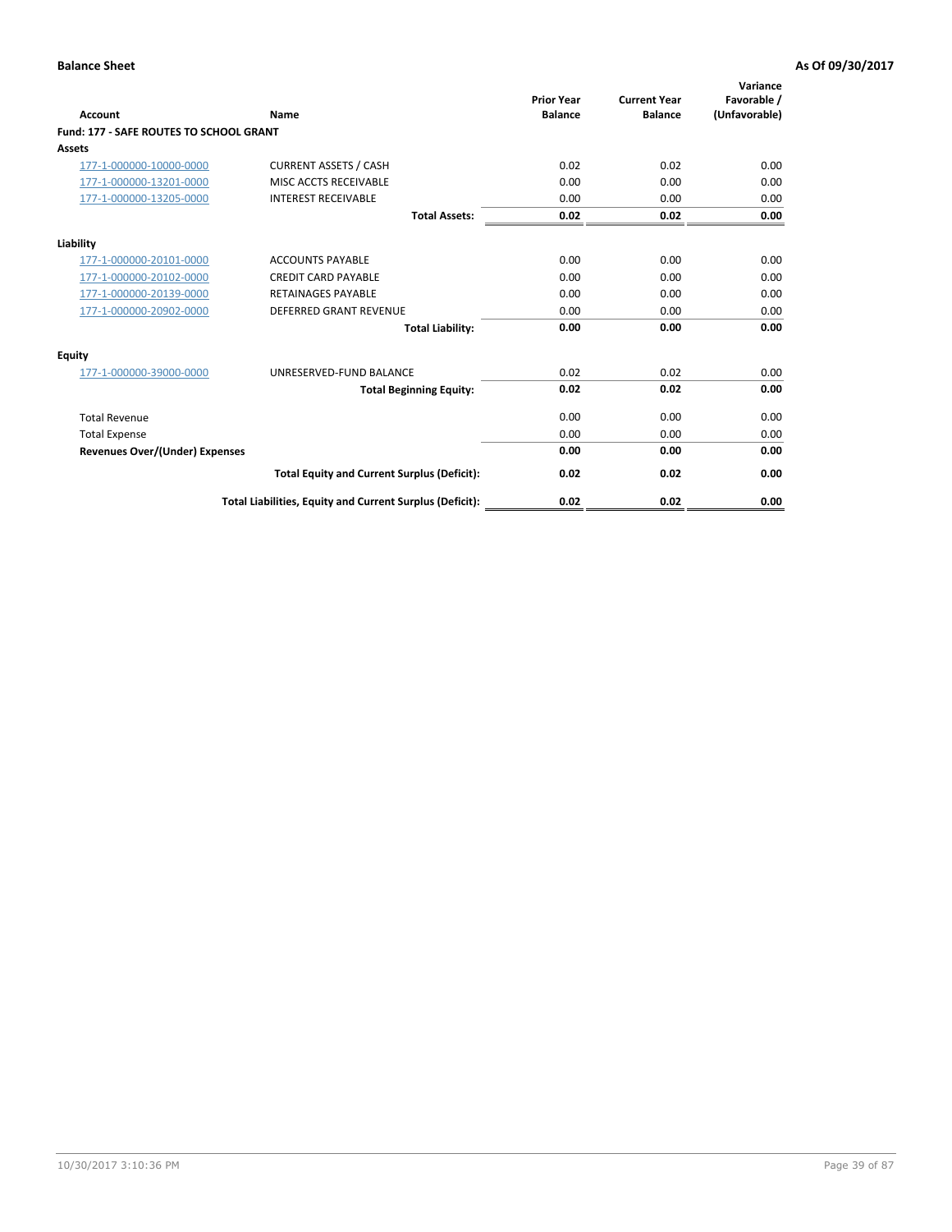**Balance Sheet** **As Of 09/30/2017**

| Account | Name | Prior Year Balance | Current Year Balance | Variance Favorable / (Unfavorable) |
|---|---|---|---|---|
| **Fund: 177 - SAFE ROUTES TO SCHOOL GRANT** | | | | |
| **Assets** | | | | |
| 177-1-000000-10000-0000 | CURRENT ASSETS / CASH | 0.02 | 0.02 | 0.00 |
| 177-1-000000-13201-0000 | MISC ACCTS RECEIVABLE | 0.00 | 0.00 | 0.00 |
| 177-1-000000-13205-0000 | INTEREST RECEIVABLE | 0.00 | 0.00 | 0.00 |
| | **Total Assets:** | **0.02** | **0.02** | **0.00** |
| **Liability** | | | | |
| 177-1-000000-20101-0000 | ACCOUNTS PAYABLE | 0.00 | 0.00 | 0.00 |
| 177-1-000000-20102-0000 | CREDIT CARD PAYABLE | 0.00 | 0.00 | 0.00 |
| 177-1-000000-20139-0000 | RETAINAGES PAYABLE | 0.00 | 0.00 | 0.00 |
| 177-1-000000-20902-0000 | DEFERRED GRANT REVENUE | 0.00 | 0.00 | 0.00 |
| | **Total Liability:** | **0.00** | **0.00** | **0.00** |
| **Equity** | | | | |
| 177-1-000000-39000-0000 | UNRESERVED-FUND BALANCE | 0.02 | 0.02 | 0.00 |
| | **Total Beginning Equity:** | **0.02** | **0.02** | **0.00** |
| Total Revenue | | 0.00 | 0.00 | 0.00 |
| Total Expense | | 0.00 | 0.00 | 0.00 |
| **Revenues Over/(Under) Expenses** | | **0.00** | **0.00** | **0.00** |
| | **Total Equity and Current Surplus (Deficit):** | **0.02** | **0.02** | **0.00** |
| | **Total Liabilities, Equity and Current Surplus (Deficit):** | **0.02** | **0.02** | **0.00** |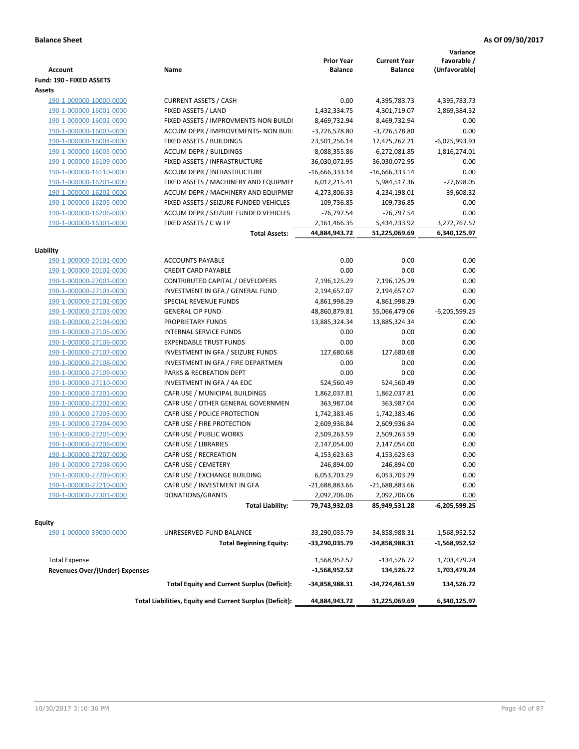**Balance Sheet** **As Of 09/30/2017**

| Account | Name | Prior Year Balance | Current Year Balance | Variance Favorable / (Unfavorable) |
|---|---|---|---|---|
| **Fund: 190 - FIXED ASSETS** | | | | |
| **Assets** | | | | |
| 190-1-000000-10000-0000 | CURRENT ASSETS / CASH | 0.00 | 4,395,783.73 | 4,395,783.73 |
| 190-1-000000-16001-0000 | FIXED ASSETS / LAND | 1,432,334.75 | 4,301,719.07 | 2,869,384.32 |
| 190-1-000000-16002-0000 | FIXED ASSETS / IMPROVMENTS-NON BUILDI | 8,469,732.94 | 8,469,732.94 | 0.00 |
| 190-1-000000-16003-0000 | ACCUM DEPR / IMPROVEMENTS- NON BUIL | -3,726,578.80 | -3,726,578.80 | 0.00 |
| 190-1-000000-16004-0000 | FIXED ASSETS / BUILDINGS | 23,501,256.14 | 17,475,262.21 | -6,025,993.93 |
| 190-1-000000-16005-0000 | ACCUM DEPR / BUILDINGS | -8,088,355.86 | -6,272,081.85 | 1,816,274.01 |
| 190-1-000000-16109-0000 | FIXED ASSETS / INFRASTRUCTURE | 36,030,072.95 | 36,030,072.95 | 0.00 |
| 190-1-000000-16110-0000 | ACCUM DEPR / INFRASTRUCTURE | -16,666,333.14 | -16,666,333.14 | 0.00 |
| 190-1-000000-16201-0000 | FIXED ASSETS / MACHINERY AND EQUIPMEI | 6,012,215.41 | 5,984,517.36 | -27,698.05 |
| 190-1-000000-16202-0000 | ACCUM DEPR / MACHINERY AND EQUIPMEI | -4,273,806.33 | -4,234,198.01 | 39,608.32 |
| 190-1-000000-16205-0000 | FIXED ASSETS / SEIZURE FUNDED VEHICLES | 109,736.85 | 109,736.85 | 0.00 |
| 190-1-000000-16206-0000 | ACCUM DEPR / SEIZURE FUNDED VEHICLES | -76,797.54 | -76,797.54 | 0.00 |
| 190-1-000000-16301-0000 | FIXED ASSETS / C W I P | 2,161,466.35 | 5,434,233.92 | 3,272,767.57 |
| | **Total Assets:** | **44,884,943.72** | **51,225,069.69** | **6,340,125.97** |
| **Liability** | | | | |
| 190-1-000000-20101-0000 | ACCOUNTS PAYABLE | 0.00 | 0.00 | 0.00 |
| 190-1-000000-20102-0000 | CREDIT CARD PAYABLE | 0.00 | 0.00 | 0.00 |
| 190-1-000000-27001-0000 | CONTRIBUTED CAPITAL / DEVELOPERS | 7,196,125.29 | 7,196,125.29 | 0.00 |
| 190-1-000000-27101-0000 | INVESTMENT IN GFA / GENERAL FUND | 2,194,657.07 | 2,194,657.07 | 0.00 |
| 190-1-000000-27102-0000 | SPECIAL REVENUE FUNDS | 4,861,998.29 | 4,861,998.29 | 0.00 |
| 190-1-000000-27103-0000 | GENERAL CIP FUND | 48,860,879.81 | 55,066,479.06 | -6,205,599.25 |
| 190-1-000000-27104-0000 | PROPRIETARY FUNDS | 13,885,324.34 | 13,885,324.34 | 0.00 |
| 190-1-000000-27105-0000 | INTERNAL SERVICE FUNDS | 0.00 | 0.00 | 0.00 |
| 190-1-000000-27106-0000 | EXPENDABLE TRUST FUNDS | 0.00 | 0.00 | 0.00 |
| 190-1-000000-27107-0000 | INVESTMENT IN GFA / SEIZURE FUNDS | 127,680.68 | 127,680.68 | 0.00 |
| 190-1-000000-27108-0000 | INVESTMENT IN GFA / FIRE DEPARTMEN | 0.00 | 0.00 | 0.00 |
| 190-1-000000-27109-0000 | PARKS & RECREATION DEPT | 0.00 | 0.00 | 0.00 |
| 190-1-000000-27110-0000 | INVESTMENT IN GFA / 4A EDC | 524,560.49 | 524,560.49 | 0.00 |
| 190-1-000000-27201-0000 | CAFR USE / MUNICIPAL BUILDINGS | 1,862,037.81 | 1,862,037.81 | 0.00 |
| 190-1-000000-27202-0000 | CAFR USE / OTHER GENERAL GOVERNMEN | 363,987.04 | 363,987.04 | 0.00 |
| 190-1-000000-27203-0000 | CAFR USE / POLICE PROTECTION | 1,742,383.46 | 1,742,383.46 | 0.00 |
| 190-1-000000-27204-0000 | CAFR USE / FIRE PROTECTION | 2,609,936.84 | 2,609,936.84 | 0.00 |
| 190-1-000000-27205-0000 | CAFR USE / PUBLIC WORKS | 2,509,263.59 | 2,509,263.59 | 0.00 |
| 190-1-000000-27206-0000 | CAFR USE / LIBRARIES | 2,147,054.00 | 2,147,054.00 | 0.00 |
| 190-1-000000-27207-0000 | CAFR USE / RECREATION | 4,153,623.63 | 4,153,623.63 | 0.00 |
| 190-1-000000-27208-0000 | CAFR USE / CEMETERY | 246,894.00 | 246,894.00 | 0.00 |
| 190-1-000000-27209-0000 | CAFR USE / EXCHANGE BUILDING | 6,053,703.29 | 6,053,703.29 | 0.00 |
| 190-1-000000-27210-0000 | CAFR USE / INVESTMENT IN GFA | -21,688,883.66 | -21,688,883.66 | 0.00 |
| 190-1-000000-27301-0000 | DONATIONS/GRANTS | 2,092,706.06 | 2,092,706.06 | 0.00 |
| | **Total Liability:** | **79,743,932.03** | **85,949,531.28** | **-6,205,599.25** |
| **Equity** | | | | |
| 190-1-000000-39000-0000 | UNRESERVED-FUND BALANCE | -33,290,035.79 | -34,858,988.31 | -1,568,952.52 |
| | **Total Beginning Equity:** | **-33,290,035.79** | **-34,858,988.31** | **-1,568,952.52** |
| Total Expense | | 1,568,952.52 | -134,526.72 | 1,703,479.24 |
| **Revenues Over/(Under) Expenses** | | **-1,568,952.52** | **134,526.72** | **1,703,479.24** |
| | **Total Equity and Current Surplus (Deficit):** | **-34,858,988.31** | **-34,724,461.59** | **134,526.72** |
| | **Total Liabilities, Equity and Current Surplus (Deficit):** | **44,884,943.72** | **51,225,069.69** | **6,340,125.97** |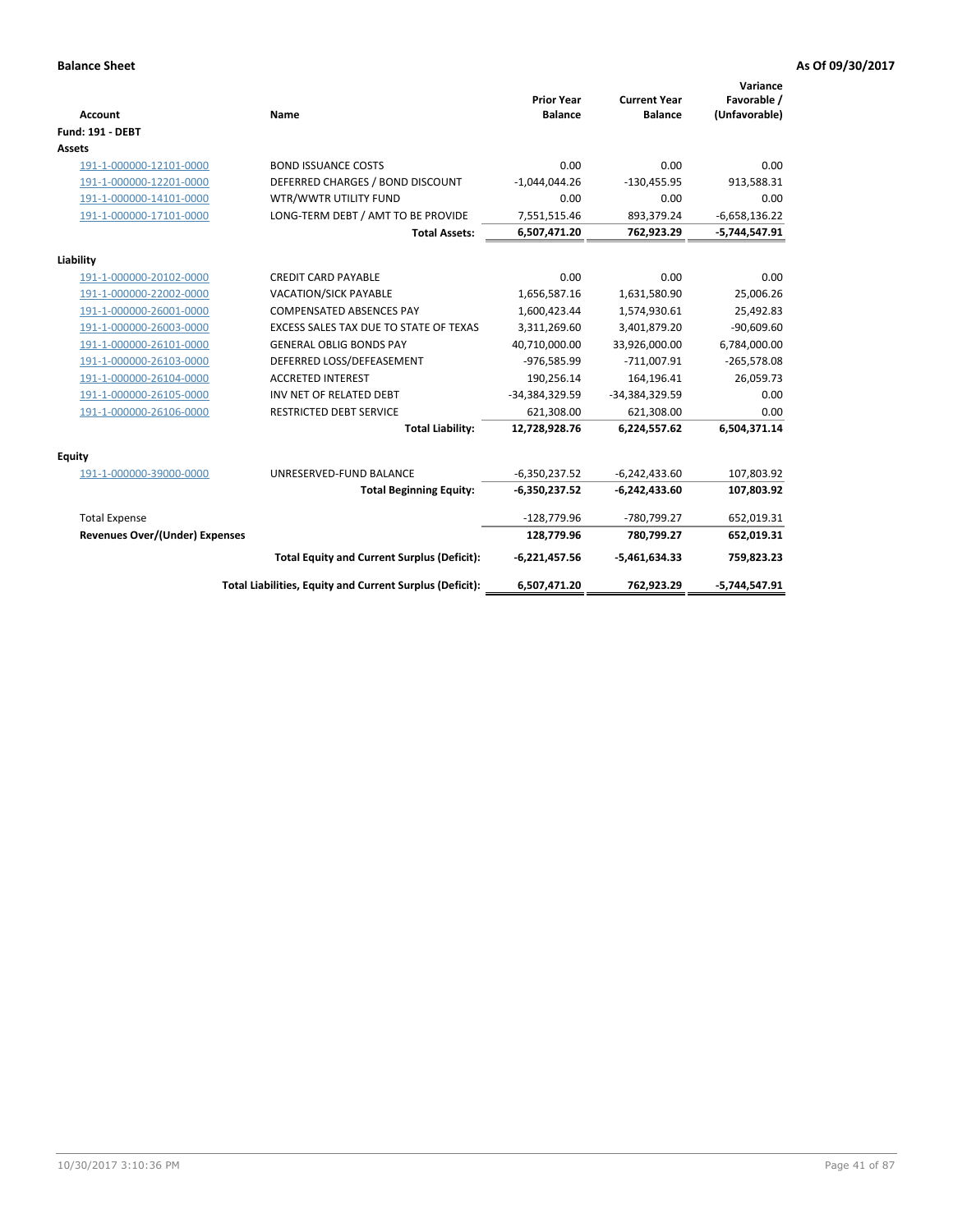**Balance Sheet** **As Of 09/30/2017**

| Account | Name | Prior Year Balance | Current Year Balance | Variance Favorable / (Unfavorable) |
|---|---|---|---|---|
| **Fund: 191 - DEBT** | | | | |
| **Assets** | | | | |
| 191-1-000000-12101-0000 | BOND ISSUANCE COSTS | 0.00 | 0.00 | 0.00 |
| 191-1-000000-12201-0000 | DEFERRED CHARGES / BOND DISCOUNT | -1,044,044.26 | -130,455.95 | 913,588.31 |
| 191-1-000000-14101-0000 | WTR/WWTR UTILITY FUND | 0.00 | 0.00 | 0.00 |
| 191-1-000000-17101-0000 | LONG-TERM DEBT / AMT TO BE PROVIDE | 7,551,515.46 | 893,379.24 | -6,658,136.22 |
| | **Total Assets:** | **6,507,471.20** | **762,923.29** | **-5,744,547.91** |
| **Liability** | | | | |
| 191-1-000000-20102-0000 | CREDIT CARD PAYABLE | 0.00 | 0.00 | 0.00 |
| 191-1-000000-22002-0000 | VACATION/SICK PAYABLE | 1,656,587.16 | 1,631,580.90 | 25,006.26 |
| 191-1-000000-26001-0000 | COMPENSATED ABSENCES PAY | 1,600,423.44 | 1,574,930.61 | 25,492.83 |
| 191-1-000000-26003-0000 | EXCESS SALES TAX DUE TO STATE OF TEXAS | 3,311,269.60 | 3,401,879.20 | -90,609.60 |
| 191-1-000000-26101-0000 | GENERAL OBLIG BONDS PAY | 40,710,000.00 | 33,926,000.00 | 6,784,000.00 |
| 191-1-000000-26103-0000 | DEFERRED LOSS/DEFEASEMENT | -976,585.99 | -711,007.91 | -265,578.08 |
| 191-1-000000-26104-0000 | ACCRETED INTEREST | 190,256.14 | 164,196.41 | 26,059.73 |
| 191-1-000000-26105-0000 | INV NET OF RELATED DEBT | -34,384,329.59 | -34,384,329.59 | 0.00 |
| 191-1-000000-26106-0000 | RESTRICTED DEBT SERVICE | 621,308.00 | 621,308.00 | 0.00 |
| | **Total Liability:** | **12,728,928.76** | **6,224,557.62** | **6,504,371.14** |
| **Equity** | | | | |
| 191-1-000000-39000-0000 | UNRESERVED-FUND BALANCE | -6,350,237.52 | -6,242,433.60 | 107,803.92 |
| | **Total Beginning Equity:** | **-6,350,237.52** | **-6,242,433.60** | **107,803.92** |
| Total Expense | | -128,779.96 | -780,799.27 | 652,019.31 |
| **Revenues Over/(Under) Expenses** | | **128,779.96** | **780,799.27** | **652,019.31** |
| | **Total Equity and Current Surplus (Deficit):** | **-6,221,457.56** | **-5,461,634.33** | **759,823.23** |
| | **Total Liabilities, Equity and Current Surplus (Deficit):** | **6,507,471.20** | **762,923.29** | **-5,744,547.91** |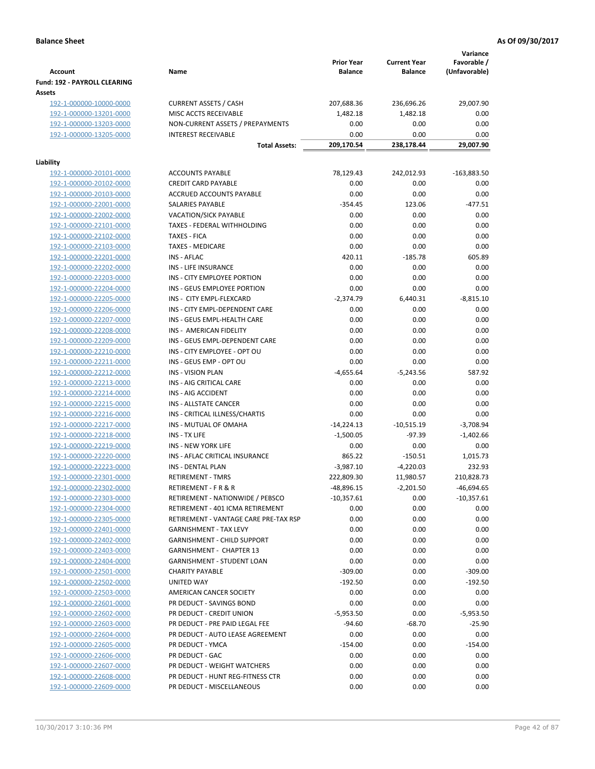**Balance Sheet** — As Of 09/30/2017

| Account | Name | Prior Year Balance | Current Year Balance | Variance Favorable / (Unfavorable) |
|---|---|---|---|---|
| **Fund: 192 - PAYROLL CLEARING** | | | | |
| **Assets** | | | | |
| 192-1-000000-10000-0000 | CURRENT ASSETS / CASH | 207,688.36 | 236,696.26 | 29,007.90 |
| 192-1-000000-13201-0000 | MISC ACCTS RECEIVABLE | 1,482.18 | 1,482.18 | 0.00 |
| 192-1-000000-13203-0000 | NON-CURRENT ASSETS / PREPAYMENTS | 0.00 | 0.00 | 0.00 |
| 192-1-000000-13205-0000 | INTEREST RECEIVABLE | 0.00 | 0.00 | 0.00 |
| | **Total Assets:** | **209,170.54** | **238,178.44** | **29,007.90** |
| **Liability** | | | | |
| 192-1-000000-20101-0000 | ACCOUNTS PAYABLE | 78,129.43 | 242,012.93 | -163,883.50 |
| 192-1-000000-20102-0000 | CREDIT CARD PAYABLE | 0.00 | 0.00 | 0.00 |
| 192-1-000000-20103-0000 | ACCRUED ACCOUNTS PAYABLE | 0.00 | 0.00 | 0.00 |
| 192-1-000000-22001-0000 | SALARIES PAYABLE | -354.45 | 123.06 | -477.51 |
| 192-1-000000-22002-0000 | VACATION/SICK PAYABLE | 0.00 | 0.00 | 0.00 |
| 192-1-000000-22101-0000 | TAXES - FEDERAL WITHHOLDING | 0.00 | 0.00 | 0.00 |
| 192-1-000000-22102-0000 | TAXES - FICA | 0.00 | 0.00 | 0.00 |
| 192-1-000000-22103-0000 | TAXES - MEDICARE | 0.00 | 0.00 | 0.00 |
| 192-1-000000-22201-0000 | INS - AFLAC | 420.11 | -185.78 | 605.89 |
| 192-1-000000-22202-0000 | INS - LIFE INSURANCE | 0.00 | 0.00 | 0.00 |
| 192-1-000000-22203-0000 | INS - CITY EMPLOYEE PORTION | 0.00 | 0.00 | 0.00 |
| 192-1-000000-22204-0000 | INS - GEUS EMPLOYEE PORTION | 0.00 | 0.00 | 0.00 |
| 192-1-000000-22205-0000 | INS - CITY EMPL-FLEXCARD | -2,374.79 | 6,440.31 | -8,815.10 |
| 192-1-000000-22206-0000 | INS - CITY EMPL-DEPENDENT CARE | 0.00 | 0.00 | 0.00 |
| 192-1-000000-22207-0000 | INS - GEUS EMPL-HEALTH CARE | 0.00 | 0.00 | 0.00 |
| 192-1-000000-22208-0000 | INS - AMERICAN FIDELITY | 0.00 | 0.00 | 0.00 |
| 192-1-000000-22209-0000 | INS - GEUS EMPL-DEPENDENT CARE | 0.00 | 0.00 | 0.00 |
| 192-1-000000-22210-0000 | INS - CITY EMPLOYEE - OPT OU | 0.00 | 0.00 | 0.00 |
| 192-1-000000-22211-0000 | INS - GEUS EMP - OPT OU | 0.00 | 0.00 | 0.00 |
| 192-1-000000-22212-0000 | INS - VISION PLAN | -4,655.64 | -5,243.56 | 587.92 |
| 192-1-000000-22213-0000 | INS - AIG CRITICAL CARE | 0.00 | 0.00 | 0.00 |
| 192-1-000000-22214-0000 | INS - AIG ACCIDENT | 0.00 | 0.00 | 0.00 |
| 192-1-000000-22215-0000 | INS - ALLSTATE CANCER | 0.00 | 0.00 | 0.00 |
| 192-1-000000-22216-0000 | INS - CRITICAL ILLNESS/CHARTIS | 0.00 | 0.00 | 0.00 |
| 192-1-000000-22217-0000 | INS - MUTUAL OF OMAHA | -14,224.13 | -10,515.19 | -3,708.94 |
| 192-1-000000-22218-0000 | INS - TX LIFE | -1,500.05 | -97.39 | -1,402.66 |
| 192-1-000000-22219-0000 | INS - NEW YORK LIFE | 0.00 | 0.00 | 0.00 |
| 192-1-000000-22220-0000 | INS - AFLAC CRITICAL INSURANCE | 865.22 | -150.51 | 1,015.73 |
| 192-1-000000-22223-0000 | INS - DENTAL PLAN | -3,987.10 | -4,220.03 | 232.93 |
| 192-1-000000-22301-0000 | RETIREMENT - TMRS | 222,809.30 | 11,980.57 | 210,828.73 |
| 192-1-000000-22302-0000 | RETIREMENT - F R & R | -48,896.15 | -2,201.50 | -46,694.65 |
| 192-1-000000-22303-0000 | RETIREMENT - NATIONWIDE / PEBSCO | -10,357.61 | 0.00 | -10,357.61 |
| 192-1-000000-22304-0000 | RETIREMENT - 401 ICMA RETIREMENT | 0.00 | 0.00 | 0.00 |
| 192-1-000000-22305-0000 | RETIREMENT - VANTAGE CARE PRE-TAX RSP | 0.00 | 0.00 | 0.00 |
| 192-1-000000-22401-0000 | GARNISHMENT - TAX LEVY | 0.00 | 0.00 | 0.00 |
| 192-1-000000-22402-0000 | GARNISHMENT - CHILD SUPPORT | 0.00 | 0.00 | 0.00 |
| 192-1-000000-22403-0000 | GARNISHMENT - CHAPTER 13 | 0.00 | 0.00 | 0.00 |
| 192-1-000000-22404-0000 | GARNISHMENT - STUDENT LOAN | 0.00 | 0.00 | 0.00 |
| 192-1-000000-22501-0000 | CHARITY PAYABLE | -309.00 | 0.00 | -309.00 |
| 192-1-000000-22502-0000 | UNITED WAY | -192.50 | 0.00 | -192.50 |
| 192-1-000000-22503-0000 | AMERICAN CANCER SOCIETY | 0.00 | 0.00 | 0.00 |
| 192-1-000000-22601-0000 | PR DEDUCT - SAVINGS BOND | 0.00 | 0.00 | 0.00 |
| 192-1-000000-22602-0000 | PR DEDUCT - CREDIT UNION | -5,953.50 | 0.00 | -5,953.50 |
| 192-1-000000-22603-0000 | PR DEDUCT - PRE PAID LEGAL FEE | -94.60 | -68.70 | -25.90 |
| 192-1-000000-22604-0000 | PR DEDUCT - AUTO LEASE AGREEMENT | 0.00 | 0.00 | 0.00 |
| 192-1-000000-22605-0000 | PR DEDUCT - YMCA | -154.00 | 0.00 | -154.00 |
| 192-1-000000-22606-0000 | PR DEDUCT - GAC | 0.00 | 0.00 | 0.00 |
| 192-1-000000-22607-0000 | PR DEDUCT - WEIGHT WATCHERS | 0.00 | 0.00 | 0.00 |
| 192-1-000000-22608-0000 | PR DEDUCT - HUNT REG-FITNESS CTR | 0.00 | 0.00 | 0.00 |
| 192-1-000000-22609-0000 | PR DEDUCT - MISCELLANEOUS | 0.00 | 0.00 | 0.00 |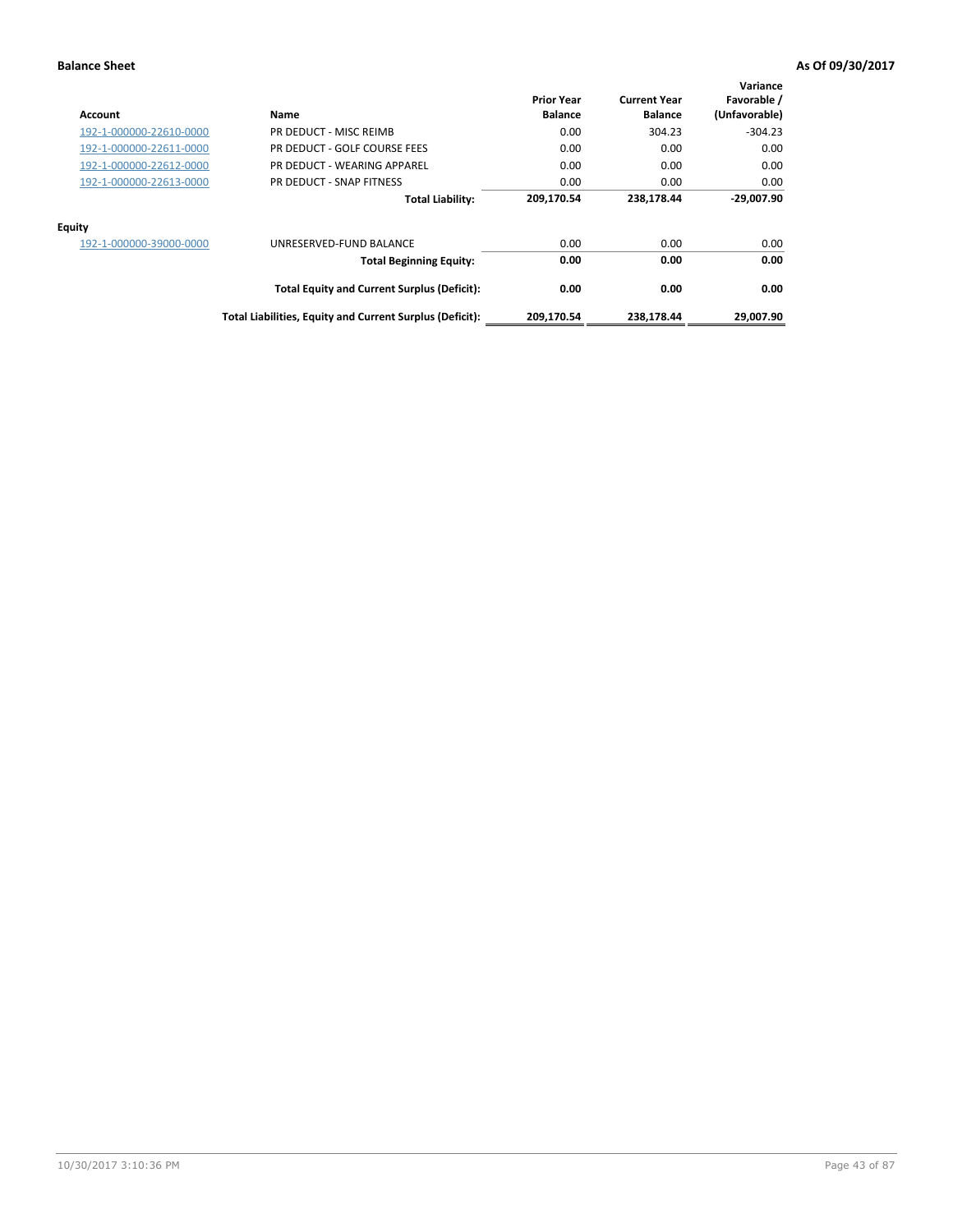**Balance Sheet** **As Of 09/30/2017**

| Account | Name | Prior Year Balance | Current Year Balance | Variance Favorable / (Unfavorable) |
|---|---|---|---|---|
| 192-1-000000-22610-0000 | PR DEDUCT - MISC REIMB | 0.00 | 304.23 | -304.23 |
| 192-1-000000-22611-0000 | PR DEDUCT - GOLF COURSE FEES | 0.00 | 0.00 | 0.00 |
| 192-1-000000-22612-0000 | PR DEDUCT - WEARING APPAREL | 0.00 | 0.00 | 0.00 |
| 192-1-000000-22613-0000 | PR DEDUCT - SNAP FITNESS | 0.00 | 0.00 | 0.00 |
| | **Total Liability:** | **209,170.54** | **238,178.44** | **-29,007.90** |
| **Equity** | | | | |
| 192-1-000000-39000-0000 | UNRESERVED-FUND BALANCE | 0.00 | 0.00 | 0.00 |
| | **Total Beginning Equity:** | **0.00** | **0.00** | **0.00** |
| | **Total Equity and Current Surplus (Deficit):** | **0.00** | **0.00** | **0.00** |
| | **Total Liabilities, Equity and Current Surplus (Deficit):** | **209,170.54** | **238,178.44** | **29,007.90** |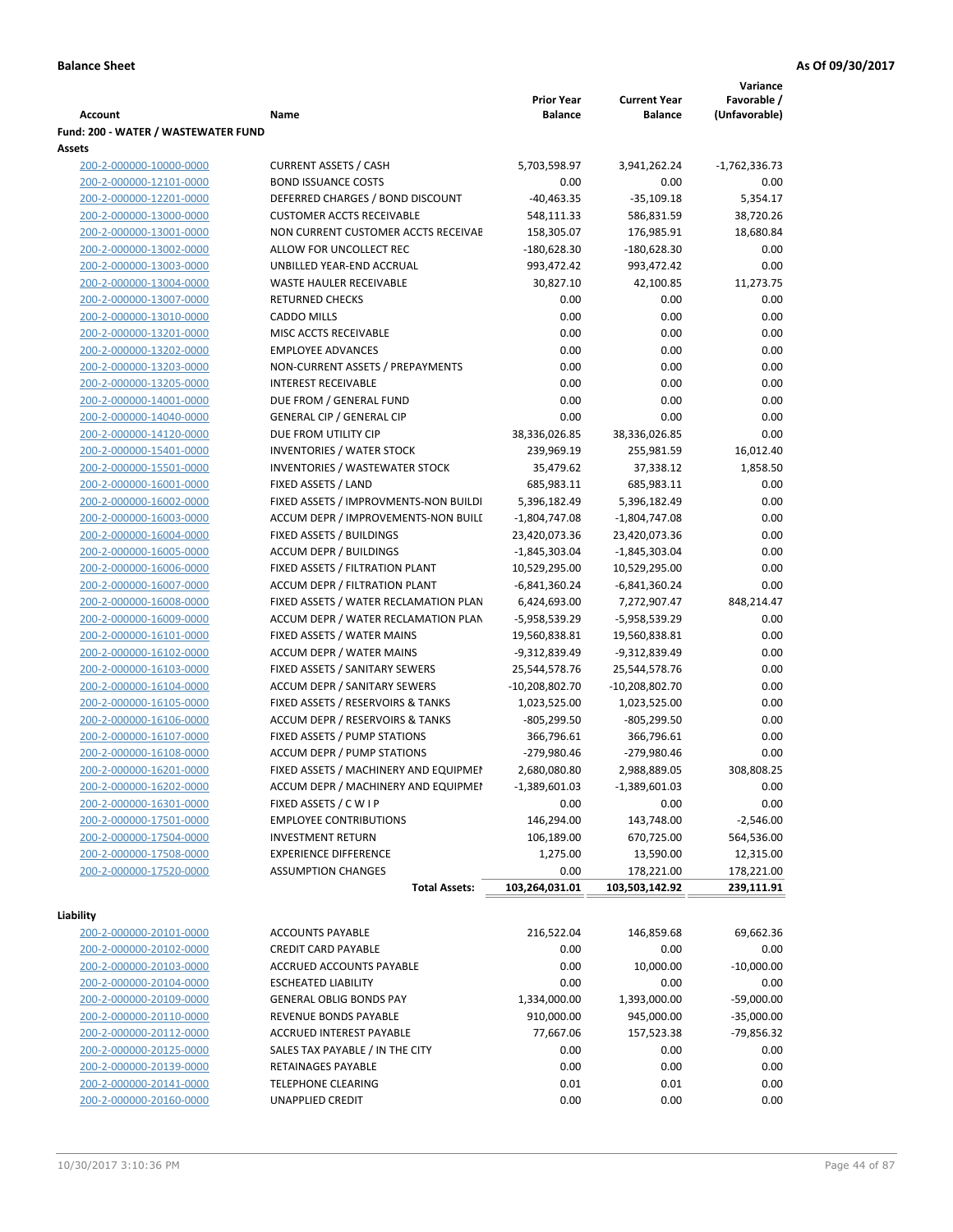**Balance Sheet** **As Of 09/30/2017**

| Account | Name | Prior Year Balance | Current Year Balance | Variance Favorable / (Unfavorable) |
|---|---|---|---|---|
| **Fund: 200 - WATER / WASTEWATER FUND** | | | | |
| **Assets** | | | | |
| 200-2-000000-10000-0000 | CURRENT ASSETS / CASH | 5,703,598.97 | 3,941,262.24 | -1,762,336.73 |
| 200-2-000000-12101-0000 | BOND ISSUANCE COSTS | 0.00 | 0.00 | 0.00 |
| 200-2-000000-12201-0000 | DEFERRED CHARGES / BOND DISCOUNT | -40,463.35 | -35,109.18 | 5,354.17 |
| 200-2-000000-13000-0000 | CUSTOMER ACCTS RECEIVABLE | 548,111.33 | 586,831.59 | 38,720.26 |
| 200-2-000000-13001-0000 | NON CURRENT CUSTOMER ACCTS RECEIVAE | 158,305.07 | 176,985.91 | 18,680.84 |
| 200-2-000000-13002-0000 | ALLOW FOR UNCOLLECT REC | -180,628.30 | -180,628.30 | 0.00 |
| 200-2-000000-13003-0000 | UNBILLED YEAR-END ACCRUAL | 993,472.42 | 993,472.42 | 0.00 |
| 200-2-000000-13004-0000 | WASTE HAULER RECEIVABLE | 30,827.10 | 42,100.85 | 11,273.75 |
| 200-2-000000-13007-0000 | RETURNED CHECKS | 0.00 | 0.00 | 0.00 |
| 200-2-000000-13010-0000 | CADDO MILLS | 0.00 | 0.00 | 0.00 |
| 200-2-000000-13201-0000 | MISC ACCTS RECEIVABLE | 0.00 | 0.00 | 0.00 |
| 200-2-000000-13202-0000 | EMPLOYEE ADVANCES | 0.00 | 0.00 | 0.00 |
| 200-2-000000-13203-0000 | NON-CURRENT ASSETS / PREPAYMENTS | 0.00 | 0.00 | 0.00 |
| 200-2-000000-13205-0000 | INTEREST RECEIVABLE | 0.00 | 0.00 | 0.00 |
| 200-2-000000-14001-0000 | DUE FROM / GENERAL FUND | 0.00 | 0.00 | 0.00 |
| 200-2-000000-14040-0000 | GENERAL CIP / GENERAL CIP | 0.00 | 0.00 | 0.00 |
| 200-2-000000-14120-0000 | DUE FROM UTILITY CIP | 38,336,026.85 | 38,336,026.85 | 0.00 |
| 200-2-000000-15401-0000 | INVENTORIES / WATER STOCK | 239,969.19 | 255,981.59 | 16,012.40 |
| 200-2-000000-15501-0000 | INVENTORIES / WASTEWATER STOCK | 35,479.62 | 37,338.12 | 1,858.50 |
| 200-2-000000-16001-0000 | FIXED ASSETS / LAND | 685,983.11 | 685,983.11 | 0.00 |
| 200-2-000000-16002-0000 | FIXED ASSETS / IMPROVMENTS-NON BUILDI | 5,396,182.49 | 5,396,182.49 | 0.00 |
| 200-2-000000-16003-0000 | ACCUM DEPR / IMPROVEMENTS-NON BUILI | -1,804,747.08 | -1,804,747.08 | 0.00 |
| 200-2-000000-16004-0000 | FIXED ASSETS / BUILDINGS | 23,420,073.36 | 23,420,073.36 | 0.00 |
| 200-2-000000-16005-0000 | ACCUM DEPR / BUILDINGS | -1,845,303.04 | -1,845,303.04 | 0.00 |
| 200-2-000000-16006-0000 | FIXED ASSETS / FILTRATION PLANT | 10,529,295.00 | 10,529,295.00 | 0.00 |
| 200-2-000000-16007-0000 | ACCUM DEPR / FILTRATION PLANT | -6,841,360.24 | -6,841,360.24 | 0.00 |
| 200-2-000000-16008-0000 | FIXED ASSETS / WATER RECLAMATION PLAN | 6,424,693.00 | 7,272,907.47 | 848,214.47 |
| 200-2-000000-16009-0000 | ACCUM DEPR / WATER RECLAMATION PLAN | -5,958,539.29 | -5,958,539.29 | 0.00 |
| 200-2-000000-16101-0000 | FIXED ASSETS / WATER MAINS | 19,560,838.81 | 19,560,838.81 | 0.00 |
| 200-2-000000-16102-0000 | ACCUM DEPR / WATER MAINS | -9,312,839.49 | -9,312,839.49 | 0.00 |
| 200-2-000000-16103-0000 | FIXED ASSETS / SANITARY SEWERS | 25,544,578.76 | 25,544,578.76 | 0.00 |
| 200-2-000000-16104-0000 | ACCUM DEPR / SANITARY SEWERS | -10,208,802.70 | -10,208,802.70 | 0.00 |
| 200-2-000000-16105-0000 | FIXED ASSETS / RESERVOIRS & TANKS | 1,023,525.00 | 1,023,525.00 | 0.00 |
| 200-2-000000-16106-0000 | ACCUM DEPR / RESERVOIRS & TANKS | -805,299.50 | -805,299.50 | 0.00 |
| 200-2-000000-16107-0000 | FIXED ASSETS / PUMP STATIONS | 366,796.61 | 366,796.61 | 0.00 |
| 200-2-000000-16108-0000 | ACCUM DEPR / PUMP STATIONS | -279,980.46 | -279,980.46 | 0.00 |
| 200-2-000000-16201-0000 | FIXED ASSETS / MACHINERY AND EQUIPMEN | 2,680,080.80 | 2,988,889.05 | 308,808.25 |
| 200-2-000000-16202-0000 | ACCUM DEPR / MACHINERY AND EQUIPMEI | -1,389,601.03 | -1,389,601.03 | 0.00 |
| 200-2-000000-16301-0000 | FIXED ASSETS / C W I P | 0.00 | 0.00 | 0.00 |
| 200-2-000000-17501-0000 | EMPLOYEE CONTRIBUTIONS | 146,294.00 | 143,748.00 | -2,546.00 |
| 200-2-000000-17504-0000 | INVESTMENT RETURN | 106,189.00 | 670,725.00 | 564,536.00 |
| 200-2-000000-17508-0000 | EXPERIENCE DIFFERENCE | 1,275.00 | 13,590.00 | 12,315.00 |
| 200-2-000000-17520-0000 | ASSUMPTION CHANGES | 0.00 | 178,221.00 | 178,221.00 |
| | **Total Assets:** | **103,264,031.01** | **103,503,142.92** | **239,111.91** |
| **Liability** | | | | |
| 200-2-000000-20101-0000 | ACCOUNTS PAYABLE | 216,522.04 | 146,859.68 | 69,662.36 |
| 200-2-000000-20102-0000 | CREDIT CARD PAYABLE | 0.00 | 0.00 | 0.00 |
| 200-2-000000-20103-0000 | ACCRUED ACCOUNTS PAYABLE | 0.00 | 10,000.00 | -10,000.00 |
| 200-2-000000-20104-0000 | ESCHEATED LIABILITY | 0.00 | 0.00 | 0.00 |
| 200-2-000000-20109-0000 | GENERAL OBLIG BONDS PAY | 1,334,000.00 | 1,393,000.00 | -59,000.00 |
| 200-2-000000-20110-0000 | REVENUE BONDS PAYABLE | 910,000.00 | 945,000.00 | -35,000.00 |
| 200-2-000000-20112-0000 | ACCRUED INTEREST PAYABLE | 77,667.06 | 157,523.38 | -79,856.32 |
| 200-2-000000-20125-0000 | SALES TAX PAYABLE / IN THE CITY | 0.00 | 0.00 | 0.00 |
| 200-2-000000-20139-0000 | RETAINAGES PAYABLE | 0.00 | 0.00 | 0.00 |
| 200-2-000000-20141-0000 | TELEPHONE CLEARING | 0.01 | 0.01 | 0.00 |
| 200-2-000000-20160-0000 | UNAPPLIED CREDIT | 0.00 | 0.00 | 0.00 |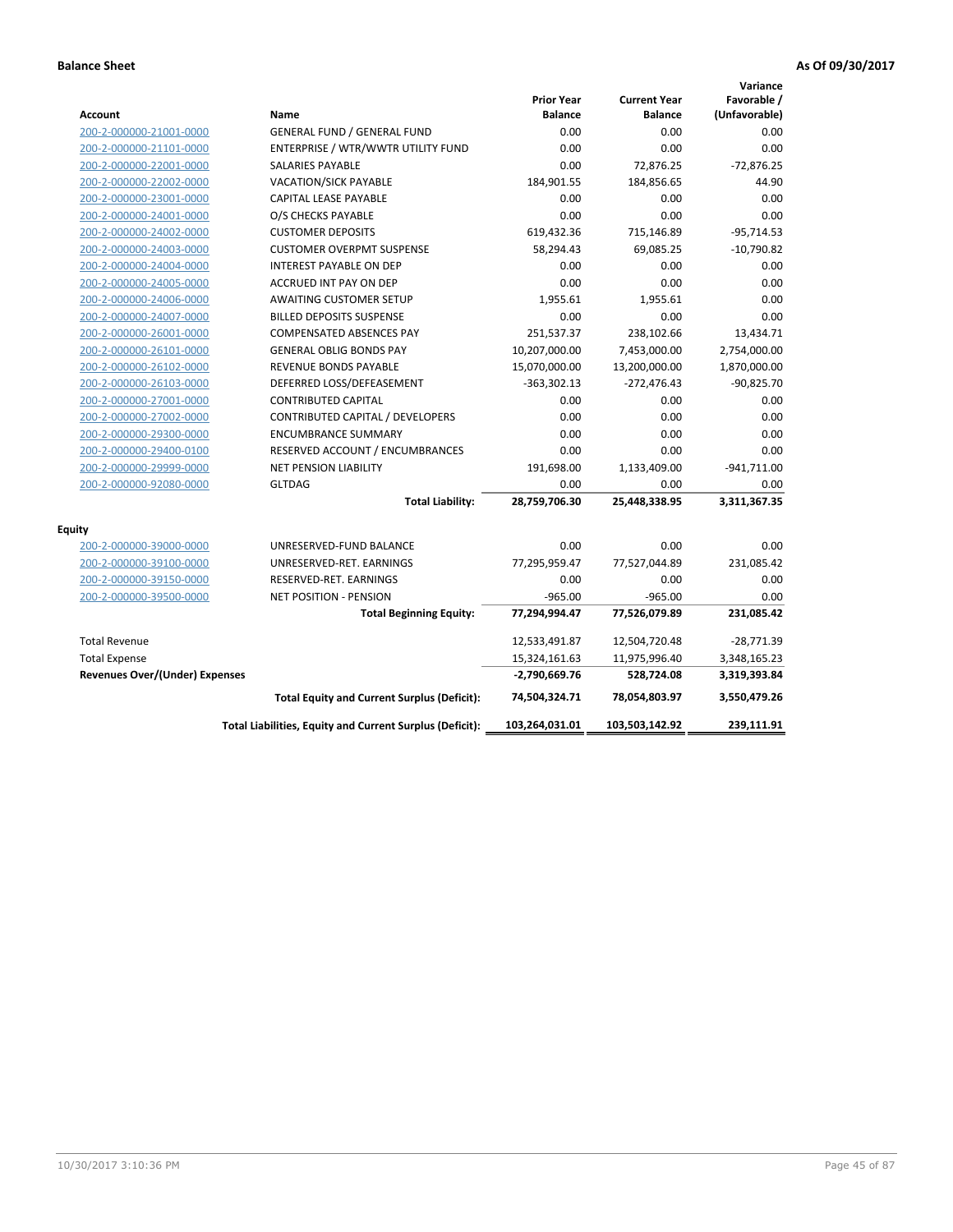**Balance Sheet** **As Of 09/30/2017**

| Account | Name | Prior Year Balance | Current Year Balance | Variance Favorable / (Unfavorable) |
|---|---|---|---|---|
| 200-2-000000-21001-0000 | GENERAL FUND / GENERAL FUND | 0.00 | 0.00 | 0.00 |
| 200-2-000000-21101-0000 | ENTERPRISE / WTR/WWTR UTILITY FUND | 0.00 | 0.00 | 0.00 |
| 200-2-000000-22001-0000 | SALARIES PAYABLE | 0.00 | 72,876.25 | -72,876.25 |
| 200-2-000000-22002-0000 | VACATION/SICK PAYABLE | 184,901.55 | 184,856.65 | 44.90 |
| 200-2-000000-23001-0000 | CAPITAL LEASE PAYABLE | 0.00 | 0.00 | 0.00 |
| 200-2-000000-24001-0000 | O/S CHECKS PAYABLE | 0.00 | 0.00 | 0.00 |
| 200-2-000000-24002-0000 | CUSTOMER DEPOSITS | 619,432.36 | 715,146.89 | -95,714.53 |
| 200-2-000000-24003-0000 | CUSTOMER OVERPMT SUSPENSE | 58,294.43 | 69,085.25 | -10,790.82 |
| 200-2-000000-24004-0000 | INTEREST PAYABLE ON DEP | 0.00 | 0.00 | 0.00 |
| 200-2-000000-24005-0000 | ACCRUED INT PAY ON DEP | 0.00 | 0.00 | 0.00 |
| 200-2-000000-24006-0000 | AWAITING CUSTOMER SETUP | 1,955.61 | 1,955.61 | 0.00 |
| 200-2-000000-24007-0000 | BILLED DEPOSITS SUSPENSE | 0.00 | 0.00 | 0.00 |
| 200-2-000000-26001-0000 | COMPENSATED ABSENCES PAY | 251,537.37 | 238,102.66 | 13,434.71 |
| 200-2-000000-26101-0000 | GENERAL OBLIG BONDS PAY | 10,207,000.00 | 7,453,000.00 | 2,754,000.00 |
| 200-2-000000-26102-0000 | REVENUE BONDS PAYABLE | 15,070,000.00 | 13,200,000.00 | 1,870,000.00 |
| 200-2-000000-26103-0000 | DEFERRED LOSS/DEFEASEMENT | -363,302.13 | -272,476.43 | -90,825.70 |
| 200-2-000000-27001-0000 | CONTRIBUTED CAPITAL | 0.00 | 0.00 | 0.00 |
| 200-2-000000-27002-0000 | CONTRIBUTED CAPITAL / DEVELOPERS | 0.00 | 0.00 | 0.00 |
| 200-2-000000-29300-0000 | ENCUMBRANCE SUMMARY | 0.00 | 0.00 | 0.00 |
| 200-2-000000-29400-0100 | RESERVED ACCOUNT / ENCUMBRANCES | 0.00 | 0.00 | 0.00 |
| 200-2-000000-29999-0000 | NET PENSION LIABILITY | 191,698.00 | 1,133,409.00 | -941,711.00 |
| 200-2-000000-92080-0000 | GLTDAG | 0.00 | 0.00 | 0.00 |
| | **Total Liability:** | **28,759,706.30** | **25,448,338.95** | **3,311,367.35** |
| **Equity** | | | | |
| 200-2-000000-39000-0000 | UNRESERVED-FUND BALANCE | 0.00 | 0.00 | 0.00 |
| 200-2-000000-39100-0000 | UNRESERVED-RET. EARNINGS | 77,295,959.47 | 77,527,044.89 | 231,085.42 |
| 200-2-000000-39150-0000 | RESERVED-RET. EARNINGS | 0.00 | 0.00 | 0.00 |
| 200-2-000000-39500-0000 | NET POSITION - PENSION | -965.00 | -965.00 | 0.00 |
| | **Total Beginning Equity:** | **77,294,994.47** | **77,526,079.89** | **231,085.42** |
| Total Revenue | | 12,533,491.87 | 12,504,720.48 | -28,771.39 |
| Total Expense | | 15,324,161.63 | 11,975,996.40 | 3,348,165.23 |
| **Revenues Over/(Under) Expenses** | | **-2,790,669.76** | **528,724.08** | **3,319,393.84** |
| | **Total Equity and Current Surplus (Deficit):** | **74,504,324.71** | **78,054,803.97** | **3,550,479.26** |
| | **Total Liabilities, Equity and Current Surplus (Deficit):** | **103,264,031.01** | **103,503,142.92** | **239,111.91** |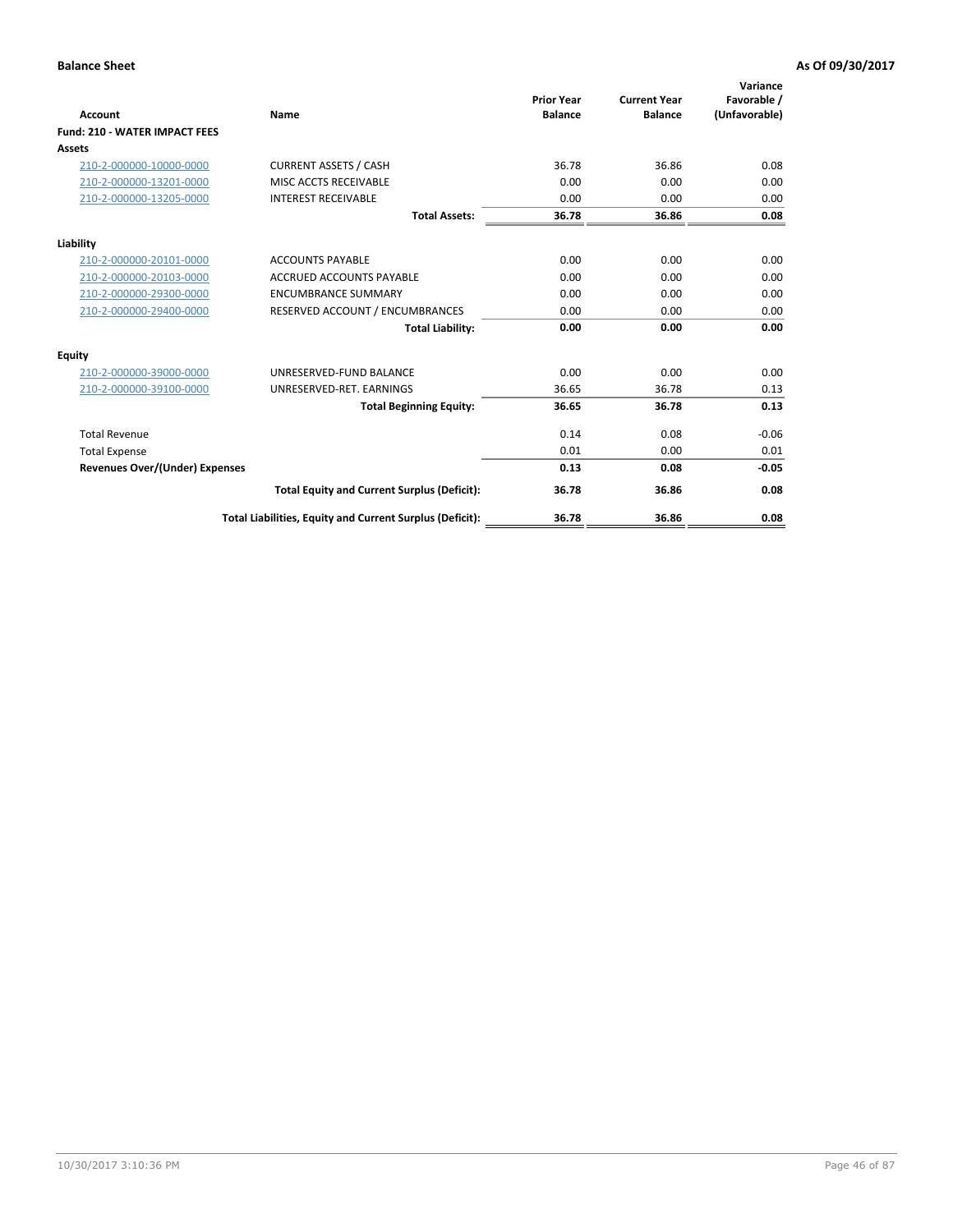**Balance Sheet** **As Of 09/30/2017**

| Account | Name | Prior Year Balance | Current Year Balance | Variance Favorable / (Unfavorable) |
|---|---|---|---|---|
| **Fund: 210 - WATER IMPACT FEES** | | | | |
| **Assets** | | | | |
| 210-2-000000-10000-0000 | CURRENT ASSETS / CASH | 36.78 | 36.86 | 0.08 |
| 210-2-000000-13201-0000 | MISC ACCTS RECEIVABLE | 0.00 | 0.00 | 0.00 |
| 210-2-000000-13205-0000 | INTEREST RECEIVABLE | 0.00 | 0.00 | 0.00 |
| | **Total Assets:** | **36.78** | **36.86** | **0.08** |
| **Liability** | | | | |
| 210-2-000000-20101-0000 | ACCOUNTS PAYABLE | 0.00 | 0.00 | 0.00 |
| 210-2-000000-20103-0000 | ACCRUED ACCOUNTS PAYABLE | 0.00 | 0.00 | 0.00 |
| 210-2-000000-29300-0000 | ENCUMBRANCE SUMMARY | 0.00 | 0.00 | 0.00 |
| 210-2-000000-29400-0000 | RESERVED ACCOUNT / ENCUMBRANCES | 0.00 | 0.00 | 0.00 |
| | **Total Liability:** | **0.00** | **0.00** | **0.00** |
| **Equity** | | | | |
| 210-2-000000-39000-0000 | UNRESERVED-FUND BALANCE | 0.00 | 0.00 | 0.00 |
| 210-2-000000-39100-0000 | UNRESERVED-RET. EARNINGS | 36.65 | 36.78 | 0.13 |
| | **Total Beginning Equity:** | **36.65** | **36.78** | **0.13** |
| Total Revenue | | 0.14 | 0.08 | -0.06 |
| Total Expense | | 0.01 | 0.00 | 0.01 |
| **Revenues Over/(Under) Expenses** | | **0.13** | **0.08** | **-0.05** |
| | **Total Equity and Current Surplus (Deficit):** | **36.78** | **36.86** | **0.08** |
| | **Total Liabilities, Equity and Current Surplus (Deficit):** | **36.78** | **36.86** | **0.08** |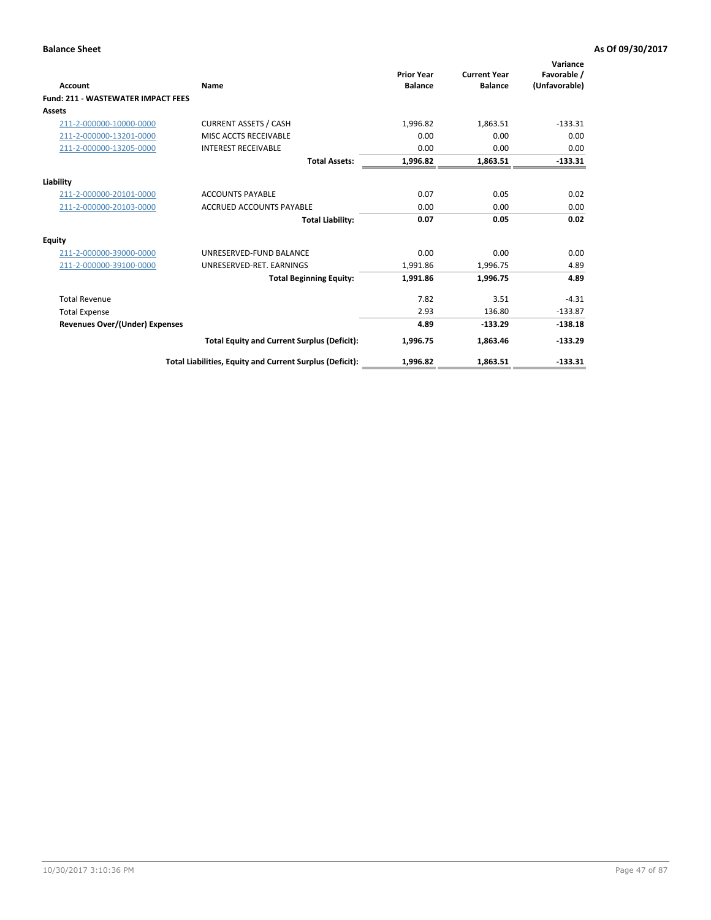**Balance Sheet** **As Of 09/30/2017**

| Account | Name | Prior Year Balance | Current Year Balance | Variance Favorable / (Unfavorable) |
|---|---|---|---|---|
| **Fund: 211 - WASTEWATER IMPACT FEES** | | | | |
| **Assets** | | | | |
| 211-2-000000-10000-0000 | CURRENT ASSETS / CASH | 1,996.82 | 1,863.51 | -133.31 |
| 211-2-000000-13201-0000 | MISC ACCTS RECEIVABLE | 0.00 | 0.00 | 0.00 |
| 211-2-000000-13205-0000 | INTEREST RECEIVABLE | 0.00 | 0.00 | 0.00 |
| | **Total Assets:** | **1,996.82** | **1,863.51** | **-133.31** |
| **Liability** | | | | |
| 211-2-000000-20101-0000 | ACCOUNTS PAYABLE | 0.07 | 0.05 | 0.02 |
| 211-2-000000-20103-0000 | ACCRUED ACCOUNTS PAYABLE | 0.00 | 0.00 | 0.00 |
| | **Total Liability:** | **0.07** | **0.05** | **0.02** |
| **Equity** | | | | |
| 211-2-000000-39000-0000 | UNRESERVED-FUND BALANCE | 0.00 | 0.00 | 0.00 |
| 211-2-000000-39100-0000 | UNRESERVED-RET. EARNINGS | 1,991.86 | 1,996.75 | 4.89 |
| | **Total Beginning Equity:** | **1,991.86** | **1,996.75** | **4.89** |
| Total Revenue | | 7.82 | 3.51 | -4.31 |
| Total Expense | | 2.93 | 136.80 | -133.87 |
| **Revenues Over/(Under) Expenses** | | **4.89** | **-133.29** | **-138.18** |
| | **Total Equity and Current Surplus (Deficit):** | **1,996.75** | **1,863.46** | **-133.29** |
| | **Total Liabilities, Equity and Current Surplus (Deficit):** | **1,996.82** | **1,863.51** | **-133.31** |

10/30/2017 3:10:36 PM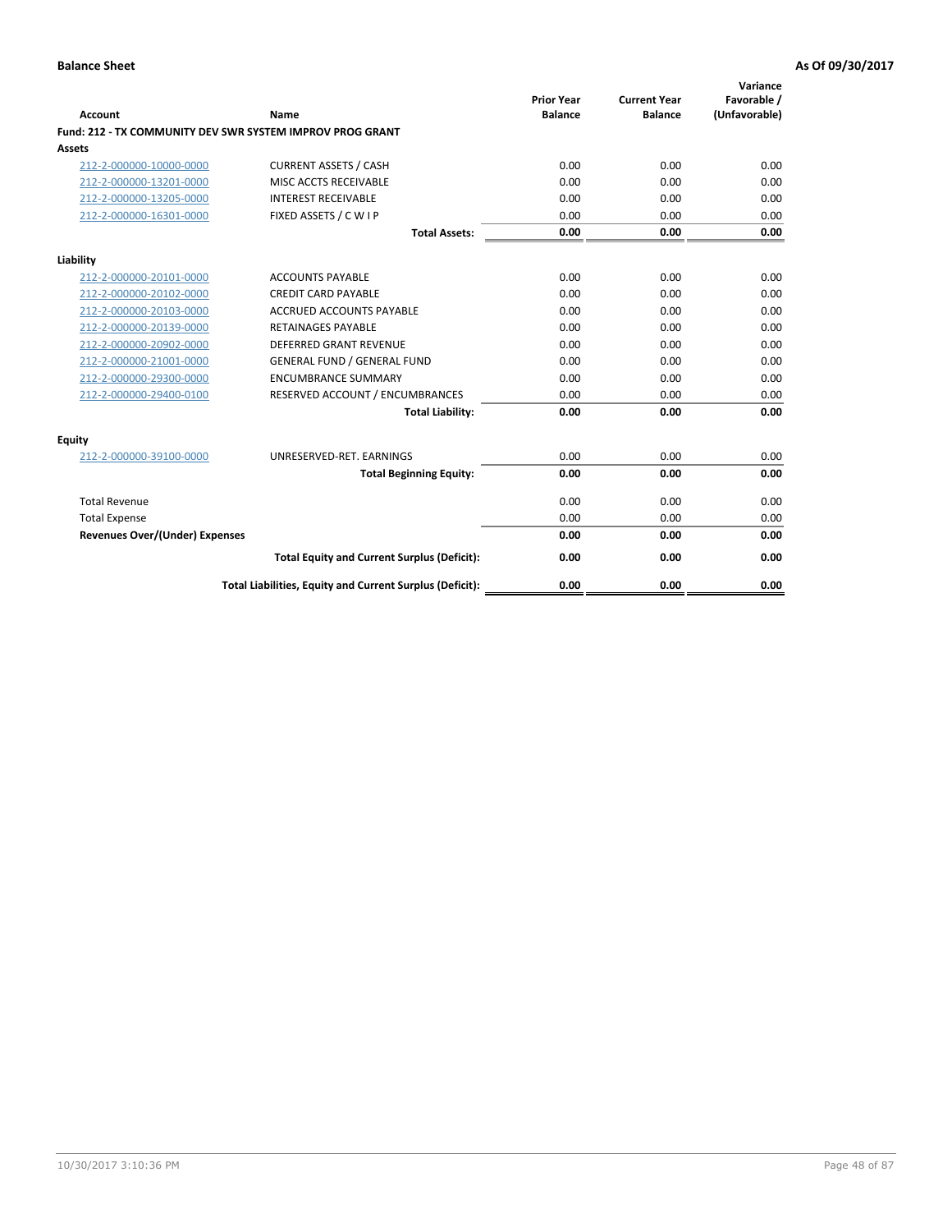**Balance Sheet** | **As Of 09/30/2017**

| Account | Name | Prior Year Balance | Current Year Balance | Variance Favorable / (Unfavorable) |
|---|---|---|---|---|
| **Fund: 212 - TX COMMUNITY DEV SWR SYSTEM IMPROV PROG GRANT** | | | | |
| **Assets** | | | | |
| 212-2-000000-10000-0000 | CURRENT ASSETS / CASH | 0.00 | 0.00 | 0.00 |
| 212-2-000000-13201-0000 | MISC ACCTS RECEIVABLE | 0.00 | 0.00 | 0.00 |
| 212-2-000000-13205-0000 | INTEREST RECEIVABLE | 0.00 | 0.00 | 0.00 |
| 212-2-000000-16301-0000 | FIXED ASSETS / C W I P | 0.00 | 0.00 | 0.00 |
| | **Total Assets:** | **0.00** | **0.00** | **0.00** |
| **Liability** | | | | |
| 212-2-000000-20101-0000 | ACCOUNTS PAYABLE | 0.00 | 0.00 | 0.00 |
| 212-2-000000-20102-0000 | CREDIT CARD PAYABLE | 0.00 | 0.00 | 0.00 |
| 212-2-000000-20103-0000 | ACCRUED ACCOUNTS PAYABLE | 0.00 | 0.00 | 0.00 |
| 212-2-000000-20139-0000 | RETAINAGES PAYABLE | 0.00 | 0.00 | 0.00 |
| 212-2-000000-20902-0000 | DEFERRED GRANT REVENUE | 0.00 | 0.00 | 0.00 |
| 212-2-000000-21001-0000 | GENERAL FUND / GENERAL FUND | 0.00 | 0.00 | 0.00 |
| 212-2-000000-29300-0000 | ENCUMBRANCE SUMMARY | 0.00 | 0.00 | 0.00 |
| 212-2-000000-29400-0100 | RESERVED ACCOUNT / ENCUMBRANCES | 0.00 | 0.00 | 0.00 |
| | **Total Liability:** | **0.00** | **0.00** | **0.00** |
| **Equity** | | | | |
| 212-2-000000-39100-0000 | UNRESERVED-RET. EARNINGS | 0.00 | 0.00 | 0.00 |
| | **Total Beginning Equity:** | **0.00** | **0.00** | **0.00** |
| Total Revenue | | 0.00 | 0.00 | 0.00 |
| Total Expense | | 0.00 | 0.00 | 0.00 |
| **Revenues Over/(Under) Expenses** | | **0.00** | **0.00** | **0.00** |
| | **Total Equity and Current Surplus (Deficit):** | **0.00** | **0.00** | **0.00** |
| | **Total Liabilities, Equity and Current Surplus (Deficit):** | **0.00** | **0.00** | **0.00** |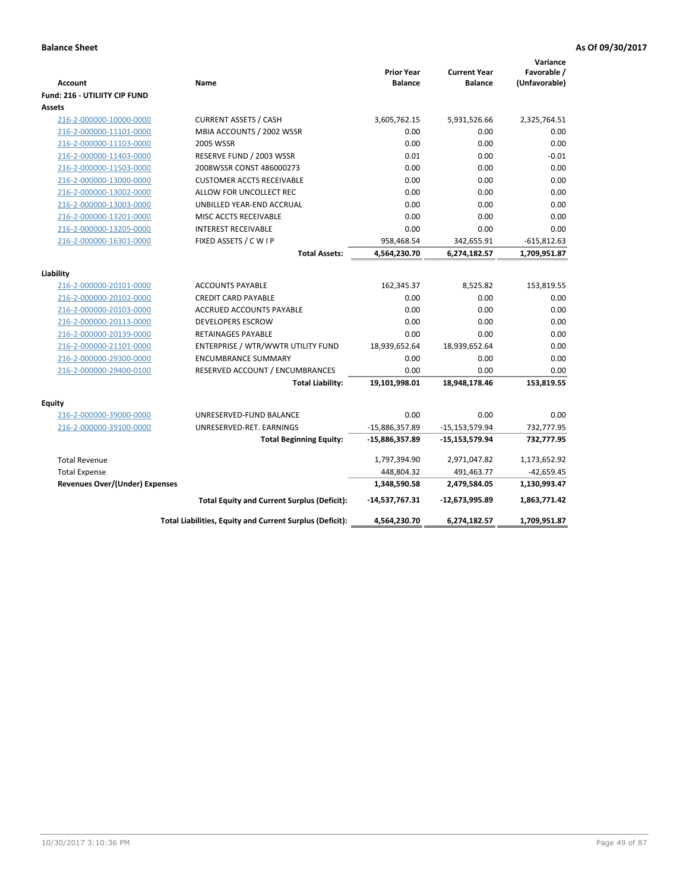**Balance Sheet** **As Of 09/30/2017**

| Account | Name | Prior Year Balance | Current Year Balance | Variance Favorable / (Unfavorable) |
|---|---|---|---|---|
| **Fund: 216 - UTILIITY CIP FUND** | | | | |
| **Assets** | | | | |
| 216-2-000000-10000-0000 | CURRENT ASSETS / CASH | 3,605,762.15 | 5,931,526.66 | 2,325,764.51 |
| 216-2-000000-11101-0000 | MBIA ACCOUNTS / 2002 WSSR | 0.00 | 0.00 | 0.00 |
| 216-2-000000-11103-0000 | 2005 WSSR | 0.00 | 0.00 | 0.00 |
| 216-2-000000-11403-0000 | RESERVE FUND / 2003 WSSR | 0.01 | 0.00 | -0.01 |
| 216-2-000000-11503-0000 | 2008WSSR CONST 486000273 | 0.00 | 0.00 | 0.00 |
| 216-2-000000-13000-0000 | CUSTOMER ACCTS RECEIVABLE | 0.00 | 0.00 | 0.00 |
| 216-2-000000-13002-0000 | ALLOW FOR UNCOLLECT REC | 0.00 | 0.00 | 0.00 |
| 216-2-000000-13003-0000 | UNBILLED YEAR-END ACCRUAL | 0.00 | 0.00 | 0.00 |
| 216-2-000000-13201-0000 | MISC ACCTS RECEIVABLE | 0.00 | 0.00 | 0.00 |
| 216-2-000000-13205-0000 | INTEREST RECEIVABLE | 0.00 | 0.00 | 0.00 |
| 216-2-000000-16301-0000 | FIXED ASSETS / C W I P | 958,468.54 | 342,655.91 | -615,812.63 |
| | **Total Assets:** | **4,564,230.70** | **6,274,182.57** | **1,709,951.87** |
| **Liability** | | | | |
| 216-2-000000-20101-0000 | ACCOUNTS PAYABLE | 162,345.37 | 8,525.82 | 153,819.55 |
| 216-2-000000-20102-0000 | CREDIT CARD PAYABLE | 0.00 | 0.00 | 0.00 |
| 216-2-000000-20103-0000 | ACCRUED ACCOUNTS PAYABLE | 0.00 | 0.00 | 0.00 |
| 216-2-000000-20113-0000 | DEVELOPERS ESCROW | 0.00 | 0.00 | 0.00 |
| 216-2-000000-20139-0000 | RETAINAGES PAYABLE | 0.00 | 0.00 | 0.00 |
| 216-2-000000-21101-0000 | ENTERPRISE / WTR/WWTR UTILITY FUND | 18,939,652.64 | 18,939,652.64 | 0.00 |
| 216-2-000000-29300-0000 | ENCUMBRANCE SUMMARY | 0.00 | 0.00 | 0.00 |
| 216-2-000000-29400-0100 | RESERVED ACCOUNT / ENCUMBRANCES | 0.00 | 0.00 | 0.00 |
| | **Total Liability:** | **19,101,998.01** | **18,948,178.46** | **153,819.55** |
| **Equity** | | | | |
| 216-2-000000-39000-0000 | UNRESERVED-FUND BALANCE | 0.00 | 0.00 | 0.00 |
| 216-2-000000-39100-0000 | UNRESERVED-RET. EARNINGS | -15,886,357.89 | -15,153,579.94 | 732,777.95 |
| | **Total Beginning Equity:** | **-15,886,357.89** | **-15,153,579.94** | **732,777.95** |
| Total Revenue | | 1,797,394.90 | 2,971,047.82 | 1,173,652.92 |
| Total Expense | | 448,804.32 | 491,463.77 | -42,659.45 |
| **Revenues Over/(Under) Expenses** | | **1,348,590.58** | **2,479,584.05** | **1,130,993.47** |
| | **Total Equity and Current Surplus (Deficit):** | **-14,537,767.31** | **-12,673,995.89** | **1,863,771.42** |
| | **Total Liabilities, Equity and Current Surplus (Deficit):** | **4,564,230.70** | **6,274,182.57** | **1,709,951.87** |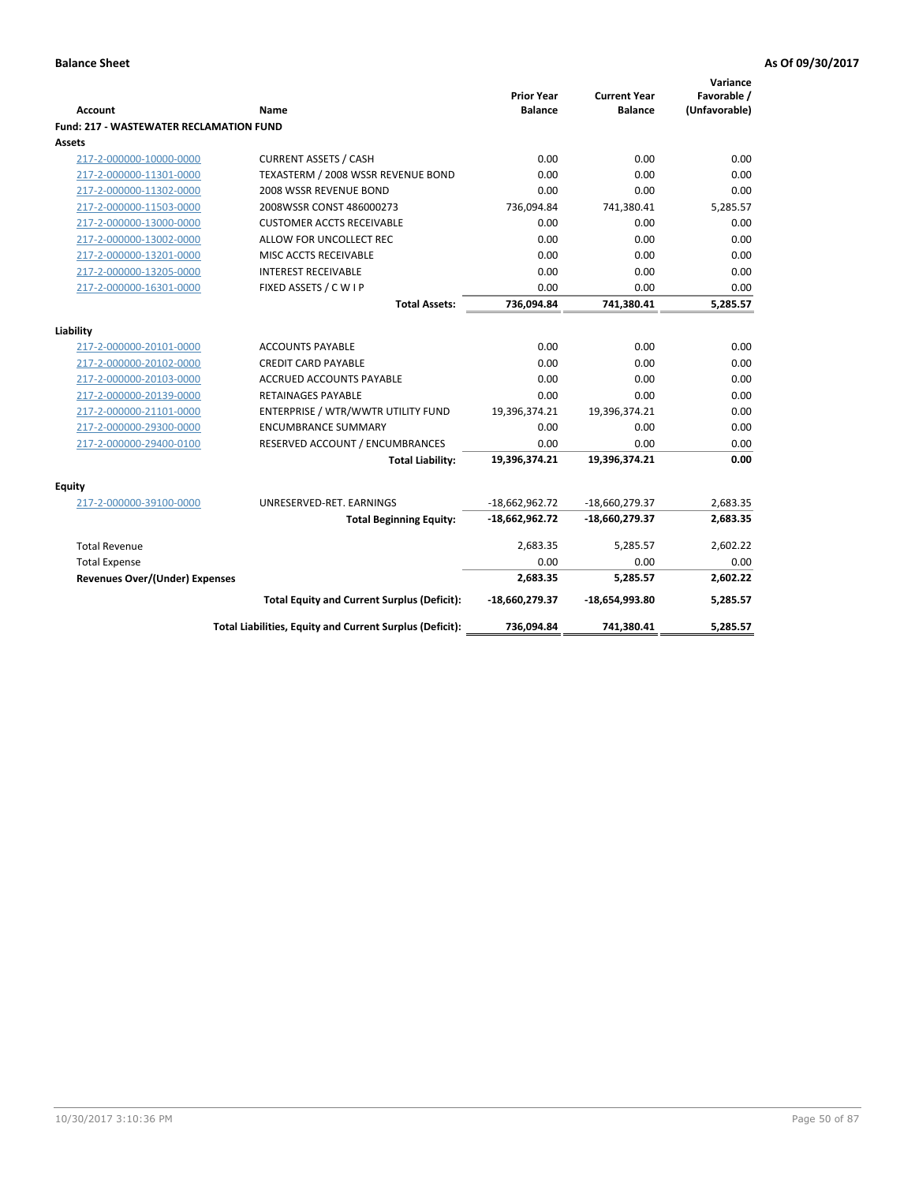**Balance Sheet** **As Of 09/30/2017**

| Account | Name | Prior Year Balance | Current Year Balance | Variance Favorable / (Unfavorable) |
|---|---|---|---|---|
| **Fund: 217 - WASTEWATER RECLAMATION FUND** | | | | |
| **Assets** | | | | |
| 217-2-000000-10000-0000 | CURRENT ASSETS / CASH | 0.00 | 0.00 | 0.00 |
| 217-2-000000-11301-0000 | TEXASTERM / 2008 WSSR REVENUE BOND | 0.00 | 0.00 | 0.00 |
| 217-2-000000-11302-0000 | 2008 WSSR REVENUE BOND | 0.00 | 0.00 | 0.00 |
| 217-2-000000-11503-0000 | 2008WSSR CONST 486000273 | 736,094.84 | 741,380.41 | 5,285.57 |
| 217-2-000000-13000-0000 | CUSTOMER ACCTS RECEIVABLE | 0.00 | 0.00 | 0.00 |
| 217-2-000000-13002-0000 | ALLOW FOR UNCOLLECT REC | 0.00 | 0.00 | 0.00 |
| 217-2-000000-13201-0000 | MISC ACCTS RECEIVABLE | 0.00 | 0.00 | 0.00 |
| 217-2-000000-13205-0000 | INTEREST RECEIVABLE | 0.00 | 0.00 | 0.00 |
| 217-2-000000-16301-0000 | FIXED ASSETS / C W I P | 0.00 | 0.00 | 0.00 |
| | **Total Assets:** | **736,094.84** | **741,380.41** | **5,285.57** |
| **Liability** | | | | |
| 217-2-000000-20101-0000 | ACCOUNTS PAYABLE | 0.00 | 0.00 | 0.00 |
| 217-2-000000-20102-0000 | CREDIT CARD PAYABLE | 0.00 | 0.00 | 0.00 |
| 217-2-000000-20103-0000 | ACCRUED ACCOUNTS PAYABLE | 0.00 | 0.00 | 0.00 |
| 217-2-000000-20139-0000 | RETAINAGES PAYABLE | 0.00 | 0.00 | 0.00 |
| 217-2-000000-21101-0000 | ENTERPRISE / WTR/WWTR UTILITY FUND | 19,396,374.21 | 19,396,374.21 | 0.00 |
| 217-2-000000-29300-0000 | ENCUMBRANCE SUMMARY | 0.00 | 0.00 | 0.00 |
| 217-2-000000-29400-0100 | RESERVED ACCOUNT / ENCUMBRANCES | 0.00 | 0.00 | 0.00 |
| | **Total Liability:** | **19,396,374.21** | **19,396,374.21** | **0.00** |
| **Equity** | | | | |
| 217-2-000000-39100-0000 | UNRESERVED-RET. EARNINGS | -18,662,962.72 | -18,660,279.37 | 2,683.35 |
| | **Total Beginning Equity:** | **-18,662,962.72** | **-18,660,279.37** | **2,683.35** |
| Total Revenue | | 2,683.35 | 5,285.57 | 2,602.22 |
| Total Expense | | 0.00 | 0.00 | 0.00 |
| **Revenues Over/(Under) Expenses** | | **2,683.35** | **5,285.57** | **2,602.22** |
| | **Total Equity and Current Surplus (Deficit):** | **-18,660,279.37** | **-18,654,993.80** | **5,285.57** |
| | **Total Liabilities, Equity and Current Surplus (Deficit):** | **736,094.84** | **741,380.41** | **5,285.57** |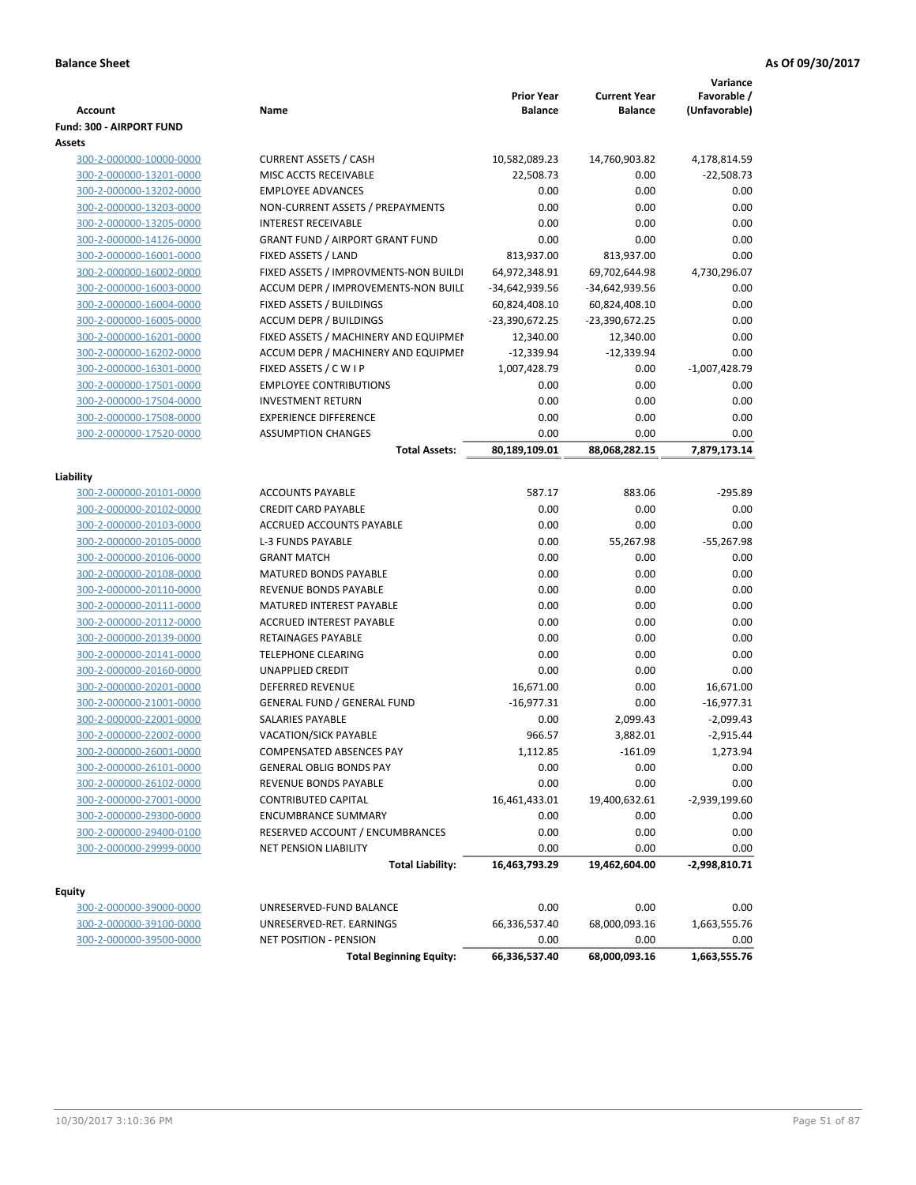**Balance Sheet** | **As Of 09/30/2017**

| Account | Name | Prior Year Balance | Current Year Balance | Variance Favorable / (Unfavorable) |
|---|---|---|---|---|
| **Fund: 300 - AIRPORT FUND** | | | | |
| **Assets** | | | | |
| 300-2-000000-10000-0000 | CURRENT ASSETS / CASH | 10,582,089.23 | 14,760,903.82 | 4,178,814.59 |
| 300-2-000000-13201-0000 | MISC ACCTS RECEIVABLE | 22,508.73 | 0.00 | -22,508.73 |
| 300-2-000000-13202-0000 | EMPLOYEE ADVANCES | 0.00 | 0.00 | 0.00 |
| 300-2-000000-13203-0000 | NON-CURRENT ASSETS / PREPAYMENTS | 0.00 | 0.00 | 0.00 |
| 300-2-000000-13205-0000 | INTEREST RECEIVABLE | 0.00 | 0.00 | 0.00 |
| 300-2-000000-14126-0000 | GRANT FUND / AIRPORT GRANT FUND | 0.00 | 0.00 | 0.00 |
| 300-2-000000-16001-0000 | FIXED ASSETS / LAND | 813,937.00 | 813,937.00 | 0.00 |
| 300-2-000000-16002-0000 | FIXED ASSETS / IMPROVMENTS-NON BUILDI | 64,972,348.91 | 69,702,644.98 | 4,730,296.07 |
| 300-2-000000-16003-0000 | ACCUM DEPR / IMPROVEMENTS-NON BUILI | -34,642,939.56 | -34,642,939.56 | 0.00 |
| 300-2-000000-16004-0000 | FIXED ASSETS / BUILDINGS | 60,824,408.10 | 60,824,408.10 | 0.00 |
| 300-2-000000-16005-0000 | ACCUM DEPR / BUILDINGS | -23,390,672.25 | -23,390,672.25 | 0.00 |
| 300-2-000000-16201-0000 | FIXED ASSETS / MACHINERY AND EQUIPMEI | 12,340.00 | 12,340.00 | 0.00 |
| 300-2-000000-16202-0000 | ACCUM DEPR / MACHINERY AND EQUIPMEI | -12,339.94 | -12,339.94 | 0.00 |
| 300-2-000000-16301-0000 | FIXED ASSETS / C W I P | 1,007,428.79 | 0.00 | -1,007,428.79 |
| 300-2-000000-17501-0000 | EMPLOYEE CONTRIBUTIONS | 0.00 | 0.00 | 0.00 |
| 300-2-000000-17504-0000 | INVESTMENT RETURN | 0.00 | 0.00 | 0.00 |
| 300-2-000000-17508-0000 | EXPERIENCE DIFFERENCE | 0.00 | 0.00 | 0.00 |
| 300-2-000000-17520-0000 | ASSUMPTION CHANGES | 0.00 | 0.00 | 0.00 |
| | **Total Assets:** | **80,189,109.01** | **88,068,282.15** | **7,879,173.14** |
| **Liability** | | | | |
| 300-2-000000-20101-0000 | ACCOUNTS PAYABLE | 587.17 | 883.06 | -295.89 |
| 300-2-000000-20102-0000 | CREDIT CARD PAYABLE | 0.00 | 0.00 | 0.00 |
| 300-2-000000-20103-0000 | ACCRUED ACCOUNTS PAYABLE | 0.00 | 0.00 | 0.00 |
| 300-2-000000-20105-0000 | L-3 FUNDS PAYABLE | 0.00 | 55,267.98 | -55,267.98 |
| 300-2-000000-20106-0000 | GRANT MATCH | 0.00 | 0.00 | 0.00 |
| 300-2-000000-20108-0000 | MATURED BONDS PAYABLE | 0.00 | 0.00 | 0.00 |
| 300-2-000000-20110-0000 | REVENUE BONDS PAYABLE | 0.00 | 0.00 | 0.00 |
| 300-2-000000-20111-0000 | MATURED INTEREST PAYABLE | 0.00 | 0.00 | 0.00 |
| 300-2-000000-20112-0000 | ACCRUED INTEREST PAYABLE | 0.00 | 0.00 | 0.00 |
| 300-2-000000-20139-0000 | RETAINAGES PAYABLE | 0.00 | 0.00 | 0.00 |
| 300-2-000000-20141-0000 | TELEPHONE CLEARING | 0.00 | 0.00 | 0.00 |
| 300-2-000000-20160-0000 | UNAPPLIED CREDIT | 0.00 | 0.00 | 0.00 |
| 300-2-000000-20201-0000 | DEFERRED REVENUE | 16,671.00 | 0.00 | 16,671.00 |
| 300-2-000000-21001-0000 | GENERAL FUND / GENERAL FUND | -16,977.31 | 0.00 | -16,977.31 |
| 300-2-000000-22001-0000 | SALARIES PAYABLE | 0.00 | 2,099.43 | -2,099.43 |
| 300-2-000000-22002-0000 | VACATION/SICK PAYABLE | 966.57 | 3,882.01 | -2,915.44 |
| 300-2-000000-26001-0000 | COMPENSATED ABSENCES PAY | 1,112.85 | -161.09 | 1,273.94 |
| 300-2-000000-26101-0000 | GENERAL OBLIG BONDS PAY | 0.00 | 0.00 | 0.00 |
| 300-2-000000-26102-0000 | REVENUE BONDS PAYABLE | 0.00 | 0.00 | 0.00 |
| 300-2-000000-27001-0000 | CONTRIBUTED CAPITAL | 16,461,433.01 | 19,400,632.61 | -2,939,199.60 |
| 300-2-000000-29300-0000 | ENCUMBRANCE SUMMARY | 0.00 | 0.00 | 0.00 |
| 300-2-000000-29400-0100 | RESERVED ACCOUNT / ENCUMBRANCES | 0.00 | 0.00 | 0.00 |
| 300-2-000000-29999-0000 | NET PENSION LIABILITY | 0.00 | 0.00 | 0.00 |
| | **Total Liability:** | **16,463,793.29** | **19,462,604.00** | **-2,998,810.71** |
| **Equity** | | | | |
| 300-2-000000-39000-0000 | UNRESERVED-FUND BALANCE | 0.00 | 0.00 | 0.00 |
| 300-2-000000-39100-0000 | UNRESERVED-RET. EARNINGS | 66,336,537.40 | 68,000,093.16 | 1,663,555.76 |
| 300-2-000000-39500-0000 | NET POSITION - PENSION | 0.00 | 0.00 | 0.00 |
| | **Total Beginning Equity:** | **66,336,537.40** | **68,000,093.16** | **1,663,555.76** |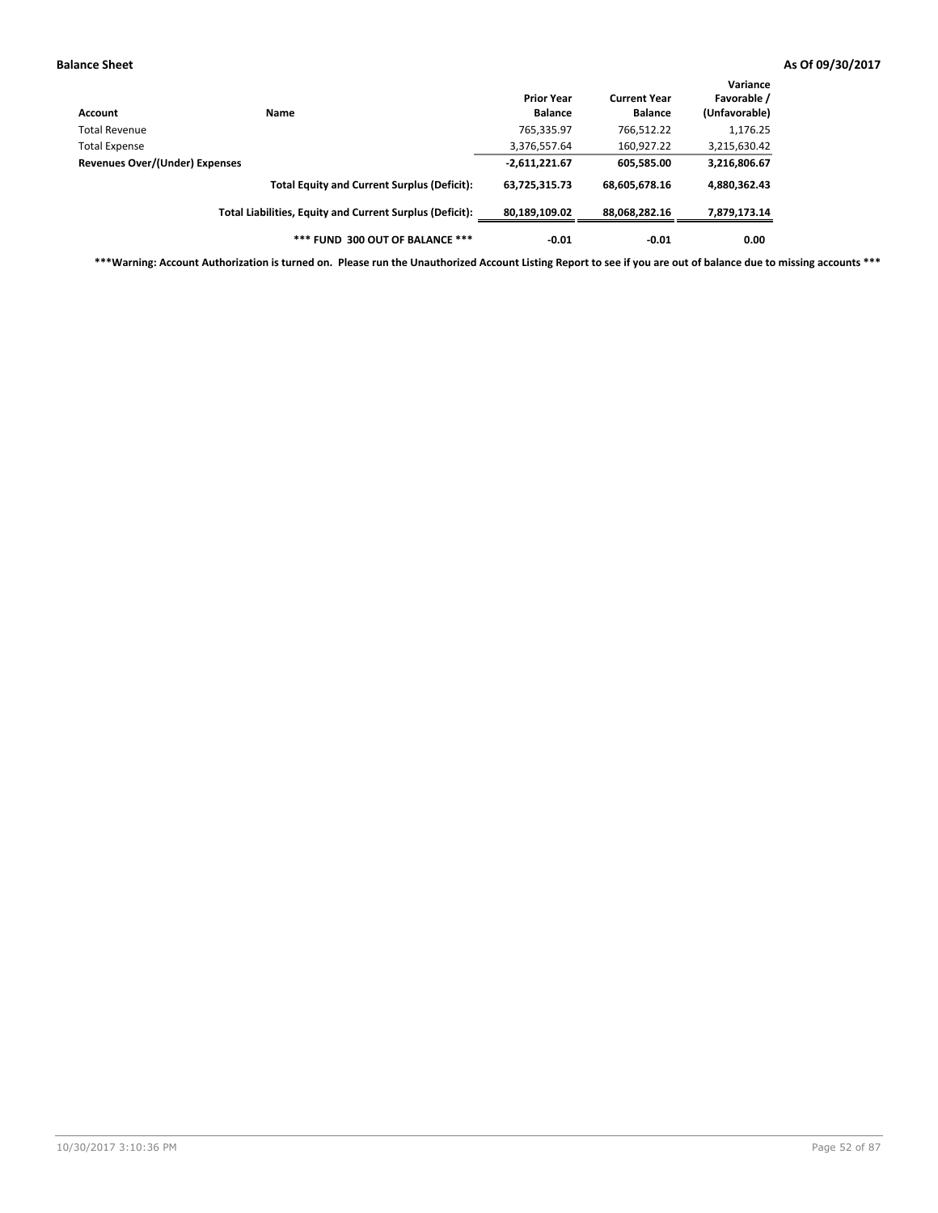| Account | Name | Prior Year Balance | Current Year Balance | Variance Favorable / (Unfavorable) |
|---|---|---|---|---|
| Total Revenue | | 765,335.97 | 766,512.22 | 1,176.25 |
| Total Expense | | 3,376,557.64 | 160,927.22 | 3,215,630.42 |
| **Revenues Over/(Under) Expenses** | | **-2,611,221.67** | **605,585.00** | **3,216,806.67** |
| | **Total Equity and Current Surplus (Deficit):** | **63,725,315.73** | **68,605,678.16** | **4,880,362.43** |
| | **Total Liabilities, Equity and Current Surplus (Deficit):** | **80,189,109.02** | **88,068,282.16** | **7,879,173.14** |
| | **\*\*\* FUND 300 OUT OF BALANCE \*\*\*** | **-0.01** | **-0.01** | **0.00** |

**\*\*\*Warning: Account Authorization is turned on. Please run the Unauthorized Account Listing Report to see if you are out of balance due to missing accounts \*\*\***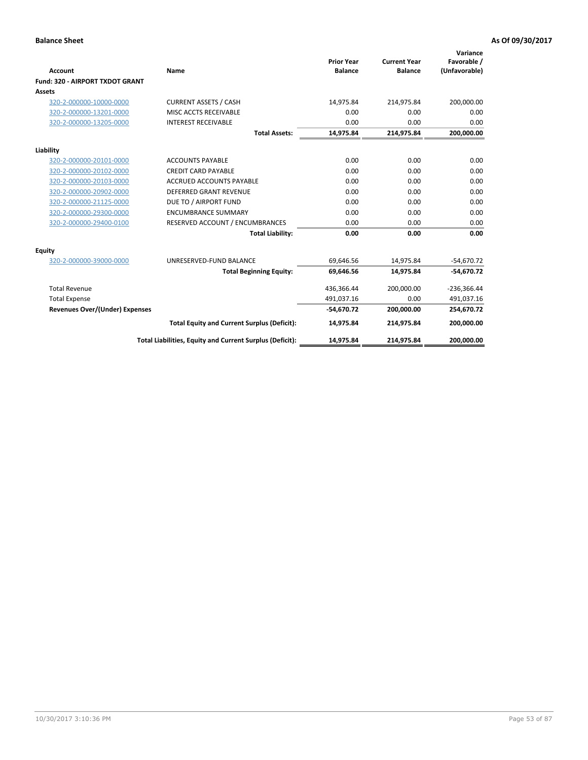**Balance Sheet** **As Of 09/30/2017**

| Account | Name | Prior Year Balance | Current Year Balance | Variance Favorable / (Unfavorable) |
|---|---|---|---|---|
| **Fund: 320 - AIRPORT TXDOT GRANT** | | | | |
| **Assets** | | | | |
| 320-2-000000-10000-0000 | CURRENT ASSETS / CASH | 14,975.84 | 214,975.84 | 200,000.00 |
| 320-2-000000-13201-0000 | MISC ACCTS RECEIVABLE | 0.00 | 0.00 | 0.00 |
| 320-2-000000-13205-0000 | INTEREST RECEIVABLE | 0.00 | 0.00 | 0.00 |
| | **Total Assets:** | **14,975.84** | **214,975.84** | **200,000.00** |
| **Liability** | | | | |
| 320-2-000000-20101-0000 | ACCOUNTS PAYABLE | 0.00 | 0.00 | 0.00 |
| 320-2-000000-20102-0000 | CREDIT CARD PAYABLE | 0.00 | 0.00 | 0.00 |
| 320-2-000000-20103-0000 | ACCRUED ACCOUNTS PAYABLE | 0.00 | 0.00 | 0.00 |
| 320-2-000000-20902-0000 | DEFERRED GRANT REVENUE | 0.00 | 0.00 | 0.00 |
| 320-2-000000-21125-0000 | DUE TO / AIRPORT FUND | 0.00 | 0.00 | 0.00 |
| 320-2-000000-29300-0000 | ENCUMBRANCE SUMMARY | 0.00 | 0.00 | 0.00 |
| 320-2-000000-29400-0100 | RESERVED ACCOUNT / ENCUMBRANCES | 0.00 | 0.00 | 0.00 |
| | **Total Liability:** | **0.00** | **0.00** | **0.00** |
| **Equity** | | | | |
| 320-2-000000-39000-0000 | UNRESERVED-FUND BALANCE | 69,646.56 | 14,975.84 | -54,670.72 |
| | **Total Beginning Equity:** | **69,646.56** | **14,975.84** | **-54,670.72** |
| Total Revenue | | 436,366.44 | 200,000.00 | -236,366.44 |
| Total Expense | | 491,037.16 | 0.00 | 491,037.16 |
| **Revenues Over/(Under) Expenses** | | **-54,670.72** | **200,000.00** | **254,670.72** |
| | **Total Equity and Current Surplus (Deficit):** | **14,975.84** | **214,975.84** | **200,000.00** |
| | **Total Liabilities, Equity and Current Surplus (Deficit):** | **14,975.84** | **214,975.84** | **200,000.00** |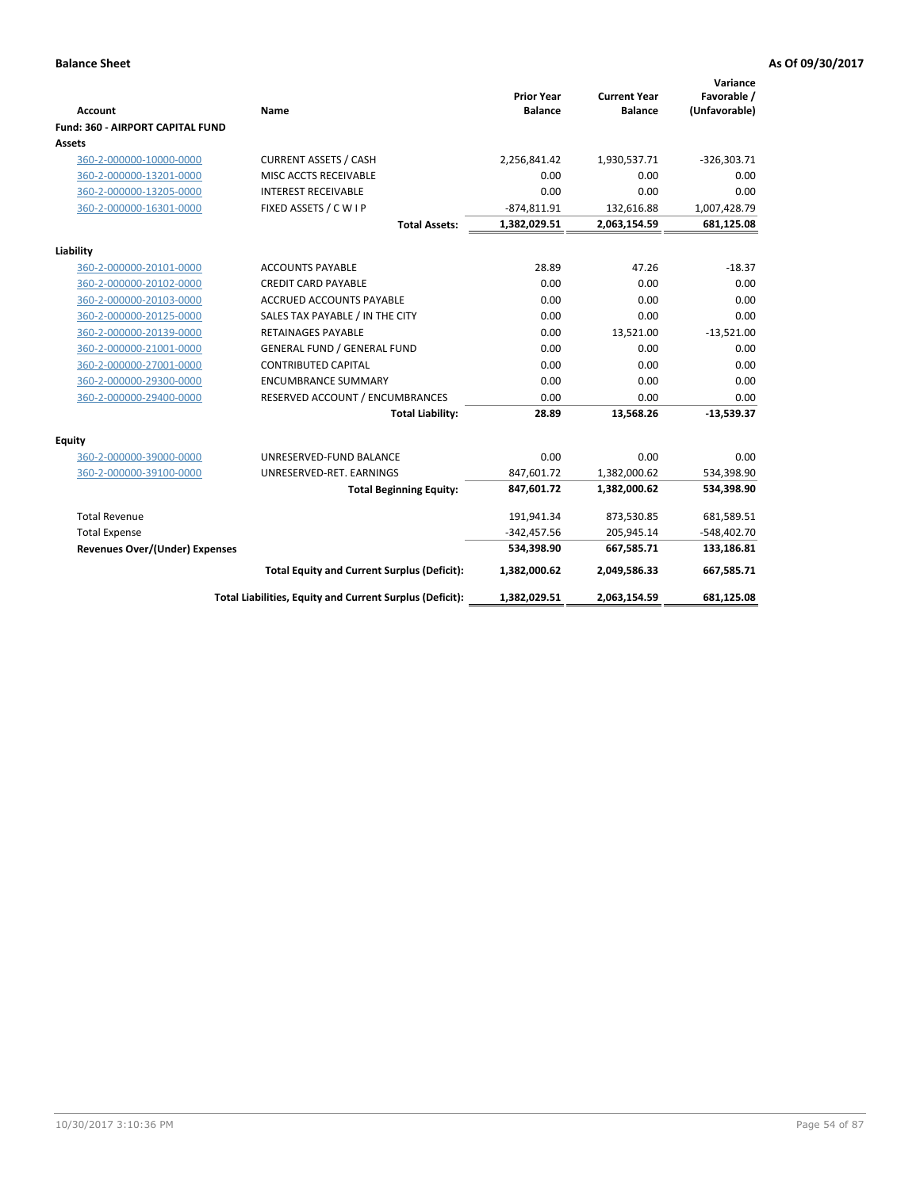**Balance Sheet** — **As Of 09/30/2017**

| Account | Name | Prior Year Balance | Current Year Balance | Variance Favorable / (Unfavorable) |
|---|---|---|---|---|
| **Fund: 360 - AIRPORT CAPITAL FUND** | | | | |
| **Assets** | | | | |
| 360-2-000000-10000-0000 | CURRENT ASSETS / CASH | 2,256,841.42 | 1,930,537.71 | -326,303.71 |
| 360-2-000000-13201-0000 | MISC ACCTS RECEIVABLE | 0.00 | 0.00 | 0.00 |
| 360-2-000000-13205-0000 | INTEREST RECEIVABLE | 0.00 | 0.00 | 0.00 |
| 360-2-000000-16301-0000 | FIXED ASSETS / C W I P | -874,811.91 | 132,616.88 | 1,007,428.79 |
| | **Total Assets:** | **1,382,029.51** | **2,063,154.59** | **681,125.08** |
| **Liability** | | | | |
| 360-2-000000-20101-0000 | ACCOUNTS PAYABLE | 28.89 | 47.26 | -18.37 |
| 360-2-000000-20102-0000 | CREDIT CARD PAYABLE | 0.00 | 0.00 | 0.00 |
| 360-2-000000-20103-0000 | ACCRUED ACCOUNTS PAYABLE | 0.00 | 0.00 | 0.00 |
| 360-2-000000-20125-0000 | SALES TAX PAYABLE / IN THE CITY | 0.00 | 0.00 | 0.00 |
| 360-2-000000-20139-0000 | RETAINAGES PAYABLE | 0.00 | 13,521.00 | -13,521.00 |
| 360-2-000000-21001-0000 | GENERAL FUND / GENERAL FUND | 0.00 | 0.00 | 0.00 |
| 360-2-000000-27001-0000 | CONTRIBUTED CAPITAL | 0.00 | 0.00 | 0.00 |
| 360-2-000000-29300-0000 | ENCUMBRANCE SUMMARY | 0.00 | 0.00 | 0.00 |
| 360-2-000000-29400-0000 | RESERVED ACCOUNT / ENCUMBRANCES | 0.00 | 0.00 | 0.00 |
| | **Total Liability:** | **28.89** | **13,568.26** | **-13,539.37** |
| **Equity** | | | | |
| 360-2-000000-39000-0000 | UNRESERVED-FUND BALANCE | 0.00 | 0.00 | 0.00 |
| 360-2-000000-39100-0000 | UNRESERVED-RET. EARNINGS | 847,601.72 | 1,382,000.62 | 534,398.90 |
| | **Total Beginning Equity:** | **847,601.72** | **1,382,000.62** | **534,398.90** |
| Total Revenue | | 191,941.34 | 873,530.85 | 681,589.51 |
| Total Expense | | -342,457.56 | 205,945.14 | -548,402.70 |
| **Revenues Over/(Under) Expenses** | | **534,398.90** | **667,585.71** | **133,186.81** |
| | **Total Equity and Current Surplus (Deficit):** | **1,382,000.62** | **2,049,586.33** | **667,585.71** |
| | **Total Liabilities, Equity and Current Surplus (Deficit):** | **1,382,029.51** | **2,063,154.59** | **681,125.08** |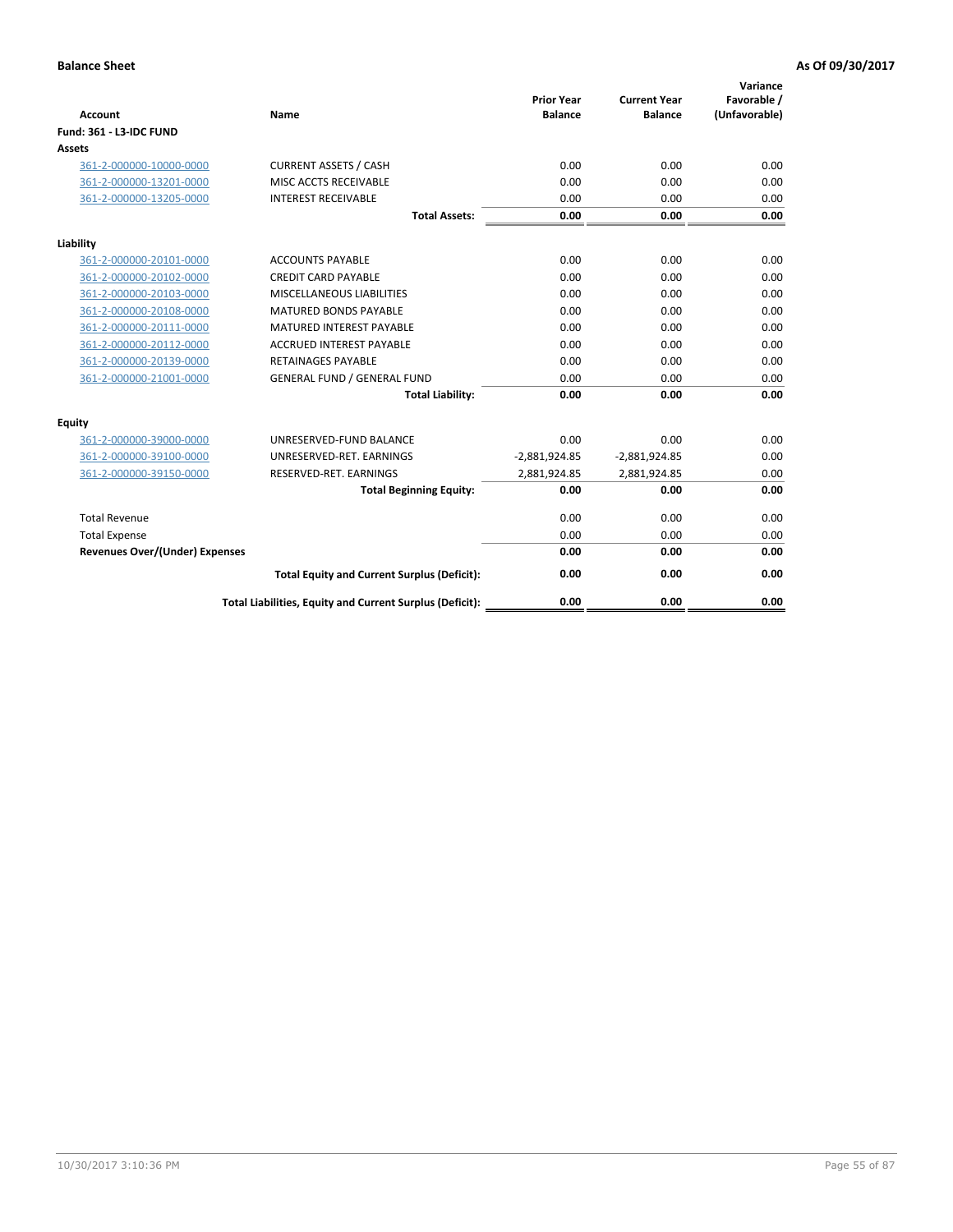**Balance Sheet** **As Of 09/30/2017**

| Account | Name | Prior Year Balance | Current Year Balance | Variance Favorable / (Unfavorable) |
|---|---|---|---|---|
| **Fund: 361 - L3-IDC FUND** | | | | |
| **Assets** | | | | |
| 361-2-000000-10000-0000 | CURRENT ASSETS / CASH | 0.00 | 0.00 | 0.00 |
| 361-2-000000-13201-0000 | MISC ACCTS RECEIVABLE | 0.00 | 0.00 | 0.00 |
| 361-2-000000-13205-0000 | INTEREST RECEIVABLE | 0.00 | 0.00 | 0.00 |
| | **Total Assets:** | **0.00** | **0.00** | **0.00** |
| **Liability** | | | | |
| 361-2-000000-20101-0000 | ACCOUNTS PAYABLE | 0.00 | 0.00 | 0.00 |
| 361-2-000000-20102-0000 | CREDIT CARD PAYABLE | 0.00 | 0.00 | 0.00 |
| 361-2-000000-20103-0000 | MISCELLANEOUS LIABILITIES | 0.00 | 0.00 | 0.00 |
| 361-2-000000-20108-0000 | MATURED BONDS PAYABLE | 0.00 | 0.00 | 0.00 |
| 361-2-000000-20111-0000 | MATURED INTEREST PAYABLE | 0.00 | 0.00 | 0.00 |
| 361-2-000000-20112-0000 | ACCRUED INTEREST PAYABLE | 0.00 | 0.00 | 0.00 |
| 361-2-000000-20139-0000 | RETAINAGES PAYABLE | 0.00 | 0.00 | 0.00 |
| 361-2-000000-21001-0000 | GENERAL FUND / GENERAL FUND | 0.00 | 0.00 | 0.00 |
| | **Total Liability:** | **0.00** | **0.00** | **0.00** |
| **Equity** | | | | |
| 361-2-000000-39000-0000 | UNRESERVED-FUND BALANCE | 0.00 | 0.00 | 0.00 |
| 361-2-000000-39100-0000 | UNRESERVED-RET. EARNINGS | -2,881,924.85 | -2,881,924.85 | 0.00 |
| 361-2-000000-39150-0000 | RESERVED-RET. EARNINGS | 2,881,924.85 | 2,881,924.85 | 0.00 |
| | **Total Beginning Equity:** | **0.00** | **0.00** | **0.00** |
| Total Revenue | | 0.00 | 0.00 | 0.00 |
| Total Expense | | 0.00 | 0.00 | 0.00 |
| **Revenues Over/(Under) Expenses** | | **0.00** | **0.00** | **0.00** |
| | **Total Equity and Current Surplus (Deficit):** | **0.00** | **0.00** | **0.00** |
| | **Total Liabilities, Equity and Current Surplus (Deficit):** | **0.00** | **0.00** | **0.00** |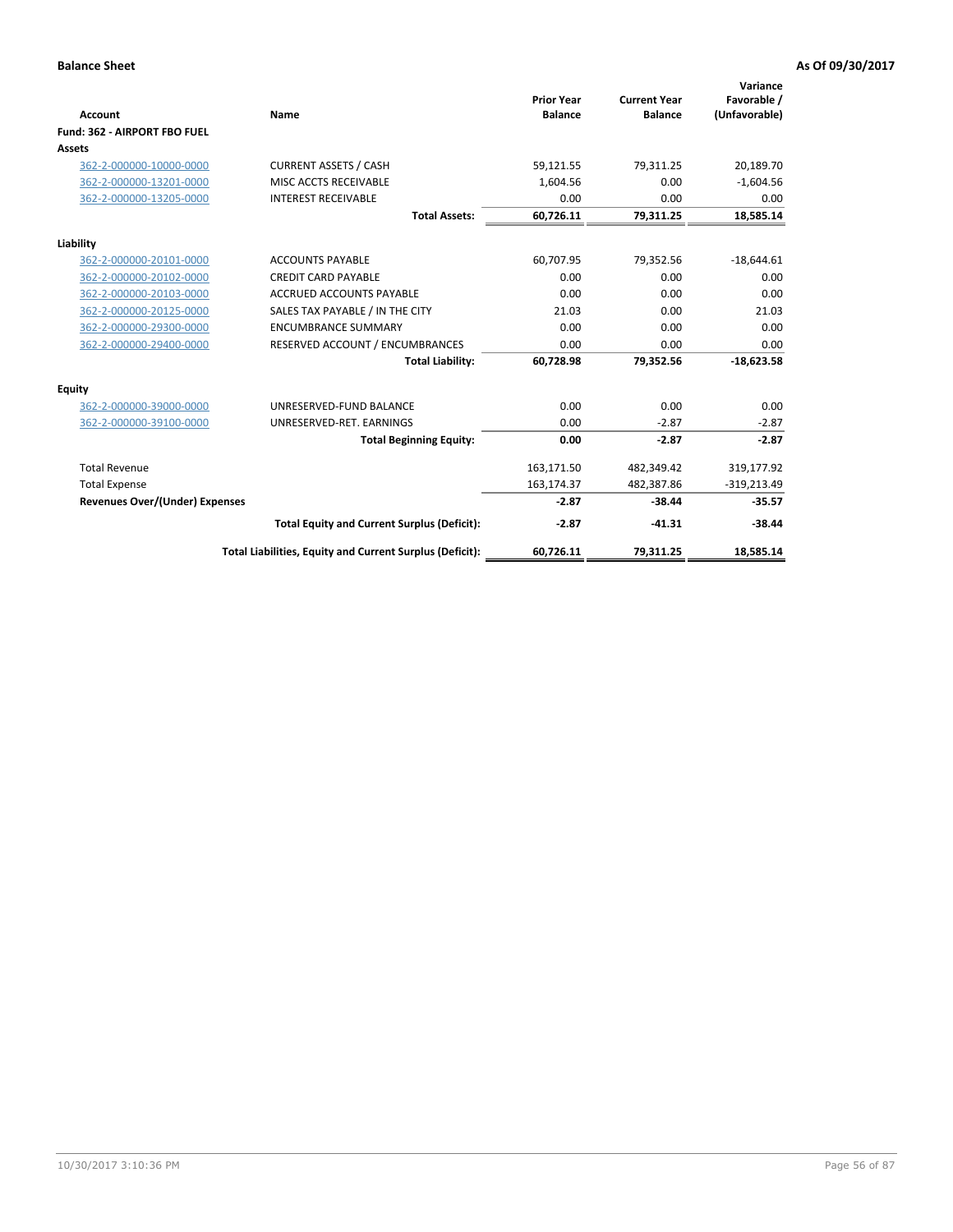**Balance Sheet** **As Of 09/30/2017**

| Account | Name | Prior Year Balance | Current Year Balance | Variance Favorable / (Unfavorable) |
|---|---|---|---|---|
| **Fund: 362 - AIRPORT FBO FUEL** | | | | |
| **Assets** | | | | |
| 362-2-000000-10000-0000 | CURRENT ASSETS / CASH | 59,121.55 | 79,311.25 | 20,189.70 |
| 362-2-000000-13201-0000 | MISC ACCTS RECEIVABLE | 1,604.56 | 0.00 | -1,604.56 |
| 362-2-000000-13205-0000 | INTEREST RECEIVABLE | 0.00 | 0.00 | 0.00 |
| | **Total Assets:** | **60,726.11** | **79,311.25** | **18,585.14** |
| **Liability** | | | | |
| 362-2-000000-20101-0000 | ACCOUNTS PAYABLE | 60,707.95 | 79,352.56 | -18,644.61 |
| 362-2-000000-20102-0000 | CREDIT CARD PAYABLE | 0.00 | 0.00 | 0.00 |
| 362-2-000000-20103-0000 | ACCRUED ACCOUNTS PAYABLE | 0.00 | 0.00 | 0.00 |
| 362-2-000000-20125-0000 | SALES TAX PAYABLE / IN THE CITY | 21.03 | 0.00 | 21.03 |
| 362-2-000000-29300-0000 | ENCUMBRANCE SUMMARY | 0.00 | 0.00 | 0.00 |
| 362-2-000000-29400-0000 | RESERVED ACCOUNT / ENCUMBRANCES | 0.00 | 0.00 | 0.00 |
| | **Total Liability:** | **60,728.98** | **79,352.56** | **-18,623.58** |
| **Equity** | | | | |
| 362-2-000000-39000-0000 | UNRESERVED-FUND BALANCE | 0.00 | 0.00 | 0.00 |
| 362-2-000000-39100-0000 | UNRESERVED-RET. EARNINGS | 0.00 | -2.87 | -2.87 |
| | **Total Beginning Equity:** | **0.00** | **-2.87** | **-2.87** |
| Total Revenue | | 163,171.50 | 482,349.42 | 319,177.92 |
| Total Expense | | 163,174.37 | 482,387.86 | -319,213.49 |
| **Revenues Over/(Under) Expenses** | | **-2.87** | **-38.44** | **-35.57** |
| | **Total Equity and Current Surplus (Deficit):** | **-2.87** | **-41.31** | **-38.44** |
| | **Total Liabilities, Equity and Current Surplus (Deficit):** | **60,726.11** | **79,311.25** | **18,585.14** |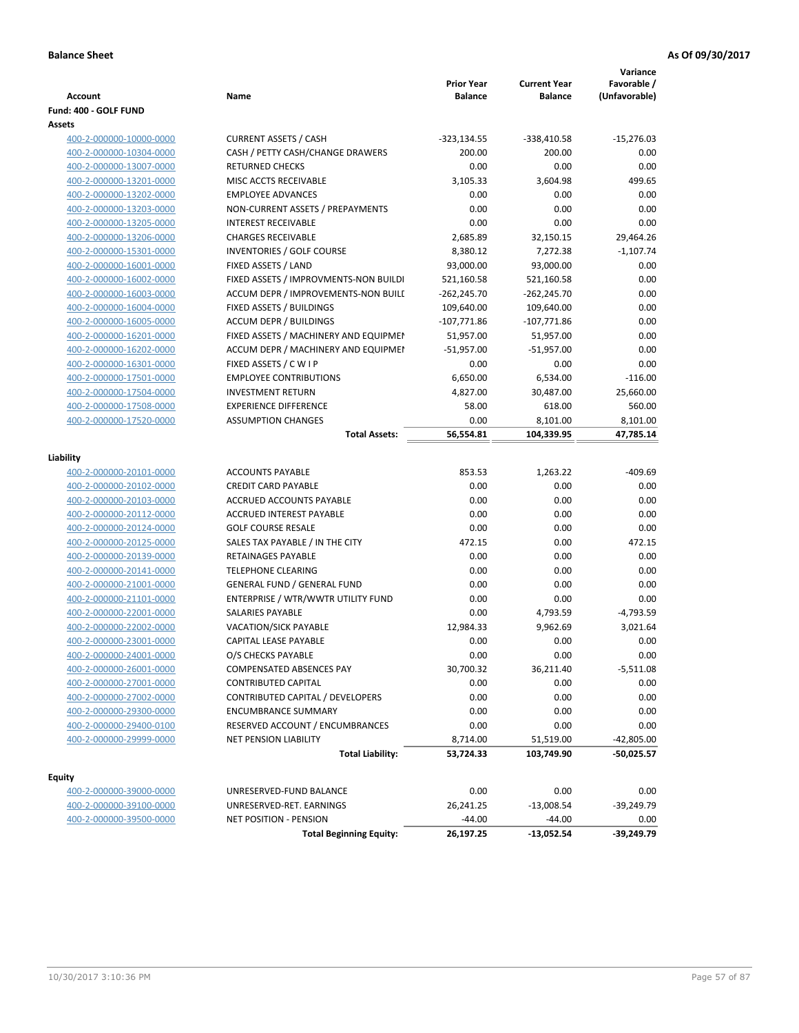**Balance Sheet** **As Of 09/30/2017**

| Account | Name | Prior Year Balance | Current Year Balance | Variance Favorable / (Unfavorable) |
|---|---|---|---|---|
| **Fund: 400 - GOLF FUND** | | | | |
| **Assets** | | | | |
| 400-2-000000-10000-0000 | CURRENT ASSETS / CASH | -323,134.55 | -338,410.58 | -15,276.03 |
| 400-2-000000-10304-0000 | CASH / PETTY CASH/CHANGE DRAWERS | 200.00 | 200.00 | 0.00 |
| 400-2-000000-13007-0000 | RETURNED CHECKS | 0.00 | 0.00 | 0.00 |
| 400-2-000000-13201-0000 | MISC ACCTS RECEIVABLE | 3,105.33 | 3,604.98 | 499.65 |
| 400-2-000000-13202-0000 | EMPLOYEE ADVANCES | 0.00 | 0.00 | 0.00 |
| 400-2-000000-13203-0000 | NON-CURRENT ASSETS / PREPAYMENTS | 0.00 | 0.00 | 0.00 |
| 400-2-000000-13205-0000 | INTEREST RECEIVABLE | 0.00 | 0.00 | 0.00 |
| 400-2-000000-13206-0000 | CHARGES RECEIVABLE | 2,685.89 | 32,150.15 | 29,464.26 |
| 400-2-000000-15301-0000 | INVENTORIES / GOLF COURSE | 8,380.12 | 7,272.38 | -1,107.74 |
| 400-2-000000-16001-0000 | FIXED ASSETS / LAND | 93,000.00 | 93,000.00 | 0.00 |
| 400-2-000000-16002-0000 | FIXED ASSETS / IMPROVMENTS-NON BUILDI | 521,160.58 | 521,160.58 | 0.00 |
| 400-2-000000-16003-0000 | ACCUM DEPR / IMPROVEMENTS-NON BUILI | -262,245.70 | -262,245.70 | 0.00 |
| 400-2-000000-16004-0000 | FIXED ASSETS / BUILDINGS | 109,640.00 | 109,640.00 | 0.00 |
| 400-2-000000-16005-0000 | ACCUM DEPR / BUILDINGS | -107,771.86 | -107,771.86 | 0.00 |
| 400-2-000000-16201-0000 | FIXED ASSETS / MACHINERY AND EQUIPMEI | 51,957.00 | 51,957.00 | 0.00 |
| 400-2-000000-16202-0000 | ACCUM DEPR / MACHINERY AND EQUIPMEI | -51,957.00 | -51,957.00 | 0.00 |
| 400-2-000000-16301-0000 | FIXED ASSETS / C W I P | 0.00 | 0.00 | 0.00 |
| 400-2-000000-17501-0000 | EMPLOYEE CONTRIBUTIONS | 6,650.00 | 6,534.00 | -116.00 |
| 400-2-000000-17504-0000 | INVESTMENT RETURN | 4,827.00 | 30,487.00 | 25,660.00 |
| 400-2-000000-17508-0000 | EXPERIENCE DIFFERENCE | 58.00 | 618.00 | 560.00 |
| 400-2-000000-17520-0000 | ASSUMPTION CHANGES | 0.00 | 8,101.00 | 8,101.00 |
| | **Total Assets:** | **56,554.81** | **104,339.95** | **47,785.14** |
| **Liability** | | | | |
| 400-2-000000-20101-0000 | ACCOUNTS PAYABLE | 853.53 | 1,263.22 | -409.69 |
| 400-2-000000-20102-0000 | CREDIT CARD PAYABLE | 0.00 | 0.00 | 0.00 |
| 400-2-000000-20103-0000 | ACCRUED ACCOUNTS PAYABLE | 0.00 | 0.00 | 0.00 |
| 400-2-000000-20112-0000 | ACCRUED INTEREST PAYABLE | 0.00 | 0.00 | 0.00 |
| 400-2-000000-20124-0000 | GOLF COURSE RESALE | 0.00 | 0.00 | 0.00 |
| 400-2-000000-20125-0000 | SALES TAX PAYABLE / IN THE CITY | 472.15 | 0.00 | 472.15 |
| 400-2-000000-20139-0000 | RETAINAGES PAYABLE | 0.00 | 0.00 | 0.00 |
| 400-2-000000-20141-0000 | TELEPHONE CLEARING | 0.00 | 0.00 | 0.00 |
| 400-2-000000-21001-0000 | GENERAL FUND / GENERAL FUND | 0.00 | 0.00 | 0.00 |
| 400-2-000000-21101-0000 | ENTERPRISE / WTR/WWTR UTILITY FUND | 0.00 | 0.00 | 0.00 |
| 400-2-000000-22001-0000 | SALARIES PAYABLE | 0.00 | 4,793.59 | -4,793.59 |
| 400-2-000000-22002-0000 | VACATION/SICK PAYABLE | 12,984.33 | 9,962.69 | 3,021.64 |
| 400-2-000000-23001-0000 | CAPITAL LEASE PAYABLE | 0.00 | 0.00 | 0.00 |
| 400-2-000000-24001-0000 | O/S CHECKS PAYABLE | 0.00 | 0.00 | 0.00 |
| 400-2-000000-26001-0000 | COMPENSATED ABSENCES PAY | 30,700.32 | 36,211.40 | -5,511.08 |
| 400-2-000000-27001-0000 | CONTRIBUTED CAPITAL | 0.00 | 0.00 | 0.00 |
| 400-2-000000-27002-0000 | CONTRIBUTED CAPITAL / DEVELOPERS | 0.00 | 0.00 | 0.00 |
| 400-2-000000-29300-0000 | ENCUMBRANCE SUMMARY | 0.00 | 0.00 | 0.00 |
| 400-2-000000-29400-0100 | RESERVED ACCOUNT / ENCUMBRANCES | 0.00 | 0.00 | 0.00 |
| 400-2-000000-29999-0000 | NET PENSION LIABILITY | 8,714.00 | 51,519.00 | -42,805.00 |
| | **Total Liability:** | **53,724.33** | **103,749.90** | **-50,025.57** |
| **Equity** | | | | |
| 400-2-000000-39000-0000 | UNRESERVED-FUND BALANCE | 0.00 | 0.00 | 0.00 |
| 400-2-000000-39100-0000 | UNRESERVED-RET. EARNINGS | 26,241.25 | -13,008.54 | -39,249.79 |
| 400-2-000000-39500-0000 | NET POSITION - PENSION | -44.00 | -44.00 | 0.00 |
| | **Total Beginning Equity:** | **26,197.25** | **-13,052.54** | **-39,249.79** |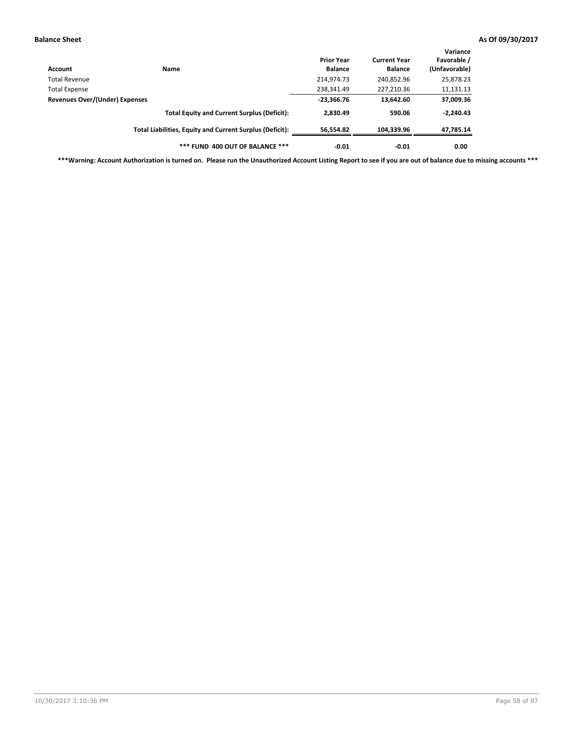| Account | Name | Prior Year Balance | Current Year Balance | Variance Favorable / (Unfavorable) |
|---|---|---|---|---|
| Total Revenue | | 214,974.73 | 240,852.96 | 25,878.23 |
| Total Expense | | 238,341.49 | 227,210.36 | 11,131.13 |
| **Revenues Over/(Under) Expenses** | | **-23,366.76** | **13,642.60** | **37,009.36** |
| | **Total Equity and Current Surplus (Deficit):** | **2,830.49** | **590.06** | **-2,240.43** |
| | **Total Liabilities, Equity and Current Surplus (Deficit):** | **56,554.82** | **104,339.96** | **47,785.14** |
| | **\*\*\* FUND 400 OUT OF BALANCE \*\*\*** | **-0.01** | **-0.01** | **0.00** |

**\*\*\*Warning: Account Authorization is turned on. Please run the Unauthorized Account Listing Report to see if you are out of balance due to missing accounts \*\*\***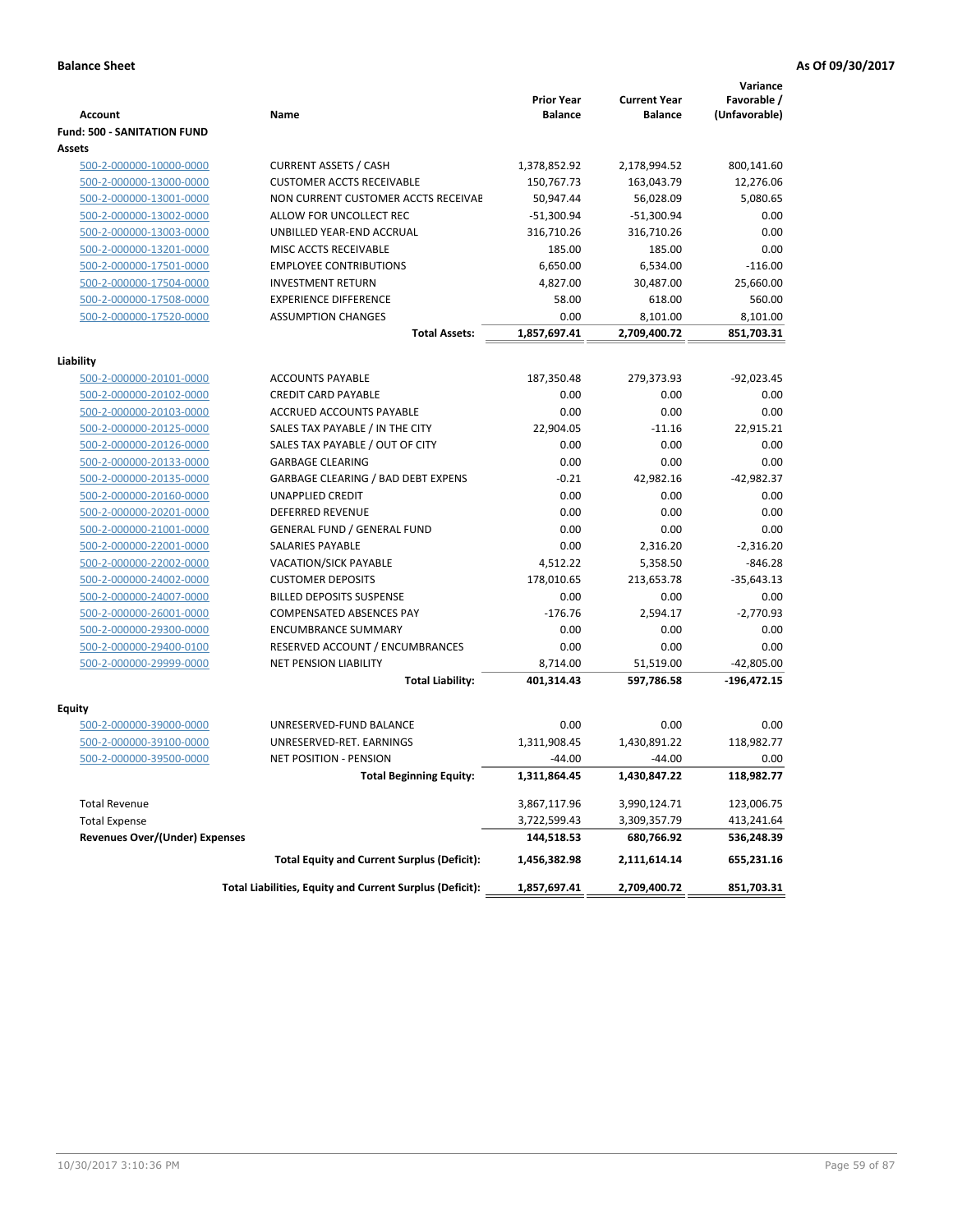**Balance Sheet** **As Of 09/30/2017**

| Account | Name | Prior Year Balance | Current Year Balance | Variance Favorable / (Unfavorable) |
|---|---|---|---|---|
| **Fund: 500 - SANITATION FUND** | | | | |
| **Assets** | | | | |
| 500-2-000000-10000-0000 | CURRENT ASSETS / CASH | 1,378,852.92 | 2,178,994.52 | 800,141.60 |
| 500-2-000000-13000-0000 | CUSTOMER ACCTS RECEIVABLE | 150,767.73 | 163,043.79 | 12,276.06 |
| 500-2-000000-13001-0000 | NON CURRENT CUSTOMER ACCTS RECEIVAE | 50,947.44 | 56,028.09 | 5,080.65 |
| 500-2-000000-13002-0000 | ALLOW FOR UNCOLLECT REC | -51,300.94 | -51,300.94 | 0.00 |
| 500-2-000000-13003-0000 | UNBILLED YEAR-END ACCRUAL | 316,710.26 | 316,710.26 | 0.00 |
| 500-2-000000-13201-0000 | MISC ACCTS RECEIVABLE | 185.00 | 185.00 | 0.00 |
| 500-2-000000-17501-0000 | EMPLOYEE CONTRIBUTIONS | 6,650.00 | 6,534.00 | -116.00 |
| 500-2-000000-17504-0000 | INVESTMENT RETURN | 4,827.00 | 30,487.00 | 25,660.00 |
| 500-2-000000-17508-0000 | EXPERIENCE DIFFERENCE | 58.00 | 618.00 | 560.00 |
| 500-2-000000-17520-0000 | ASSUMPTION CHANGES | 0.00 | 8,101.00 | 8,101.00 |
| | **Total Assets:** | **1,857,697.41** | **2,709,400.72** | **851,703.31** |
| **Liability** | | | | |
| 500-2-000000-20101-0000 | ACCOUNTS PAYABLE | 187,350.48 | 279,373.93 | -92,023.45 |
| 500-2-000000-20102-0000 | CREDIT CARD PAYABLE | 0.00 | 0.00 | 0.00 |
| 500-2-000000-20103-0000 | ACCRUED ACCOUNTS PAYABLE | 0.00 | 0.00 | 0.00 |
| 500-2-000000-20125-0000 | SALES TAX PAYABLE / IN THE CITY | 22,904.05 | -11.16 | 22,915.21 |
| 500-2-000000-20126-0000 | SALES TAX PAYABLE / OUT OF CITY | 0.00 | 0.00 | 0.00 |
| 500-2-000000-20133-0000 | GARBAGE CLEARING | 0.00 | 0.00 | 0.00 |
| 500-2-000000-20135-0000 | GARBAGE CLEARING / BAD DEBT EXPENS | -0.21 | 42,982.16 | -42,982.37 |
| 500-2-000000-20160-0000 | UNAPPLIED CREDIT | 0.00 | 0.00 | 0.00 |
| 500-2-000000-20201-0000 | DEFERRED REVENUE | 0.00 | 0.00 | 0.00 |
| 500-2-000000-21001-0000 | GENERAL FUND / GENERAL FUND | 0.00 | 0.00 | 0.00 |
| 500-2-000000-22001-0000 | SALARIES PAYABLE | 0.00 | 2,316.20 | -2,316.20 |
| 500-2-000000-22002-0000 | VACATION/SICK PAYABLE | 4,512.22 | 5,358.50 | -846.28 |
| 500-2-000000-24002-0000 | CUSTOMER DEPOSITS | 178,010.65 | 213,653.78 | -35,643.13 |
| 500-2-000000-24007-0000 | BILLED DEPOSITS SUSPENSE | 0.00 | 0.00 | 0.00 |
| 500-2-000000-26001-0000 | COMPENSATED ABSENCES PAY | -176.76 | 2,594.17 | -2,770.93 |
| 500-2-000000-29300-0000 | ENCUMBRANCE SUMMARY | 0.00 | 0.00 | 0.00 |
| 500-2-000000-29400-0100 | RESERVED ACCOUNT / ENCUMBRANCES | 0.00 | 0.00 | 0.00 |
| 500-2-000000-29999-0000 | NET PENSION LIABILITY | 8,714.00 | 51,519.00 | -42,805.00 |
| | **Total Liability:** | **401,314.43** | **597,786.58** | **-196,472.15** |
| **Equity** | | | | |
| 500-2-000000-39000-0000 | UNRESERVED-FUND BALANCE | 0.00 | 0.00 | 0.00 |
| 500-2-000000-39100-0000 | UNRESERVED-RET. EARNINGS | 1,311,908.45 | 1,430,891.22 | 118,982.77 |
| 500-2-000000-39500-0000 | NET POSITION - PENSION | -44.00 | -44.00 | 0.00 |
| | **Total Beginning Equity:** | **1,311,864.45** | **1,430,847.22** | **118,982.77** |
| Total Revenue | | 3,867,117.96 | 3,990,124.71 | 123,006.75 |
| Total Expense | | 3,722,599.43 | 3,309,357.79 | 413,241.64 |
| **Revenues Over/(Under) Expenses** | | **144,518.53** | **680,766.92** | **536,248.39** |
| | **Total Equity and Current Surplus (Deficit):** | **1,456,382.98** | **2,111,614.14** | **655,231.16** |
| | **Total Liabilities, Equity and Current Surplus (Deficit):** | **1,857,697.41** | **2,709,400.72** | **851,703.31** |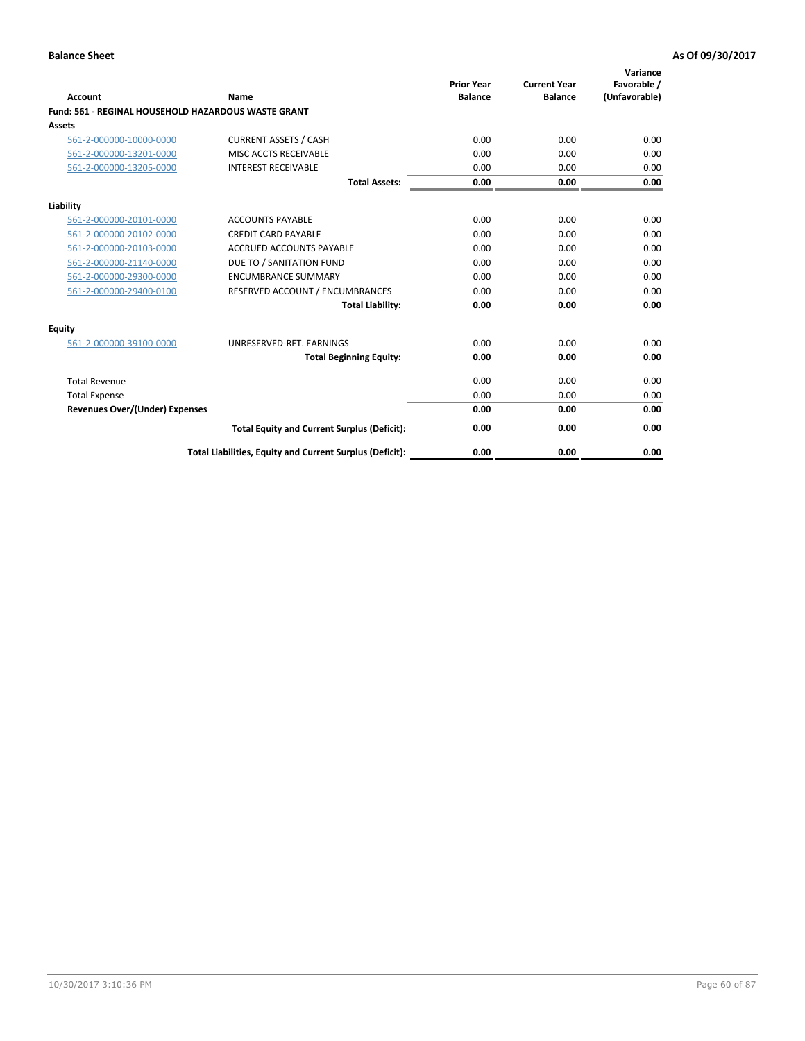**Balance Sheet** | **As Of 09/30/2017**

| Account | Name | Prior Year Balance | Current Year Balance | Variance Favorable / (Unfavorable) |
|---|---|---|---|---|
| **Fund: 561 - REGINAL HOUSEHOLD HAZARDOUS WASTE GRANT** | | | | |
| **Assets** | | | | |
| 561-2-000000-10000-0000 | CURRENT ASSETS / CASH | 0.00 | 0.00 | 0.00 |
| 561-2-000000-13201-0000 | MISC ACCTS RECEIVABLE | 0.00 | 0.00 | 0.00 |
| 561-2-000000-13205-0000 | INTEREST RECEIVABLE | 0.00 | 0.00 | 0.00 |
| | **Total Assets:** | **0.00** | **0.00** | **0.00** |
| **Liability** | | | | |
| 561-2-000000-20101-0000 | ACCOUNTS PAYABLE | 0.00 | 0.00 | 0.00 |
| 561-2-000000-20102-0000 | CREDIT CARD PAYABLE | 0.00 | 0.00 | 0.00 |
| 561-2-000000-20103-0000 | ACCRUED ACCOUNTS PAYABLE | 0.00 | 0.00 | 0.00 |
| 561-2-000000-21140-0000 | DUE TO / SANITATION FUND | 0.00 | 0.00 | 0.00 |
| 561-2-000000-29300-0000 | ENCUMBRANCE SUMMARY | 0.00 | 0.00 | 0.00 |
| 561-2-000000-29400-0100 | RESERVED ACCOUNT / ENCUMBRANCES | 0.00 | 0.00 | 0.00 |
| | **Total Liability:** | **0.00** | **0.00** | **0.00** |
| **Equity** | | | | |
| 561-2-000000-39100-0000 | UNRESERVED-RET. EARNINGS | 0.00 | 0.00 | 0.00 |
| | **Total Beginning Equity:** | **0.00** | **0.00** | **0.00** |
| Total Revenue | | 0.00 | 0.00 | 0.00 |
| Total Expense | | 0.00 | 0.00 | 0.00 |
| **Revenues Over/(Under) Expenses** | | **0.00** | **0.00** | **0.00** |
| | **Total Equity and Current Surplus (Deficit):** | **0.00** | **0.00** | **0.00** |
| | **Total Liabilities, Equity and Current Surplus (Deficit):** | **0.00** | **0.00** | **0.00** |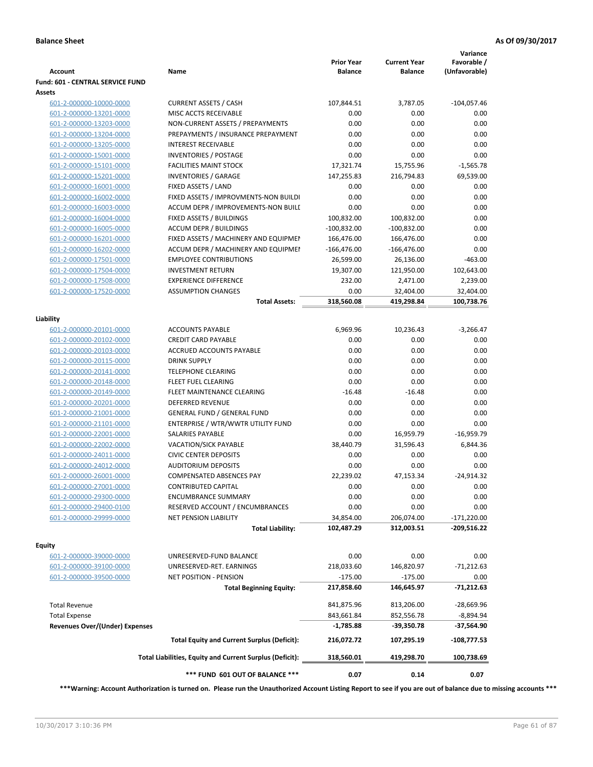**Balance Sheet** **As Of 09/30/2017**

| Account | Name | Prior Year Balance | Current Year Balance | Variance Favorable / (Unfavorable) |
|---|---|---|---|---|
| **Fund: 601 - CENTRAL SERVICE FUND** | | | | |
| **Assets** | | | | |
| 601-2-000000-10000-0000 | CURRENT ASSETS / CASH | 107,844.51 | 3,787.05 | -104,057.46 |
| 601-2-000000-13201-0000 | MISC ACCTS RECEIVABLE | 0.00 | 0.00 | 0.00 |
| 601-2-000000-13203-0000 | NON-CURRENT ASSETS / PREPAYMENTS | 0.00 | 0.00 | 0.00 |
| 601-2-000000-13204-0000 | PREPAYMENTS / INSURANCE PREPAYMENT | 0.00 | 0.00 | 0.00 |
| 601-2-000000-13205-0000 | INTEREST RECEIVABLE | 0.00 | 0.00 | 0.00 |
| 601-2-000000-15001-0000 | INVENTORIES / POSTAGE | 0.00 | 0.00 | 0.00 |
| 601-2-000000-15101-0000 | FACILITIES MAINT STOCK | 17,321.74 | 15,755.96 | -1,565.78 |
| 601-2-000000-15201-0000 | INVENTORIES / GARAGE | 147,255.83 | 216,794.83 | 69,539.00 |
| 601-2-000000-16001-0000 | FIXED ASSETS / LAND | 0.00 | 0.00 | 0.00 |
| 601-2-000000-16002-0000 | FIXED ASSETS / IMPROVMENTS-NON BUILDI | 0.00 | 0.00 | 0.00 |
| 601-2-000000-16003-0000 | ACCUM DEPR / IMPROVEMENTS-NON BUILI | 0.00 | 0.00 | 0.00 |
| 601-2-000000-16004-0000 | FIXED ASSETS / BUILDINGS | 100,832.00 | 100,832.00 | 0.00 |
| 601-2-000000-16005-0000 | ACCUM DEPR / BUILDINGS | -100,832.00 | -100,832.00 | 0.00 |
| 601-2-000000-16201-0000 | FIXED ASSETS / MACHINERY AND EQUIPMEN | 166,476.00 | 166,476.00 | 0.00 |
| 601-2-000000-16202-0000 | ACCUM DEPR / MACHINERY AND EQUIPMEI | -166,476.00 | -166,476.00 | 0.00 |
| 601-2-000000-17501-0000 | EMPLOYEE CONTRIBUTIONS | 26,599.00 | 26,136.00 | -463.00 |
| 601-2-000000-17504-0000 | INVESTMENT RETURN | 19,307.00 | 121,950.00 | 102,643.00 |
| 601-2-000000-17508-0000 | EXPERIENCE DIFFERENCE | 232.00 | 2,471.00 | 2,239.00 |
| 601-2-000000-17520-0000 | ASSUMPTION CHANGES | 0.00 | 32,404.00 | 32,404.00 |
| | **Total Assets:** | **318,560.08** | **419,298.84** | **100,738.76** |
| **Liability** | | | | |
| 601-2-000000-20101-0000 | ACCOUNTS PAYABLE | 6,969.96 | 10,236.43 | -3,266.47 |
| 601-2-000000-20102-0000 | CREDIT CARD PAYABLE | 0.00 | 0.00 | 0.00 |
| 601-2-000000-20103-0000 | ACCRUED ACCOUNTS PAYABLE | 0.00 | 0.00 | 0.00 |
| 601-2-000000-20115-0000 | DRINK SUPPLY | 0.00 | 0.00 | 0.00 |
| 601-2-000000-20141-0000 | TELEPHONE CLEARING | 0.00 | 0.00 | 0.00 |
| 601-2-000000-20148-0000 | FLEET FUEL CLEARING | 0.00 | 0.00 | 0.00 |
| 601-2-000000-20149-0000 | FLEET MAINTENANCE CLEARING | -16.48 | -16.48 | 0.00 |
| 601-2-000000-20201-0000 | DEFERRED REVENUE | 0.00 | 0.00 | 0.00 |
| 601-2-000000-21001-0000 | GENERAL FUND / GENERAL FUND | 0.00 | 0.00 | 0.00 |
| 601-2-000000-21101-0000 | ENTERPRISE / WTR/WWTR UTILITY FUND | 0.00 | 0.00 | 0.00 |
| 601-2-000000-22001-0000 | SALARIES PAYABLE | 0.00 | 16,959.79 | -16,959.79 |
| 601-2-000000-22002-0000 | VACATION/SICK PAYABLE | 38,440.79 | 31,596.43 | 6,844.36 |
| 601-2-000000-24011-0000 | CIVIC CENTER DEPOSITS | 0.00 | 0.00 | 0.00 |
| 601-2-000000-24012-0000 | AUDITORIUM DEPOSITS | 0.00 | 0.00 | 0.00 |
| 601-2-000000-26001-0000 | COMPENSATED ABSENCES PAY | 22,239.02 | 47,153.34 | -24,914.32 |
| 601-2-000000-27001-0000 | CONTRIBUTED CAPITAL | 0.00 | 0.00 | 0.00 |
| 601-2-000000-29300-0000 | ENCUMBRANCE SUMMARY | 0.00 | 0.00 | 0.00 |
| 601-2-000000-29400-0100 | RESERVED ACCOUNT / ENCUMBRANCES | 0.00 | 0.00 | 0.00 |
| 601-2-000000-29999-0000 | NET PENSION LIABILITY | 34,854.00 | 206,074.00 | -171,220.00 |
| | **Total Liability:** | **102,487.29** | **312,003.51** | **-209,516.22** |
| **Equity** | | | | |
| 601-2-000000-39000-0000 | UNRESERVED-FUND BALANCE | 0.00 | 0.00 | 0.00 |
| 601-2-000000-39100-0000 | UNRESERVED-RET. EARNINGS | 218,033.60 | 146,820.97 | -71,212.63 |
| 601-2-000000-39500-0000 | NET POSITION - PENSION | -175.00 | -175.00 | 0.00 |
| | **Total Beginning Equity:** | **217,858.60** | **146,645.97** | **-71,212.63** |
| Total Revenue | | 841,875.96 | 813,206.00 | -28,669.96 |
| Total Expense | | 843,661.84 | 852,556.78 | -8,894.94 |
| **Revenues Over/(Under) Expenses** | | **-1,785.88** | **-39,350.78** | **-37,564.90** |
| | **Total Equity and Current Surplus (Deficit):** | **216,072.72** | **107,295.19** | **-108,777.53** |
| | **Total Liabilities, Equity and Current Surplus (Deficit):** | **318,560.01** | **419,298.70** | **100,738.69** |
| | **\*\*\* FUND 601 OUT OF BALANCE \*\*\*** | **0.07** | **0.14** | **0.07** |

**\*\*\*Warning: Account Authorization is turned on. Please run the Unauthorized Account Listing Report to see if you are out of balance due to missing accounts \*\*\***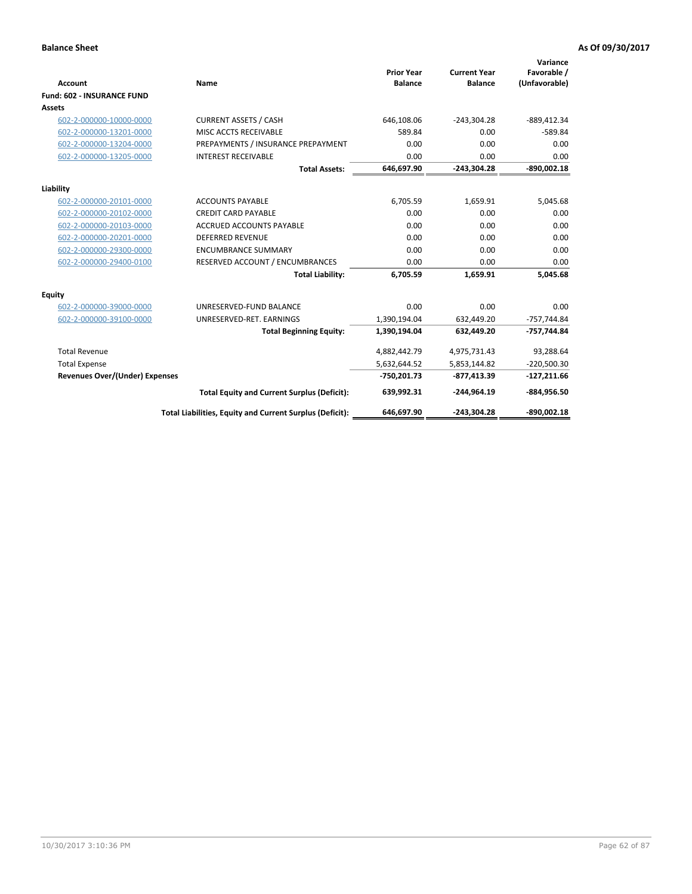**Balance Sheet** **As Of 09/30/2017**

| Account | Name | Prior Year Balance | Current Year Balance | Variance Favorable / (Unfavorable) |
|---|---|---|---|---|
| **Fund: 602 - INSURANCE FUND** | | | | |
| **Assets** | | | | |
| 602-2-000000-10000-0000 | CURRENT ASSETS / CASH | 646,108.06 | -243,304.28 | -889,412.34 |
| 602-2-000000-13201-0000 | MISC ACCTS RECEIVABLE | 589.84 | 0.00 | -589.84 |
| 602-2-000000-13204-0000 | PREPAYMENTS / INSURANCE PREPAYMENT | 0.00 | 0.00 | 0.00 |
| 602-2-000000-13205-0000 | INTEREST RECEIVABLE | 0.00 | 0.00 | 0.00 |
| | **Total Assets:** | **646,697.90** | **-243,304.28** | **-890,002.18** |
| **Liability** | | | | |
| 602-2-000000-20101-0000 | ACCOUNTS PAYABLE | 6,705.59 | 1,659.91 | 5,045.68 |
| 602-2-000000-20102-0000 | CREDIT CARD PAYABLE | 0.00 | 0.00 | 0.00 |
| 602-2-000000-20103-0000 | ACCRUED ACCOUNTS PAYABLE | 0.00 | 0.00 | 0.00 |
| 602-2-000000-20201-0000 | DEFERRED REVENUE | 0.00 | 0.00 | 0.00 |
| 602-2-000000-29300-0000 | ENCUMBRANCE SUMMARY | 0.00 | 0.00 | 0.00 |
| 602-2-000000-29400-0100 | RESERVED ACCOUNT / ENCUMBRANCES | 0.00 | 0.00 | 0.00 |
| | **Total Liability:** | **6,705.59** | **1,659.91** | **5,045.68** |
| **Equity** | | | | |
| 602-2-000000-39000-0000 | UNRESERVED-FUND BALANCE | 0.00 | 0.00 | 0.00 |
| 602-2-000000-39100-0000 | UNRESERVED-RET. EARNINGS | 1,390,194.04 | 632,449.20 | -757,744.84 |
| | **Total Beginning Equity:** | **1,390,194.04** | **632,449.20** | **-757,744.84** |
| Total Revenue | | 4,882,442.79 | 4,975,731.43 | 93,288.64 |
| Total Expense | | 5,632,644.52 | 5,853,144.82 | -220,500.30 |
| **Revenues Over/(Under) Expenses** | | **-750,201.73** | **-877,413.39** | **-127,211.66** |
| | **Total Equity and Current Surplus (Deficit):** | **639,992.31** | **-244,964.19** | **-884,956.50** |
| | **Total Liabilities, Equity and Current Surplus (Deficit):** | **646,697.90** | **-243,304.28** | **-890,002.18** |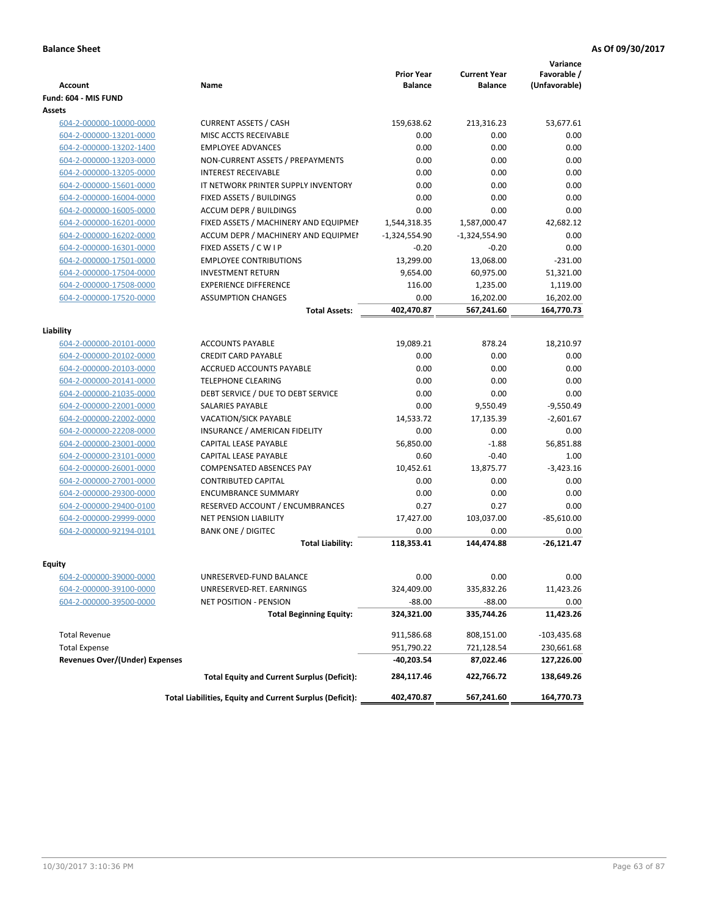**Balance Sheet** | **As Of 09/30/2017**

| Account | Name | Prior Year Balance | Current Year Balance | Variance Favorable / (Unfavorable) |
|---|---|---|---|---|
| **Fund: 604 - MIS FUND** | | | | |
| **Assets** | | | | |
| 604-2-000000-10000-0000 | CURRENT ASSETS / CASH | 159,638.62 | 213,316.23 | 53,677.61 |
| 604-2-000000-13201-0000 | MISC ACCTS RECEIVABLE | 0.00 | 0.00 | 0.00 |
| 604-2-000000-13202-1400 | EMPLOYEE ADVANCES | 0.00 | 0.00 | 0.00 |
| 604-2-000000-13203-0000 | NON-CURRENT ASSETS / PREPAYMENTS | 0.00 | 0.00 | 0.00 |
| 604-2-000000-13205-0000 | INTEREST RECEIVABLE | 0.00 | 0.00 | 0.00 |
| 604-2-000000-15601-0000 | IT NETWORK PRINTER SUPPLY INVENTORY | 0.00 | 0.00 | 0.00 |
| 604-2-000000-16004-0000 | FIXED ASSETS / BUILDINGS | 0.00 | 0.00 | 0.00 |
| 604-2-000000-16005-0000 | ACCUM DEPR / BUILDINGS | 0.00 | 0.00 | 0.00 |
| 604-2-000000-16201-0000 | FIXED ASSETS / MACHINERY AND EQUIPMEI | 1,544,318.35 | 1,587,000.47 | 42,682.12 |
| 604-2-000000-16202-0000 | ACCUM DEPR / MACHINERY AND EQUIPMEI | -1,324,554.90 | -1,324,554.90 | 0.00 |
| 604-2-000000-16301-0000 | FIXED ASSETS / C W I P | -0.20 | -0.20 | 0.00 |
| 604-2-000000-17501-0000 | EMPLOYEE CONTRIBUTIONS | 13,299.00 | 13,068.00 | -231.00 |
| 604-2-000000-17504-0000 | INVESTMENT RETURN | 9,654.00 | 60,975.00 | 51,321.00 |
| 604-2-000000-17508-0000 | EXPERIENCE DIFFERENCE | 116.00 | 1,235.00 | 1,119.00 |
| 604-2-000000-17520-0000 | ASSUMPTION CHANGES | 0.00 | 16,202.00 | 16,202.00 |
| | **Total Assets:** | **402,470.87** | **567,241.60** | **164,770.73** |
| **Liability** | | | | |
| 604-2-000000-20101-0000 | ACCOUNTS PAYABLE | 19,089.21 | 878.24 | 18,210.97 |
| 604-2-000000-20102-0000 | CREDIT CARD PAYABLE | 0.00 | 0.00 | 0.00 |
| 604-2-000000-20103-0000 | ACCRUED ACCOUNTS PAYABLE | 0.00 | 0.00 | 0.00 |
| 604-2-000000-20141-0000 | TELEPHONE CLEARING | 0.00 | 0.00 | 0.00 |
| 604-2-000000-21035-0000 | DEBT SERVICE / DUE TO DEBT SERVICE | 0.00 | 0.00 | 0.00 |
| 604-2-000000-22001-0000 | SALARIES PAYABLE | 0.00 | 9,550.49 | -9,550.49 |
| 604-2-000000-22002-0000 | VACATION/SICK PAYABLE | 14,533.72 | 17,135.39 | -2,601.67 |
| 604-2-000000-22208-0000 | INSURANCE / AMERICAN FIDELITY | 0.00 | 0.00 | 0.00 |
| 604-2-000000-23001-0000 | CAPITAL LEASE PAYABLE | 56,850.00 | -1.88 | 56,851.88 |
| 604-2-000000-23101-0000 | CAPITAL LEASE PAYABLE | 0.60 | -0.40 | 1.00 |
| 604-2-000000-26001-0000 | COMPENSATED ABSENCES PAY | 10,452.61 | 13,875.77 | -3,423.16 |
| 604-2-000000-27001-0000 | CONTRIBUTED CAPITAL | 0.00 | 0.00 | 0.00 |
| 604-2-000000-29300-0000 | ENCUMBRANCE SUMMARY | 0.00 | 0.00 | 0.00 |
| 604-2-000000-29400-0100 | RESERVED ACCOUNT / ENCUMBRANCES | 0.27 | 0.27 | 0.00 |
| 604-2-000000-29999-0000 | NET PENSION LIABILITY | 17,427.00 | 103,037.00 | -85,610.00 |
| 604-2-000000-92194-0101 | BANK ONE / DIGITEC | 0.00 | 0.00 | 0.00 |
| | **Total Liability:** | **118,353.41** | **144,474.88** | **-26,121.47** |
| **Equity** | | | | |
| 604-2-000000-39000-0000 | UNRESERVED-FUND BALANCE | 0.00 | 0.00 | 0.00 |
| 604-2-000000-39100-0000 | UNRESERVED-RET. EARNINGS | 324,409.00 | 335,832.26 | 11,423.26 |
| 604-2-000000-39500-0000 | NET POSITION - PENSION | -88.00 | -88.00 | 0.00 |
| | **Total Beginning Equity:** | **324,321.00** | **335,744.26** | **11,423.26** |
| Total Revenue | | 911,586.68 | 808,151.00 | -103,435.68 |
| Total Expense | | 951,790.22 | 721,128.54 | 230,661.68 |
| **Revenues Over/(Under) Expenses** | | **-40,203.54** | **87,022.46** | **127,226.00** |
| | **Total Equity and Current Surplus (Deficit):** | **284,117.46** | **422,766.72** | **138,649.26** |
| | **Total Liabilities, Equity and Current Surplus (Deficit):** | **402,470.87** | **567,241.60** | **164,770.73** |

10/30/2017 3:10:36 PM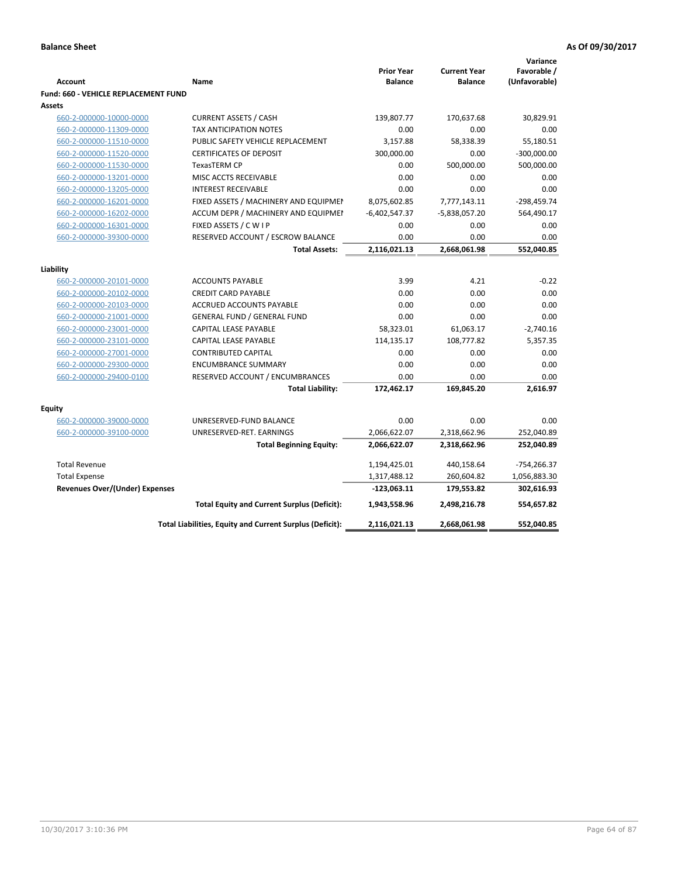**Balance Sheet** **As Of 09/30/2017**

| Account | Name | Prior Year Balance | Current Year Balance | Variance Favorable / (Unfavorable) |
|---|---|---|---|---|
| **Fund: 660 - VEHICLE REPLACEMENT FUND** | | | | |
| **Assets** | | | | |
| 660-2-000000-10000-0000 | CURRENT ASSETS / CASH | 139,807.77 | 170,637.68 | 30,829.91 |
| 660-2-000000-11309-0000 | TAX ANTICIPATION NOTES | 0.00 | 0.00 | 0.00 |
| 660-2-000000-11510-0000 | PUBLIC SAFETY VEHICLE REPLACEMENT | 3,157.88 | 58,338.39 | 55,180.51 |
| 660-2-000000-11520-0000 | CERTIFICATES OF DEPOSIT | 300,000.00 | 0.00 | -300,000.00 |
| 660-2-000000-11530-0000 | TexasTERM CP | 0.00 | 500,000.00 | 500,000.00 |
| 660-2-000000-13201-0000 | MISC ACCTS RECEIVABLE | 0.00 | 0.00 | 0.00 |
| 660-2-000000-13205-0000 | INTEREST RECEIVABLE | 0.00 | 0.00 | 0.00 |
| 660-2-000000-16201-0000 | FIXED ASSETS / MACHINERY AND EQUIPMEI | 8,075,602.85 | 7,777,143.11 | -298,459.74 |
| 660-2-000000-16202-0000 | ACCUM DEPR / MACHINERY AND EQUIPMEI | -6,402,547.37 | -5,838,057.20 | 564,490.17 |
| 660-2-000000-16301-0000 | FIXED ASSETS / C W I P | 0.00 | 0.00 | 0.00 |
| 660-2-000000-39300-0000 | RESERVED ACCOUNT / ESCROW BALANCE | 0.00 | 0.00 | 0.00 |
| | **Total Assets:** | **2,116,021.13** | **2,668,061.98** | **552,040.85** |
| **Liability** | | | | |
| 660-2-000000-20101-0000 | ACCOUNTS PAYABLE | 3.99 | 4.21 | -0.22 |
| 660-2-000000-20102-0000 | CREDIT CARD PAYABLE | 0.00 | 0.00 | 0.00 |
| 660-2-000000-20103-0000 | ACCRUED ACCOUNTS PAYABLE | 0.00 | 0.00 | 0.00 |
| 660-2-000000-21001-0000 | GENERAL FUND / GENERAL FUND | 0.00 | 0.00 | 0.00 |
| 660-2-000000-23001-0000 | CAPITAL LEASE PAYABLE | 58,323.01 | 61,063.17 | -2,740.16 |
| 660-2-000000-23101-0000 | CAPITAL LEASE PAYABLE | 114,135.17 | 108,777.82 | 5,357.35 |
| 660-2-000000-27001-0000 | CONTRIBUTED CAPITAL | 0.00 | 0.00 | 0.00 |
| 660-2-000000-29300-0000 | ENCUMBRANCE SUMMARY | 0.00 | 0.00 | 0.00 |
| 660-2-000000-29400-0100 | RESERVED ACCOUNT / ENCUMBRANCES | 0.00 | 0.00 | 0.00 |
| | **Total Liability:** | **172,462.17** | **169,845.20** | **2,616.97** |
| **Equity** | | | | |
| 660-2-000000-39000-0000 | UNRESERVED-FUND BALANCE | 0.00 | 0.00 | 0.00 |
| 660-2-000000-39100-0000 | UNRESERVED-RET. EARNINGS | 2,066,622.07 | 2,318,662.96 | 252,040.89 |
| | **Total Beginning Equity:** | **2,066,622.07** | **2,318,662.96** | **252,040.89** |
| Total Revenue | | 1,194,425.01 | 440,158.64 | -754,266.37 |
| Total Expense | | 1,317,488.12 | 260,604.82 | 1,056,883.30 |
| **Revenues Over/(Under) Expenses** | | **-123,063.11** | **179,553.82** | **302,616.93** |
| | **Total Equity and Current Surplus (Deficit):** | **1,943,558.96** | **2,498,216.78** | **554,657.82** |
| | **Total Liabilities, Equity and Current Surplus (Deficit):** | **2,116,021.13** | **2,668,061.98** | **552,040.85** |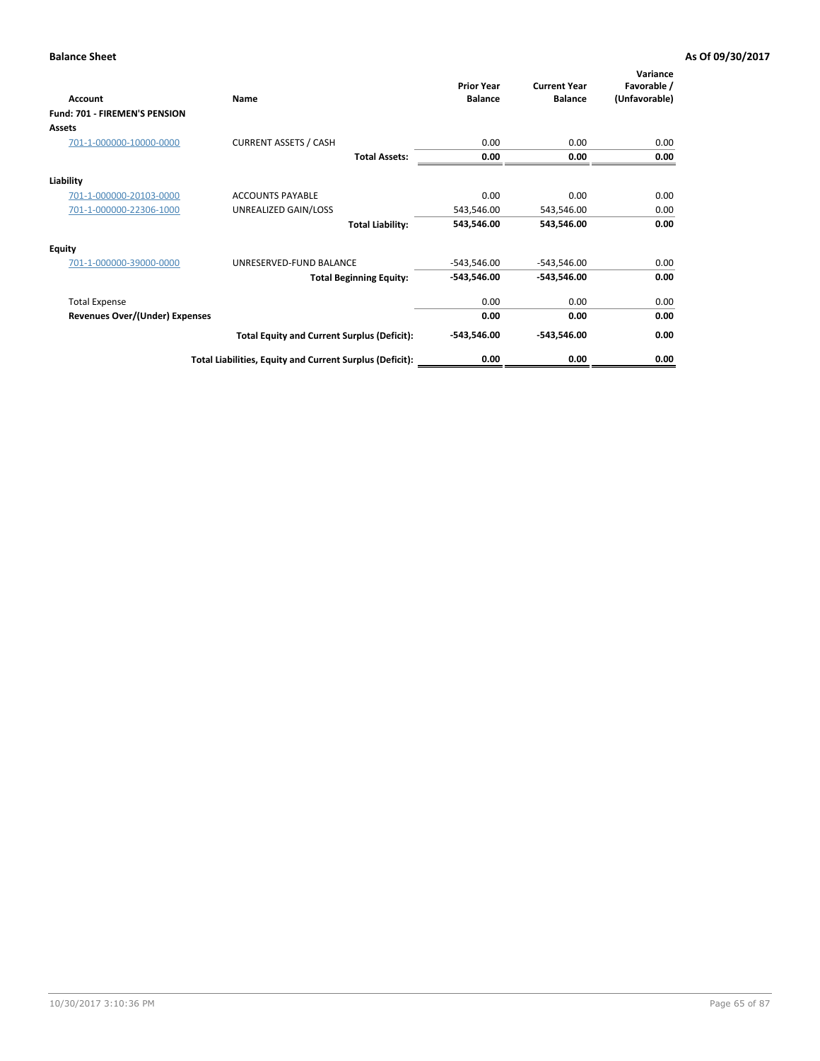**Balance Sheet** **As Of 09/30/2017**

| Account | Name | Prior Year Balance | Current Year Balance | Variance Favorable / (Unfavorable) |
|---|---|---|---|---|
| **Fund: 701 - FIREMEN'S PENSION** | | | | |
| **Assets** | | | | |
| 701-1-000000-10000-0000 | CURRENT ASSETS / CASH | 0.00 | 0.00 | 0.00 |
| | **Total Assets:** | **0.00** | **0.00** | **0.00** |
| **Liability** | | | | |
| 701-1-000000-20103-0000 | ACCOUNTS PAYABLE | 0.00 | 0.00 | 0.00 |
| 701-1-000000-22306-1000 | UNREALIZED GAIN/LOSS | 543,546.00 | 543,546.00 | 0.00 |
| | **Total Liability:** | **543,546.00** | **543,546.00** | **0.00** |
| **Equity** | | | | |
| 701-1-000000-39000-0000 | UNRESERVED-FUND BALANCE | -543,546.00 | -543,546.00 | 0.00 |
| | **Total Beginning Equity:** | **-543,546.00** | **-543,546.00** | **0.00** |
| Total Expense | | 0.00 | 0.00 | 0.00 |
| **Revenues Over/(Under) Expenses** | | **0.00** | **0.00** | **0.00** |
| | **Total Equity and Current Surplus (Deficit):** | **-543,546.00** | **-543,546.00** | **0.00** |
| | **Total Liabilities, Equity and Current Surplus (Deficit):** | **0.00** | **0.00** | **0.00** |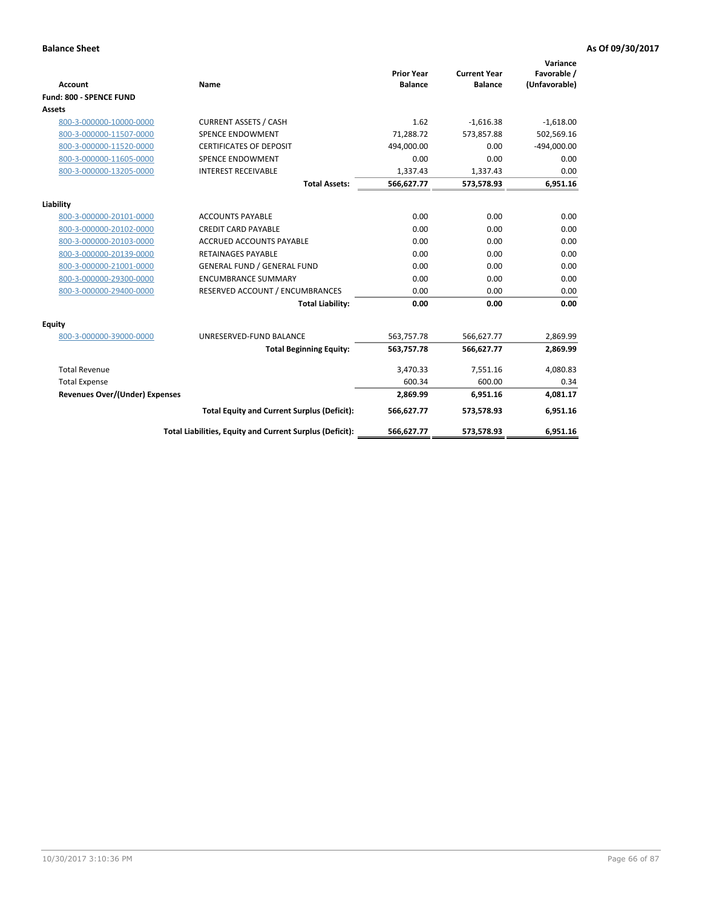**Balance Sheet** **As Of 09/30/2017**

| Account | Name | Prior Year Balance | Current Year Balance | Variance Favorable / (Unfavorable) |
|---|---|---|---|---|
| **Fund: 800 - SPENCE FUND** | | | | |
| **Assets** | | | | |
| 800-3-000000-10000-0000 | CURRENT ASSETS / CASH | 1.62 | -1,616.38 | -1,618.00 |
| 800-3-000000-11507-0000 | SPENCE ENDOWMENT | 71,288.72 | 573,857.88 | 502,569.16 |
| 800-3-000000-11520-0000 | CERTIFICATES OF DEPOSIT | 494,000.00 | 0.00 | -494,000.00 |
| 800-3-000000-11605-0000 | SPENCE ENDOWMENT | 0.00 | 0.00 | 0.00 |
| 800-3-000000-13205-0000 | INTEREST RECEIVABLE | 1,337.43 | 1,337.43 | 0.00 |
| | **Total Assets:** | **566,627.77** | **573,578.93** | **6,951.16** |
| **Liability** | | | | |
| 800-3-000000-20101-0000 | ACCOUNTS PAYABLE | 0.00 | 0.00 | 0.00 |
| 800-3-000000-20102-0000 | CREDIT CARD PAYABLE | 0.00 | 0.00 | 0.00 |
| 800-3-000000-20103-0000 | ACCRUED ACCOUNTS PAYABLE | 0.00 | 0.00 | 0.00 |
| 800-3-000000-20139-0000 | RETAINAGES PAYABLE | 0.00 | 0.00 | 0.00 |
| 800-3-000000-21001-0000 | GENERAL FUND / GENERAL FUND | 0.00 | 0.00 | 0.00 |
| 800-3-000000-29300-0000 | ENCUMBRANCE SUMMARY | 0.00 | 0.00 | 0.00 |
| 800-3-000000-29400-0000 | RESERVED ACCOUNT / ENCUMBRANCES | 0.00 | 0.00 | 0.00 |
| | **Total Liability:** | **0.00** | **0.00** | **0.00** |
| **Equity** | | | | |
| 800-3-000000-39000-0000 | UNRESERVED-FUND BALANCE | 563,757.78 | 566,627.77 | 2,869.99 |
| | **Total Beginning Equity:** | **563,757.78** | **566,627.77** | **2,869.99** |
| Total Revenue | | 3,470.33 | 7,551.16 | 4,080.83 |
| Total Expense | | 600.34 | 600.00 | 0.34 |
| **Revenues Over/(Under) Expenses** | | **2,869.99** | **6,951.16** | **4,081.17** |
| | **Total Equity and Current Surplus (Deficit):** | **566,627.77** | **573,578.93** | **6,951.16** |
| | **Total Liabilities, Equity and Current Surplus (Deficit):** | **566,627.77** | **573,578.93** | **6,951.16** |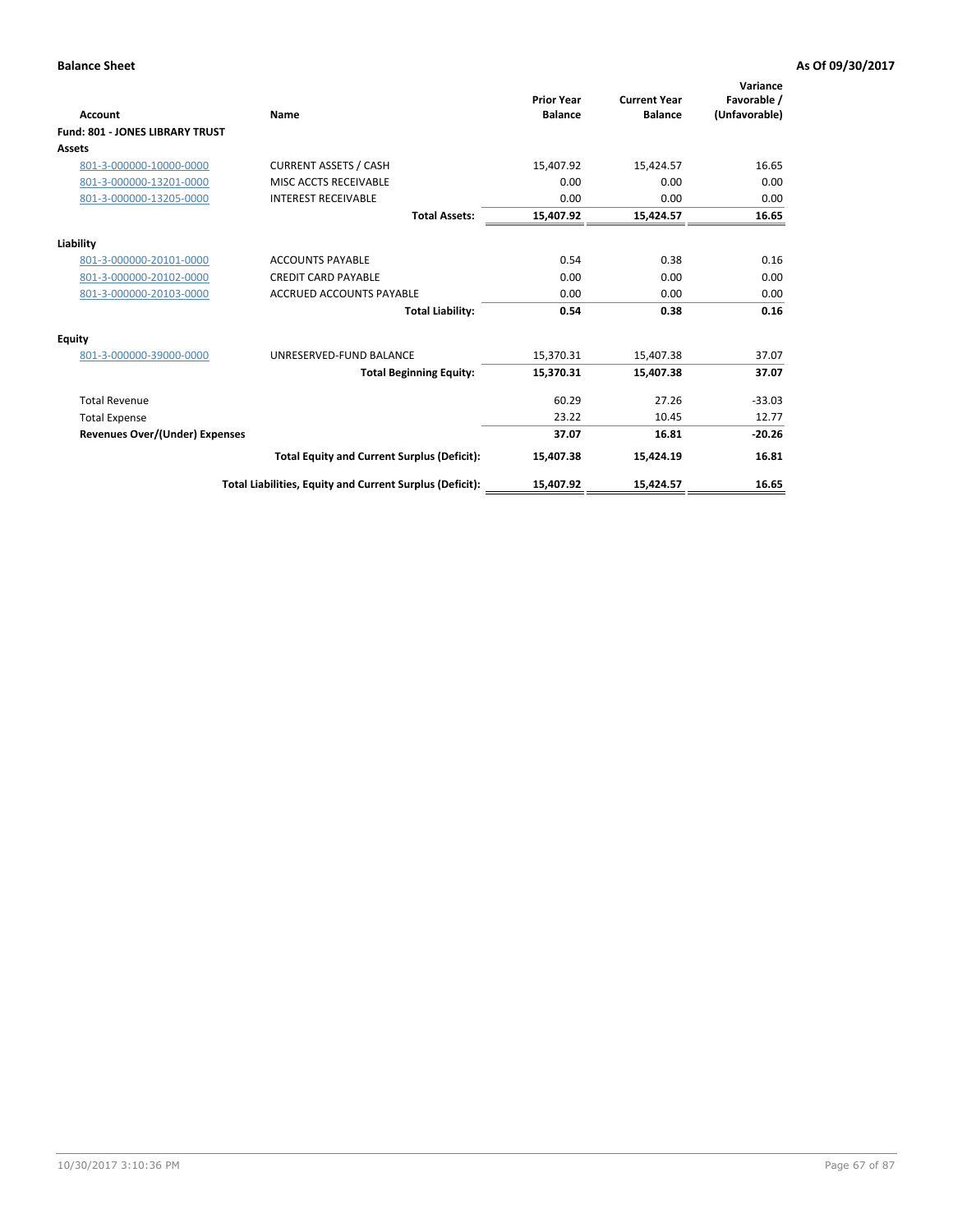**Balance Sheet** | **As Of 09/30/2017**

| Account | Name | Prior Year Balance | Current Year Balance | Variance Favorable / (Unfavorable) |
|---|---|---|---|---|
| **Fund: 801 - JONES LIBRARY TRUST** | | | | |
| **Assets** | | | | |
| 801-3-000000-10000-0000 | CURRENT ASSETS / CASH | 15,407.92 | 15,424.57 | 16.65 |
| 801-3-000000-13201-0000 | MISC ACCTS RECEIVABLE | 0.00 | 0.00 | 0.00 |
| 801-3-000000-13205-0000 | INTEREST RECEIVABLE | 0.00 | 0.00 | 0.00 |
| | **Total Assets:** | **15,407.92** | **15,424.57** | **16.65** |
| **Liability** | | | | |
| 801-3-000000-20101-0000 | ACCOUNTS PAYABLE | 0.54 | 0.38 | 0.16 |
| 801-3-000000-20102-0000 | CREDIT CARD PAYABLE | 0.00 | 0.00 | 0.00 |
| 801-3-000000-20103-0000 | ACCRUED ACCOUNTS PAYABLE | 0.00 | 0.00 | 0.00 |
| | **Total Liability:** | **0.54** | **0.38** | **0.16** |
| **Equity** | | | | |
| 801-3-000000-39000-0000 | UNRESERVED-FUND BALANCE | 15,370.31 | 15,407.38 | 37.07 |
| | **Total Beginning Equity:** | **15,370.31** | **15,407.38** | **37.07** |
| Total Revenue | | 60.29 | 27.26 | -33.03 |
| Total Expense | | 23.22 | 10.45 | 12.77 |
| **Revenues Over/(Under) Expenses** | | **37.07** | **16.81** | **-20.26** |
| | **Total Equity and Current Surplus (Deficit):** | **15,407.38** | **15,424.19** | **16.81** |
| | **Total Liabilities, Equity and Current Surplus (Deficit):** | **15,407.92** | **15,424.57** | **16.65** |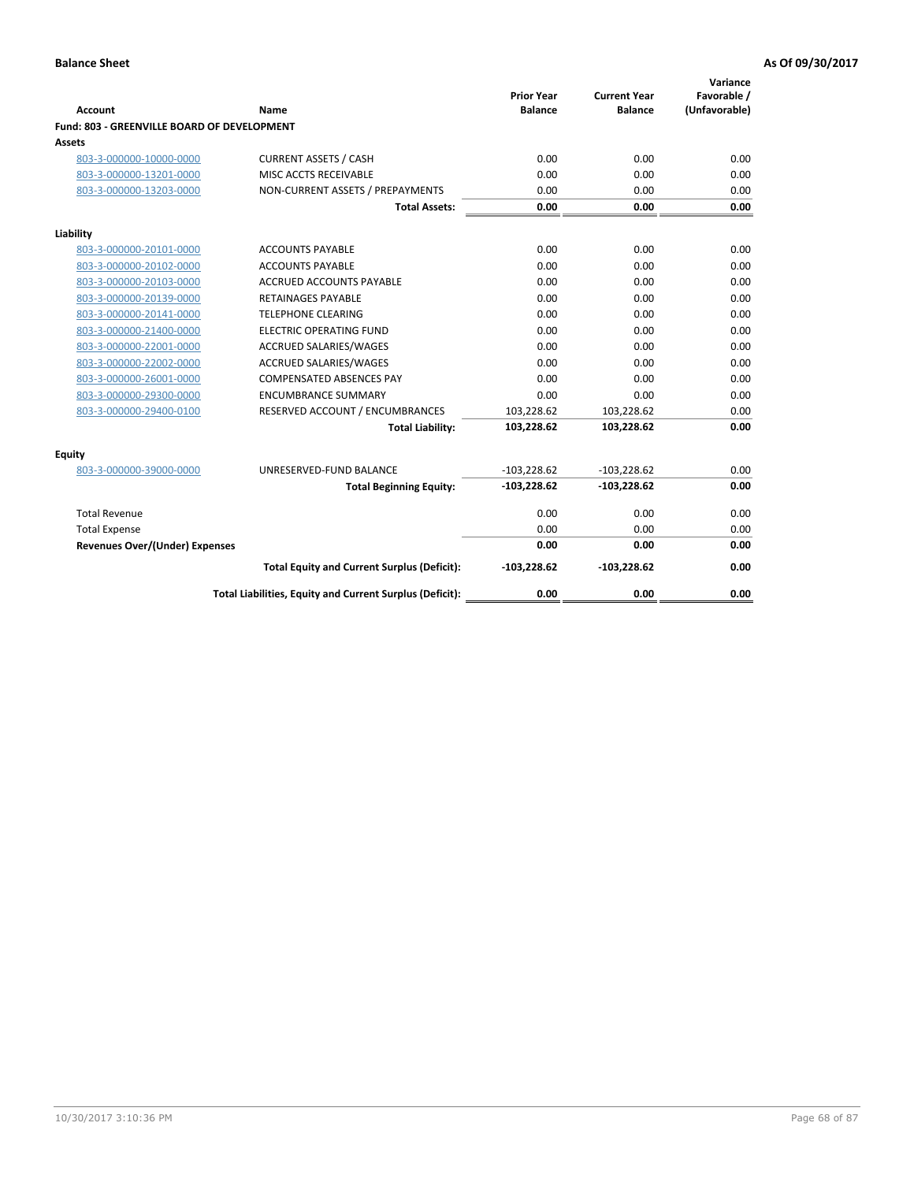**Balance Sheet** **As Of 09/30/2017**

| Account | Name | Prior Year Balance | Current Year Balance | Variance Favorable / (Unfavorable) |
|---|---|---|---|---|
| **Fund: 803 - GREENVILLE BOARD OF DEVELOPMENT** | | | | |
| **Assets** | | | | |
| 803-3-000000-10000-0000 | CURRENT ASSETS / CASH | 0.00 | 0.00 | 0.00 |
| 803-3-000000-13201-0000 | MISC ACCTS RECEIVABLE | 0.00 | 0.00 | 0.00 |
| 803-3-000000-13203-0000 | NON-CURRENT ASSETS / PREPAYMENTS | 0.00 | 0.00 | 0.00 |
| | **Total Assets:** | **0.00** | **0.00** | **0.00** |
| **Liability** | | | | |
| 803-3-000000-20101-0000 | ACCOUNTS PAYABLE | 0.00 | 0.00 | 0.00 |
| 803-3-000000-20102-0000 | ACCOUNTS PAYABLE | 0.00 | 0.00 | 0.00 |
| 803-3-000000-20103-0000 | ACCRUED ACCOUNTS PAYABLE | 0.00 | 0.00 | 0.00 |
| 803-3-000000-20139-0000 | RETAINAGES PAYABLE | 0.00 | 0.00 | 0.00 |
| 803-3-000000-20141-0000 | TELEPHONE CLEARING | 0.00 | 0.00 | 0.00 |
| 803-3-000000-21400-0000 | ELECTRIC OPERATING FUND | 0.00 | 0.00 | 0.00 |
| 803-3-000000-22001-0000 | ACCRUED SALARIES/WAGES | 0.00 | 0.00 | 0.00 |
| 803-3-000000-22002-0000 | ACCRUED SALARIES/WAGES | 0.00 | 0.00 | 0.00 |
| 803-3-000000-26001-0000 | COMPENSATED ABSENCES PAY | 0.00 | 0.00 | 0.00 |
| 803-3-000000-29300-0000 | ENCUMBRANCE SUMMARY | 0.00 | 0.00 | 0.00 |
| 803-3-000000-29400-0100 | RESERVED ACCOUNT / ENCUMBRANCES | 103,228.62 | 103,228.62 | 0.00 |
| | **Total Liability:** | **103,228.62** | **103,228.62** | **0.00** |
| **Equity** | | | | |
| 803-3-000000-39000-0000 | UNRESERVED-FUND BALANCE | -103,228.62 | -103,228.62 | 0.00 |
| | **Total Beginning Equity:** | **-103,228.62** | **-103,228.62** | **0.00** |
| Total Revenue | | 0.00 | 0.00 | 0.00 |
| Total Expense | | 0.00 | 0.00 | 0.00 |
| **Revenues Over/(Under) Expenses** | | **0.00** | **0.00** | **0.00** |
| | **Total Equity and Current Surplus (Deficit):** | **-103,228.62** | **-103,228.62** | **0.00** |
| | **Total Liabilities, Equity and Current Surplus (Deficit):** | **0.00** | **0.00** | **0.00** |

10/30/2017 3:10:36 PM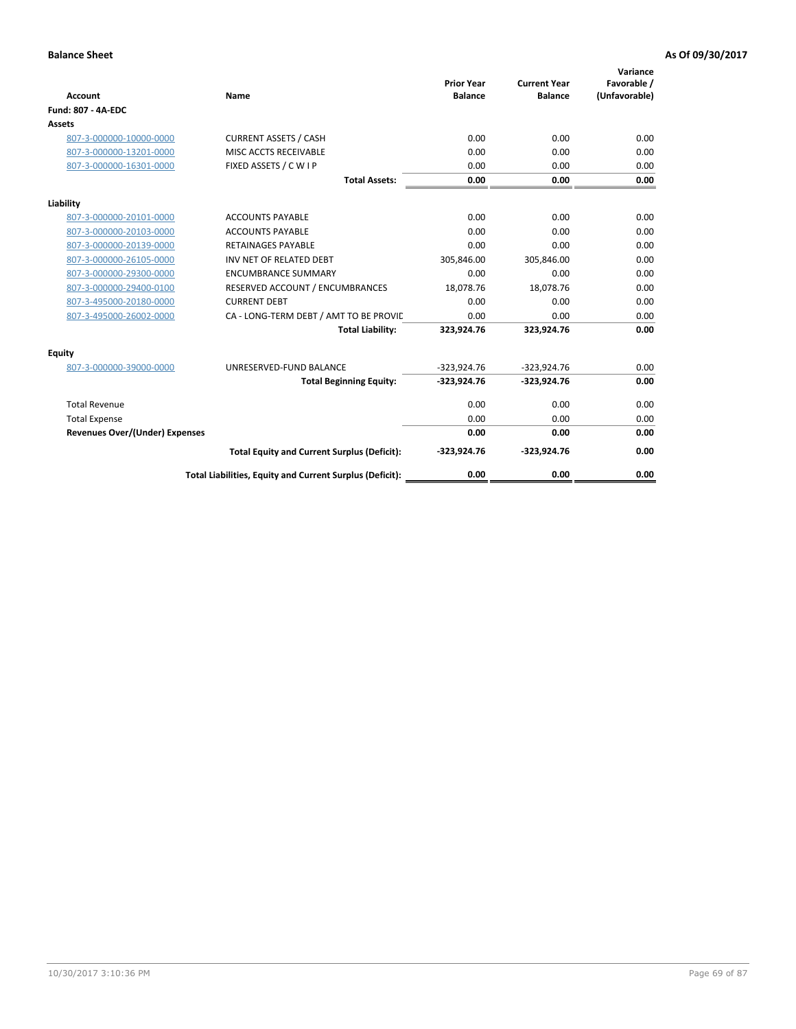**Balance Sheet** **As Of 09/30/2017**

| Account | Name | Prior Year Balance | Current Year Balance | Variance Favorable / (Unfavorable) |
|---|---|---|---|---|
| **Fund: 807 - 4A-EDC** | | | | |
| **Assets** | | | | |
| 807-3-000000-10000-0000 | CURRENT ASSETS / CASH | 0.00 | 0.00 | 0.00 |
| 807-3-000000-13201-0000 | MISC ACCTS RECEIVABLE | 0.00 | 0.00 | 0.00 |
| 807-3-000000-16301-0000 | FIXED ASSETS / C W I P | 0.00 | 0.00 | 0.00 |
| | **Total Assets:** | **0.00** | **0.00** | **0.00** |
| **Liability** | | | | |
| 807-3-000000-20101-0000 | ACCOUNTS PAYABLE | 0.00 | 0.00 | 0.00 |
| 807-3-000000-20103-0000 | ACCOUNTS PAYABLE | 0.00 | 0.00 | 0.00 |
| 807-3-000000-20139-0000 | RETAINAGES PAYABLE | 0.00 | 0.00 | 0.00 |
| 807-3-000000-26105-0000 | INV NET OF RELATED DEBT | 305,846.00 | 305,846.00 | 0.00 |
| 807-3-000000-29300-0000 | ENCUMBRANCE SUMMARY | 0.00 | 0.00 | 0.00 |
| 807-3-000000-29400-0100 | RESERVED ACCOUNT / ENCUMBRANCES | 18,078.76 | 18,078.76 | 0.00 |
| 807-3-495000-20180-0000 | CURRENT DEBT | 0.00 | 0.00 | 0.00 |
| 807-3-495000-26002-0000 | CA - LONG-TERM DEBT / AMT TO BE PROVIC | 0.00 | 0.00 | 0.00 |
| | **Total Liability:** | **323,924.76** | **323,924.76** | **0.00** |
| **Equity** | | | | |
| 807-3-000000-39000-0000 | UNRESERVED-FUND BALANCE | -323,924.76 | -323,924.76 | 0.00 |
| | **Total Beginning Equity:** | **-323,924.76** | **-323,924.76** | **0.00** |
| Total Revenue | | 0.00 | 0.00 | 0.00 |
| Total Expense | | 0.00 | 0.00 | 0.00 |
| **Revenues Over/(Under) Expenses** | | **0.00** | **0.00** | **0.00** |
| | **Total Equity and Current Surplus (Deficit):** | **-323,924.76** | **-323,924.76** | **0.00** |
| | **Total Liabilities, Equity and Current Surplus (Deficit):** | **0.00** | **0.00** | **0.00** |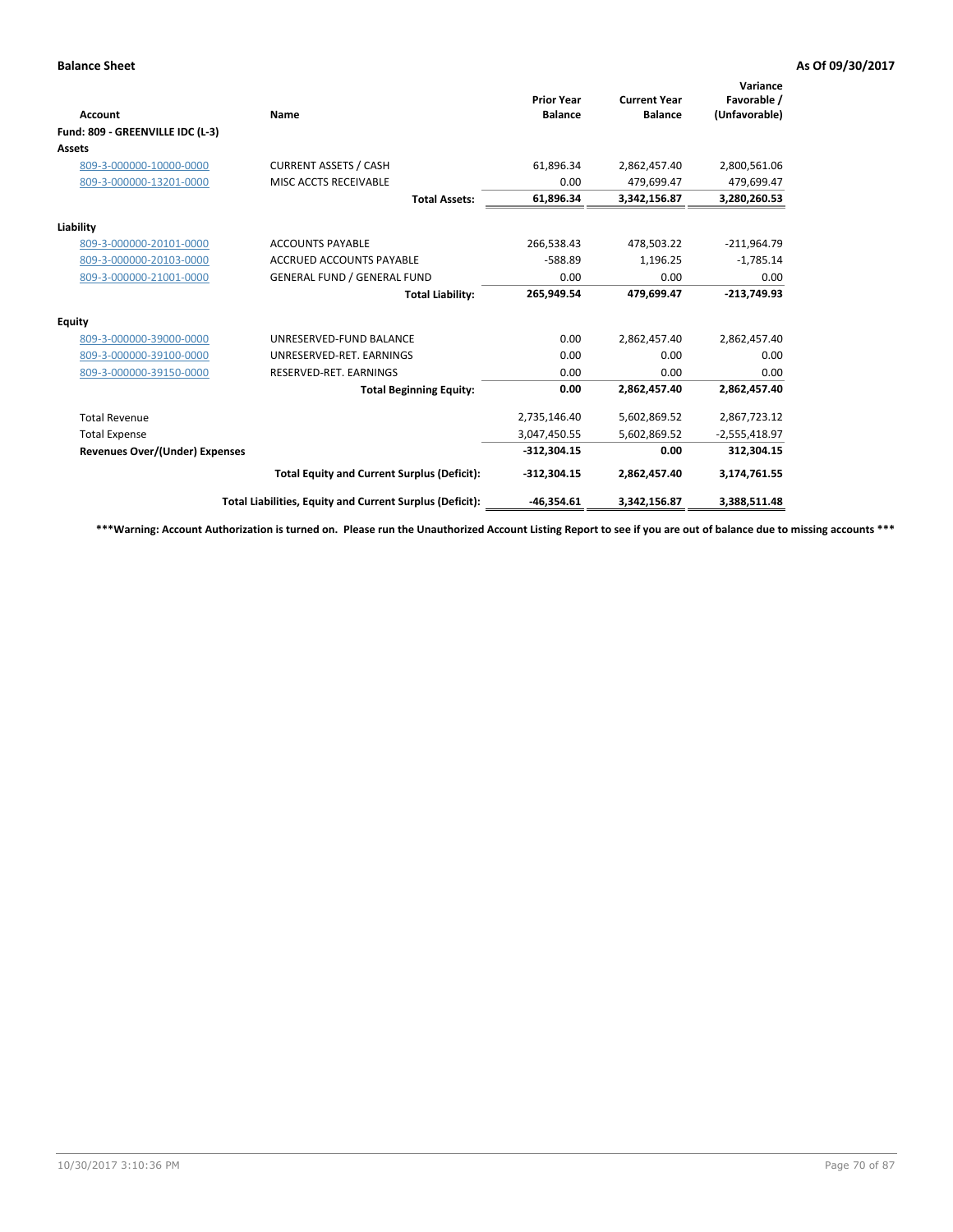**Balance Sheet** **As Of 09/30/2017**

| Account | Name | Prior Year Balance | Current Year Balance | Variance Favorable / (Unfavorable) |
|---|---|---|---|---|
| **Fund: 809 - GREENVILLE IDC (L-3)** | | | | |
| **Assets** | | | | |
| 809-3-000000-10000-0000 | CURRENT ASSETS / CASH | 61,896.34 | 2,862,457.40 | 2,800,561.06 |
| 809-3-000000-13201-0000 | MISC ACCTS RECEIVABLE | 0.00 | 479,699.47 | 479,699.47 |
| | **Total Assets:** | **61,896.34** | **3,342,156.87** | **3,280,260.53** |
| **Liability** | | | | |
| 809-3-000000-20101-0000 | ACCOUNTS PAYABLE | 266,538.43 | 478,503.22 | -211,964.79 |
| 809-3-000000-20103-0000 | ACCRUED ACCOUNTS PAYABLE | -588.89 | 1,196.25 | -1,785.14 |
| 809-3-000000-21001-0000 | GENERAL FUND / GENERAL FUND | 0.00 | 0.00 | 0.00 |
| | **Total Liability:** | **265,949.54** | **479,699.47** | **-213,749.93** |
| **Equity** | | | | |
| 809-3-000000-39000-0000 | UNRESERVED-FUND BALANCE | 0.00 | 2,862,457.40 | 2,862,457.40 |
| 809-3-000000-39100-0000 | UNRESERVED-RET. EARNINGS | 0.00 | 0.00 | 0.00 |
| 809-3-000000-39150-0000 | RESERVED-RET. EARNINGS | 0.00 | 0.00 | 0.00 |
| | **Total Beginning Equity:** | **0.00** | **2,862,457.40** | **2,862,457.40** |
| Total Revenue | | 2,735,146.40 | 5,602,869.52 | 2,867,723.12 |
| Total Expense | | 3,047,450.55 | 5,602,869.52 | -2,555,418.97 |
| **Revenues Over/(Under) Expenses** | | **-312,304.15** | **0.00** | **312,304.15** |
| | **Total Equity and Current Surplus (Deficit):** | **-312,304.15** | **2,862,457.40** | **3,174,761.55** |
| | **Total Liabilities, Equity and Current Surplus (Deficit):** | **-46,354.61** | **3,342,156.87** | **3,388,511.48** |

**\*\*\*Warning: Account Authorization is turned on. Please run the Unauthorized Account Listing Report to see if you are out of balance due to missing accounts \*\*\***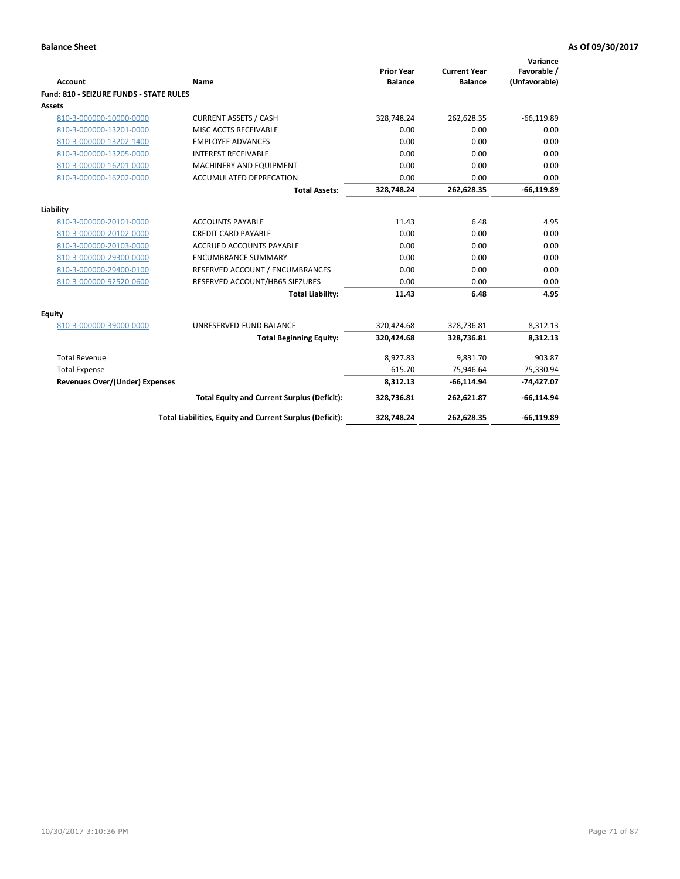**Balance Sheet** **As Of 09/30/2017**

| Account | Name | Prior Year Balance | Current Year Balance | Variance Favorable / (Unfavorable) |
|---|---|---|---|---|
| **Fund: 810 - SEIZURE FUNDS - STATE RULES** | | | | |
| **Assets** | | | | |
| 810-3-000000-10000-0000 | CURRENT ASSETS / CASH | 328,748.24 | 262,628.35 | -66,119.89 |
| 810-3-000000-13201-0000 | MISC ACCTS RECEIVABLE | 0.00 | 0.00 | 0.00 |
| 810-3-000000-13202-1400 | EMPLOYEE ADVANCES | 0.00 | 0.00 | 0.00 |
| 810-3-000000-13205-0000 | INTEREST RECEIVABLE | 0.00 | 0.00 | 0.00 |
| 810-3-000000-16201-0000 | MACHINERY AND EQUIPMENT | 0.00 | 0.00 | 0.00 |
| 810-3-000000-16202-0000 | ACCUMULATED DEPRECATION | 0.00 | 0.00 | 0.00 |
| | **Total Assets:** | **328,748.24** | **262,628.35** | **-66,119.89** |
| **Liability** | | | | |
| 810-3-000000-20101-0000 | ACCOUNTS PAYABLE | 11.43 | 6.48 | 4.95 |
| 810-3-000000-20102-0000 | CREDIT CARD PAYABLE | 0.00 | 0.00 | 0.00 |
| 810-3-000000-20103-0000 | ACCRUED ACCOUNTS PAYABLE | 0.00 | 0.00 | 0.00 |
| 810-3-000000-29300-0000 | ENCUMBRANCE SUMMARY | 0.00 | 0.00 | 0.00 |
| 810-3-000000-29400-0100 | RESERVED ACCOUNT / ENCUMBRANCES | 0.00 | 0.00 | 0.00 |
| 810-3-000000-92520-0600 | RESERVED ACCOUNT/HB65 SIEZURES | 0.00 | 0.00 | 0.00 |
| | **Total Liability:** | **11.43** | **6.48** | **4.95** |
| **Equity** | | | | |
| 810-3-000000-39000-0000 | UNRESERVED-FUND BALANCE | 320,424.68 | 328,736.81 | 8,312.13 |
| | **Total Beginning Equity:** | **320,424.68** | **328,736.81** | **8,312.13** |
| Total Revenue | | 8,927.83 | 9,831.70 | 903.87 |
| Total Expense | | 615.70 | 75,946.64 | -75,330.94 |
| **Revenues Over/(Under) Expenses** | | **8,312.13** | **-66,114.94** | **-74,427.07** |
| | **Total Equity and Current Surplus (Deficit):** | **328,736.81** | **262,621.87** | **-66,114.94** |
| | **Total Liabilities, Equity and Current Surplus (Deficit):** | **328,748.24** | **262,628.35** | **-66,119.89** |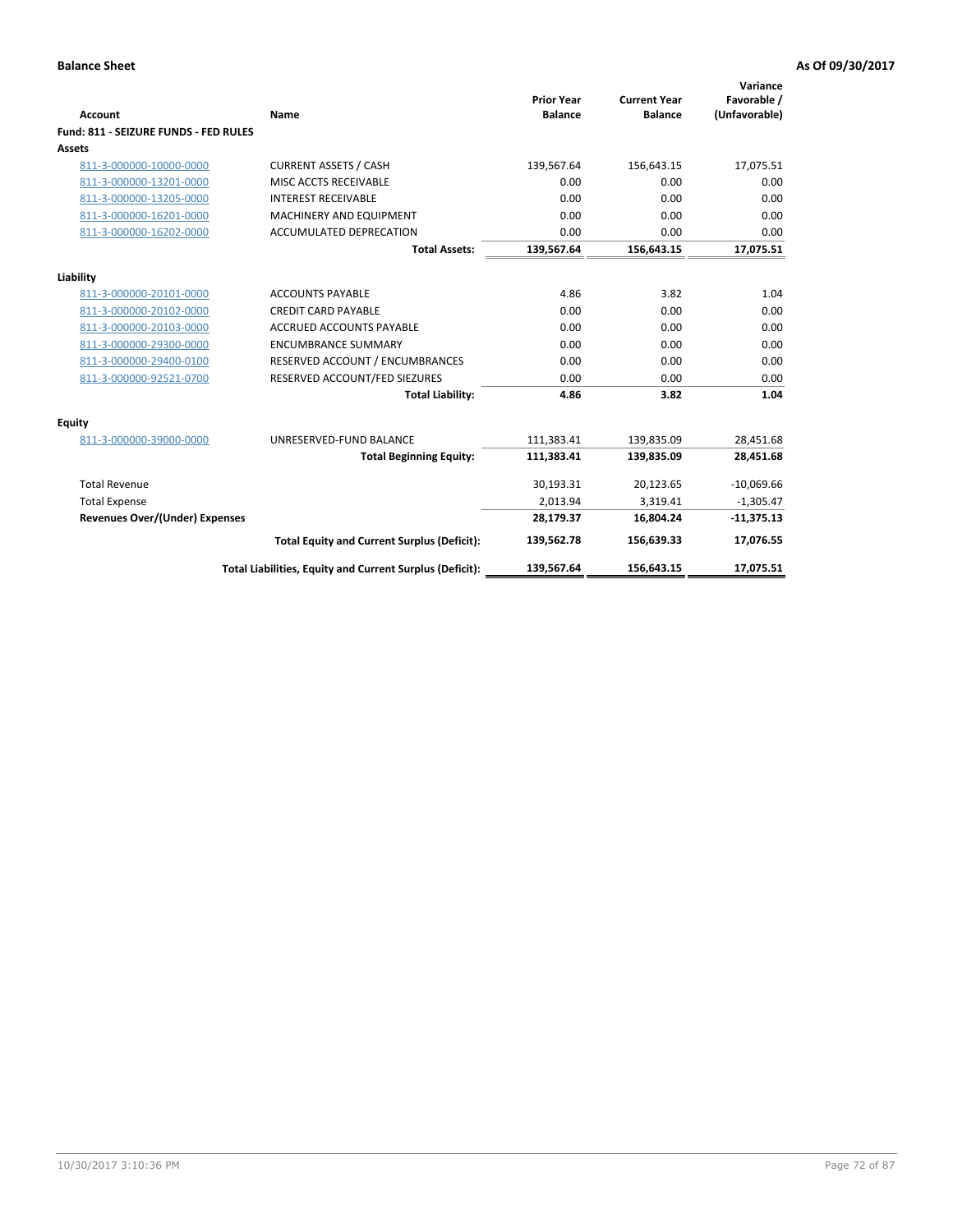**Balance Sheet** **As Of 09/30/2017**

| Account | Name | Prior Year Balance | Current Year Balance | Variance Favorable / (Unfavorable) |
|---|---|---|---|---|
| **Fund: 811 - SEIZURE FUNDS - FED RULES** | | | | |
| **Assets** | | | | |
| 811-3-000000-10000-0000 | CURRENT ASSETS / CASH | 139,567.64 | 156,643.15 | 17,075.51 |
| 811-3-000000-13201-0000 | MISC ACCTS RECEIVABLE | 0.00 | 0.00 | 0.00 |
| 811-3-000000-13205-0000 | INTEREST RECEIVABLE | 0.00 | 0.00 | 0.00 |
| 811-3-000000-16201-0000 | MACHINERY AND EQUIPMENT | 0.00 | 0.00 | 0.00 |
| 811-3-000000-16202-0000 | ACCUMULATED DEPRECATION | 0.00 | 0.00 | 0.00 |
| | **Total Assets:** | **139,567.64** | **156,643.15** | **17,075.51** |
| **Liability** | | | | |
| 811-3-000000-20101-0000 | ACCOUNTS PAYABLE | 4.86 | 3.82 | 1.04 |
| 811-3-000000-20102-0000 | CREDIT CARD PAYABLE | 0.00 | 0.00 | 0.00 |
| 811-3-000000-20103-0000 | ACCRUED ACCOUNTS PAYABLE | 0.00 | 0.00 | 0.00 |
| 811-3-000000-29300-0000 | ENCUMBRANCE SUMMARY | 0.00 | 0.00 | 0.00 |
| 811-3-000000-29400-0100 | RESERVED ACCOUNT / ENCUMBRANCES | 0.00 | 0.00 | 0.00 |
| 811-3-000000-92521-0700 | RESERVED ACCOUNT/FED SIEZURES | 0.00 | 0.00 | 0.00 |
| | **Total Liability:** | **4.86** | **3.82** | **1.04** |
| **Equity** | | | | |
| 811-3-000000-39000-0000 | UNRESERVED-FUND BALANCE | 111,383.41 | 139,835.09 | 28,451.68 |
| | **Total Beginning Equity:** | **111,383.41** | **139,835.09** | **28,451.68** |
| Total Revenue | | 30,193.31 | 20,123.65 | -10,069.66 |
| Total Expense | | 2,013.94 | 3,319.41 | -1,305.47 |
| **Revenues Over/(Under) Expenses** | | **28,179.37** | **16,804.24** | **-11,375.13** |
| | **Total Equity and Current Surplus (Deficit):** | **139,562.78** | **156,639.33** | **17,076.55** |
| | **Total Liabilities, Equity and Current Surplus (Deficit):** | **139,567.64** | **156,643.15** | **17,075.51** |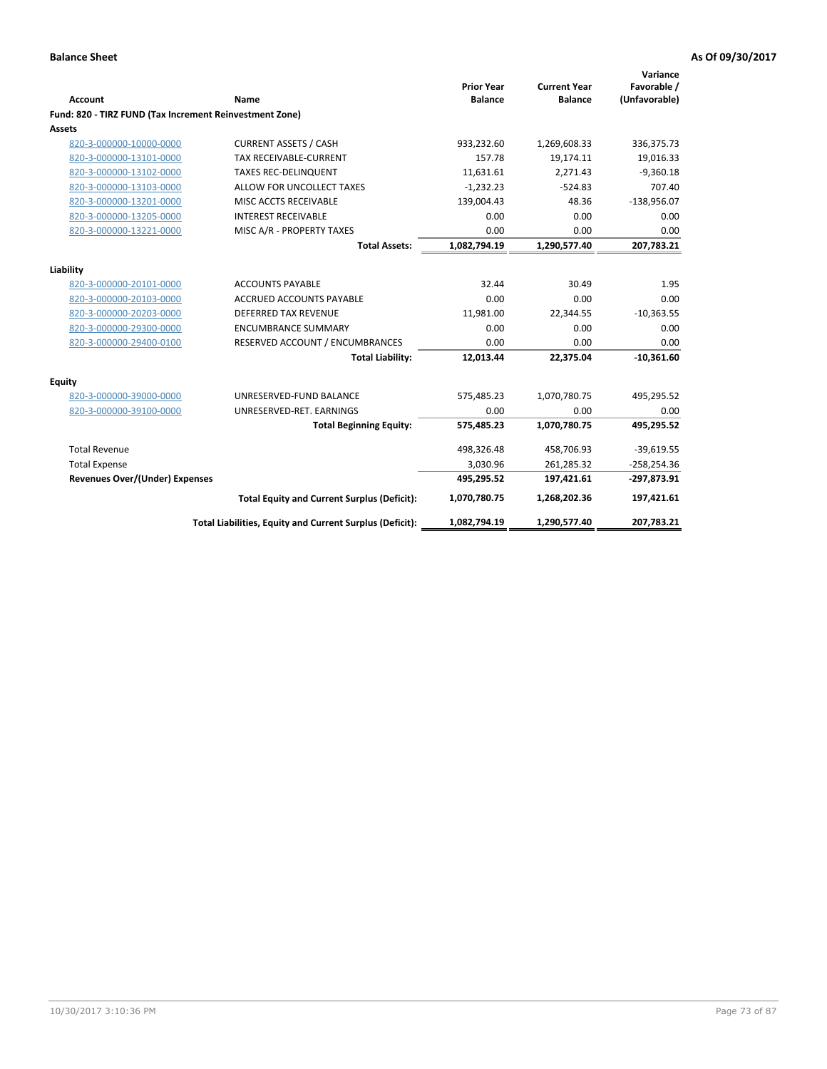**Balance Sheet** **As Of 09/30/2017**

| Account | Name | Prior Year Balance | Current Year Balance | Variance Favorable / (Unfavorable) |
|---|---|---|---|---|
| **Fund: 820 - TIRZ FUND (Tax Increment Reinvestment Zone)** | | | | |
| **Assets** | | | | |
| 820-3-000000-10000-0000 | CURRENT ASSETS / CASH | 933,232.60 | 1,269,608.33 | 336,375.73 |
| 820-3-000000-13101-0000 | TAX RECEIVABLE-CURRENT | 157.78 | 19,174.11 | 19,016.33 |
| 820-3-000000-13102-0000 | TAXES REC-DELINQUENT | 11,631.61 | 2,271.43 | -9,360.18 |
| 820-3-000000-13103-0000 | ALLOW FOR UNCOLLECT TAXES | -1,232.23 | -524.83 | 707.40 |
| 820-3-000000-13201-0000 | MISC ACCTS RECEIVABLE | 139,004.43 | 48.36 | -138,956.07 |
| 820-3-000000-13205-0000 | INTEREST RECEIVABLE | 0.00 | 0.00 | 0.00 |
| 820-3-000000-13221-0000 | MISC A/R - PROPERTY TAXES | 0.00 | 0.00 | 0.00 |
| | **Total Assets:** | **1,082,794.19** | **1,290,577.40** | **207,783.21** |
| **Liability** | | | | |
| 820-3-000000-20101-0000 | ACCOUNTS PAYABLE | 32.44 | 30.49 | 1.95 |
| 820-3-000000-20103-0000 | ACCRUED ACCOUNTS PAYABLE | 0.00 | 0.00 | 0.00 |
| 820-3-000000-20203-0000 | DEFERRED TAX REVENUE | 11,981.00 | 22,344.55 | -10,363.55 |
| 820-3-000000-29300-0000 | ENCUMBRANCE SUMMARY | 0.00 | 0.00 | 0.00 |
| 820-3-000000-29400-0100 | RESERVED ACCOUNT / ENCUMBRANCES | 0.00 | 0.00 | 0.00 |
| | **Total Liability:** | **12,013.44** | **22,375.04** | **-10,361.60** |
| **Equity** | | | | |
| 820-3-000000-39000-0000 | UNRESERVED-FUND BALANCE | 575,485.23 | 1,070,780.75 | 495,295.52 |
| 820-3-000000-39100-0000 | UNRESERVED-RET. EARNINGS | 0.00 | 0.00 | 0.00 |
| | **Total Beginning Equity:** | **575,485.23** | **1,070,780.75** | **495,295.52** |
| Total Revenue | | 498,326.48 | 458,706.93 | -39,619.55 |
| Total Expense | | 3,030.96 | 261,285.32 | -258,254.36 |
| **Revenues Over/(Under) Expenses** | | **495,295.52** | **197,421.61** | **-297,873.91** |
| | **Total Equity and Current Surplus (Deficit):** | **1,070,780.75** | **1,268,202.36** | **197,421.61** |
| | **Total Liabilities, Equity and Current Surplus (Deficit):** | **1,082,794.19** | **1,290,577.40** | **207,783.21** |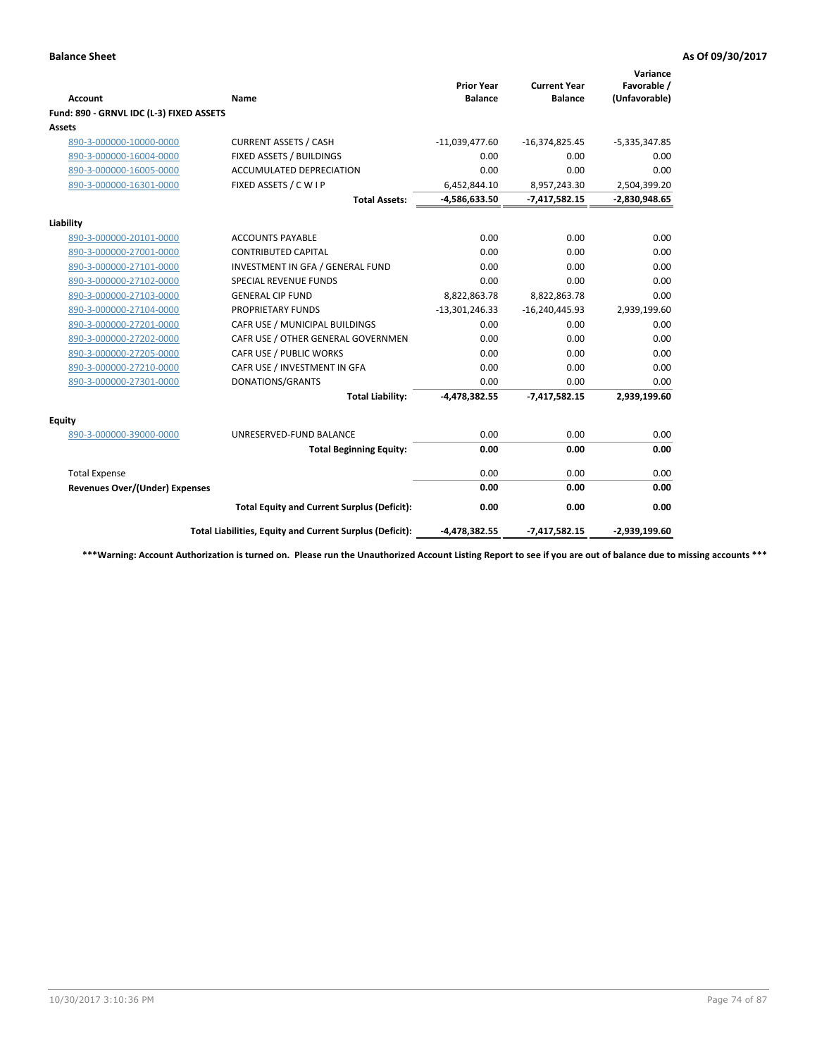**Balance Sheet** **As Of 09/30/2017**

| Account | Name | Prior Year Balance | Current Year Balance | Variance Favorable / (Unfavorable) |
|---|---|---|---|---|
| **Fund: 890 - GRNVL IDC (L-3) FIXED ASSETS** | | | | |
| **Assets** | | | | |
| 890-3-000000-10000-0000 | CURRENT ASSETS / CASH | -11,039,477.60 | -16,374,825.45 | -5,335,347.85 |
| 890-3-000000-16004-0000 | FIXED ASSETS / BUILDINGS | 0.00 | 0.00 | 0.00 |
| 890-3-000000-16005-0000 | ACCUMULATED DEPRECIATION | 0.00 | 0.00 | 0.00 |
| 890-3-000000-16301-0000 | FIXED ASSETS / C W I P | 6,452,844.10 | 8,957,243.30 | 2,504,399.20 |
| | **Total Assets:** | **-4,586,633.50** | **-7,417,582.15** | **-2,830,948.65** |
| **Liability** | | | | |
| 890-3-000000-20101-0000 | ACCOUNTS PAYABLE | 0.00 | 0.00 | 0.00 |
| 890-3-000000-27001-0000 | CONTRIBUTED CAPITAL | 0.00 | 0.00 | 0.00 |
| 890-3-000000-27101-0000 | INVESTMENT IN GFA / GENERAL FUND | 0.00 | 0.00 | 0.00 |
| 890-3-000000-27102-0000 | SPECIAL REVENUE FUNDS | 0.00 | 0.00 | 0.00 |
| 890-3-000000-27103-0000 | GENERAL CIP FUND | 8,822,863.78 | 8,822,863.78 | 0.00 |
| 890-3-000000-27104-0000 | PROPRIETARY FUNDS | -13,301,246.33 | -16,240,445.93 | 2,939,199.60 |
| 890-3-000000-27201-0000 | CAFR USE / MUNICIPAL BUILDINGS | 0.00 | 0.00 | 0.00 |
| 890-3-000000-27202-0000 | CAFR USE / OTHER GENERAL GOVERNMEN | 0.00 | 0.00 | 0.00 |
| 890-3-000000-27205-0000 | CAFR USE / PUBLIC WORKS | 0.00 | 0.00 | 0.00 |
| 890-3-000000-27210-0000 | CAFR USE / INVESTMENT IN GFA | 0.00 | 0.00 | 0.00 |
| 890-3-000000-27301-0000 | DONATIONS/GRANTS | 0.00 | 0.00 | 0.00 |
| | **Total Liability:** | **-4,478,382.55** | **-7,417,582.15** | **2,939,199.60** |
| **Equity** | | | | |
| 890-3-000000-39000-0000 | UNRESERVED-FUND BALANCE | 0.00 | 0.00 | 0.00 |
| | **Total Beginning Equity:** | **0.00** | **0.00** | **0.00** |
| Total Expense | | 0.00 | 0.00 | 0.00 |
| **Revenues Over/(Under) Expenses** | | **0.00** | **0.00** | **0.00** |
| | **Total Equity and Current Surplus (Deficit):** | **0.00** | **0.00** | **0.00** |
| | **Total Liabilities, Equity and Current Surplus (Deficit):** | **-4,478,382.55** | **-7,417,582.15** | **-2,939,199.60** |

**\*\*\*Warning: Account Authorization is turned on. Please run the Unauthorized Account Listing Report to see if you are out of balance due to missing accounts \*\*\***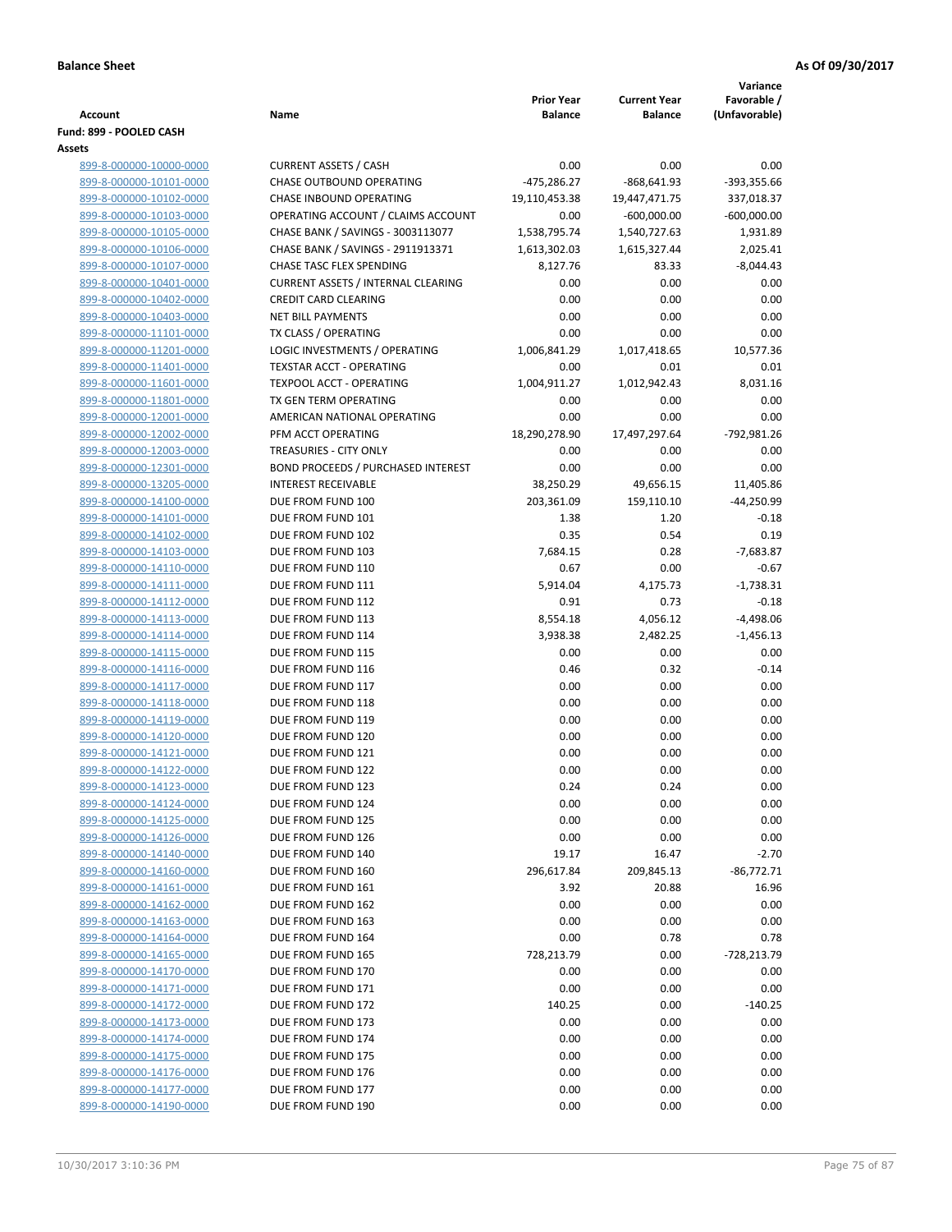**Balance Sheet** **As Of 09/30/2017**

| Account | Name | Prior Year Balance | Current Year Balance | Variance Favorable / (Unfavorable) |
|---|---|---|---|---|
| **Fund: 899 - POOLED CASH** | | | | |
| **Assets** | | | | |
| 899-8-000000-10000-0000 | CURRENT ASSETS / CASH | 0.00 | 0.00 | 0.00 |
| 899-8-000000-10101-0000 | CHASE OUTBOUND OPERATING | -475,286.27 | -868,641.93 | -393,355.66 |
| 899-8-000000-10102-0000 | CHASE INBOUND OPERATING | 19,110,453.38 | 19,447,471.75 | 337,018.37 |
| 899-8-000000-10103-0000 | OPERATING ACCOUNT / CLAIMS ACCOUNT | 0.00 | -600,000.00 | -600,000.00 |
| 899-8-000000-10105-0000 | CHASE BANK / SAVINGS - 3003113077 | 1,538,795.74 | 1,540,727.63 | 1,931.89 |
| 899-8-000000-10106-0000 | CHASE BANK / SAVINGS - 2911913371 | 1,613,302.03 | 1,615,327.44 | 2,025.41 |
| 899-8-000000-10107-0000 | CHASE TASC FLEX SPENDING | 8,127.76 | 83.33 | -8,044.43 |
| 899-8-000000-10401-0000 | CURRENT ASSETS / INTERNAL CLEARING | 0.00 | 0.00 | 0.00 |
| 899-8-000000-10402-0000 | CREDIT CARD CLEARING | 0.00 | 0.00 | 0.00 |
| 899-8-000000-10403-0000 | NET BILL PAYMENTS | 0.00 | 0.00 | 0.00 |
| 899-8-000000-11101-0000 | TX CLASS / OPERATING | 0.00 | 0.00 | 0.00 |
| 899-8-000000-11201-0000 | LOGIC INVESTMENTS / OPERATING | 1,006,841.29 | 1,017,418.65 | 10,577.36 |
| 899-8-000000-11401-0000 | TEXSTAR ACCT - OPERATING | 0.00 | 0.01 | 0.01 |
| 899-8-000000-11601-0000 | TEXPOOL ACCT - OPERATING | 1,004,911.27 | 1,012,942.43 | 8,031.16 |
| 899-8-000000-11801-0000 | TX GEN TERM OPERATING | 0.00 | 0.00 | 0.00 |
| 899-8-000000-12001-0000 | AMERICAN NATIONAL OPERATING | 0.00 | 0.00 | 0.00 |
| 899-8-000000-12002-0000 | PFM ACCT OPERATING | 18,290,278.90 | 17,497,297.64 | -792,981.26 |
| 899-8-000000-12003-0000 | TREASURIES - CITY ONLY | 0.00 | 0.00 | 0.00 |
| 899-8-000000-12301-0000 | BOND PROCEEDS / PURCHASED INTEREST | 0.00 | 0.00 | 0.00 |
| 899-8-000000-13205-0000 | INTEREST RECEIVABLE | 38,250.29 | 49,656.15 | 11,405.86 |
| 899-8-000000-14100-0000 | DUE FROM FUND 100 | 203,361.09 | 159,110.10 | -44,250.99 |
| 899-8-000000-14101-0000 | DUE FROM FUND 101 | 1.38 | 1.20 | -0.18 |
| 899-8-000000-14102-0000 | DUE FROM FUND 102 | 0.35 | 0.54 | 0.19 |
| 899-8-000000-14103-0000 | DUE FROM FUND 103 | 7,684.15 | 0.28 | -7,683.87 |
| 899-8-000000-14110-0000 | DUE FROM FUND 110 | 0.67 | 0.00 | -0.67 |
| 899-8-000000-14111-0000 | DUE FROM FUND 111 | 5,914.04 | 4,175.73 | -1,738.31 |
| 899-8-000000-14112-0000 | DUE FROM FUND 112 | 0.91 | 0.73 | -0.18 |
| 899-8-000000-14113-0000 | DUE FROM FUND 113 | 8,554.18 | 4,056.12 | -4,498.06 |
| 899-8-000000-14114-0000 | DUE FROM FUND 114 | 3,938.38 | 2,482.25 | -1,456.13 |
| 899-8-000000-14115-0000 | DUE FROM FUND 115 | 0.00 | 0.00 | 0.00 |
| 899-8-000000-14116-0000 | DUE FROM FUND 116 | 0.46 | 0.32 | -0.14 |
| 899-8-000000-14117-0000 | DUE FROM FUND 117 | 0.00 | 0.00 | 0.00 |
| 899-8-000000-14118-0000 | DUE FROM FUND 118 | 0.00 | 0.00 | 0.00 |
| 899-8-000000-14119-0000 | DUE FROM FUND 119 | 0.00 | 0.00 | 0.00 |
| 899-8-000000-14120-0000 | DUE FROM FUND 120 | 0.00 | 0.00 | 0.00 |
| 899-8-000000-14121-0000 | DUE FROM FUND 121 | 0.00 | 0.00 | 0.00 |
| 899-8-000000-14122-0000 | DUE FROM FUND 122 | 0.00 | 0.00 | 0.00 |
| 899-8-000000-14123-0000 | DUE FROM FUND 123 | 0.24 | 0.24 | 0.00 |
| 899-8-000000-14124-0000 | DUE FROM FUND 124 | 0.00 | 0.00 | 0.00 |
| 899-8-000000-14125-0000 | DUE FROM FUND 125 | 0.00 | 0.00 | 0.00 |
| 899-8-000000-14126-0000 | DUE FROM FUND 126 | 0.00 | 0.00 | 0.00 |
| 899-8-000000-14140-0000 | DUE FROM FUND 140 | 19.17 | 16.47 | -2.70 |
| 899-8-000000-14160-0000 | DUE FROM FUND 160 | 296,617.84 | 209,845.13 | -86,772.71 |
| 899-8-000000-14161-0000 | DUE FROM FUND 161 | 3.92 | 20.88 | 16.96 |
| 899-8-000000-14162-0000 | DUE FROM FUND 162 | 0.00 | 0.00 | 0.00 |
| 899-8-000000-14163-0000 | DUE FROM FUND 163 | 0.00 | 0.00 | 0.00 |
| 899-8-000000-14164-0000 | DUE FROM FUND 164 | 0.00 | 0.78 | 0.78 |
| 899-8-000000-14165-0000 | DUE FROM FUND 165 | 728,213.79 | 0.00 | -728,213.79 |
| 899-8-000000-14170-0000 | DUE FROM FUND 170 | 0.00 | 0.00 | 0.00 |
| 899-8-000000-14171-0000 | DUE FROM FUND 171 | 0.00 | 0.00 | 0.00 |
| 899-8-000000-14172-0000 | DUE FROM FUND 172 | 140.25 | 0.00 | -140.25 |
| 899-8-000000-14173-0000 | DUE FROM FUND 173 | 0.00 | 0.00 | 0.00 |
| 899-8-000000-14174-0000 | DUE FROM FUND 174 | 0.00 | 0.00 | 0.00 |
| 899-8-000000-14175-0000 | DUE FROM FUND 175 | 0.00 | 0.00 | 0.00 |
| 899-8-000000-14176-0000 | DUE FROM FUND 176 | 0.00 | 0.00 | 0.00 |
| 899-8-000000-14177-0000 | DUE FROM FUND 177 | 0.00 | 0.00 | 0.00 |
| 899-8-000000-14190-0000 | DUE FROM FUND 190 | 0.00 | 0.00 | 0.00 |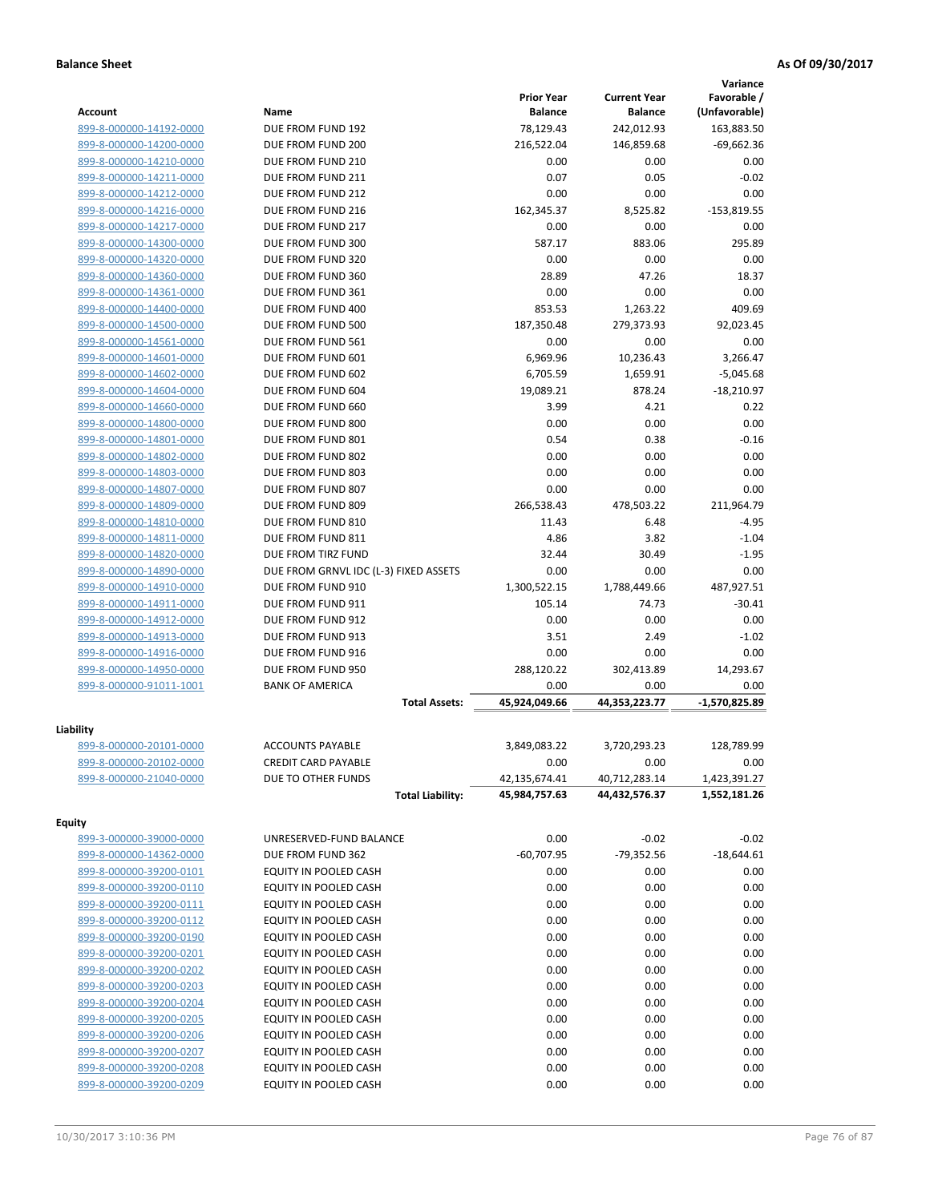**Balance Sheet** **As Of 09/30/2017**

| Account | Name | Prior Year Balance | Current Year Balance | Variance Favorable / (Unfavorable) |
|---|---|---|---|---|
| 899-8-000000-14192-0000 | DUE FROM FUND 192 | 78,129.43 | 242,012.93 | 163,883.50 |
| 899-8-000000-14200-0000 | DUE FROM FUND 200 | 216,522.04 | 146,859.68 | -69,662.36 |
| 899-8-000000-14210-0000 | DUE FROM FUND 210 | 0.00 | 0.00 | 0.00 |
| 899-8-000000-14211-0000 | DUE FROM FUND 211 | 0.07 | 0.05 | -0.02 |
| 899-8-000000-14212-0000 | DUE FROM FUND 212 | 0.00 | 0.00 | 0.00 |
| 899-8-000000-14216-0000 | DUE FROM FUND 216 | 162,345.37 | 8,525.82 | -153,819.55 |
| 899-8-000000-14217-0000 | DUE FROM FUND 217 | 0.00 | 0.00 | 0.00 |
| 899-8-000000-14300-0000 | DUE FROM FUND 300 | 587.17 | 883.06 | 295.89 |
| 899-8-000000-14320-0000 | DUE FROM FUND 320 | 0.00 | 0.00 | 0.00 |
| 899-8-000000-14360-0000 | DUE FROM FUND 360 | 28.89 | 47.26 | 18.37 |
| 899-8-000000-14361-0000 | DUE FROM FUND 361 | 0.00 | 0.00 | 0.00 |
| 899-8-000000-14400-0000 | DUE FROM FUND 400 | 853.53 | 1,263.22 | 409.69 |
| 899-8-000000-14500-0000 | DUE FROM FUND 500 | 187,350.48 | 279,373.93 | 92,023.45 |
| 899-8-000000-14561-0000 | DUE FROM FUND 561 | 0.00 | 0.00 | 0.00 |
| 899-8-000000-14601-0000 | DUE FROM FUND 601 | 6,969.96 | 10,236.43 | 3,266.47 |
| 899-8-000000-14602-0000 | DUE FROM FUND 602 | 6,705.59 | 1,659.91 | -5,045.68 |
| 899-8-000000-14604-0000 | DUE FROM FUND 604 | 19,089.21 | 878.24 | -18,210.97 |
| 899-8-000000-14660-0000 | DUE FROM FUND 660 | 3.99 | 4.21 | 0.22 |
| 899-8-000000-14800-0000 | DUE FROM FUND 800 | 0.00 | 0.00 | 0.00 |
| 899-8-000000-14801-0000 | DUE FROM FUND 801 | 0.54 | 0.38 | -0.16 |
| 899-8-000000-14802-0000 | DUE FROM FUND 802 | 0.00 | 0.00 | 0.00 |
| 899-8-000000-14803-0000 | DUE FROM FUND 803 | 0.00 | 0.00 | 0.00 |
| 899-8-000000-14807-0000 | DUE FROM FUND 807 | 0.00 | 0.00 | 0.00 |
| 899-8-000000-14809-0000 | DUE FROM FUND 809 | 266,538.43 | 478,503.22 | 211,964.79 |
| 899-8-000000-14810-0000 | DUE FROM FUND 810 | 11.43 | 6.48 | -4.95 |
| 899-8-000000-14811-0000 | DUE FROM FUND 811 | 4.86 | 3.82 | -1.04 |
| 899-8-000000-14820-0000 | DUE FROM TIRZ FUND | 32.44 | 30.49 | -1.95 |
| 899-8-000000-14890-0000 | DUE FROM GRNVL IDC (L-3) FIXED ASSETS | 0.00 | 0.00 | 0.00 |
| 899-8-000000-14910-0000 | DUE FROM FUND 910 | 1,300,522.15 | 1,788,449.66 | 487,927.51 |
| 899-8-000000-14911-0000 | DUE FROM FUND 911 | 105.14 | 74.73 | -30.41 |
| 899-8-000000-14912-0000 | DUE FROM FUND 912 | 0.00 | 0.00 | 0.00 |
| 899-8-000000-14913-0000 | DUE FROM FUND 913 | 3.51 | 2.49 | -1.02 |
| 899-8-000000-14916-0000 | DUE FROM FUND 916 | 0.00 | 0.00 | 0.00 |
| 899-8-000000-14950-0000 | DUE FROM FUND 950 | 288,120.22 | 302,413.89 | 14,293.67 |
| 899-8-000000-91011-1001 | BANK OF AMERICA | 0.00 | 0.00 | 0.00 |
| | **Total Assets:** | **45,924,049.66** | **44,353,223.77** | **-1,570,825.89** |
| **Liability** | | | | |
| 899-8-000000-20101-0000 | ACCOUNTS PAYABLE | 3,849,083.22 | 3,720,293.23 | 128,789.99 |
| 899-8-000000-20102-0000 | CREDIT CARD PAYABLE | 0.00 | 0.00 | 0.00 |
| 899-8-000000-21040-0000 | DUE TO OTHER FUNDS | 42,135,674.41 | 40,712,283.14 | 1,423,391.27 |
| | **Total Liability:** | **45,984,757.63** | **44,432,576.37** | **1,552,181.26** |
| **Equity** | | | | |
| 899-3-000000-39000-0000 | UNRESERVED-FUND BALANCE | 0.00 | -0.02 | -0.02 |
| 899-8-000000-14362-0000 | DUE FROM FUND 362 | -60,707.95 | -79,352.56 | -18,644.61 |
| 899-8-000000-39200-0101 | EQUITY IN POOLED CASH | 0.00 | 0.00 | 0.00 |
| 899-8-000000-39200-0110 | EQUITY IN POOLED CASH | 0.00 | 0.00 | 0.00 |
| 899-8-000000-39200-0111 | EQUITY IN POOLED CASH | 0.00 | 0.00 | 0.00 |
| 899-8-000000-39200-0112 | EQUITY IN POOLED CASH | 0.00 | 0.00 | 0.00 |
| 899-8-000000-39200-0190 | EQUITY IN POOLED CASH | 0.00 | 0.00 | 0.00 |
| 899-8-000000-39200-0201 | EQUITY IN POOLED CASH | 0.00 | 0.00 | 0.00 |
| 899-8-000000-39200-0202 | EQUITY IN POOLED CASH | 0.00 | 0.00 | 0.00 |
| 899-8-000000-39200-0203 | EQUITY IN POOLED CASH | 0.00 | 0.00 | 0.00 |
| 899-8-000000-39200-0204 | EQUITY IN POOLED CASH | 0.00 | 0.00 | 0.00 |
| 899-8-000000-39200-0205 | EQUITY IN POOLED CASH | 0.00 | 0.00 | 0.00 |
| 899-8-000000-39200-0206 | EQUITY IN POOLED CASH | 0.00 | 0.00 | 0.00 |
| 899-8-000000-39200-0207 | EQUITY IN POOLED CASH | 0.00 | 0.00 | 0.00 |
| 899-8-000000-39200-0208 | EQUITY IN POOLED CASH | 0.00 | 0.00 | 0.00 |
| 899-8-000000-39200-0209 | EQUITY IN POOLED CASH | 0.00 | 0.00 | 0.00 |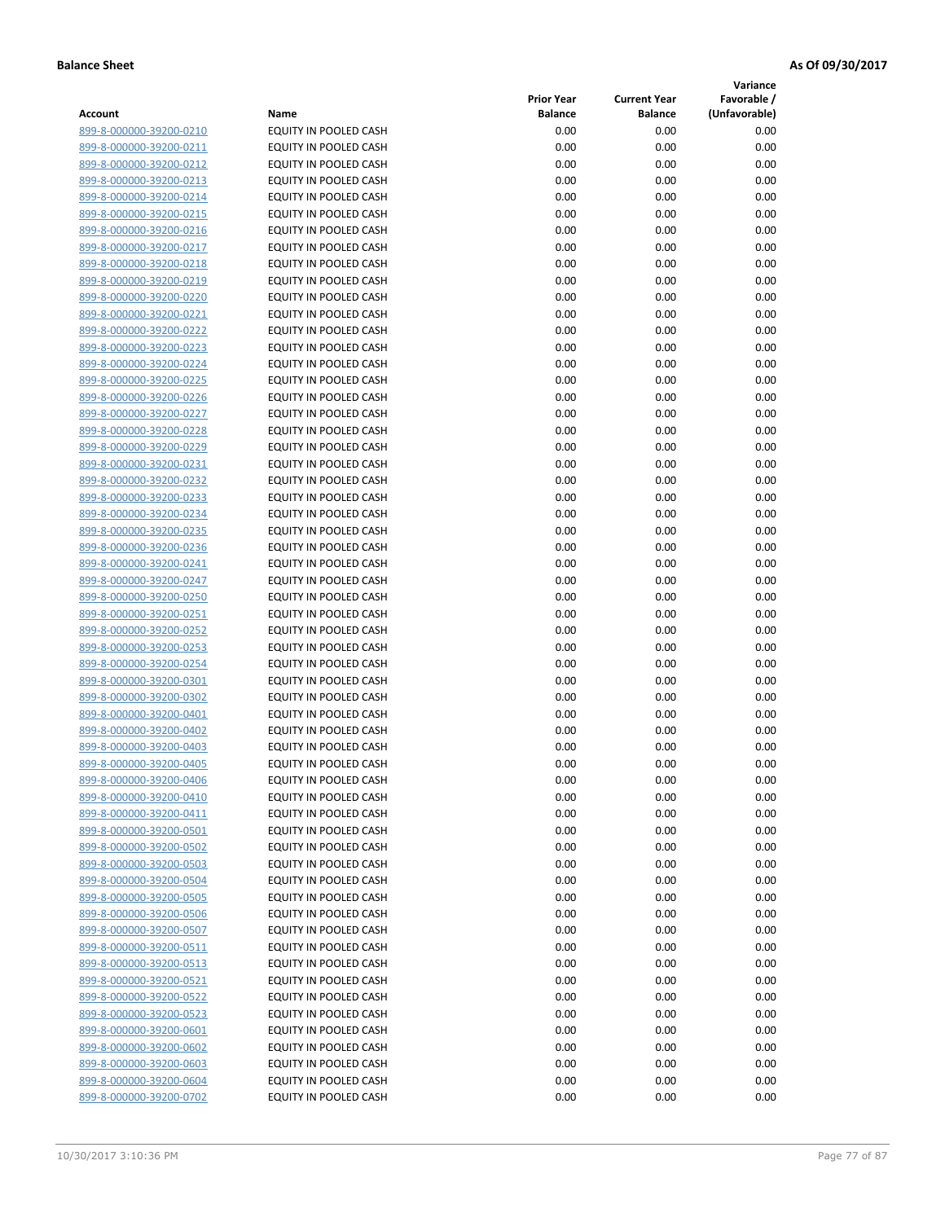**Balance Sheet** **As Of 09/30/2017**

| Account | Name | Prior Year Balance | Current Year Balance | Variance Favorable / (Unfavorable) |
|---|---|---|---|---|
| 899-8-000000-39200-0210 | EQUITY IN POOLED CASH | 0.00 | 0.00 | 0.00 |
| 899-8-000000-39200-0211 | EQUITY IN POOLED CASH | 0.00 | 0.00 | 0.00 |
| 899-8-000000-39200-0212 | EQUITY IN POOLED CASH | 0.00 | 0.00 | 0.00 |
| 899-8-000000-39200-0213 | EQUITY IN POOLED CASH | 0.00 | 0.00 | 0.00 |
| 899-8-000000-39200-0214 | EQUITY IN POOLED CASH | 0.00 | 0.00 | 0.00 |
| 899-8-000000-39200-0215 | EQUITY IN POOLED CASH | 0.00 | 0.00 | 0.00 |
| 899-8-000000-39200-0216 | EQUITY IN POOLED CASH | 0.00 | 0.00 | 0.00 |
| 899-8-000000-39200-0217 | EQUITY IN POOLED CASH | 0.00 | 0.00 | 0.00 |
| 899-8-000000-39200-0218 | EQUITY IN POOLED CASH | 0.00 | 0.00 | 0.00 |
| 899-8-000000-39200-0219 | EQUITY IN POOLED CASH | 0.00 | 0.00 | 0.00 |
| 899-8-000000-39200-0220 | EQUITY IN POOLED CASH | 0.00 | 0.00 | 0.00 |
| 899-8-000000-39200-0221 | EQUITY IN POOLED CASH | 0.00 | 0.00 | 0.00 |
| 899-8-000000-39200-0222 | EQUITY IN POOLED CASH | 0.00 | 0.00 | 0.00 |
| 899-8-000000-39200-0223 | EQUITY IN POOLED CASH | 0.00 | 0.00 | 0.00 |
| 899-8-000000-39200-0224 | EQUITY IN POOLED CASH | 0.00 | 0.00 | 0.00 |
| 899-8-000000-39200-0225 | EQUITY IN POOLED CASH | 0.00 | 0.00 | 0.00 |
| 899-8-000000-39200-0226 | EQUITY IN POOLED CASH | 0.00 | 0.00 | 0.00 |
| 899-8-000000-39200-0227 | EQUITY IN POOLED CASH | 0.00 | 0.00 | 0.00 |
| 899-8-000000-39200-0228 | EQUITY IN POOLED CASH | 0.00 | 0.00 | 0.00 |
| 899-8-000000-39200-0229 | EQUITY IN POOLED CASH | 0.00 | 0.00 | 0.00 |
| 899-8-000000-39200-0231 | EQUITY IN POOLED CASH | 0.00 | 0.00 | 0.00 |
| 899-8-000000-39200-0232 | EQUITY IN POOLED CASH | 0.00 | 0.00 | 0.00 |
| 899-8-000000-39200-0233 | EQUITY IN POOLED CASH | 0.00 | 0.00 | 0.00 |
| 899-8-000000-39200-0234 | EQUITY IN POOLED CASH | 0.00 | 0.00 | 0.00 |
| 899-8-000000-39200-0235 | EQUITY IN POOLED CASH | 0.00 | 0.00 | 0.00 |
| 899-8-000000-39200-0236 | EQUITY IN POOLED CASH | 0.00 | 0.00 | 0.00 |
| 899-8-000000-39200-0241 | EQUITY IN POOLED CASH | 0.00 | 0.00 | 0.00 |
| 899-8-000000-39200-0247 | EQUITY IN POOLED CASH | 0.00 | 0.00 | 0.00 |
| 899-8-000000-39200-0250 | EQUITY IN POOLED CASH | 0.00 | 0.00 | 0.00 |
| 899-8-000000-39200-0251 | EQUITY IN POOLED CASH | 0.00 | 0.00 | 0.00 |
| 899-8-000000-39200-0252 | EQUITY IN POOLED CASH | 0.00 | 0.00 | 0.00 |
| 899-8-000000-39200-0253 | EQUITY IN POOLED CASH | 0.00 | 0.00 | 0.00 |
| 899-8-000000-39200-0254 | EQUITY IN POOLED CASH | 0.00 | 0.00 | 0.00 |
| 899-8-000000-39200-0301 | EQUITY IN POOLED CASH | 0.00 | 0.00 | 0.00 |
| 899-8-000000-39200-0302 | EQUITY IN POOLED CASH | 0.00 | 0.00 | 0.00 |
| 899-8-000000-39200-0401 | EQUITY IN POOLED CASH | 0.00 | 0.00 | 0.00 |
| 899-8-000000-39200-0402 | EQUITY IN POOLED CASH | 0.00 | 0.00 | 0.00 |
| 899-8-000000-39200-0403 | EQUITY IN POOLED CASH | 0.00 | 0.00 | 0.00 |
| 899-8-000000-39200-0405 | EQUITY IN POOLED CASH | 0.00 | 0.00 | 0.00 |
| 899-8-000000-39200-0406 | EQUITY IN POOLED CASH | 0.00 | 0.00 | 0.00 |
| 899-8-000000-39200-0410 | EQUITY IN POOLED CASH | 0.00 | 0.00 | 0.00 |
| 899-8-000000-39200-0411 | EQUITY IN POOLED CASH | 0.00 | 0.00 | 0.00 |
| 899-8-000000-39200-0501 | EQUITY IN POOLED CASH | 0.00 | 0.00 | 0.00 |
| 899-8-000000-39200-0502 | EQUITY IN POOLED CASH | 0.00 | 0.00 | 0.00 |
| 899-8-000000-39200-0503 | EQUITY IN POOLED CASH | 0.00 | 0.00 | 0.00 |
| 899-8-000000-39200-0504 | EQUITY IN POOLED CASH | 0.00 | 0.00 | 0.00 |
| 899-8-000000-39200-0505 | EQUITY IN POOLED CASH | 0.00 | 0.00 | 0.00 |
| 899-8-000000-39200-0506 | EQUITY IN POOLED CASH | 0.00 | 0.00 | 0.00 |
| 899-8-000000-39200-0507 | EQUITY IN POOLED CASH | 0.00 | 0.00 | 0.00 |
| 899-8-000000-39200-0511 | EQUITY IN POOLED CASH | 0.00 | 0.00 | 0.00 |
| 899-8-000000-39200-0513 | EQUITY IN POOLED CASH | 0.00 | 0.00 | 0.00 |
| 899-8-000000-39200-0521 | EQUITY IN POOLED CASH | 0.00 | 0.00 | 0.00 |
| 899-8-000000-39200-0522 | EQUITY IN POOLED CASH | 0.00 | 0.00 | 0.00 |
| 899-8-000000-39200-0523 | EQUITY IN POOLED CASH | 0.00 | 0.00 | 0.00 |
| 899-8-000000-39200-0601 | EQUITY IN POOLED CASH | 0.00 | 0.00 | 0.00 |
| 899-8-000000-39200-0602 | EQUITY IN POOLED CASH | 0.00 | 0.00 | 0.00 |
| 899-8-000000-39200-0603 | EQUITY IN POOLED CASH | 0.00 | 0.00 | 0.00 |
| 899-8-000000-39200-0604 | EQUITY IN POOLED CASH | 0.00 | 0.00 | 0.00 |
| 899-8-000000-39200-0702 | EQUITY IN POOLED CASH | 0.00 | 0.00 | 0.00 |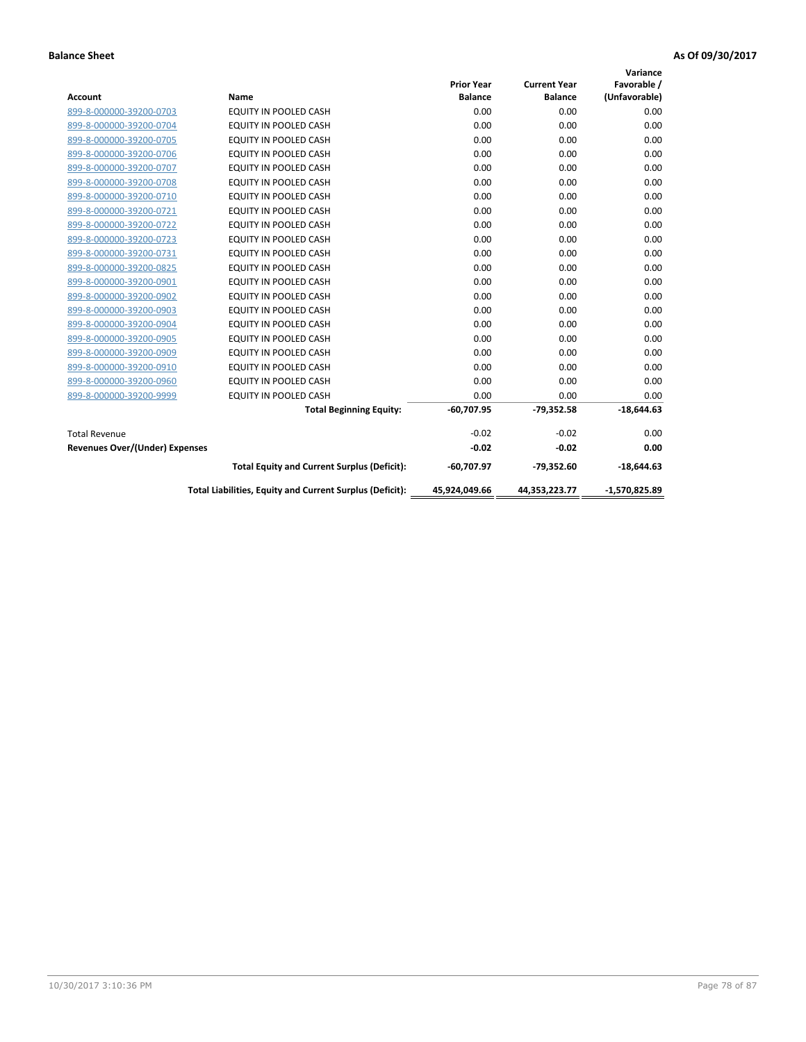**Balance Sheet** **As Of 09/30/2017**

| Account | Name | Prior Year Balance | Current Year Balance | Variance Favorable / (Unfavorable) |
|---|---|---|---|---|
| 899-8-000000-39200-0703 | EQUITY IN POOLED CASH | 0.00 | 0.00 | 0.00 |
| 899-8-000000-39200-0704 | EQUITY IN POOLED CASH | 0.00 | 0.00 | 0.00 |
| 899-8-000000-39200-0705 | EQUITY IN POOLED CASH | 0.00 | 0.00 | 0.00 |
| 899-8-000000-39200-0706 | EQUITY IN POOLED CASH | 0.00 | 0.00 | 0.00 |
| 899-8-000000-39200-0707 | EQUITY IN POOLED CASH | 0.00 | 0.00 | 0.00 |
| 899-8-000000-39200-0708 | EQUITY IN POOLED CASH | 0.00 | 0.00 | 0.00 |
| 899-8-000000-39200-0710 | EQUITY IN POOLED CASH | 0.00 | 0.00 | 0.00 |
| 899-8-000000-39200-0721 | EQUITY IN POOLED CASH | 0.00 | 0.00 | 0.00 |
| 899-8-000000-39200-0722 | EQUITY IN POOLED CASH | 0.00 | 0.00 | 0.00 |
| 899-8-000000-39200-0723 | EQUITY IN POOLED CASH | 0.00 | 0.00 | 0.00 |
| 899-8-000000-39200-0731 | EQUITY IN POOLED CASH | 0.00 | 0.00 | 0.00 |
| 899-8-000000-39200-0825 | EQUITY IN POOLED CASH | 0.00 | 0.00 | 0.00 |
| 899-8-000000-39200-0901 | EQUITY IN POOLED CASH | 0.00 | 0.00 | 0.00 |
| 899-8-000000-39200-0902 | EQUITY IN POOLED CASH | 0.00 | 0.00 | 0.00 |
| 899-8-000000-39200-0903 | EQUITY IN POOLED CASH | 0.00 | 0.00 | 0.00 |
| 899-8-000000-39200-0904 | EQUITY IN POOLED CASH | 0.00 | 0.00 | 0.00 |
| 899-8-000000-39200-0905 | EQUITY IN POOLED CASH | 0.00 | 0.00 | 0.00 |
| 899-8-000000-39200-0909 | EQUITY IN POOLED CASH | 0.00 | 0.00 | 0.00 |
| 899-8-000000-39200-0910 | EQUITY IN POOLED CASH | 0.00 | 0.00 | 0.00 |
| 899-8-000000-39200-0960 | EQUITY IN POOLED CASH | 0.00 | 0.00 | 0.00 |
| 899-8-000000-39200-9999 | EQUITY IN POOLED CASH | 0.00 | 0.00 | 0.00 |
| | **Total Beginning Equity:** | **-60,707.95** | **-79,352.58** | **-18,644.63** |
| Total Revenue | | -0.02 | -0.02 | 0.00 |
| **Revenues Over/(Under) Expenses** | | **-0.02** | **-0.02** | **0.00** |
| | **Total Equity and Current Surplus (Deficit):** | **-60,707.97** | **-79,352.60** | **-18,644.63** |
| | **Total Liabilities, Equity and Current Surplus (Deficit):** | **45,924,049.66** | **44,353,223.77** | **-1,570,825.89** |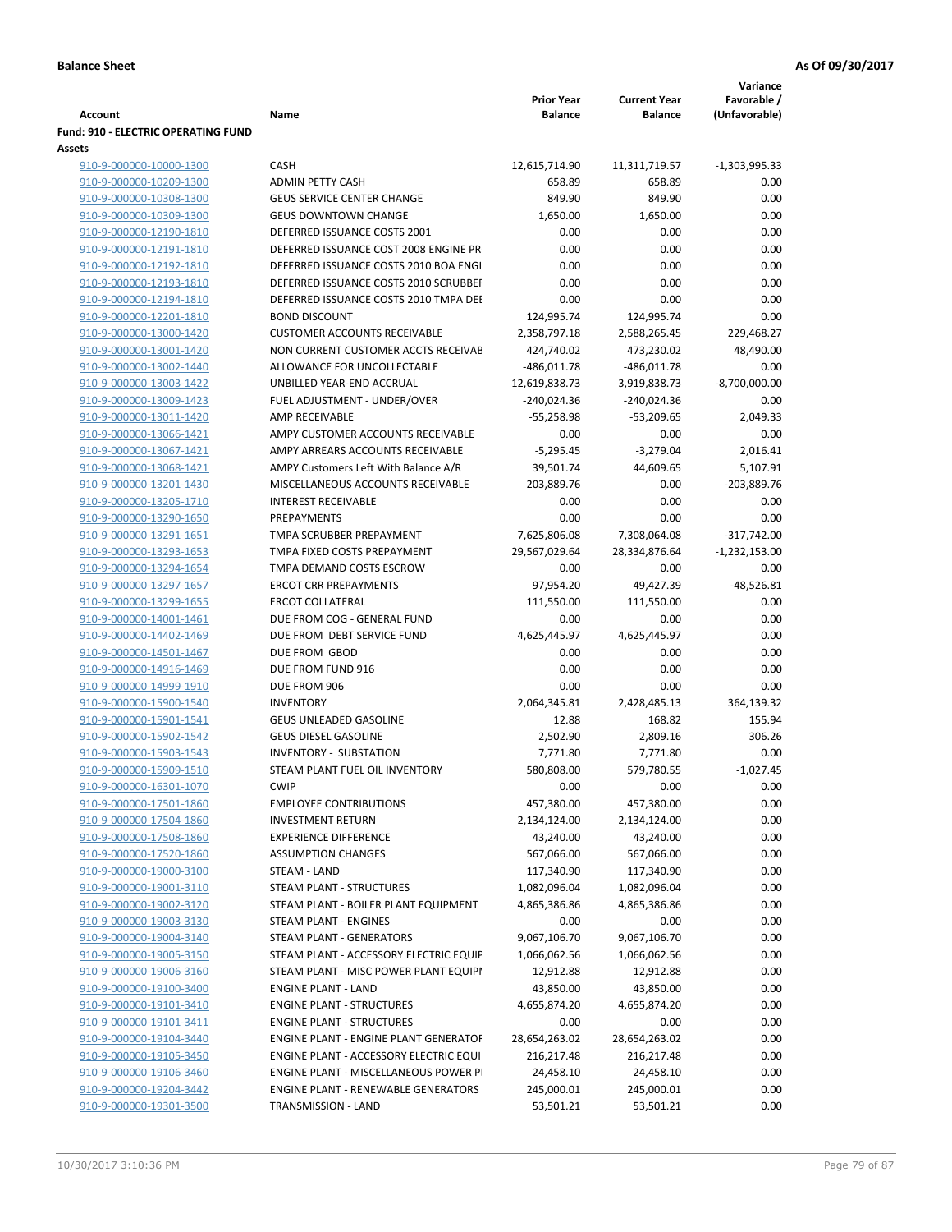**Balance Sheet** | **As Of 09/30/2017**

| Account | Name | Prior Year Balance | Current Year Balance | Variance Favorable / (Unfavorable) |
|---|---|---|---|---|
| **Fund: 910 - ELECTRIC OPERATING FUND** | | | | |
| **Assets** | | | | |
| 910-9-000000-10000-1300 | CASH | 12,615,714.90 | 11,311,719.57 | -1,303,995.33 |
| 910-9-000000-10209-1300 | ADMIN PETTY CASH | 658.89 | 658.89 | 0.00 |
| 910-9-000000-10308-1300 | GEUS SERVICE CENTER CHANGE | 849.90 | 849.90 | 0.00 |
| 910-9-000000-10309-1300 | GEUS DOWNTOWN CHANGE | 1,650.00 | 1,650.00 | 0.00 |
| 910-9-000000-12190-1810 | DEFERRED ISSUANCE COSTS 2001 | 0.00 | 0.00 | 0.00 |
| 910-9-000000-12191-1810 | DEFERRED ISSUANCE COST 2008 ENGINE PR | 0.00 | 0.00 | 0.00 |
| 910-9-000000-12192-1810 | DEFERRED ISSUANCE COSTS 2010 BOA ENGI | 0.00 | 0.00 | 0.00 |
| 910-9-000000-12193-1810 | DEFERRED ISSUANCE COSTS 2010 SCRUBBEI | 0.00 | 0.00 | 0.00 |
| 910-9-000000-12194-1810 | DEFERRED ISSUANCE COSTS 2010 TMPA DEI | 0.00 | 0.00 | 0.00 |
| 910-9-000000-12201-1810 | BOND DISCOUNT | 124,995.74 | 124,995.74 | 0.00 |
| 910-9-000000-13000-1420 | CUSTOMER ACCOUNTS RECEIVABLE | 2,358,797.18 | 2,588,265.45 | 229,468.27 |
| 910-9-000000-13001-1420 | NON CURRENT CUSTOMER ACCTS RECEIVAE | 424,740.02 | 473,230.02 | 48,490.00 |
| 910-9-000000-13002-1440 | ALLOWANCE FOR UNCOLLECTABLE | -486,011.78 | -486,011.78 | 0.00 |
| 910-9-000000-13003-1422 | UNBILLED YEAR-END ACCRUAL | 12,619,838.73 | 3,919,838.73 | -8,700,000.00 |
| 910-9-000000-13009-1423 | FUEL ADJUSTMENT - UNDER/OVER | -240,024.36 | -240,024.36 | 0.00 |
| 910-9-000000-13011-1420 | AMP RECEIVABLE | -55,258.98 | -53,209.65 | 2,049.33 |
| 910-9-000000-13066-1421 | AMPY CUSTOMER ACCOUNTS RECEIVABLE | 0.00 | 0.00 | 0.00 |
| 910-9-000000-13067-1421 | AMPY ARREARS ACCOUNTS RECEIVABLE | -5,295.45 | -3,279.04 | 2,016.41 |
| 910-9-000000-13068-1421 | AMPY Customers Left With Balance A/R | 39,501.74 | 44,609.65 | 5,107.91 |
| 910-9-000000-13201-1430 | MISCELLANEOUS ACCOUNTS RECEIVABLE | 203,889.76 | 0.00 | -203,889.76 |
| 910-9-000000-13205-1710 | INTEREST RECEIVABLE | 0.00 | 0.00 | 0.00 |
| 910-9-000000-13290-1650 | PREPAYMENTS | 0.00 | 0.00 | 0.00 |
| 910-9-000000-13291-1651 | TMPA SCRUBBER PREPAYMENT | 7,625,806.08 | 7,308,064.08 | -317,742.00 |
| 910-9-000000-13293-1653 | TMPA FIXED COSTS PREPAYMENT | 29,567,029.64 | 28,334,876.64 | -1,232,153.00 |
| 910-9-000000-13294-1654 | TMPA DEMAND COSTS ESCROW | 0.00 | 0.00 | 0.00 |
| 910-9-000000-13297-1657 | ERCOT CRR PREPAYMENTS | 97,954.20 | 49,427.39 | -48,526.81 |
| 910-9-000000-13299-1655 | ERCOT COLLATERAL | 111,550.00 | 111,550.00 | 0.00 |
| 910-9-000000-14001-1461 | DUE FROM COG - GENERAL FUND | 0.00 | 0.00 | 0.00 |
| 910-9-000000-14402-1469 | DUE FROM DEBT SERVICE FUND | 4,625,445.97 | 4,625,445.97 | 0.00 |
| 910-9-000000-14501-1467 | DUE FROM GBOD | 0.00 | 0.00 | 0.00 |
| 910-9-000000-14916-1469 | DUE FROM FUND 916 | 0.00 | 0.00 | 0.00 |
| 910-9-000000-14999-1910 | DUE FROM 906 | 0.00 | 0.00 | 0.00 |
| 910-9-000000-15900-1540 | INVENTORY | 2,064,345.81 | 2,428,485.13 | 364,139.32 |
| 910-9-000000-15901-1541 | GEUS UNLEADED GASOLINE | 12.88 | 168.82 | 155.94 |
| 910-9-000000-15902-1542 | GEUS DIESEL GASOLINE | 2,502.90 | 2,809.16 | 306.26 |
| 910-9-000000-15903-1543 | INVENTORY - SUBSTATION | 7,771.80 | 7,771.80 | 0.00 |
| 910-9-000000-15909-1510 | STEAM PLANT FUEL OIL INVENTORY | 580,808.00 | 579,780.55 | -1,027.45 |
| 910-9-000000-16301-1070 | CWIP | 0.00 | 0.00 | 0.00 |
| 910-9-000000-17501-1860 | EMPLOYEE CONTRIBUTIONS | 457,380.00 | 457,380.00 | 0.00 |
| 910-9-000000-17504-1860 | INVESTMENT RETURN | 2,134,124.00 | 2,134,124.00 | 0.00 |
| 910-9-000000-17508-1860 | EXPERIENCE DIFFERENCE | 43,240.00 | 43,240.00 | 0.00 |
| 910-9-000000-17520-1860 | ASSUMPTION CHANGES | 567,066.00 | 567,066.00 | 0.00 |
| 910-9-000000-19000-3100 | STEAM - LAND | 117,340.90 | 117,340.90 | 0.00 |
| 910-9-000000-19001-3110 | STEAM PLANT - STRUCTURES | 1,082,096.04 | 1,082,096.04 | 0.00 |
| 910-9-000000-19002-3120 | STEAM PLANT - BOILER PLANT EQUIPMENT | 4,865,386.86 | 4,865,386.86 | 0.00 |
| 910-9-000000-19003-3130 | STEAM PLANT - ENGINES | 0.00 | 0.00 | 0.00 |
| 910-9-000000-19004-3140 | STEAM PLANT - GENERATORS | 9,067,106.70 | 9,067,106.70 | 0.00 |
| 910-9-000000-19005-3150 | STEAM PLANT - ACCESSORY ELECTRIC EQUIF | 1,066,062.56 | 1,066,062.56 | 0.00 |
| 910-9-000000-19006-3160 | STEAM PLANT - MISC POWER PLANT EQUIPI | 12,912.88 | 12,912.88 | 0.00 |
| 910-9-000000-19100-3400 | ENGINE PLANT - LAND | 43,850.00 | 43,850.00 | 0.00 |
| 910-9-000000-19101-3410 | ENGINE PLANT - STRUCTURES | 4,655,874.20 | 4,655,874.20 | 0.00 |
| 910-9-000000-19101-3411 | ENGINE PLANT - STRUCTURES | 0.00 | 0.00 | 0.00 |
| 910-9-000000-19104-3440 | ENGINE PLANT - ENGINE PLANT GENERATOF | 28,654,263.02 | 28,654,263.02 | 0.00 |
| 910-9-000000-19105-3450 | ENGINE PLANT - ACCESSORY ELECTRIC EQUI | 216,217.48 | 216,217.48 | 0.00 |
| 910-9-000000-19106-3460 | ENGINE PLANT - MISCELLANEOUS POWER P | 24,458.10 | 24,458.10 | 0.00 |
| 910-9-000000-19204-3442 | ENGINE PLANT - RENEWABLE GENERATORS | 245,000.01 | 245,000.01 | 0.00 |
| 910-9-000000-19301-3500 | TRANSMISSION - LAND | 53,501.21 | 53,501.21 | 0.00 |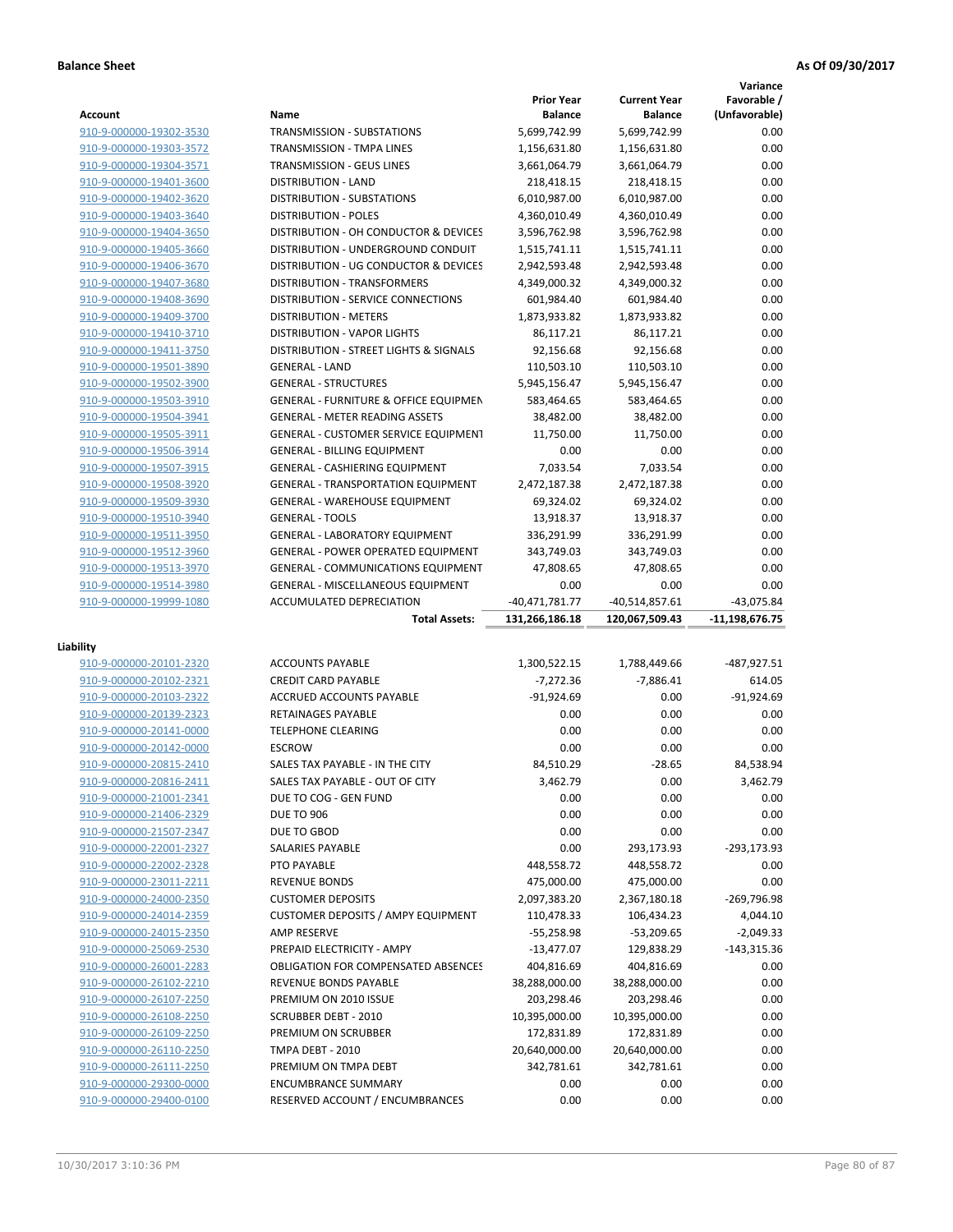**Balance Sheet** **As Of 09/30/2017**

| Account | Name | Prior Year Balance | Current Year Balance | Variance Favorable / (Unfavorable) |
|---|---|---|---|---|
| 910-9-000000-19302-3530 | TRANSMISSION - SUBSTATIONS | 5,699,742.99 | 5,699,742.99 | 0.00 |
| 910-9-000000-19303-3572 | TRANSMISSION - TMPA LINES | 1,156,631.80 | 1,156,631.80 | 0.00 |
| 910-9-000000-19304-3571 | TRANSMISSION - GEUS LINES | 3,661,064.79 | 3,661,064.79 | 0.00 |
| 910-9-000000-19401-3600 | DISTRIBUTION - LAND | 218,418.15 | 218,418.15 | 0.00 |
| 910-9-000000-19402-3620 | DISTRIBUTION - SUBSTATIONS | 6,010,987.00 | 6,010,987.00 | 0.00 |
| 910-9-000000-19403-3640 | DISTRIBUTION - POLES | 4,360,010.49 | 4,360,010.49 | 0.00 |
| 910-9-000000-19404-3650 | DISTRIBUTION - OH CONDUCTOR & DEVICES | 3,596,762.98 | 3,596,762.98 | 0.00 |
| 910-9-000000-19405-3660 | DISTRIBUTION - UNDERGROUND CONDUIT | 1,515,741.11 | 1,515,741.11 | 0.00 |
| 910-9-000000-19406-3670 | DISTRIBUTION - UG CONDUCTOR & DEVICES | 2,942,593.48 | 2,942,593.48 | 0.00 |
| 910-9-000000-19407-3680 | DISTRIBUTION - TRANSFORMERS | 4,349,000.32 | 4,349,000.32 | 0.00 |
| 910-9-000000-19408-3690 | DISTRIBUTION - SERVICE CONNECTIONS | 601,984.40 | 601,984.40 | 0.00 |
| 910-9-000000-19409-3700 | DISTRIBUTION - METERS | 1,873,933.82 | 1,873,933.82 | 0.00 |
| 910-9-000000-19410-3710 | DISTRIBUTION - VAPOR LIGHTS | 86,117.21 | 86,117.21 | 0.00 |
| 910-9-000000-19411-3750 | DISTRIBUTION - STREET LIGHTS & SIGNALS | 92,156.68 | 92,156.68 | 0.00 |
| 910-9-000000-19501-3890 | GENERAL - LAND | 110,503.10 | 110,503.10 | 0.00 |
| 910-9-000000-19502-3900 | GENERAL - STRUCTURES | 5,945,156.47 | 5,945,156.47 | 0.00 |
| 910-9-000000-19503-3910 | GENERAL - FURNITURE & OFFICE EQUIPMEN | 583,464.65 | 583,464.65 | 0.00 |
| 910-9-000000-19504-3941 | GENERAL - METER READING ASSETS | 38,482.00 | 38,482.00 | 0.00 |
| 910-9-000000-19505-3911 | GENERAL - CUSTOMER SERVICE EQUIPMENT | 11,750.00 | 11,750.00 | 0.00 |
| 910-9-000000-19506-3914 | GENERAL - BILLING EQUIPMENT | 0.00 | 0.00 | 0.00 |
| 910-9-000000-19507-3915 | GENERAL - CASHIERING EQUIPMENT | 7,033.54 | 7,033.54 | 0.00 |
| 910-9-000000-19508-3920 | GENERAL - TRANSPORTATION EQUIPMENT | 2,472,187.38 | 2,472,187.38 | 0.00 |
| 910-9-000000-19509-3930 | GENERAL - WAREHOUSE EQUIPMENT | 69,324.02 | 69,324.02 | 0.00 |
| 910-9-000000-19510-3940 | GENERAL - TOOLS | 13,918.37 | 13,918.37 | 0.00 |
| 910-9-000000-19511-3950 | GENERAL - LABORATORY EQUIPMENT | 336,291.99 | 336,291.99 | 0.00 |
| 910-9-000000-19512-3960 | GENERAL - POWER OPERATED EQUIPMENT | 343,749.03 | 343,749.03 | 0.00 |
| 910-9-000000-19513-3970 | GENERAL - COMMUNICATIONS EQUIPMENT | 47,808.65 | 47,808.65 | 0.00 |
| 910-9-000000-19514-3980 | GENERAL - MISCELLANEOUS EQUIPMENT | 0.00 | 0.00 | 0.00 |
| 910-9-000000-19999-1080 | ACCUMULATED DEPRECIATION | -40,471,781.77 | -40,514,857.61 | -43,075.84 |
| | **Total Assets:** | **131,266,186.18** | **120,067,509.43** | **-11,198,676.75** |

**Liability**

| Account | Name | Prior Year Balance | Current Year Balance | Variance Favorable / (Unfavorable) |
|---|---|---|---|---|
| 910-9-000000-20101-2320 | ACCOUNTS PAYABLE | 1,300,522.15 | 1,788,449.66 | -487,927.51 |
| 910-9-000000-20102-2321 | CREDIT CARD PAYABLE | -7,272.36 | -7,886.41 | 614.05 |
| 910-9-000000-20103-2322 | ACCRUED ACCOUNTS PAYABLE | -91,924.69 | 0.00 | -91,924.69 |
| 910-9-000000-20139-2323 | RETAINAGES PAYABLE | 0.00 | 0.00 | 0.00 |
| 910-9-000000-20141-0000 | TELEPHONE CLEARING | 0.00 | 0.00 | 0.00 |
| 910-9-000000-20142-0000 | ESCROW | 0.00 | 0.00 | 0.00 |
| 910-9-000000-20815-2410 | SALES TAX PAYABLE - IN THE CITY | 84,510.29 | -28.65 | 84,538.94 |
| 910-9-000000-20816-2411 | SALES TAX PAYABLE - OUT OF CITY | 3,462.79 | 0.00 | 3,462.79 |
| 910-9-000000-21001-2341 | DUE TO COG - GEN FUND | 0.00 | 0.00 | 0.00 |
| 910-9-000000-21406-2329 | DUE TO 906 | 0.00 | 0.00 | 0.00 |
| 910-9-000000-21507-2347 | DUE TO GBOD | 0.00 | 0.00 | 0.00 |
| 910-9-000000-22001-2327 | SALARIES PAYABLE | 0.00 | 293,173.93 | -293,173.93 |
| 910-9-000000-22002-2328 | PTO PAYABLE | 448,558.72 | 448,558.72 | 0.00 |
| 910-9-000000-23011-2211 | REVENUE BONDS | 475,000.00 | 475,000.00 | 0.00 |
| 910-9-000000-24000-2350 | CUSTOMER DEPOSITS | 2,097,383.20 | 2,367,180.18 | -269,796.98 |
| 910-9-000000-24014-2359 | CUSTOMER DEPOSITS / AMPY EQUIPMENT | 110,478.33 | 106,434.23 | 4,044.10 |
| 910-9-000000-24015-2350 | AMP RESERVE | -55,258.98 | -53,209.65 | -2,049.33 |
| 910-9-000000-25069-2530 | PREPAID ELECTRICITY - AMPY | -13,477.07 | 129,838.29 | -143,315.36 |
| 910-9-000000-26001-2283 | OBLIGATION FOR COMPENSATED ABSENCES | 404,816.69 | 404,816.69 | 0.00 |
| 910-9-000000-26102-2210 | REVENUE BONDS PAYABLE | 38,288,000.00 | 38,288,000.00 | 0.00 |
| 910-9-000000-26107-2250 | PREMIUM ON 2010 ISSUE | 203,298.46 | 203,298.46 | 0.00 |
| 910-9-000000-26108-2250 | SCRUBBER DEBT - 2010 | 10,395,000.00 | 10,395,000.00 | 0.00 |
| 910-9-000000-26109-2250 | PREMIUM ON SCRUBBER | 172,831.89 | 172,831.89 | 0.00 |
| 910-9-000000-26110-2250 | TMPA DEBT - 2010 | 20,640,000.00 | 20,640,000.00 | 0.00 |
| 910-9-000000-26111-2250 | PREMIUM ON TMPA DEBT | 342,781.61 | 342,781.61 | 0.00 |
| 910-9-000000-29300-0000 | ENCUMBRANCE SUMMARY | 0.00 | 0.00 | 0.00 |
| 910-9-000000-29400-0100 | RESERVED ACCOUNT / ENCUMBRANCES | 0.00 | 0.00 | 0.00 |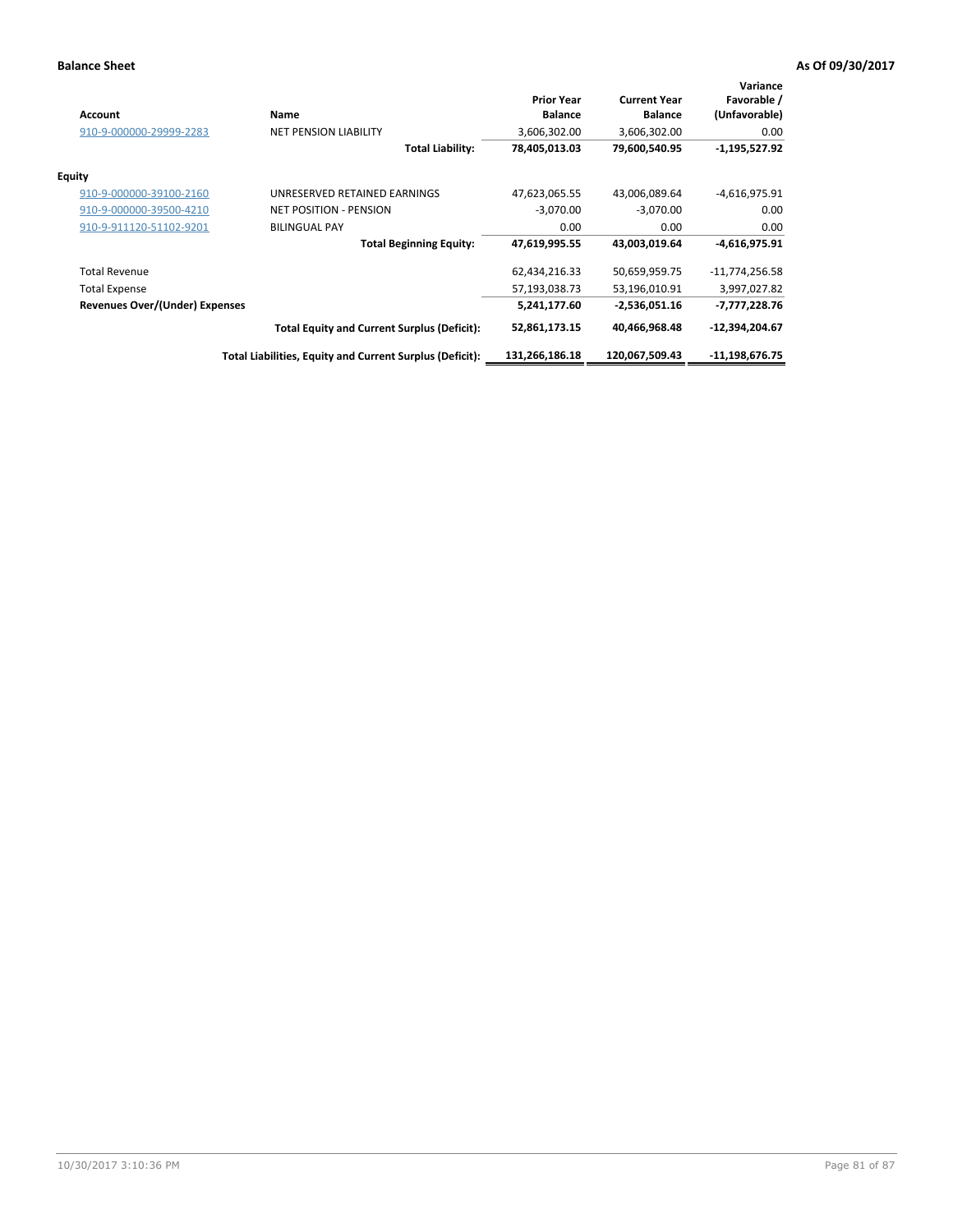**Balance Sheet** **As Of 09/30/2017**

| Account | Name | Prior Year Balance | Current Year Balance | Variance Favorable / (Unfavorable) |
|---|---|---|---|---|
| 910-9-000000-29999-2283 | NET PENSION LIABILITY | 3,606,302.00 | 3,606,302.00 | 0.00 |
| | **Total Liability:** | **78,405,013.03** | **79,600,540.95** | **-1,195,527.92** |
| **Equity** | | | | |
| 910-9-000000-39100-2160 | UNRESERVED RETAINED EARNINGS | 47,623,065.55 | 43,006,089.64 | -4,616,975.91 |
| 910-9-000000-39500-4210 | NET POSITION - PENSION | -3,070.00 | -3,070.00 | 0.00 |
| 910-9-911120-51102-9201 | BILINGUAL PAY | 0.00 | 0.00 | 0.00 |
| | **Total Beginning Equity:** | **47,619,995.55** | **43,003,019.64** | **-4,616,975.91** |
| Total Revenue | | 62,434,216.33 | 50,659,959.75 | -11,774,256.58 |
| Total Expense | | 57,193,038.73 | 53,196,010.91 | 3,997,027.82 |
| **Revenues Over/(Under) Expenses** | | **5,241,177.60** | **-2,536,051.16** | **-7,777,228.76** |
| | **Total Equity and Current Surplus (Deficit):** | **52,861,173.15** | **40,466,968.48** | **-12,394,204.67** |
| | **Total Liabilities, Equity and Current Surplus (Deficit):** | **131,266,186.18** | **120,067,509.43** | **-11,198,676.75** |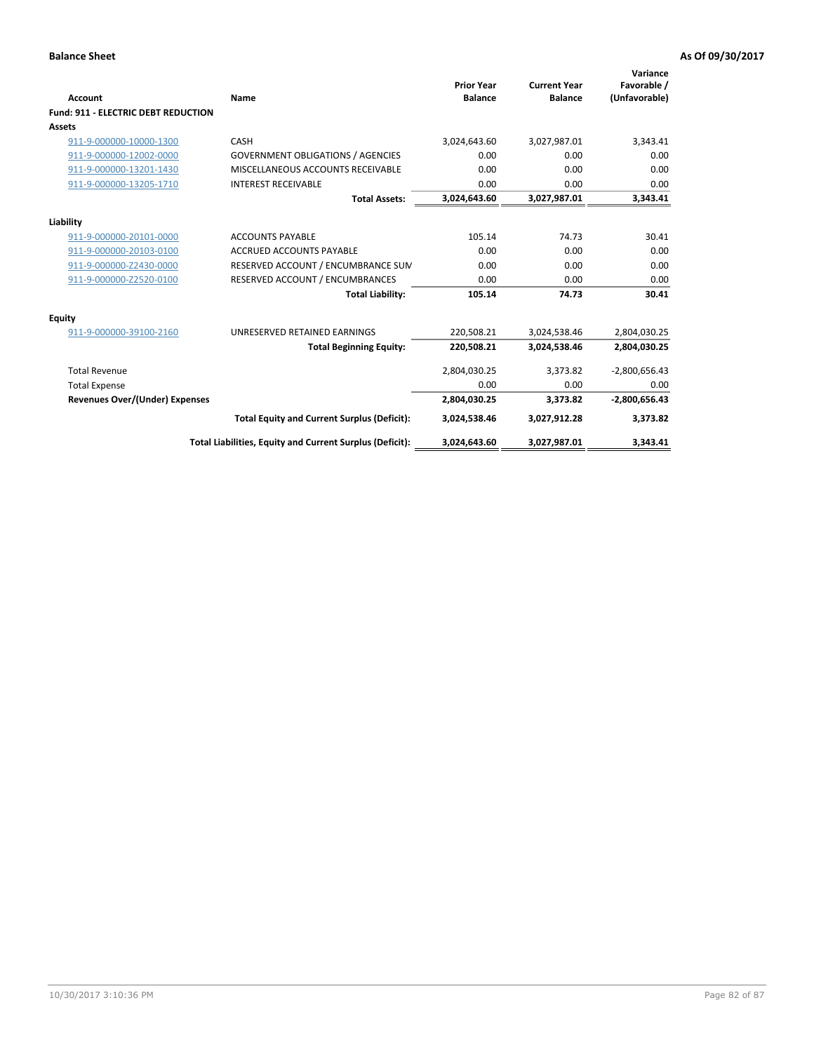**Balance Sheet** — As Of 09/30/2017

| Account | Name | Prior Year Balance | Current Year Balance | Variance Favorable / (Unfavorable) |
|---|---|---|---|---|
| **Fund: 911 - ELECTRIC DEBT REDUCTION** | | | | |
| **Assets** | | | | |
| 911-9-000000-10000-1300 | CASH | 3,024,643.60 | 3,027,987.01 | 3,343.41 |
| 911-9-000000-12002-0000 | GOVERNMENT OBLIGATIONS / AGENCIES | 0.00 | 0.00 | 0.00 |
| 911-9-000000-13201-1430 | MISCELLANEOUS ACCOUNTS RECEIVABLE | 0.00 | 0.00 | 0.00 |
| 911-9-000000-13205-1710 | INTEREST RECEIVABLE | 0.00 | 0.00 | 0.00 |
| | **Total Assets:** | **3,024,643.60** | **3,027,987.01** | **3,343.41** |
| **Liability** | | | | |
| 911-9-000000-20101-0000 | ACCOUNTS PAYABLE | 105.14 | 74.73 | 30.41 |
| 911-9-000000-20103-0100 | ACCRUED ACCOUNTS PAYABLE | 0.00 | 0.00 | 0.00 |
| 911-9-000000-Z2430-0000 | RESERVED ACCOUNT / ENCUMBRANCE SUM | 0.00 | 0.00 | 0.00 |
| 911-9-000000-Z2520-0100 | RESERVED ACCOUNT / ENCUMBRANCES | 0.00 | 0.00 | 0.00 |
| | **Total Liability:** | **105.14** | **74.73** | **30.41** |
| **Equity** | | | | |
| 911-9-000000-39100-2160 | UNRESERVED RETAINED EARNINGS | 220,508.21 | 3,024,538.46 | 2,804,030.25 |
| | **Total Beginning Equity:** | **220,508.21** | **3,024,538.46** | **2,804,030.25** |
| Total Revenue | | 2,804,030.25 | 3,373.82 | -2,800,656.43 |
| Total Expense | | 0.00 | 0.00 | 0.00 |
| **Revenues Over/(Under) Expenses** | | **2,804,030.25** | **3,373.82** | **-2,800,656.43** |
| | **Total Equity and Current Surplus (Deficit):** | **3,024,538.46** | **3,027,912.28** | **3,373.82** |
| | **Total Liabilities, Equity and Current Surplus (Deficit):** | **3,024,643.60** | **3,027,987.01** | **3,343.41** |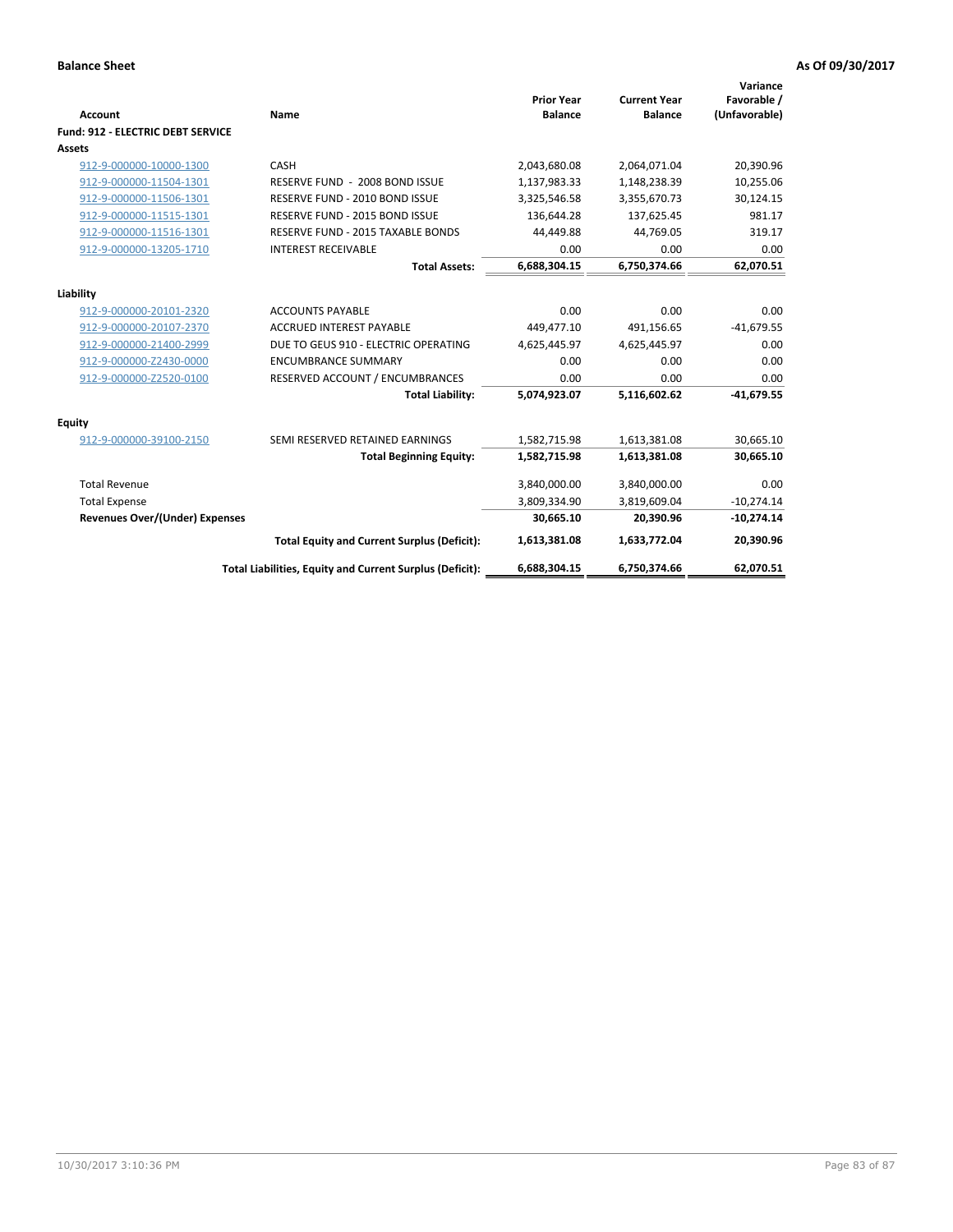**Balance Sheet** | **As Of 09/30/2017**

| Account | Name | Prior Year Balance | Current Year Balance | Variance Favorable / (Unfavorable) |
|---|---|---|---|---|
| **Fund: 912 - ELECTRIC DEBT SERVICE** | | | | |
| **Assets** | | | | |
| 912-9-000000-10000-1300 | CASH | 2,043,680.08 | 2,064,071.04 | 20,390.96 |
| 912-9-000000-11504-1301 | RESERVE FUND - 2008 BOND ISSUE | 1,137,983.33 | 1,148,238.39 | 10,255.06 |
| 912-9-000000-11506-1301 | RESERVE FUND - 2010 BOND ISSUE | 3,325,546.58 | 3,355,670.73 | 30,124.15 |
| 912-9-000000-11515-1301 | RESERVE FUND - 2015 BOND ISSUE | 136,644.28 | 137,625.45 | 981.17 |
| 912-9-000000-11516-1301 | RESERVE FUND - 2015 TAXABLE BONDS | 44,449.88 | 44,769.05 | 319.17 |
| 912-9-000000-13205-1710 | INTEREST RECEIVABLE | 0.00 | 0.00 | 0.00 |
| | **Total Assets:** | **6,688,304.15** | **6,750,374.66** | **62,070.51** |
| **Liability** | | | | |
| 912-9-000000-20101-2320 | ACCOUNTS PAYABLE | 0.00 | 0.00 | 0.00 |
| 912-9-000000-20107-2370 | ACCRUED INTEREST PAYABLE | 449,477.10 | 491,156.65 | -41,679.55 |
| 912-9-000000-21400-2999 | DUE TO GEUS 910 - ELECTRIC OPERATING | 4,625,445.97 | 4,625,445.97 | 0.00 |
| 912-9-000000-Z2430-0000 | ENCUMBRANCE SUMMARY | 0.00 | 0.00 | 0.00 |
| 912-9-000000-Z2520-0100 | RESERVED ACCOUNT / ENCUMBRANCES | 0.00 | 0.00 | 0.00 |
| | **Total Liability:** | **5,074,923.07** | **5,116,602.62** | **-41,679.55** |
| **Equity** | | | | |
| 912-9-000000-39100-2150 | SEMI RESERVED RETAINED EARNINGS | 1,582,715.98 | 1,613,381.08 | 30,665.10 |
| | **Total Beginning Equity:** | **1,582,715.98** | **1,613,381.08** | **30,665.10** |
| Total Revenue | | 3,840,000.00 | 3,840,000.00 | 0.00 |
| Total Expense | | 3,809,334.90 | 3,819,609.04 | -10,274.14 |
| **Revenues Over/(Under) Expenses** | | **30,665.10** | **20,390.96** | **-10,274.14** |
| | **Total Equity and Current Surplus (Deficit):** | **1,613,381.08** | **1,633,772.04** | **20,390.96** |
| | **Total Liabilities, Equity and Current Surplus (Deficit):** | **6,688,304.15** | **6,750,374.66** | **62,070.51** |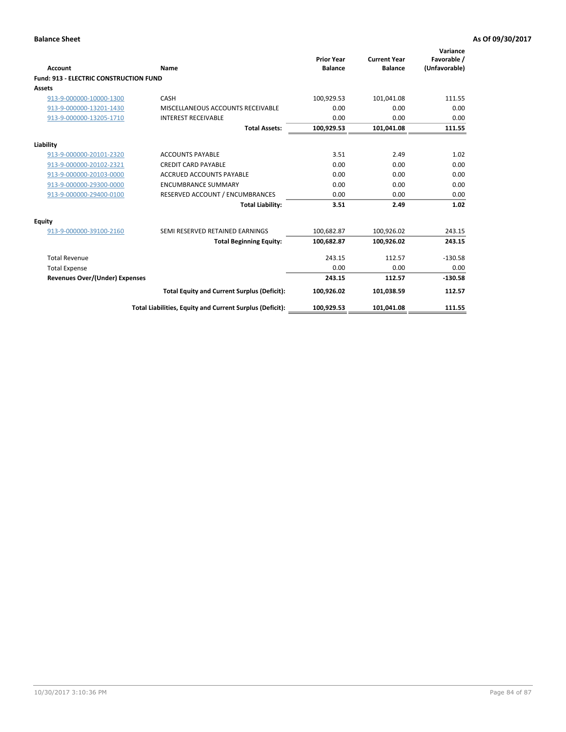**Balance Sheet** — **As Of 09/30/2017**

| Account | Name | Prior Year Balance | Current Year Balance | Variance Favorable / (Unfavorable) |
|---|---|---|---|---|
| **Fund: 913 - ELECTRIC CONSTRUCTION FUND** | | | | |
| **Assets** | | | | |
| 913-9-000000-10000-1300 | CASH | 100,929.53 | 101,041.08 | 111.55 |
| 913-9-000000-13201-1430 | MISCELLANEOUS ACCOUNTS RECEIVABLE | 0.00 | 0.00 | 0.00 |
| 913-9-000000-13205-1710 | INTEREST RECEIVABLE | 0.00 | 0.00 | 0.00 |
| | **Total Assets:** | **100,929.53** | **101,041.08** | **111.55** |
| **Liability** | | | | |
| 913-9-000000-20101-2320 | ACCOUNTS PAYABLE | 3.51 | 2.49 | 1.02 |
| 913-9-000000-20102-2321 | CREDIT CARD PAYABLE | 0.00 | 0.00 | 0.00 |
| 913-9-000000-20103-0000 | ACCRUED ACCOUNTS PAYABLE | 0.00 | 0.00 | 0.00 |
| 913-9-000000-29300-0000 | ENCUMBRANCE SUMMARY | 0.00 | 0.00 | 0.00 |
| 913-9-000000-29400-0100 | RESERVED ACCOUNT / ENCUMBRANCES | 0.00 | 0.00 | 0.00 |
| | **Total Liability:** | **3.51** | **2.49** | **1.02** |
| **Equity** | | | | |
| 913-9-000000-39100-2160 | SEMI RESERVED RETAINED EARNINGS | 100,682.87 | 100,926.02 | 243.15 |
| | **Total Beginning Equity:** | **100,682.87** | **100,926.02** | **243.15** |
| Total Revenue | | 243.15 | 112.57 | -130.58 |
| Total Expense | | 0.00 | 0.00 | 0.00 |
| **Revenues Over/(Under) Expenses** | | **243.15** | **112.57** | **-130.58** |
| | **Total Equity and Current Surplus (Deficit):** | **100,926.02** | **101,038.59** | **112.57** |
| | **Total Liabilities, Equity and Current Surplus (Deficit):** | **100,929.53** | **101,041.08** | **111.55** |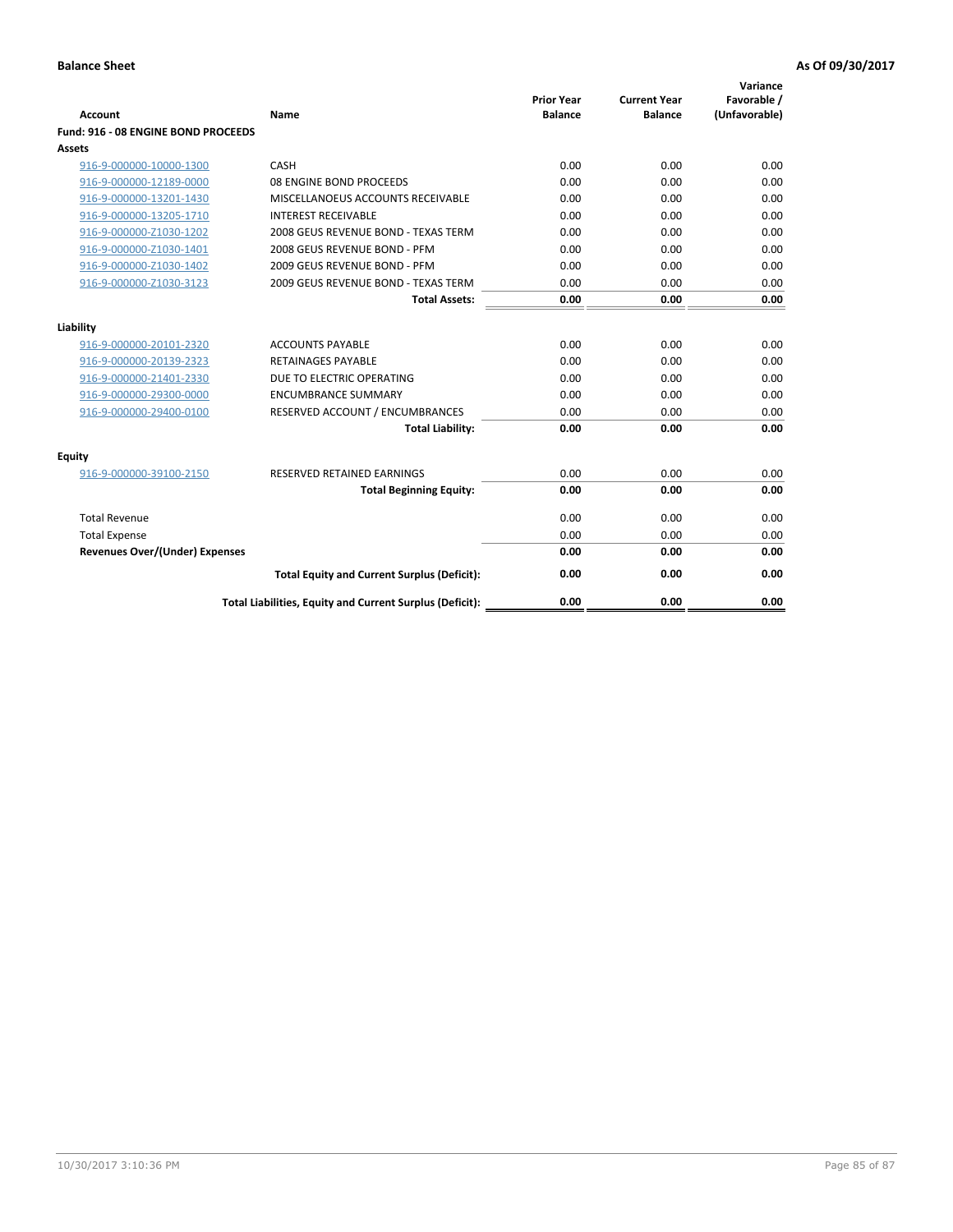**Balance Sheet** **As Of 09/30/2017**

| Account | Name | Prior Year Balance | Current Year Balance | Variance Favorable / (Unfavorable) |
|---|---|---|---|---|
| **Fund: 916 - 08 ENGINE BOND PROCEEDS** | | | | |
| **Assets** | | | | |
| 916-9-000000-10000-1300 | CASH | 0.00 | 0.00 | 0.00 |
| 916-9-000000-12189-0000 | 08 ENGINE BOND PROCEEDS | 0.00 | 0.00 | 0.00 |
| 916-9-000000-13201-1430 | MISCELLANOEUS ACCOUNTS RECEIVABLE | 0.00 | 0.00 | 0.00 |
| 916-9-000000-13205-1710 | INTEREST RECEIVABLE | 0.00 | 0.00 | 0.00 |
| 916-9-000000-Z1030-1202 | 2008 GEUS REVENUE BOND - TEXAS TERM | 0.00 | 0.00 | 0.00 |
| 916-9-000000-Z1030-1401 | 2008 GEUS REVENUE BOND - PFM | 0.00 | 0.00 | 0.00 |
| 916-9-000000-Z1030-1402 | 2009 GEUS REVENUE BOND - PFM | 0.00 | 0.00 | 0.00 |
| 916-9-000000-Z1030-3123 | 2009 GEUS REVENUE BOND - TEXAS TERM | 0.00 | 0.00 | 0.00 |
| | **Total Assets:** | **0.00** | **0.00** | **0.00** |
| **Liability** | | | | |
| 916-9-000000-20101-2320 | ACCOUNTS PAYABLE | 0.00 | 0.00 | 0.00 |
| 916-9-000000-20139-2323 | RETAINAGES PAYABLE | 0.00 | 0.00 | 0.00 |
| 916-9-000000-21401-2330 | DUE TO ELECTRIC OPERATING | 0.00 | 0.00 | 0.00 |
| 916-9-000000-29300-0000 | ENCUMBRANCE SUMMARY | 0.00 | 0.00 | 0.00 |
| 916-9-000000-29400-0100 | RESERVED ACCOUNT / ENCUMBRANCES | 0.00 | 0.00 | 0.00 |
| | **Total Liability:** | **0.00** | **0.00** | **0.00** |
| **Equity** | | | | |
| 916-9-000000-39100-2150 | RESERVED RETAINED EARNINGS | 0.00 | 0.00 | 0.00 |
| | **Total Beginning Equity:** | **0.00** | **0.00** | **0.00** |
| Total Revenue | | 0.00 | 0.00 | 0.00 |
| Total Expense | | 0.00 | 0.00 | 0.00 |
| **Revenues Over/(Under) Expenses** | | **0.00** | **0.00** | **0.00** |
| | **Total Equity and Current Surplus (Deficit):** | **0.00** | **0.00** | **0.00** |
| | **Total Liabilities, Equity and Current Surplus (Deficit):** | **0.00** | **0.00** | **0.00** |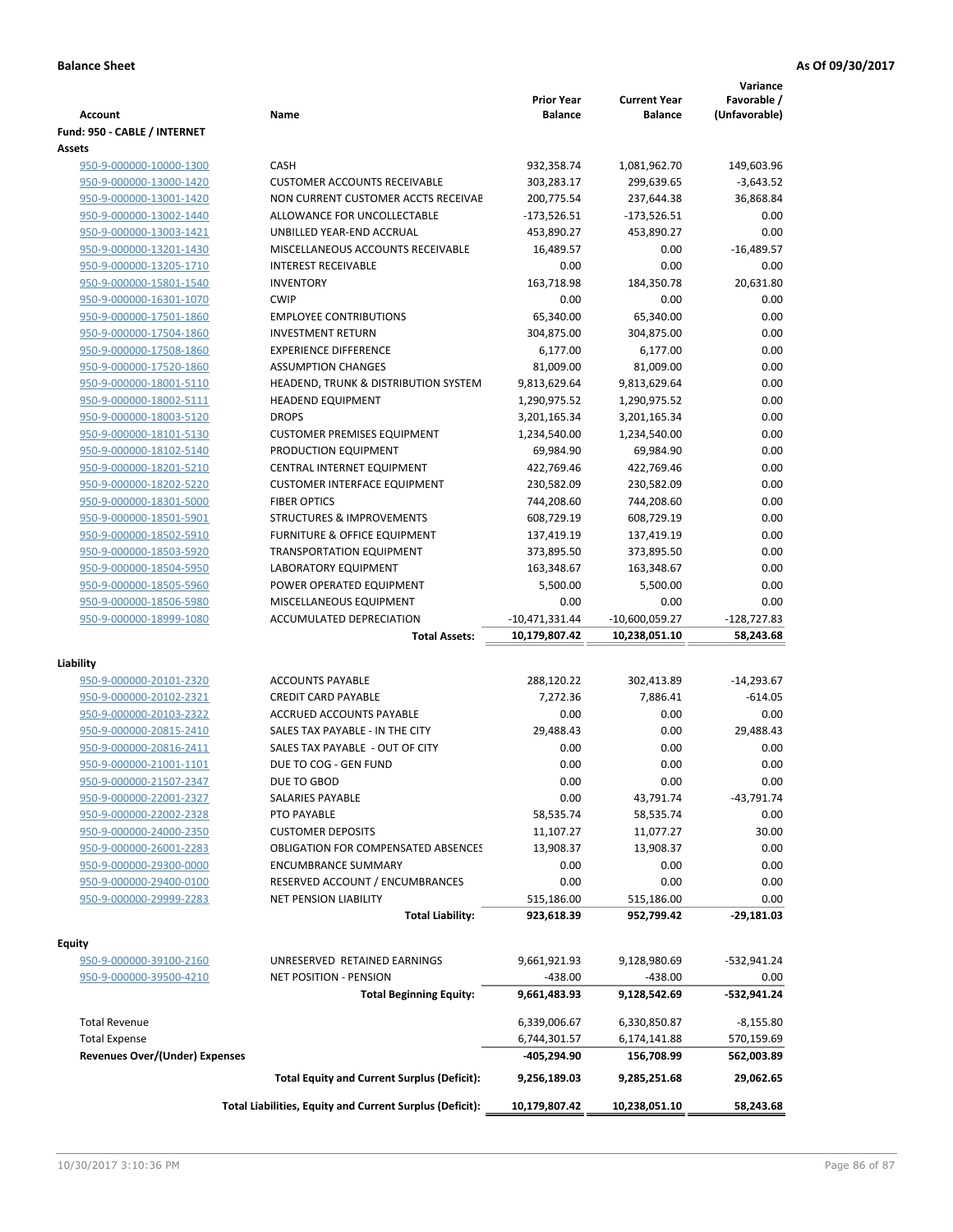**Balance Sheet** **As Of 09/30/2017**

| Account | Name | Prior Year Balance | Current Year Balance | Variance Favorable / (Unfavorable) |
|---|---|---|---|---|
| **Fund: 950 - CABLE / INTERNET** | | | | |
| **Assets** | | | | |
| 950-9-000000-10000-1300 | CASH | 932,358.74 | 1,081,962.70 | 149,603.96 |
| 950-9-000000-13000-1420 | CUSTOMER ACCOUNTS RECEIVABLE | 303,283.17 | 299,639.65 | -3,643.52 |
| 950-9-000000-13001-1420 | NON CURRENT CUSTOMER ACCTS RECEIVAE | 200,775.54 | 237,644.38 | 36,868.84 |
| 950-9-000000-13002-1440 | ALLOWANCE FOR UNCOLLECTABLE | -173,526.51 | -173,526.51 | 0.00 |
| 950-9-000000-13003-1421 | UNBILLED YEAR-END ACCRUAL | 453,890.27 | 453,890.27 | 0.00 |
| 950-9-000000-13201-1430 | MISCELLANEOUS ACCOUNTS RECEIVABLE | 16,489.57 | 0.00 | -16,489.57 |
| 950-9-000000-13205-1710 | INTEREST RECEIVABLE | 0.00 | 0.00 | 0.00 |
| 950-9-000000-15801-1540 | INVENTORY | 163,718.98 | 184,350.78 | 20,631.80 |
| 950-9-000000-16301-1070 | CWIP | 0.00 | 0.00 | 0.00 |
| 950-9-000000-17501-1860 | EMPLOYEE CONTRIBUTIONS | 65,340.00 | 65,340.00 | 0.00 |
| 950-9-000000-17504-1860 | INVESTMENT RETURN | 304,875.00 | 304,875.00 | 0.00 |
| 950-9-000000-17508-1860 | EXPERIENCE DIFFERENCE | 6,177.00 | 6,177.00 | 0.00 |
| 950-9-000000-17520-1860 | ASSUMPTION CHANGES | 81,009.00 | 81,009.00 | 0.00 |
| 950-9-000000-18001-5110 | HEADEND, TRUNK & DISTRIBUTION SYSTEM | 9,813,629.64 | 9,813,629.64 | 0.00 |
| 950-9-000000-18002-5111 | HEADEND EQUIPMENT | 1,290,975.52 | 1,290,975.52 | 0.00 |
| 950-9-000000-18003-5120 | DROPS | 3,201,165.34 | 3,201,165.34 | 0.00 |
| 950-9-000000-18101-5130 | CUSTOMER PREMISES EQUIPMENT | 1,234,540.00 | 1,234,540.00 | 0.00 |
| 950-9-000000-18102-5140 | PRODUCTION EQUIPMENT | 69,984.90 | 69,984.90 | 0.00 |
| 950-9-000000-18201-5210 | CENTRAL INTERNET EQUIPMENT | 422,769.46 | 422,769.46 | 0.00 |
| 950-9-000000-18202-5220 | CUSTOMER INTERFACE EQUIPMENT | 230,582.09 | 230,582.09 | 0.00 |
| 950-9-000000-18301-5000 | FIBER OPTICS | 744,208.60 | 744,208.60 | 0.00 |
| 950-9-000000-18501-5901 | STRUCTURES & IMPROVEMENTS | 608,729.19 | 608,729.19 | 0.00 |
| 950-9-000000-18502-5910 | FURNITURE & OFFICE EQUIPMENT | 137,419.19 | 137,419.19 | 0.00 |
| 950-9-000000-18503-5920 | TRANSPORTATION EQUIPMENT | 373,895.50 | 373,895.50 | 0.00 |
| 950-9-000000-18504-5950 | LABORATORY EQUIPMENT | 163,348.67 | 163,348.67 | 0.00 |
| 950-9-000000-18505-5960 | POWER OPERATED EQUIPMENT | 5,500.00 | 5,500.00 | 0.00 |
| 950-9-000000-18506-5980 | MISCELLANEOUS EQUIPMENT | 0.00 | 0.00 | 0.00 |
| 950-9-000000-18999-1080 | ACCUMULATED DEPRECIATION | -10,471,331.44 | -10,600,059.27 | -128,727.83 |
| | **Total Assets:** | **10,179,807.42** | **10,238,051.10** | **58,243.68** |
| **Liability** | | | | |
| 950-9-000000-20101-2320 | ACCOUNTS PAYABLE | 288,120.22 | 302,413.89 | -14,293.67 |
| 950-9-000000-20102-2321 | CREDIT CARD PAYABLE | 7,272.36 | 7,886.41 | -614.05 |
| 950-9-000000-20103-2322 | ACCRUED ACCOUNTS PAYABLE | 0.00 | 0.00 | 0.00 |
| 950-9-000000-20815-2410 | SALES TAX PAYABLE - IN THE CITY | 29,488.43 | 0.00 | 29,488.43 |
| 950-9-000000-20816-2411 | SALES TAX PAYABLE - OUT OF CITY | 0.00 | 0.00 | 0.00 |
| 950-9-000000-21001-1101 | DUE TO COG - GEN FUND | 0.00 | 0.00 | 0.00 |
| 950-9-000000-21507-2347 | DUE TO GBOD | 0.00 | 0.00 | 0.00 |
| 950-9-000000-22001-2327 | SALARIES PAYABLE | 0.00 | 43,791.74 | -43,791.74 |
| 950-9-000000-22002-2328 | PTO PAYABLE | 58,535.74 | 58,535.74 | 0.00 |
| 950-9-000000-24000-2350 | CUSTOMER DEPOSITS | 11,107.27 | 11,077.27 | 30.00 |
| 950-9-000000-26001-2283 | OBLIGATION FOR COMPENSATED ABSENCES | 13,908.37 | 13,908.37 | 0.00 |
| 950-9-000000-29300-0000 | ENCUMBRANCE SUMMARY | 0.00 | 0.00 | 0.00 |
| 950-9-000000-29400-0100 | RESERVED ACCOUNT / ENCUMBRANCES | 0.00 | 0.00 | 0.00 |
| 950-9-000000-29999-2283 | NET PENSION LIABILITY | 515,186.00 | 515,186.00 | 0.00 |
| | **Total Liability:** | **923,618.39** | **952,799.42** | **-29,181.03** |
| **Equity** | | | | |
| 950-9-000000-39100-2160 | UNRESERVED RETAINED EARNINGS | 9,661,921.93 | 9,128,980.69 | -532,941.24 |
| 950-9-000000-39500-4210 | NET POSITION - PENSION | -438.00 | -438.00 | 0.00 |
| | **Total Beginning Equity:** | **9,661,483.93** | **9,128,542.69** | **-532,941.24** |
| Total Revenue | | 6,339,006.67 | 6,330,850.87 | -8,155.80 |
| Total Expense | | 6,744,301.57 | 6,174,141.88 | 570,159.69 |
| **Revenues Over/(Under) Expenses** | | **-405,294.90** | **156,708.99** | **562,003.89** |
| | **Total Equity and Current Surplus (Deficit):** | **9,256,189.03** | **9,285,251.68** | **29,062.65** |
| | **Total Liabilities, Equity and Current Surplus (Deficit):** | **10,179,807.42** | **10,238,051.10** | **58,243.68** |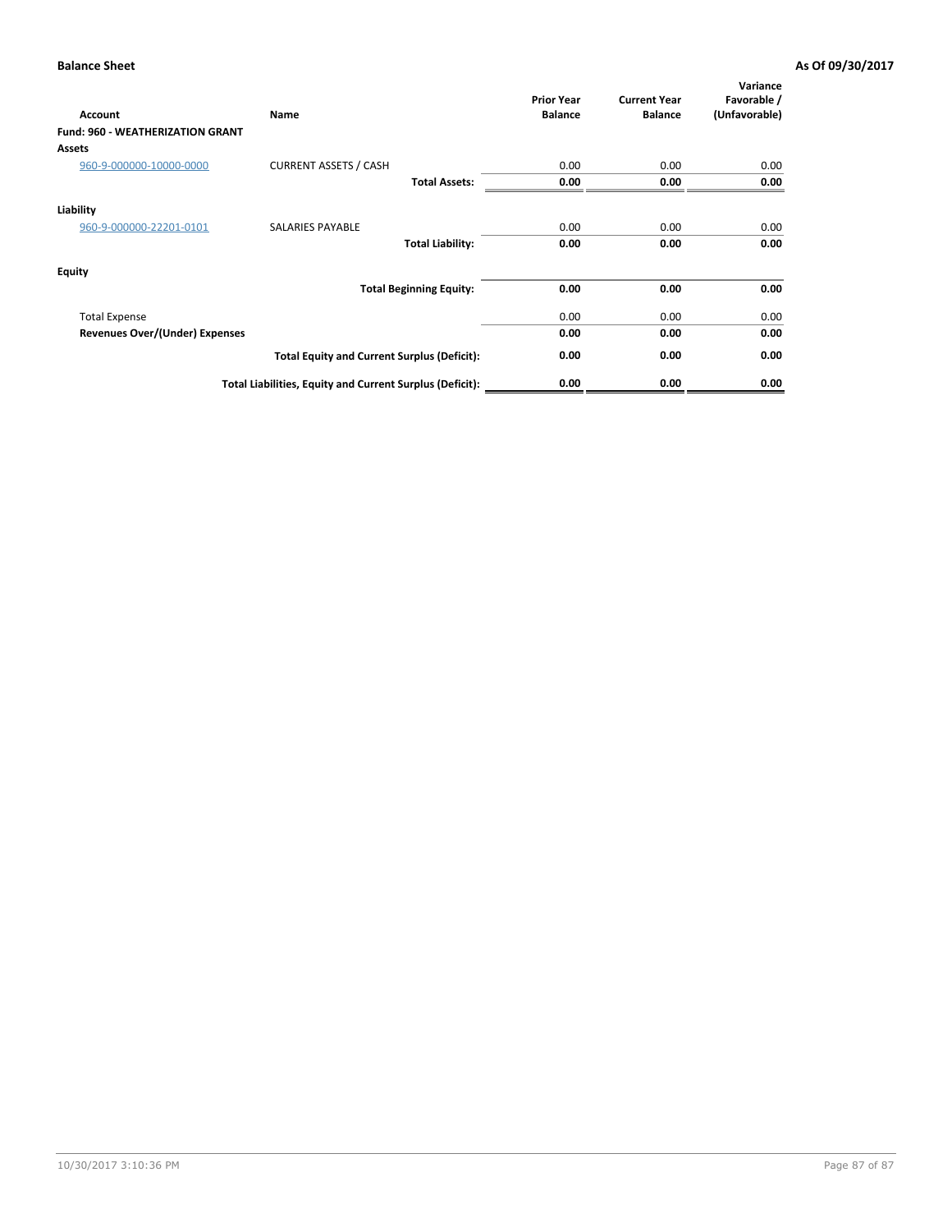| Account | Name | Prior Year Balance | Current Year Balance | Variance Favorable / (Unfavorable) |
|---|---|---|---|---|
| **Fund: 960 - WEATHERIZATION GRANT** | | | | |
| **Assets** | | | | |
| 960-9-000000-10000-0000 | CURRENT ASSETS / CASH | 0.00 | 0.00 | 0.00 |
| | **Total Assets:** | **0.00** | **0.00** | **0.00** |
| **Liability** | | | | |
| 960-9-000000-22201-0101 | SALARIES PAYABLE | 0.00 | 0.00 | 0.00 |
| | **Total Liability:** | **0.00** | **0.00** | **0.00** |
| **Equity** | | | | |
| | **Total Beginning Equity:** | **0.00** | **0.00** | **0.00** |
| Total Expense | | 0.00 | 0.00 | 0.00 |
| **Revenues Over/(Under) Expenses** | | **0.00** | **0.00** | **0.00** |
| | **Total Equity and Current Surplus (Deficit):** | **0.00** | **0.00** | **0.00** |
| | **Total Liabilities, Equity and Current Surplus (Deficit):** | **0.00** | **0.00** | **0.00** |